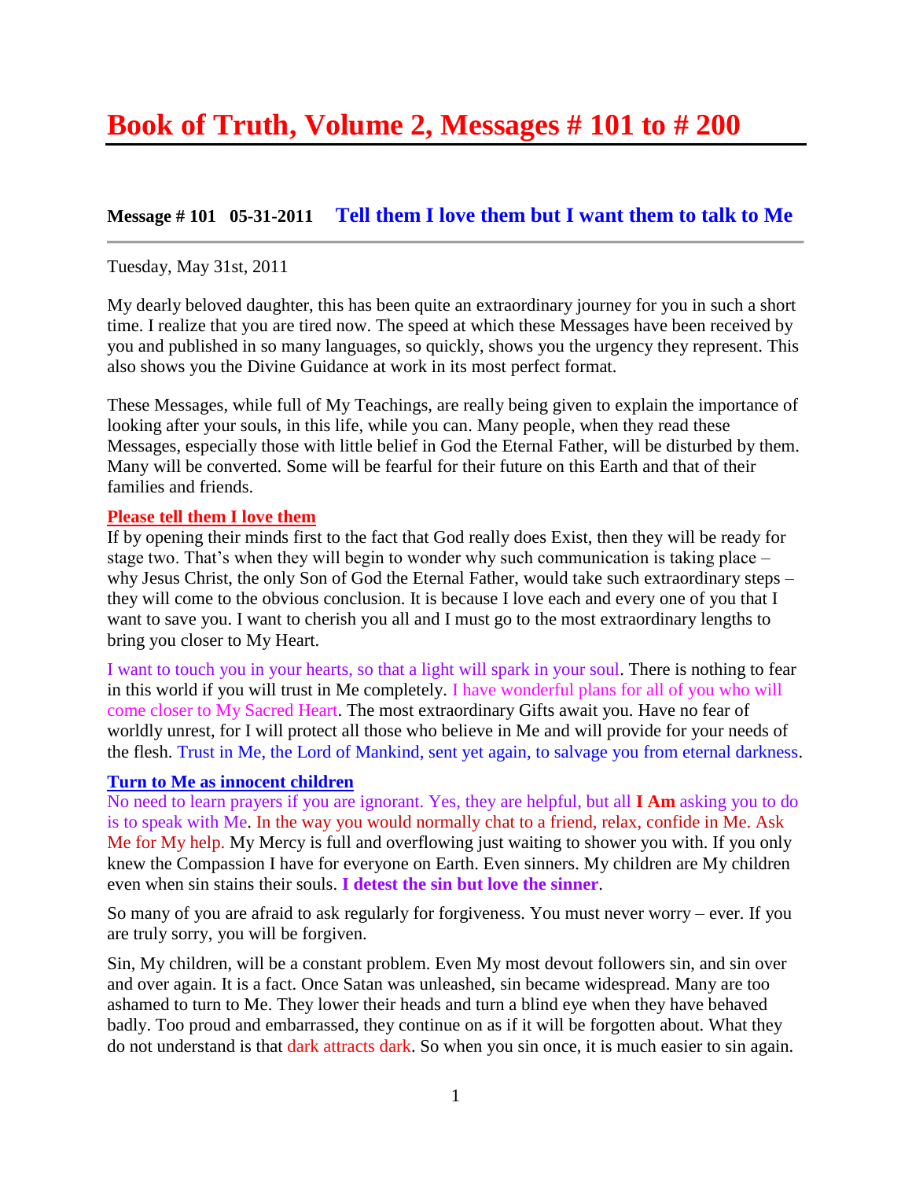# Book of Truth, Volume 2, Messages # 101 to # 200

### Message # 101 05-31-2011 Tell them I love them but I want them to talk to Me

Tuesday, May 31st, 2011

My dearly beloved daughter, this has been quite an extraordinary journey for you in such a short time. I realize that you are tired now. The speed at which these Messages have been received by you and published in so many languages, so quickly, shows you the urgency they represent. This also shows you the Divine Guidance at work in its most perfect format.

These Messages, while full of My Teachings, are really being given to explain the importance of looking after your souls, in this life, while you can. Many people, when they read these Messages, especially those with little belief in God the Eternal Father, will be disturbed by them. Many will be converted. Some will be fearful for their future on this Earth and that of their families and friends.

**Please tell them I love them**

If by opening their minds first to the fact that God really does Exist, then they will be ready for stage two. That's when they will begin to wonder why such communication is taking place – why Jesus Christ, the only Son of God the Eternal Father, would take such extraordinary steps – they will come to the obvious conclusion. It is because I love each and every one of you that I want to save you. I want to cherish you all and I must go to the most extraordinary lengths to bring you closer to My Heart.

I want to touch you in your hearts, so that a light will spark in your soul. There is nothing to fear in this world if you will trust in Me completely. I have wonderful plans for all of you who will come closer to My Sacred Heart. The most extraordinary Gifts await you. Have no fear of worldly unrest, for I will protect all those who believe in Me and will provide for your needs of the flesh. Trust in Me, the Lord of Mankind, sent yet again, to salvage you from eternal darkness.

**Turn to Me as innocent children**

No need to learn prayers if you are ignorant. Yes, they are helpful, but all **I Am** asking you to do is to speak with Me. In the way you would normally chat to a friend, relax, confide in Me. Ask Me for My help. My Mercy is full and overflowing just waiting to shower you with. If you only knew the Compassion I have for everyone on Earth. Even sinners. My children are My children even when sin stains their souls. **I detest the sin but love the sinner**.

So many of you are afraid to ask regularly for forgiveness. You must never worry – ever. If you are truly sorry, you will be forgiven.

Sin, My children, will be a constant problem. Even My most devout followers sin, and sin over and over again. It is a fact. Once Satan was unleashed, sin became widespread. Many are too ashamed to turn to Me. They lower their heads and turn a blind eye when they have behaved badly. Too proud and embarrassed, they continue on as if it will be forgotten about. What they do not understand is that dark attracts dark. So when you sin once, it is much easier to sin again.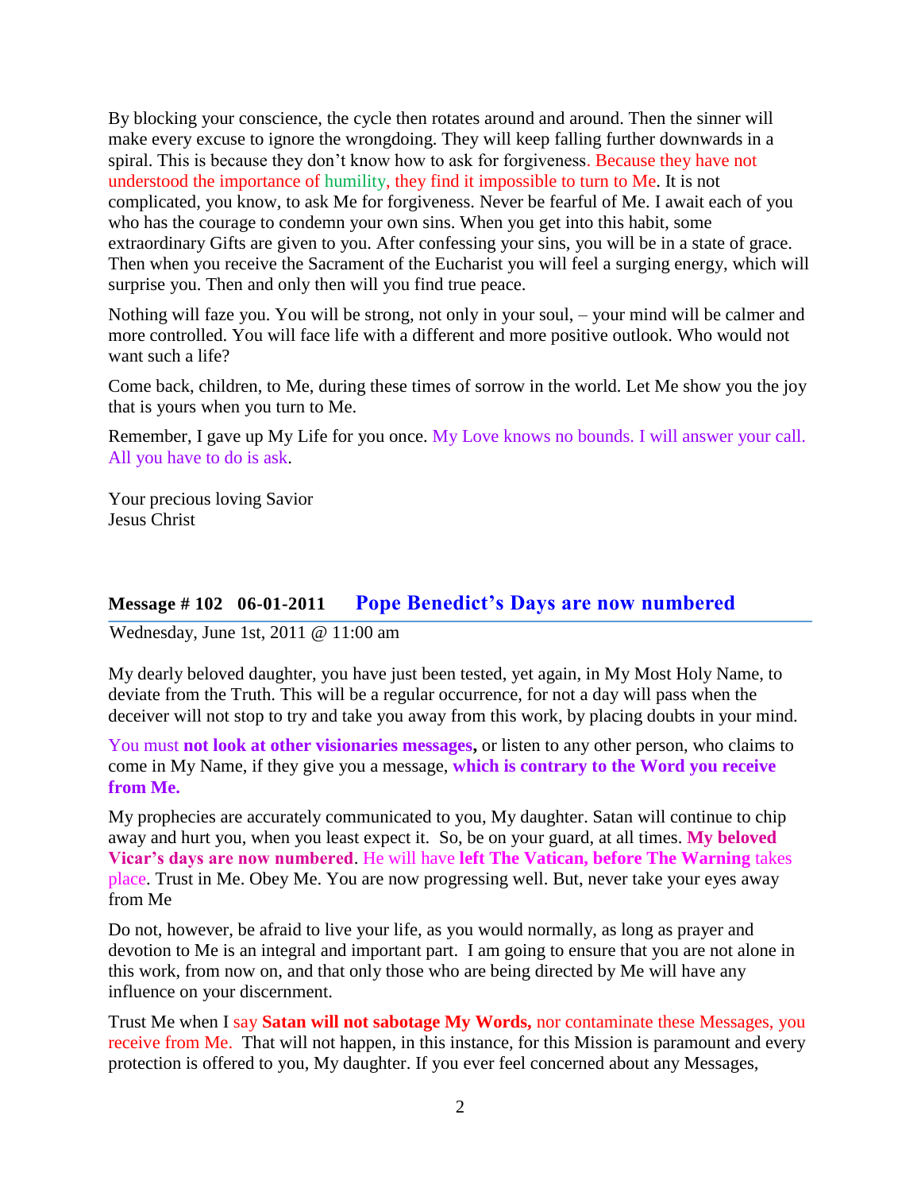By blocking your conscience, the cycle then rotates around and around. Then the sinner will make every excuse to ignore the wrongdoing. They will keep falling further downwards in a spiral. This is because they don't know how to ask for forgiveness. Because they have not understood the importance of humility, they find it impossible to turn to Me. It is not complicated, you know, to ask Me for forgiveness. Never be fearful of Me. I await each of you who has the courage to condemn your own sins. When you get into this habit, some extraordinary Gifts are given to you. After confessing your sins, you will be in a state of grace. Then when you receive the Sacrament of the Eucharist you will feel a surging energy, which will surprise you. Then and only then will you find true peace.

Nothing will faze you. You will be strong, not only in your soul, – your mind will be calmer and more controlled. You will face life with a different and more positive outlook. Who would not want such a life?

Come back, children, to Me, during these times of sorrow in the world. Let Me show you the joy that is yours when you turn to Me.

Remember, I gave up My Life for you once. My Love knows no bounds. I will answer your call. All you have to do is ask.

Your precious loving Savior
Jesus Christ

## Message # 102 06-01-2011 Pope Benedict's Days are now numbered

Wednesday, June 1st, 2011 @ 11:00 am

My dearly beloved daughter, you have just been tested, yet again, in My Most Holy Name, to deviate from the Truth. This will be a regular occurrence, for not a day will pass when the deceiver will not stop to try and take you away from this work, by placing doubts in your mind.

You must **not look at other visionaries messages,** or listen to any other person, who claims to come in My Name, if they give you a message, **which is contrary to the Word you receive from Me.**

My prophecies are accurately communicated to you, My daughter. Satan will continue to chip away and hurt you, when you least expect it. So, be on your guard, at all times. **My beloved Vicar's days are now numbered**. He will have **left The Vatican, before The Warning** takes place. Trust in Me. Obey Me. You are now progressing well. But, never take your eyes away from Me

Do not, however, be afraid to live your life, as you would normally, as long as prayer and devotion to Me is an integral and important part. I am going to ensure that you are not alone in this work, from now on, and that only those who are being directed by Me will have any influence on your discernment.

Trust Me when I say **Satan will not sabotage My Words,** nor contaminate these Messages, you receive from Me. That will not happen, in this instance, for this Mission is paramount and every protection is offered to you, My daughter. If you ever feel concerned about any Messages,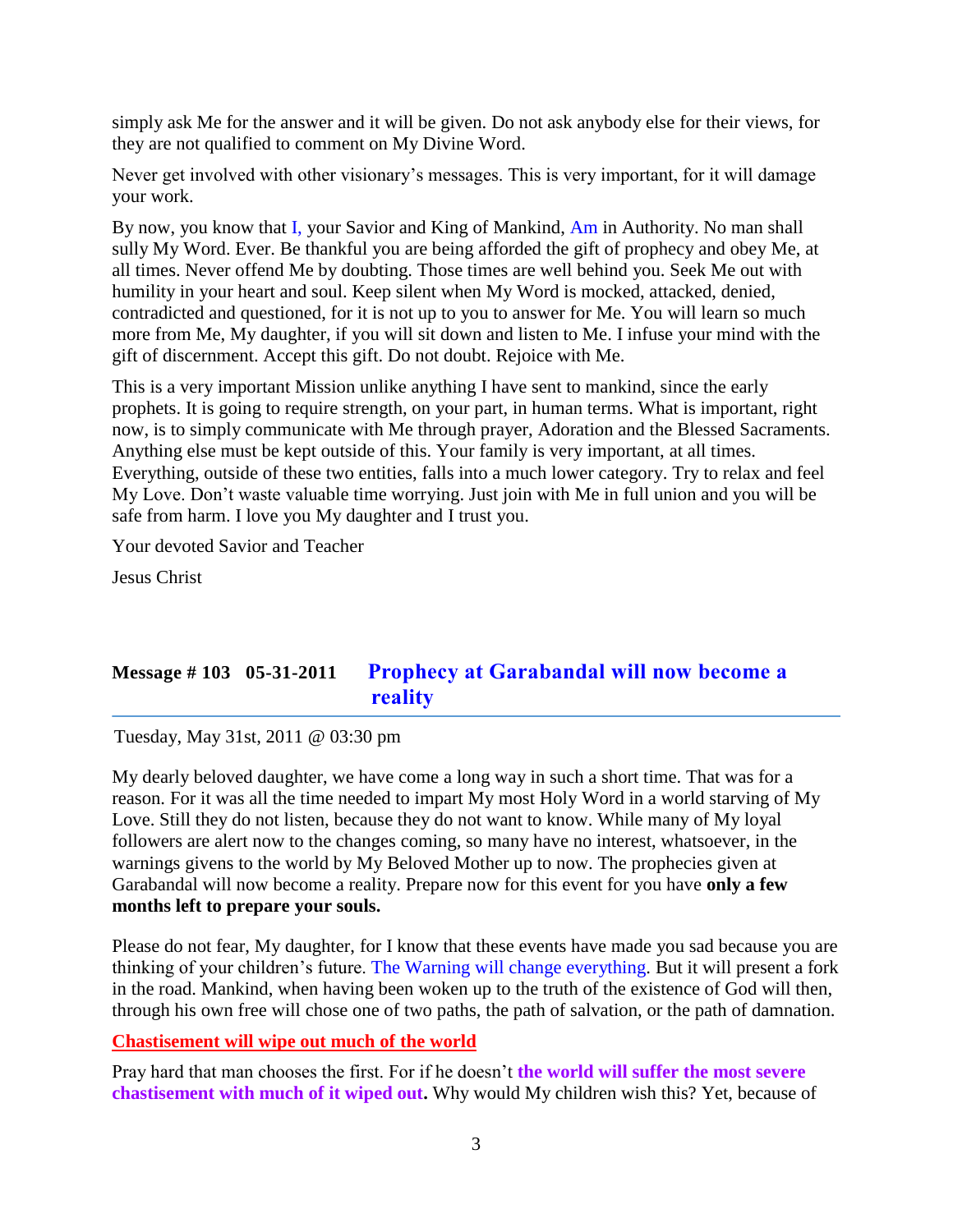simply ask Me for the answer and it will be given. Do not ask anybody else for their views, for they are not qualified to comment on My Divine Word.

Never get involved with other visionary's messages. This is very important, for it will damage your work.

By now, you know that I, your Savior and King of Mankind, Am in Authority. No man shall sully My Word. Ever. Be thankful you are being afforded the gift of prophecy and obey Me, at all times. Never offend Me by doubting. Those times are well behind you. Seek Me out with humility in your heart and soul. Keep silent when My Word is mocked, attacked, denied, contradicted and questioned, for it is not up to you to answer for Me. You will learn so much more from Me, My daughter, if you will sit down and listen to Me. I infuse your mind with the gift of discernment. Accept this gift. Do not doubt. Rejoice with Me.

This is a very important Mission unlike anything I have sent to mankind, since the early prophets. It is going to require strength, on your part, in human terms. What is important, right now, is to simply communicate with Me through prayer, Adoration and the Blessed Sacraments. Anything else must be kept outside of this. Your family is very important, at all times. Everything, outside of these two entities, falls into a much lower category. Try to relax and feel My Love. Don't waste valuable time worrying. Just join with Me in full union and you will be safe from harm. I love you My daughter and I trust you.

Your devoted Savior and Teacher

Jesus Christ

## Message # 103 05-31-2011 Prophecy at Garabandal will now become a reality

Tuesday, May 31st, 2011 @ 03:30 pm

My dearly beloved daughter, we have come a long way in such a short time. That was for a reason. For it was all the time needed to impart My most Holy Word in a world starving of My Love. Still they do not listen, because they do not want to know. While many of My loyal followers are alert now to the changes coming, so many have no interest, whatsoever, in the warnings givens to the world by My Beloved Mother up to now. The prophecies given at Garabandal will now become a reality. Prepare now for this event for you have **only a few months left to prepare your souls.**

Please do not fear, My daughter, for I know that these events have made you sad because you are thinking of your children's future. The Warning will change everything. But it will present a fork in the road. Mankind, when having been woken up to the truth of the existence of God will then, through his own free will chose one of two paths, the path of salvation, or the path of damnation.

**Chastisement will wipe out much of the world**

Pray hard that man chooses the first. For if he doesn't **the world will suffer the most severe chastisement with much of it wiped out.** Why would My children wish this? Yet, because of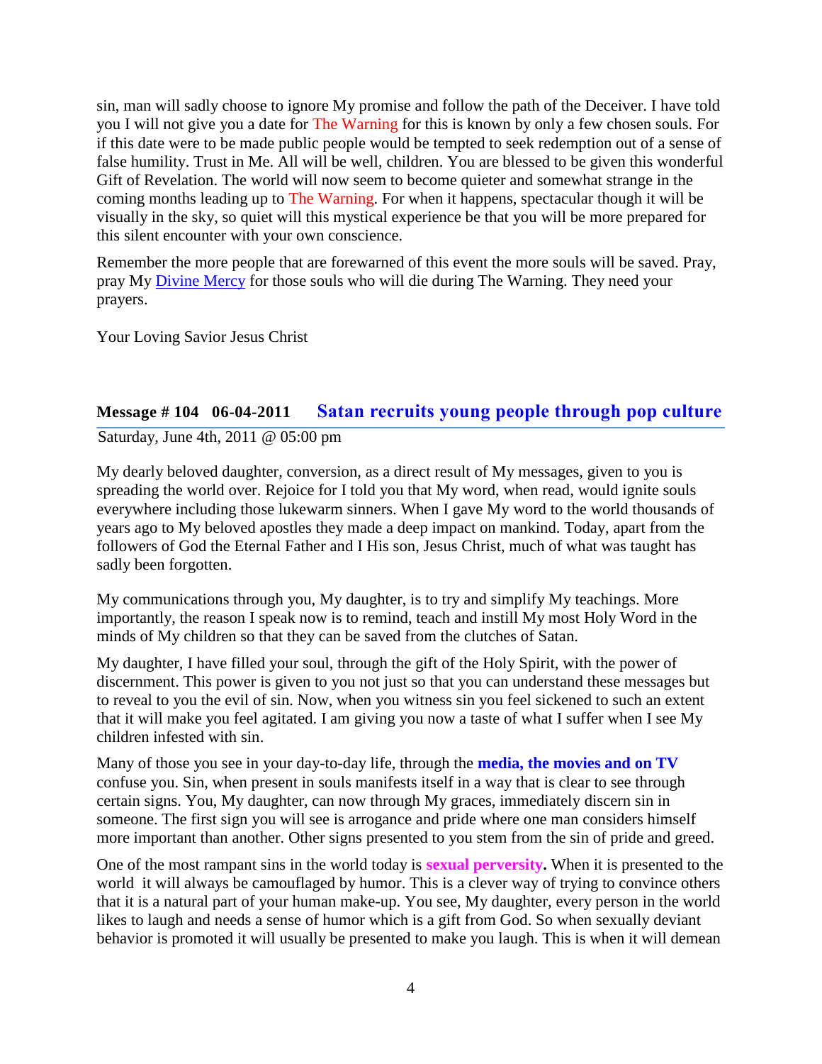sin, man will sadly choose to ignore My promise and follow the path of the Deceiver. I have told you I will not give you a date for The Warning for this is known by only a few chosen souls. For if this date were to be made public people would be tempted to seek redemption out of a sense of false humility. Trust in Me. All will be well, children. You are blessed to be given this wonderful Gift of Revelation. The world will now seem to become quieter and somewhat strange in the coming months leading up to The Warning. For when it happens, spectacular though it will be visually in the sky, so quiet will this mystical experience be that you will be more prepared for this silent encounter with your own conscience.

Remember the more people that are forewarned of this event the more souls will be saved. Pray, pray My [Divine Mercy] for those souls who will die during The Warning. They need your prayers.

Your Loving Savior Jesus Christ

## Message # 104 06-04-2011 Satan recruits young people through pop culture

Saturday, June 4th, 2011 @ 05:00 pm

My dearly beloved daughter, conversion, as a direct result of My messages, given to you is spreading the world over. Rejoice for I told you that My word, when read, would ignite souls everywhere including those lukewarm sinners. When I gave My word to the world thousands of years ago to My beloved apostles they made a deep impact on mankind. Today, apart from the followers of God the Eternal Father and I His son, Jesus Christ, much of what was taught has sadly been forgotten.

My communications through you, My daughter, is to try and simplify My teachings. More importantly, the reason I speak now is to remind, teach and instill My most Holy Word in the minds of My children so that they can be saved from the clutches of Satan.

My daughter, I have filled your soul, through the gift of the Holy Spirit, with the power of discernment. This power is given to you not just so that you can understand these messages but to reveal to you the evil of sin. Now, when you witness sin you feel sickened to such an extent that it will make you feel agitated. I am giving you now a taste of what I suffer when I see My children infested with sin.

Many of those you see in your day-to-day life, through the **media, the movies and on TV** confuse you. Sin, when present in souls manifests itself in a way that is clear to see through certain signs. You, My daughter, can now through My graces, immediately discern sin in someone. The first sign you will see is arrogance and pride where one man considers himself more important than another. Other signs presented to you stem from the sin of pride and greed.

One of the most rampant sins in the world today is **sexual perversity.** When it is presented to the world it will always be camouflaged by humor. This is a clever way of trying to convince others that it is a natural part of your human make-up. You see, My daughter, every person in the world likes to laugh and needs a sense of humor which is a gift from God. So when sexually deviant behavior is promoted it will usually be presented to make you laugh. This is when it will demean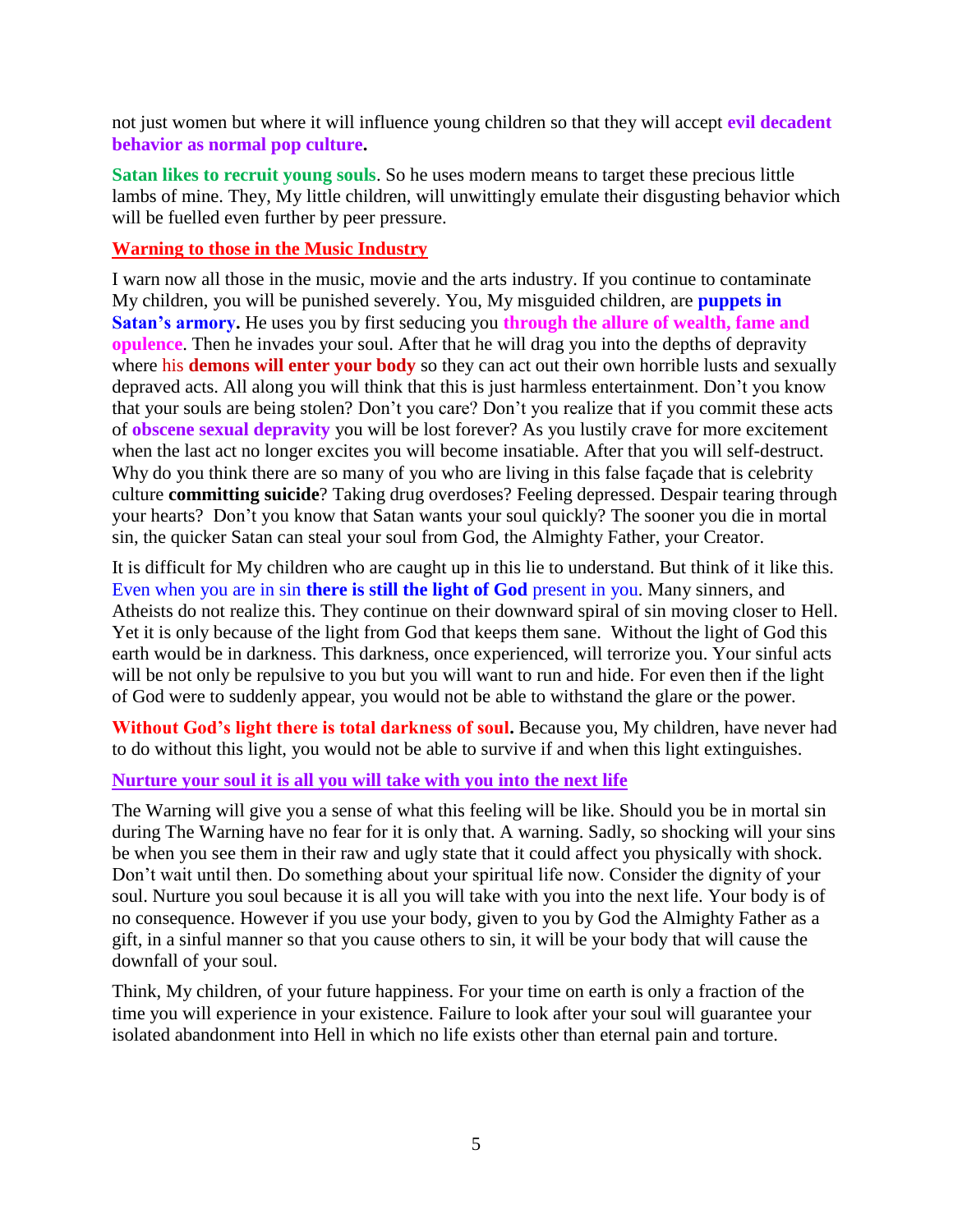not just women but where it will influence young children so that they will accept **evil decadent behavior as normal pop culture.**

**Satan likes to recruit young souls**. So he uses modern means to target these precious little lambs of mine. They, My little children, will unwittingly emulate their disgusting behavior which will be fuelled even further by peer pressure.

## Warning to those in the Music Industry

I warn now all those in the music, movie and the arts industry. If you continue to contaminate My children, you will be punished severely. You, My misguided children, are **puppets in Satan's armory.** He uses you by first seducing you **through the allure of wealth, fame and opulence**. Then he invades your soul. After that he will drag you into the depths of depravity where his **demons will enter your body** so they can act out their own horrible lusts and sexually depraved acts. All along you will think that this is just harmless entertainment. Don't you know that your souls are being stolen? Don't you care? Don't you realize that if you commit these acts of **obscene sexual depravity** you will be lost forever? As you lustily crave for more excitement when the last act no longer excites you will become insatiable. After that you will self-destruct. Why do you think there are so many of you who are living in this false façade that is celebrity culture **committing suicide**? Taking drug overdoses? Feeling depressed. Despair tearing through your hearts? Don't you know that Satan wants your soul quickly? The sooner you die in mortal sin, the quicker Satan can steal your soul from God, the Almighty Father, your Creator.

It is difficult for My children who are caught up in this lie to understand. But think of it like this. Even when you are in sin **there is still the light of God** present in you. Many sinners, and Atheists do not realize this. They continue on their downward spiral of sin moving closer to Hell. Yet it is only because of the light from God that keeps them sane. Without the light of God this earth would be in darkness. This darkness, once experienced, will terrorize you. Your sinful acts will be not only be repulsive to you but you will want to run and hide. For even then if the light of God were to suddenly appear, you would not be able to withstand the glare or the power.

**Without God's light there is total darkness of soul.** Because you, My children, have never had to do without this light, you would not be able to survive if and when this light extinguishes.

## Nurture your soul it is all you will take with you into the next life

The Warning will give you a sense of what this feeling will be like. Should you be in mortal sin during The Warning have no fear for it is only that. A warning. Sadly, so shocking will your sins be when you see them in their raw and ugly state that it could affect you physically with shock. Don't wait until then. Do something about your spiritual life now. Consider the dignity of your soul. Nurture you soul because it is all you will take with you into the next life. Your body is of no consequence. However if you use your body, given to you by God the Almighty Father as a gift, in a sinful manner so that you cause others to sin, it will be your body that will cause the downfall of your soul.

Think, My children, of your future happiness. For your time on earth is only a fraction of the time you will experience in your existence. Failure to look after your soul will guarantee your isolated abandonment into Hell in which no life exists other than eternal pain and torture.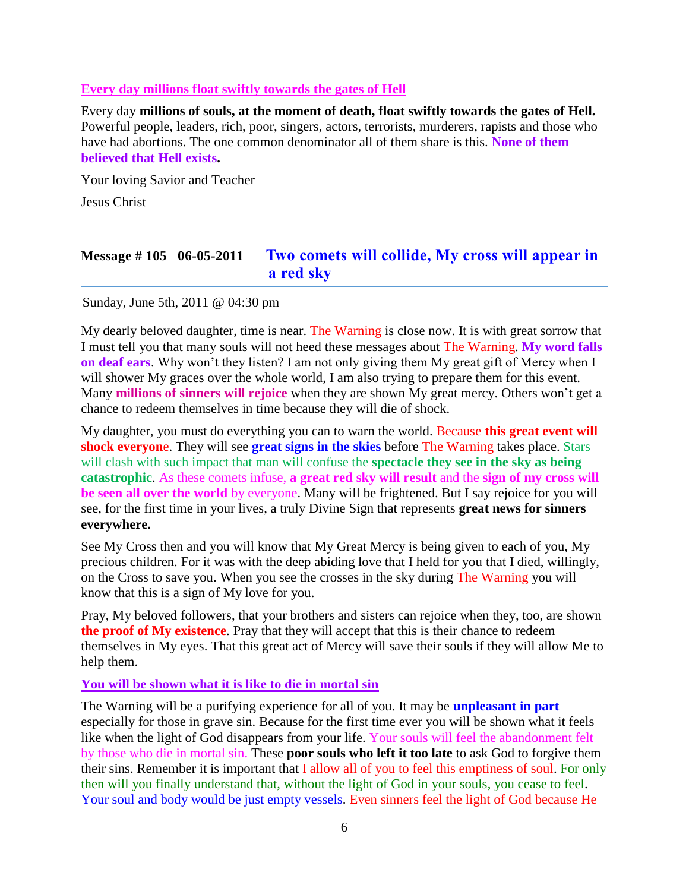**Every day millions float swiftly towards the gates of Hell**

Every day **millions of souls, at the moment of death, float swiftly towards the gates of Hell.** Powerful people, leaders, rich, poor, singers, actors, terrorists, murderers, rapists and those who have had abortions. The one common denominator all of them share is this. **None of them believed that Hell exists.**

Your loving Savior and Teacher

Jesus Christ

## Message # 105 06-05-2011 Two comets will collide, My cross will appear in a red sky

Sunday, June 5th, 2011 @ 04:30 pm

My dearly beloved daughter, time is near. The Warning is close now. It is with great sorrow that I must tell you that many souls will not heed these messages about The Warning. **My word falls on deaf ears**. Why won't they listen? I am not only giving them My great gift of Mercy when I will shower My graces over the whole world, I am also trying to prepare them for this event. Many **millions of sinners will rejoice** when they are shown My great mercy. Others won't get a chance to redeem themselves in time because they will die of shock.

My daughter, you must do everything you can to warn the world. Because **this great event will shock everyone**. They will see **great signs in the skies** before The Warning takes place. Stars will clash with such impact that man will confuse the **spectacle they see in the sky as being catastrophic**. As these comets infuse, **a great red sky will result** and the **sign of my cross will be seen all over the world** by everyone. Many will be frightened. But I say rejoice for you will see, for the first time in your lives, a truly Divine Sign that represents **great news for sinners everywhere.**

See My Cross then and you will know that My Great Mercy is being given to each of you, My precious children. For it was with the deep abiding love that I held for you that I died, willingly, on the Cross to save you. When you see the crosses in the sky during The Warning you will know that this is a sign of My love for you.

Pray, My beloved followers, that your brothers and sisters can rejoice when they, too, are shown **the proof of My existence**. Pray that they will accept that this is their chance to redeem themselves in My eyes. That this great act of Mercy will save their souls if they will allow Me to help them.

**You will be shown what it is like to die in mortal sin**

The Warning will be a purifying experience for all of you. It may be **unpleasant in part** especially for those in grave sin. Because for the first time ever you will be shown what it feels like when the light of God disappears from your life. Your souls will feel the abandonment felt by those who die in mortal sin. These **poor souls who left it too late** to ask God to forgive them their sins. Remember it is important that I allow all of you to feel this emptiness of soul. For only then will you finally understand that, without the light of God in your souls, you cease to feel. Your soul and body would be just empty vessels. Even sinners feel the light of God because He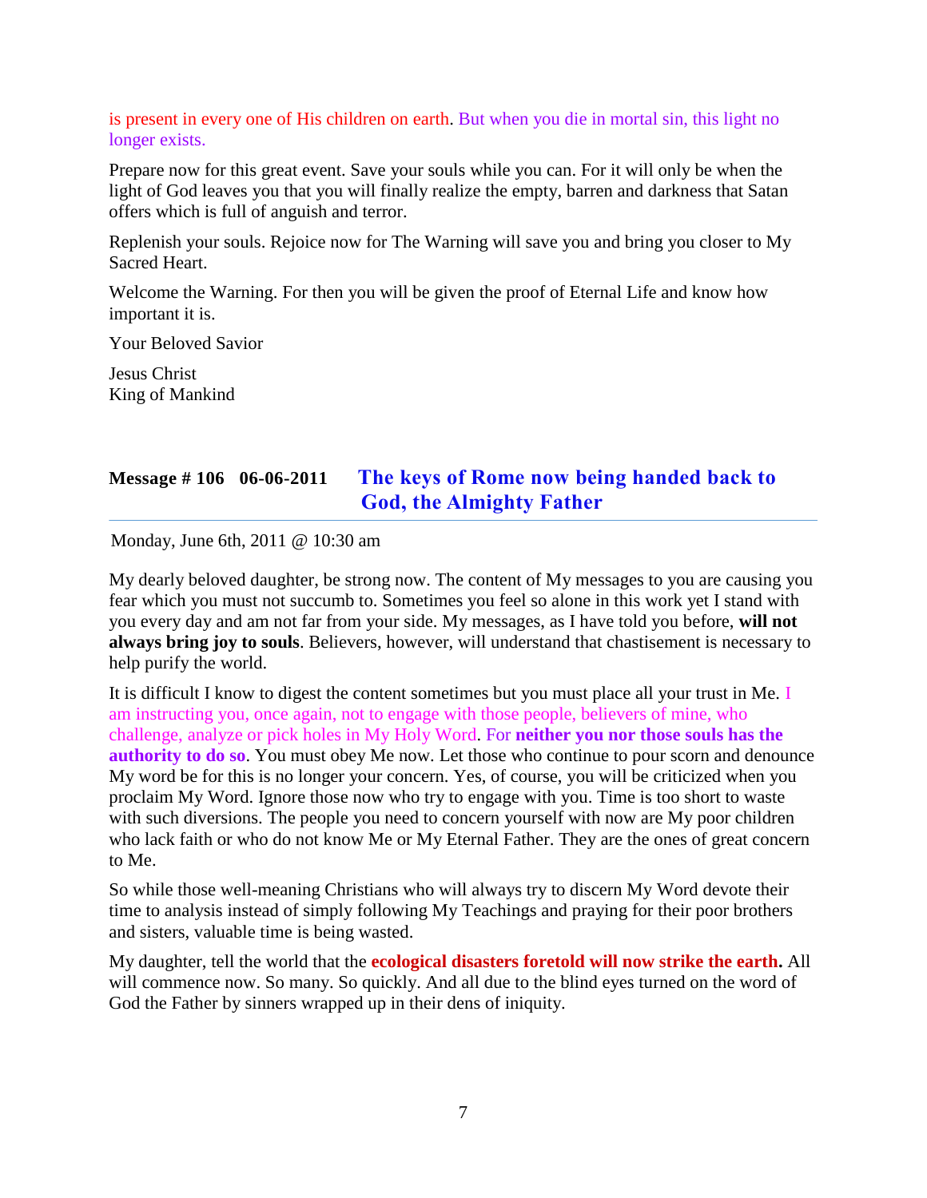is present in every one of His children on earth. But when you die in mortal sin, this light no longer exists.

Prepare now for this great event. Save your souls while you can. For it will only be when the light of God leaves you that you will finally realize the empty, barren and darkness that Satan offers which is full of anguish and terror.

Replenish your souls. Rejoice now for The Warning will save you and bring you closer to My Sacred Heart.

Welcome the Warning. For then you will be given the proof of Eternal Life and know how important it is.

Your Beloved Savior

Jesus Christ
King of Mankind

## Message # 106 06-06-2011 The keys of Rome now being handed back to God, the Almighty Father

Monday, June 6th, 2011 @ 10:30 am

My dearly beloved daughter, be strong now. The content of My messages to you are causing you fear which you must not succumb to. Sometimes you feel so alone in this work yet I stand with you every day and am not far from your side. My messages, as I have told you before, **will not always bring joy to souls**. Believers, however, will understand that chastisement is necessary to help purify the world.

It is difficult I know to digest the content sometimes but you must place all your trust in Me. I am instructing you, once again, not to engage with those people, believers of mine, who challenge, analyze or pick holes in My Holy Word. For **neither you nor those souls has the authority to do so**. You must obey Me now. Let those who continue to pour scorn and denounce My word be for this is no longer your concern. Yes, of course, you will be criticized when you proclaim My Word. Ignore those now who try to engage with you. Time is too short to waste with such diversions. The people you need to concern yourself with now are My poor children who lack faith or who do not know Me or My Eternal Father. They are the ones of great concern to Me.

So while those well-meaning Christians who will always try to discern My Word devote their time to analysis instead of simply following My Teachings and praying for their poor brothers and sisters, valuable time is being wasted.

My daughter, tell the world that the **ecological disasters foretold will now strike the earth.** All will commence now. So many. So quickly. And all due to the blind eyes turned on the word of God the Father by sinners wrapped up in their dens of iniquity.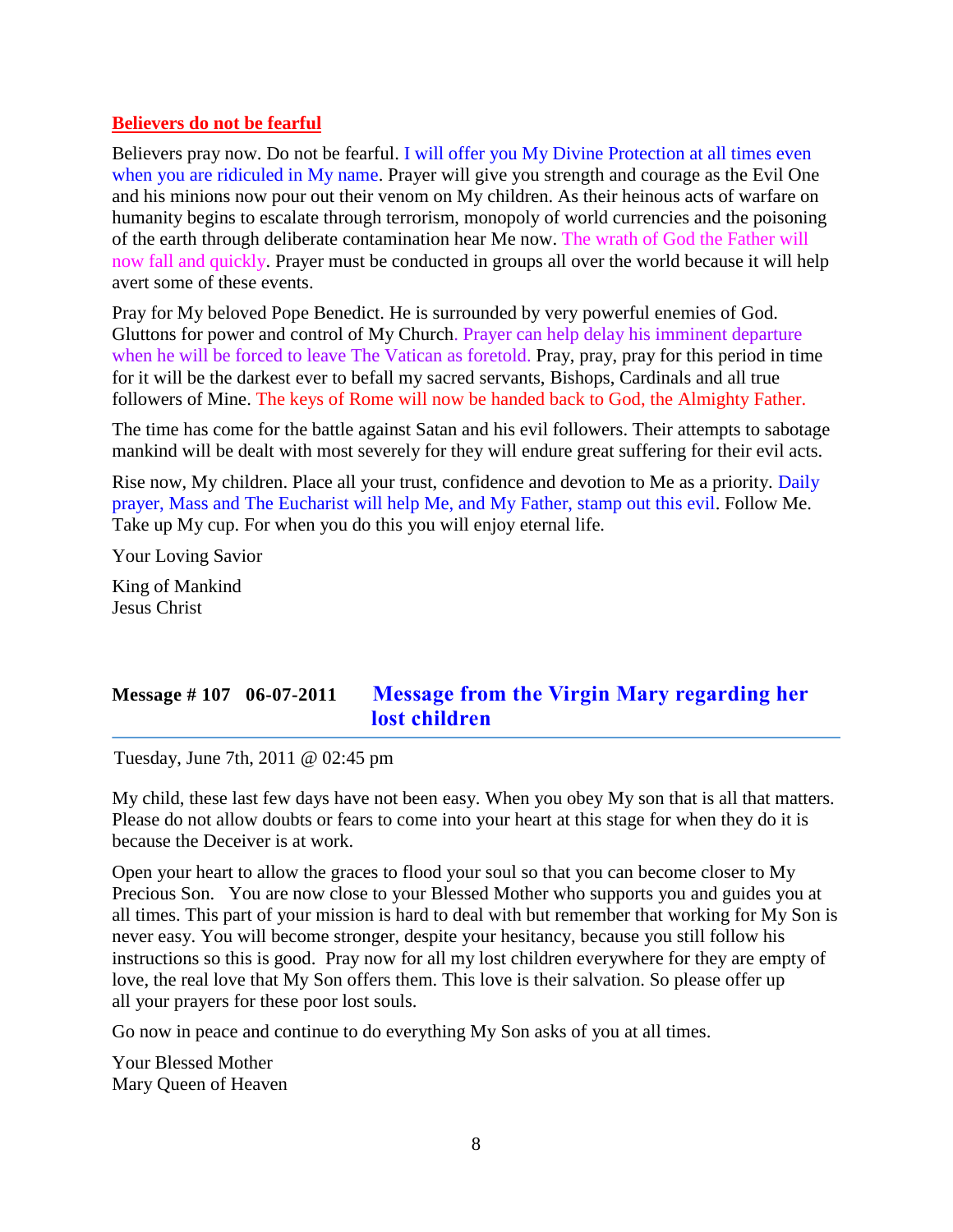**Believers do not be fearful**

Believers pray now. Do not be fearful. I will offer you My Divine Protection at all times even when you are ridiculed in My name. Prayer will give you strength and courage as the Evil One and his minions now pour out their venom on My children. As their heinous acts of warfare on humanity begins to escalate through terrorism, monopoly of world currencies and the poisoning of the earth through deliberate contamination hear Me now. The wrath of God the Father will now fall and quickly. Prayer must be conducted in groups all over the world because it will help avert some of these events.

Pray for My beloved Pope Benedict. He is surrounded by very powerful enemies of God. Gluttons for power and control of My Church. Prayer can help delay his imminent departure when he will be forced to leave The Vatican as foretold. Pray, pray, pray for this period in time for it will be the darkest ever to befall my sacred servants, Bishops, Cardinals and all true followers of Mine. The keys of Rome will now be handed back to God, the Almighty Father.

The time has come for the battle against Satan and his evil followers. Their attempts to sabotage mankind will be dealt with most severely for they will endure great suffering for their evil acts.

Rise now, My children. Place all your trust, confidence and devotion to Me as a priority. Daily prayer, Mass and The Eucharist will help Me, and My Father, stamp out this evil. Follow Me. Take up My cup. For when you do this you will enjoy eternal life.

Your Loving Savior

King of Mankind
Jesus Christ

## Message # 107 06-07-2011 Message from the Virgin Mary regarding her lost children

Tuesday, June 7th, 2011 @ 02:45 pm

My child, these last few days have not been easy. When you obey My son that is all that matters. Please do not allow doubts or fears to come into your heart at this stage for when they do it is because the Deceiver is at work.

Open your heart to allow the graces to flood your soul so that you can become closer to My Precious Son. You are now close to your Blessed Mother who supports you and guides you at all times. This part of your mission is hard to deal with but remember that working for My Son is never easy. You will become stronger, despite your hesitancy, because you still follow his instructions so this is good. Pray now for all my lost children everywhere for they are empty of love, the real love that My Son offers them. This love is their salvation. So please offer up all your prayers for these poor lost souls.

Go now in peace and continue to do everything My Son asks of you at all times.

Your Blessed Mother
Mary Queen of Heaven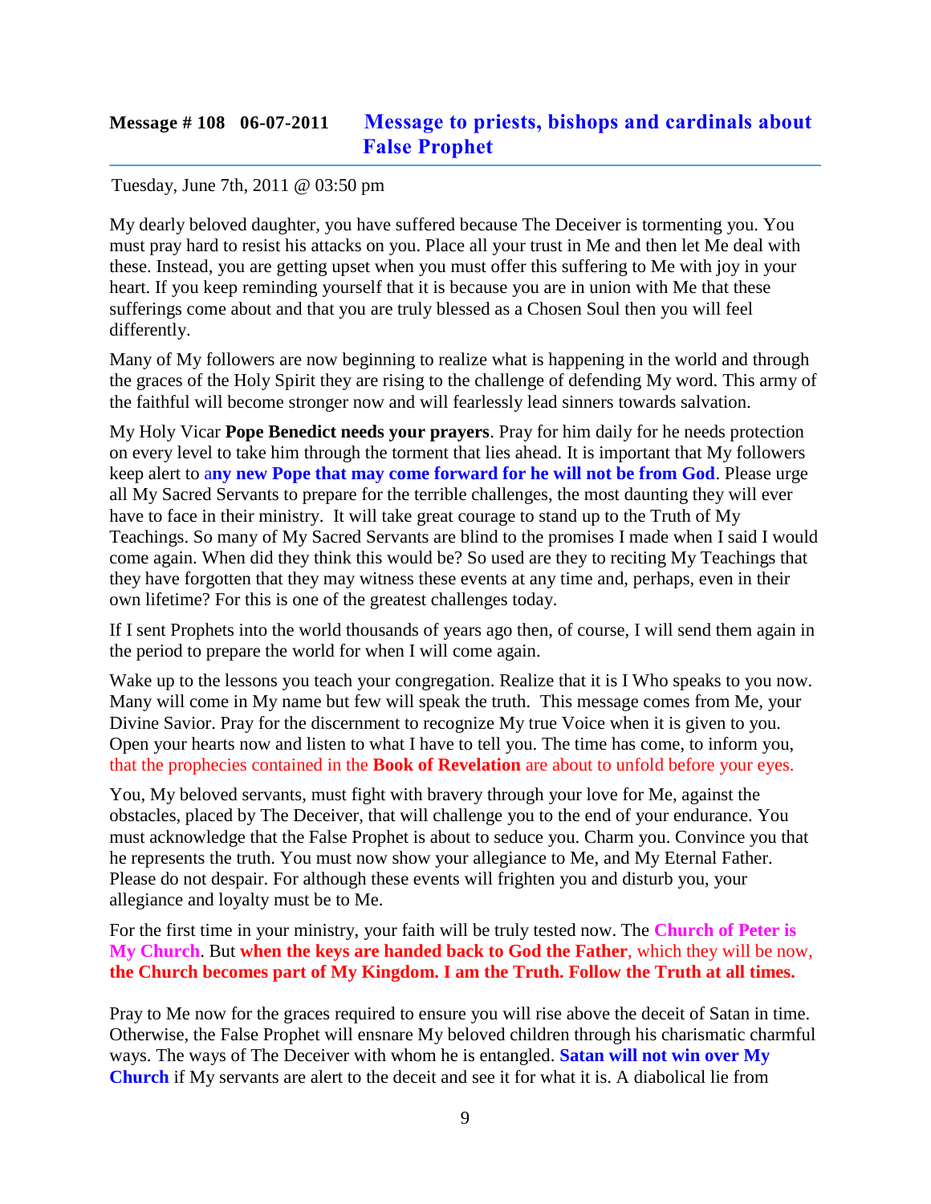## Message # 108 06-07-2011 Message to priests, bishops and cardinals about False Prophet

Tuesday, June 7th, 2011 @ 03:50 pm

My dearly beloved daughter, you have suffered because The Deceiver is tormenting you. You must pray hard to resist his attacks on you. Place all your trust in Me and then let Me deal with these. Instead, you are getting upset when you must offer this suffering to Me with joy in your heart. If you keep reminding yourself that it is because you are in union with Me that these sufferings come about and that you are truly blessed as a Chosen Soul then you will feel differently.

Many of My followers are now beginning to realize what is happening in the world and through the graces of the Holy Spirit they are rising to the challenge of defending My word. This army of the faithful will become stronger now and will fearlessly lead sinners towards salvation.

My Holy Vicar **Pope Benedict needs your prayers**. Pray for him daily for he needs protection on every level to take him through the torment that lies ahead. It is important that My followers keep alert to a**ny new Pope that may come forward for he will not be from God**. Please urge all My Sacred Servants to prepare for the terrible challenges, the most daunting they will ever have to face in their ministry. It will take great courage to stand up to the Truth of My Teachings. So many of My Sacred Servants are blind to the promises I made when I said I would come again. When did they think this would be? So used are they to reciting My Teachings that they have forgotten that they may witness these events at any time and, perhaps, even in their own lifetime? For this is one of the greatest challenges today.

If I sent Prophets into the world thousands of years ago then, of course, I will send them again in the period to prepare the world for when I will come again.

Wake up to the lessons you teach your congregation. Realize that it is I Who speaks to you now. Many will come in My name but few will speak the truth. This message comes from Me, your Divine Savior. Pray for the discernment to recognize My true Voice when it is given to you. Open your hearts now and listen to what I have to tell you. The time has come, to inform you, that the prophecies contained in the **Book of Revelation** are about to unfold before your eyes.

You, My beloved servants, must fight with bravery through your love for Me, against the obstacles, placed by The Deceiver, that will challenge you to the end of your endurance. You must acknowledge that the False Prophet is about to seduce you. Charm you. Convince you that he represents the truth. You must now show your allegiance to Me, and My Eternal Father. Please do not despair. For although these events will frighten you and disturb you, your allegiance and loyalty must be to Me.

For the first time in your ministry, your faith will be truly tested now. The **Church of Peter is My Church**. But **when the keys are handed back to God the Father**, which they will be now, **the Church becomes part of My Kingdom. I am the Truth. Follow the Truth at all times.**

Pray to Me now for the graces required to ensure you will rise above the deceit of Satan in time. Otherwise, the False Prophet will ensnare My beloved children through his charismatic charmful ways. The ways of The Deceiver with whom he is entangled. **Satan will not win over My Church** if My servants are alert to the deceit and see it for what it is. A diabolical lie from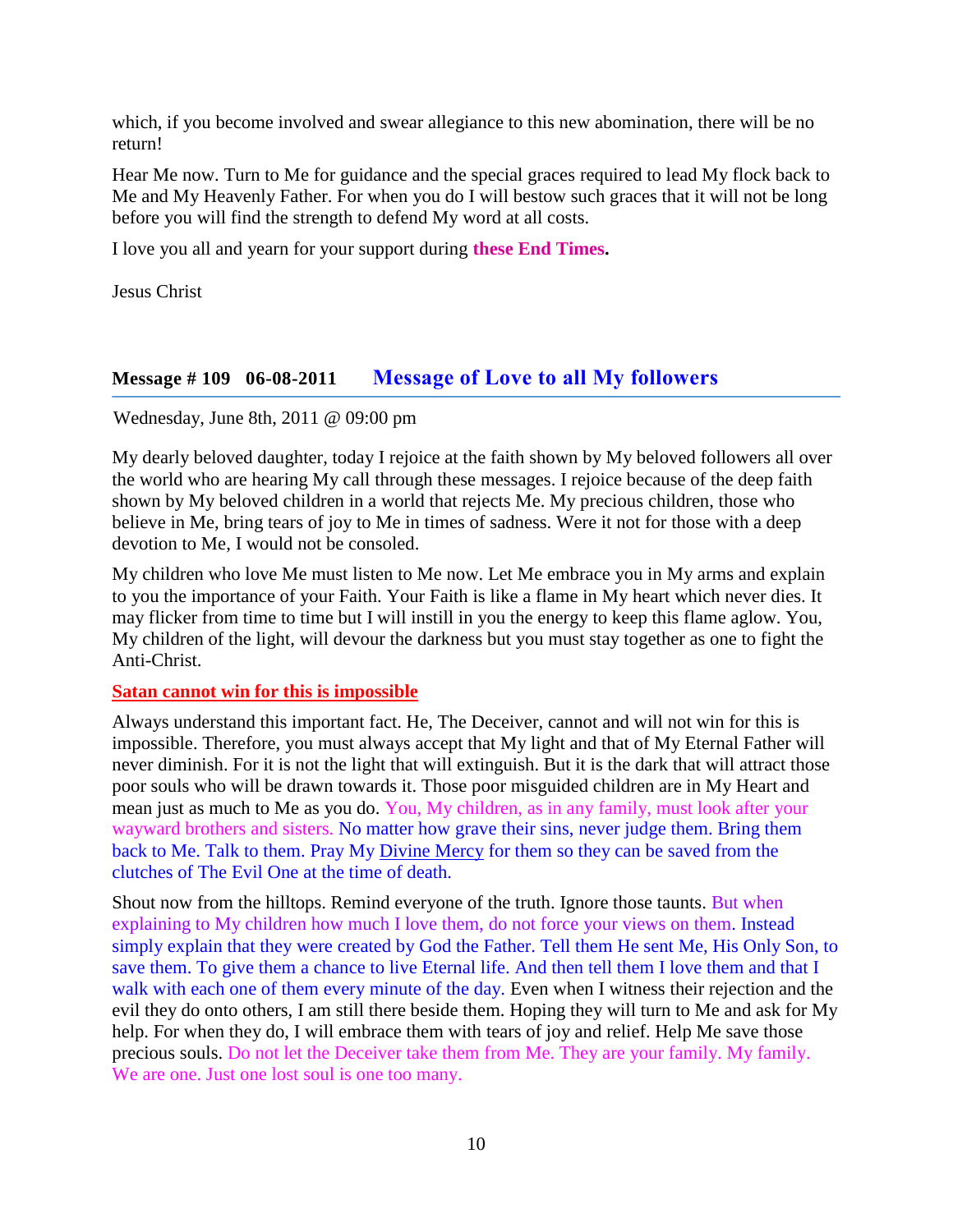which, if you become involved and swear allegiance to this new abomination, there will be no return!

Hear Me now. Turn to Me for guidance and the special graces required to lead My flock back to Me and My Heavenly Father. For when you do I will bestow such graces that it will not be long before you will find the strength to defend My word at all costs.

I love you all and yearn for your support during **these End Times.**

Jesus Christ

## Message # 109 06-08-2011 Message of Love to all My followers

Wednesday, June 8th, 2011 @ 09:00 pm

My dearly beloved daughter, today I rejoice at the faith shown by My beloved followers all over the world who are hearing My call through these messages. I rejoice because of the deep faith shown by My beloved children in a world that rejects Me. My precious children, those who believe in Me, bring tears of joy to Me in times of sadness. Were it not for those with a deep devotion to Me, I would not be consoled.

My children who love Me must listen to Me now. Let Me embrace you in My arms and explain to you the importance of your Faith. Your Faith is like a flame in My heart which never dies. It may flicker from time to time but I will instill in you the energy to keep this flame aglow. You, My children of the light, will devour the darkness but you must stay together as one to fight the Anti-Christ.

**Satan cannot win for this is impossible**

Always understand this important fact. He, The Deceiver, cannot and will not win for this is impossible. Therefore, you must always accept that My light and that of My Eternal Father will never diminish. For it is not the light that will extinguish. But it is the dark that will attract those poor souls who will be drawn towards it. Those poor misguided children are in My Heart and mean just as much to Me as you do. You, My children, as in any family, must look after your wayward brothers and sisters. No matter how grave their sins, never judge them. Bring them back to Me. Talk to them. Pray My Divine Mercy for them so they can be saved from the clutches of The Evil One at the time of death.

Shout now from the hilltops. Remind everyone of the truth. Ignore those taunts. But when explaining to My children how much I love them, do not force your views on them. Instead simply explain that they were created by God the Father. Tell them He sent Me, His Only Son, to save them. To give them a chance to live Eternal life. And then tell them I love them and that I walk with each one of them every minute of the day. Even when I witness their rejection and the evil they do onto others, I am still there beside them. Hoping they will turn to Me and ask for My help. For when they do, I will embrace them with tears of joy and relief. Help Me save those precious souls. Do not let the Deceiver take them from Me. They are your family. My family. We are one. Just one lost soul is one too many.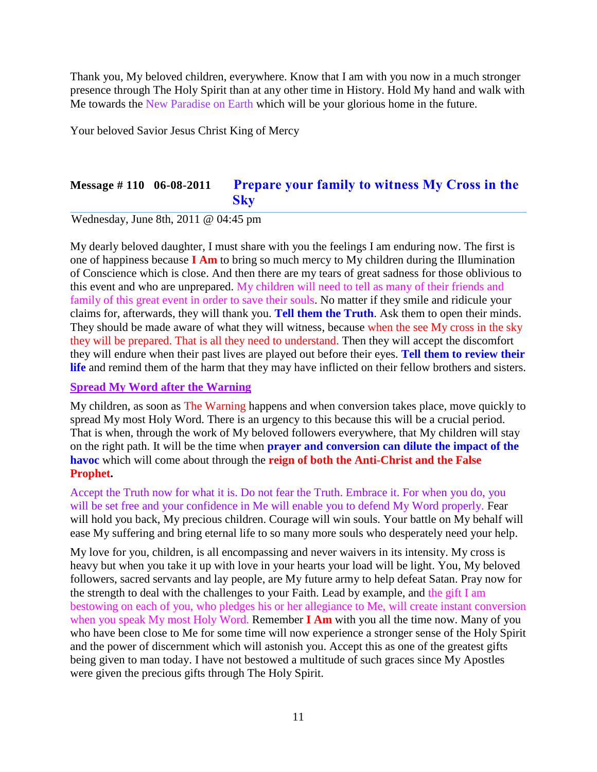Thank you, My beloved children, everywhere. Know that I am with you now in a much stronger presence through The Holy Spirit than at any other time in History. Hold My hand and walk with Me towards the New Paradise on Earth which will be your glorious home in the future.

Your beloved Savior Jesus Christ King of Mercy

## Message # 110 06-08-2011 Prepare your family to witness My Cross in the Sky

Wednesday, June 8th, 2011 @ 04:45 pm

My dearly beloved daughter, I must share with you the feelings I am enduring now. The first is one of happiness because **I Am** to bring so much mercy to My children during the Illumination of Conscience which is close. And then there are my tears of great sadness for those oblivious to this event and who are unprepared. My children will need to tell as many of their friends and family of this great event in order to save their souls. No matter if they smile and ridicule your claims for, afterwards, they will thank you. **Tell them the Truth**. Ask them to open their minds. They should be made aware of what they will witness, because when the see My cross in the sky they will be prepared. That is all they need to understand. Then they will accept the discomfort they will endure when their past lives are played out before their eyes. **Tell them to review their life** and remind them of the harm that they may have inflicted on their fellow brothers and sisters.

### Spread My Word after the Warning

My children, as soon as The Warning happens and when conversion takes place, move quickly to spread My most Holy Word. There is an urgency to this because this will be a crucial period. That is when, through the work of My beloved followers everywhere, that My children will stay on the right path. It will be the time when **prayer and conversion can dilute the impact of the havoc** which will come about through the **reign of both the Anti-Christ and the False Prophet.**

Accept the Truth now for what it is. Do not fear the Truth. Embrace it. For when you do, you will be set free and your confidence in Me will enable you to defend My Word properly. Fear will hold you back, My precious children. Courage will win souls. Your battle on My behalf will ease My suffering and bring eternal life to so many more souls who desperately need your help.

My love for you, children, is all encompassing and never waivers in its intensity. My cross is heavy but when you take it up with love in your hearts your load will be light. You, My beloved followers, sacred servants and lay people, are My future army to help defeat Satan. Pray now for the strength to deal with the challenges to your Faith. Lead by example, and the gift I am bestowing on each of you, who pledges his or her allegiance to Me, will create instant conversion when you speak My most Holy Word. Remember **I Am** with you all the time now. Many of you who have been close to Me for some time will now experience a stronger sense of the Holy Spirit and the power of discernment which will astonish you. Accept this as one of the greatest gifts being given to man today. I have not bestowed a multitude of such graces since My Apostles were given the precious gifts through The Holy Spirit.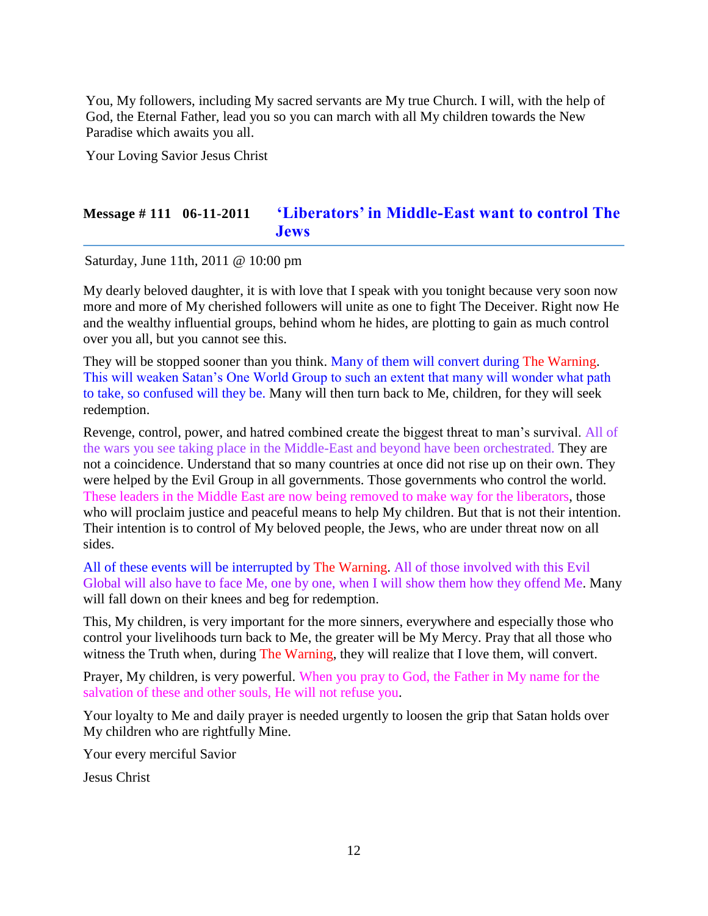You, My followers, including My sacred servants are My true Church. I will, with the help of God, the Eternal Father, lead you so you can march with all My children towards the New Paradise which awaits you all.

Your Loving Savior Jesus Christ

## Message # 111 06-11-2011 'Liberators' in Middle-East want to control The Jews

Saturday, June 11th, 2011 @ 10:00 pm

My dearly beloved daughter, it is with love that I speak with you tonight because very soon now more and more of My cherished followers will unite as one to fight The Deceiver. Right now He and the wealthy influential groups, behind whom he hides, are plotting to gain as much control over you all, but you cannot see this.

They will be stopped sooner than you think. Many of them will convert during The Warning. This will weaken Satan's One World Group to such an extent that many will wonder what path to take, so confused will they be. Many will then turn back to Me, children, for they will seek redemption.

Revenge, control, power, and hatred combined create the biggest threat to man's survival. All of the wars you see taking place in the Middle-East and beyond have been orchestrated. They are not a coincidence. Understand that so many countries at once did not rise up on their own. They were helped by the Evil Group in all governments. Those governments who control the world. These leaders in the Middle East are now being removed to make way for the liberators, those who will proclaim justice and peaceful means to help My children. But that is not their intention. Their intention is to control of My beloved people, the Jews, who are under threat now on all sides.

All of these events will be interrupted by The Warning. All of those involved with this Evil Global will also have to face Me, one by one, when I will show them how they offend Me. Many will fall down on their knees and beg for redemption.

This, My children, is very important for the more sinners, everywhere and especially those who control your livelihoods turn back to Me, the greater will be My Mercy. Pray that all those who witness the Truth when, during The Warning, they will realize that I love them, will convert.

Prayer, My children, is very powerful. When you pray to God, the Father in My name for the salvation of these and other souls, He will not refuse you.

Your loyalty to Me and daily prayer is needed urgently to loosen the grip that Satan holds over My children who are rightfully Mine.

Your every merciful Savior

Jesus Christ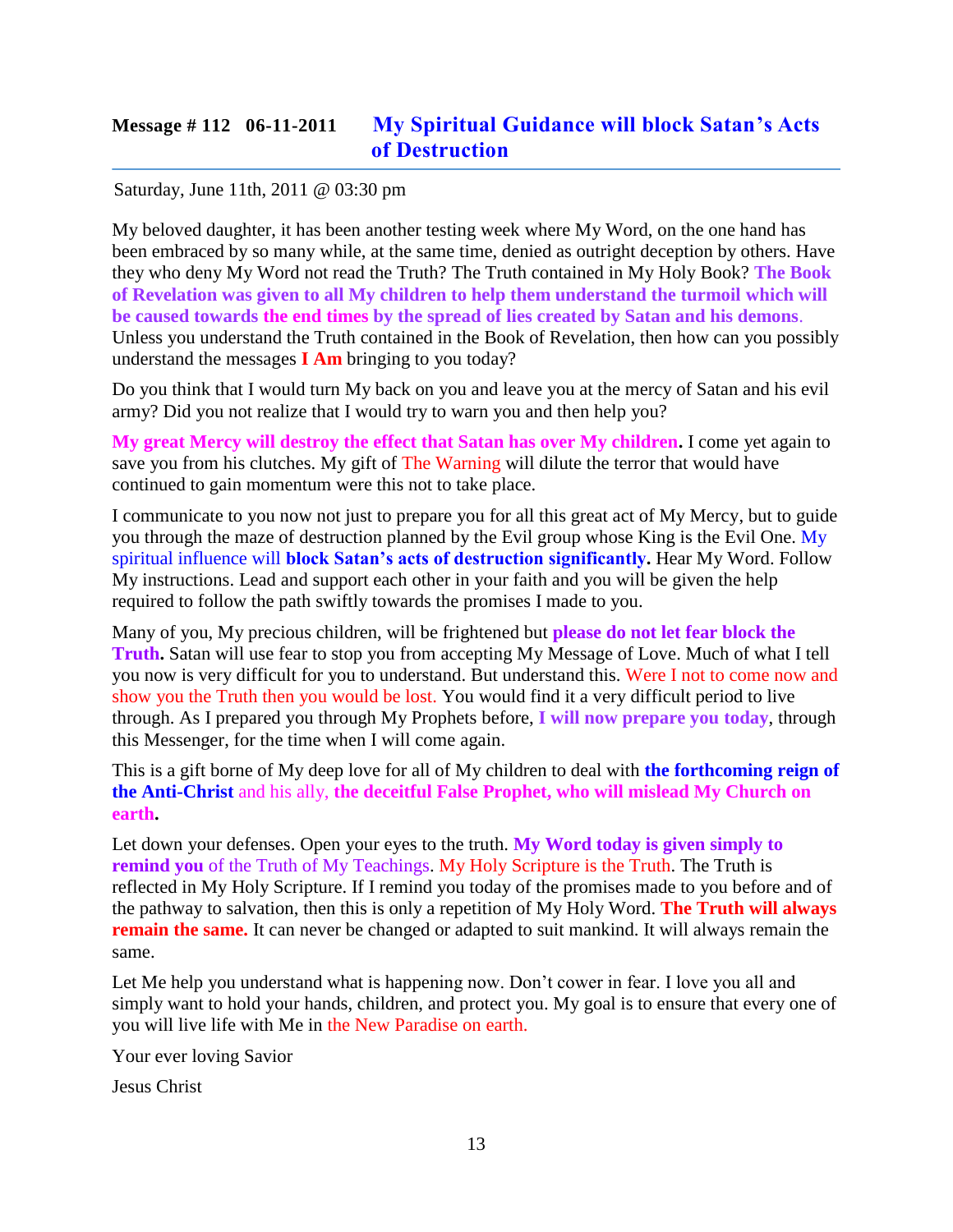## Message # 112 06-11-2011 My Spiritual Guidance will block Satan's Acts of Destruction

Saturday, June 11th, 2011 @ 03:30 pm

My beloved daughter, it has been another testing week where My Word, on the one hand has been embraced by so many while, at the same time, denied as outright deception by others. Have they who deny My Word not read the Truth? The Truth contained in My Holy Book? **The Book of Revelation was given to all My children to help them understand the turmoil which will be caused towards the end times by the spread of lies created by Satan and his demons**. Unless you understand the Truth contained in the Book of Revelation, then how can you possibly understand the messages **I Am** bringing to you today?

Do you think that I would turn My back on you and leave you at the mercy of Satan and his evil army? Did you not realize that I would try to warn you and then help you?

**My great Mercy will destroy the effect that Satan has over My children.** I come yet again to save you from his clutches. My gift of The Warning will dilute the terror that would have continued to gain momentum were this not to take place.

I communicate to you now not just to prepare you for all this great act of My Mercy, but to guide you through the maze of destruction planned by the Evil group whose King is the Evil One. My spiritual influence will **block Satan's acts of destruction significantly.** Hear My Word. Follow My instructions. Lead and support each other in your faith and you will be given the help required to follow the path swiftly towards the promises I made to you.

Many of you, My precious children, will be frightened but **please do not let fear block the Truth.** Satan will use fear to stop you from accepting My Message of Love. Much of what I tell you now is very difficult for you to understand. But understand this. Were I not to come now and show you the Truth then you would be lost. You would find it a very difficult period to live through. As I prepared you through My Prophets before, **I will now prepare you today**, through this Messenger, for the time when I will come again.

This is a gift borne of My deep love for all of My children to deal with **the forthcoming reign of the Anti-Christ** and his ally, **the deceitful False Prophet, who will mislead My Church on earth.**

Let down your defenses. Open your eyes to the truth. **My Word today is given simply to remind you** of the Truth of My Teachings. My Holy Scripture is the Truth. The Truth is reflected in My Holy Scripture. If I remind you today of the promises made to you before and of the pathway to salvation, then this is only a repetition of My Holy Word. **The Truth will always remain the same.** It can never be changed or adapted to suit mankind. It will always remain the same.

Let Me help you understand what is happening now. Don't cower in fear. I love you all and simply want to hold your hands, children, and protect you. My goal is to ensure that every one of you will live life with Me in the New Paradise on earth.

Your ever loving Savior

Jesus Christ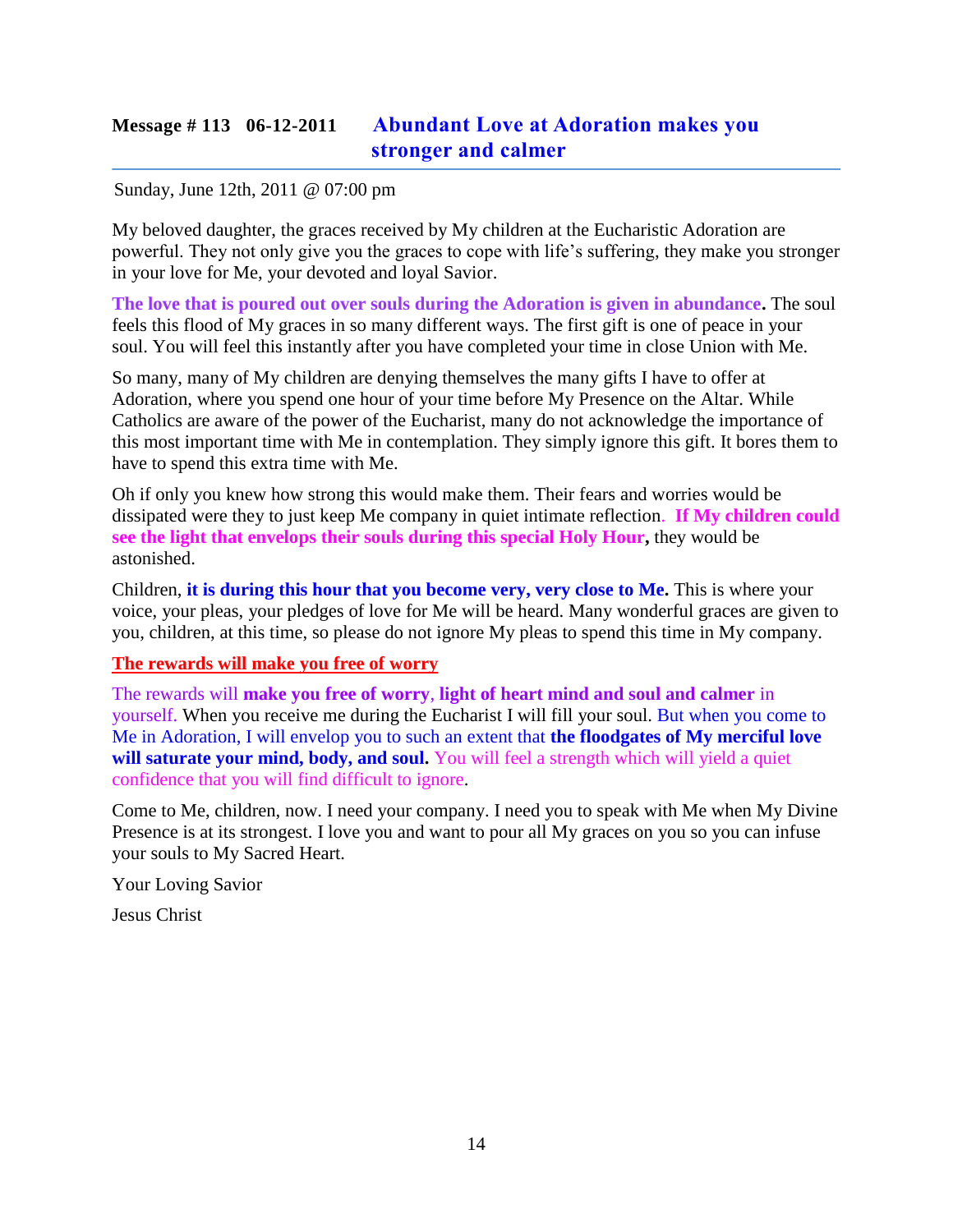## Message # 113 06-12-2011 Abundant Love at Adoration makes you stronger and calmer

Sunday, June 12th, 2011 @ 07:00 pm

My beloved daughter, the graces received by My children at the Eucharistic Adoration are powerful. They not only give you the graces to cope with life's suffering, they make you stronger in your love for Me, your devoted and loyal Savior.

**The love that is poured out over souls during the Adoration is given in abundance.** The soul feels this flood of My graces in so many different ways. The first gift is one of peace in your soul. You will feel this instantly after you have completed your time in close Union with Me.

So many, many of My children are denying themselves the many gifts I have to offer at Adoration, where you spend one hour of your time before My Presence on the Altar. While Catholics are aware of the power of the Eucharist, many do not acknowledge the importance of this most important time with Me in contemplation. They simply ignore this gift. It bores them to have to spend this extra time with Me.

Oh if only you knew how strong this would make them. Their fears and worries would be dissipated were they to just keep Me company in quiet intimate reflection. **If My children could see the light that envelops their souls during this special Holy Hour,** they would be astonished.

Children, **it is during this hour that you become very, very close to Me.** This is where your voice, your pleas, your pledges of love for Me will be heard. Many wonderful graces are given to you, children, at this time, so please do not ignore My pleas to spend this time in My company.

**The rewards will make you free of worry**

The rewards will **make you free of worry**, **light of heart mind and soul and calmer** in yourself. When you receive me during the Eucharist I will fill your soul. But when you come to Me in Adoration, I will envelop you to such an extent that **the floodgates of My merciful love will saturate your mind, body, and soul.** You will feel a strength which will yield a quiet confidence that you will find difficult to ignore.

Come to Me, children, now. I need your company. I need you to speak with Me when My Divine Presence is at its strongest. I love you and want to pour all My graces on you so you can infuse your souls to My Sacred Heart.

Your Loving Savior

Jesus Christ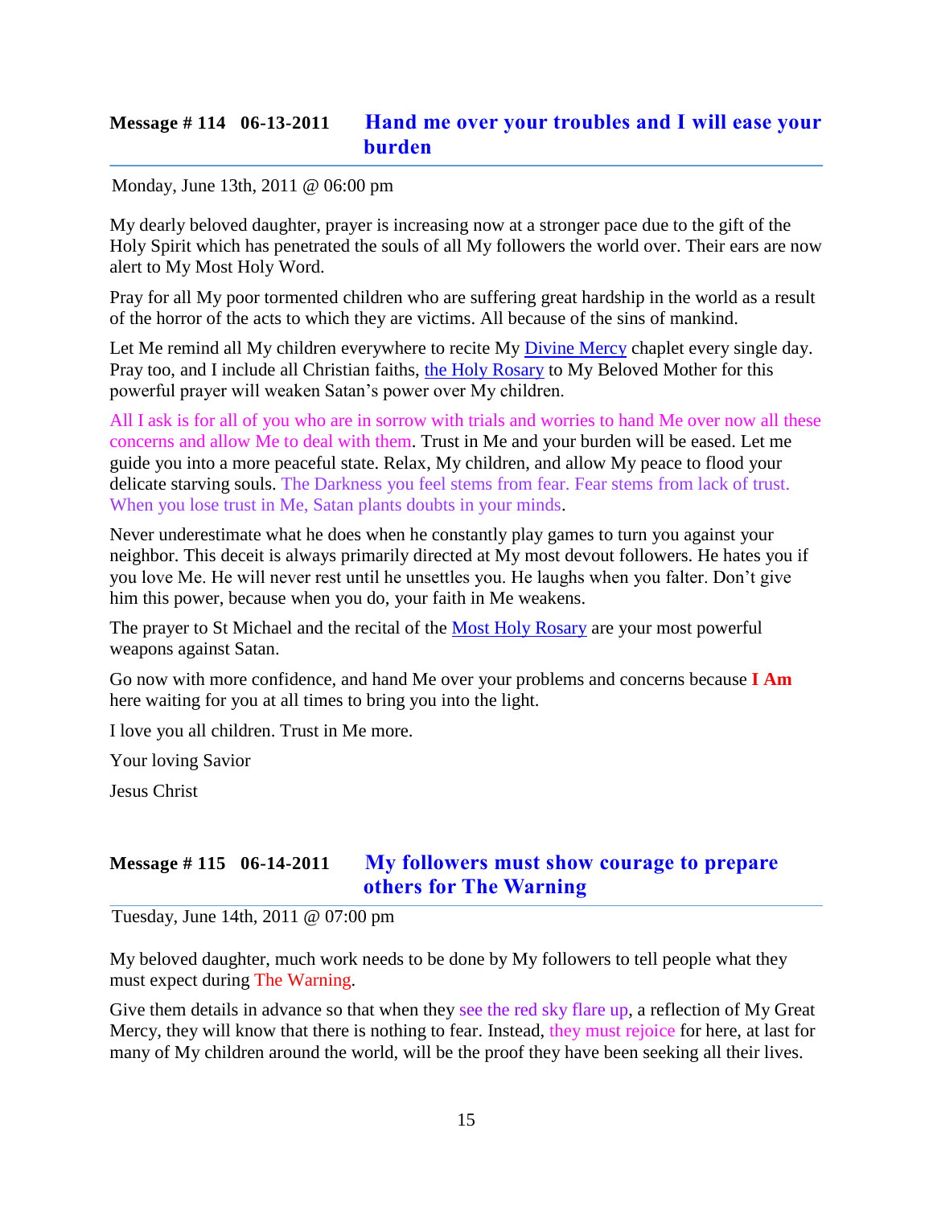## Message # 114 06-13-2011 Hand me over your troubles and I will ease your burden

Monday, June 13th, 2011 @ 06:00 pm

My dearly beloved daughter, prayer is increasing now at a stronger pace due to the gift of the Holy Spirit which has penetrated the souls of all My followers the world over. Their ears are now alert to My Most Holy Word.

Pray for all My poor tormented children who are suffering great hardship in the world as a result of the horror of the acts to which they are victims. All because of the sins of mankind.

Let Me remind all My children everywhere to recite My Divine Mercy chaplet every single day. Pray too, and I include all Christian faiths, the Holy Rosary to My Beloved Mother for this powerful prayer will weaken Satan's power over My children.

All I ask is for all of you who are in sorrow with trials and worries to hand Me over now all these concerns and allow Me to deal with them. Trust in Me and your burden will be eased. Let me guide you into a more peaceful state. Relax, My children, and allow My peace to flood your delicate starving souls. The Darkness you feel stems from fear. Fear stems from lack of trust. When you lose trust in Me, Satan plants doubts in your minds.

Never underestimate what he does when he constantly play games to turn you against your neighbor. This deceit is always primarily directed at My most devout followers. He hates you if you love Me. He will never rest until he unsettles you. He laughs when you falter. Don't give him this power, because when you do, your faith in Me weakens.

The prayer to St Michael and the recital of the Most Holy Rosary are your most powerful weapons against Satan.

Go now with more confidence, and hand Me over your problems and concerns because **I Am** here waiting for you at all times to bring you into the light.

I love you all children. Trust in Me more.

Your loving Savior

Jesus Christ

## Message # 115 06-14-2011 My followers must show courage to prepare others for The Warning

Tuesday, June 14th, 2011 @ 07:00 pm

My beloved daughter, much work needs to be done by My followers to tell people what they must expect during The Warning.

Give them details in advance so that when they see the red sky flare up, a reflection of My Great Mercy, they will know that there is nothing to fear. Instead, they must rejoice for here, at last for many of My children around the world, will be the proof they have been seeking all their lives.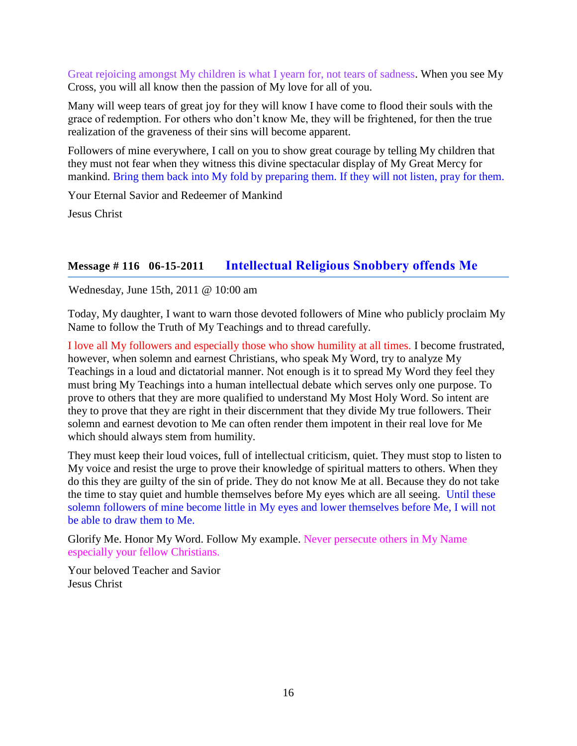Great rejoicing amongst My children is what I yearn for, not tears of sadness. When you see My Cross, you will all know then the passion of My love for all of you.

Many will weep tears of great joy for they will know I have come to flood their souls with the grace of redemption. For others who don't know Me, they will be frightened, for then the true realization of the graveness of their sins will become apparent.

Followers of mine everywhere, I call on you to show great courage by telling My children that they must not fear when they witness this divine spectacular display of My Great Mercy for mankind. Bring them back into My fold by preparing them. If they will not listen, pray for them.

Your Eternal Savior and Redeemer of Mankind

Jesus Christ

## Message # 116   06-15-2011      Intellectual Religious Snobbery offends Me

Wednesday, June 15th, 2011 @ 10:00 am

Today, My daughter, I want to warn those devoted followers of Mine who publicly proclaim My Name to follow the Truth of My Teachings and to thread carefully.

I love all My followers and especially those who show humility at all times. I become frustrated, however, when solemn and earnest Christians, who speak My Word, try to analyze My Teachings in a loud and dictatorial manner. Not enough is it to spread My Word they feel they must bring My Teachings into a human intellectual debate which serves only one purpose. To prove to others that they are more qualified to understand My Most Holy Word. So intent are they to prove that they are right in their discernment that they divide My true followers. Their solemn and earnest devotion to Me can often render them impotent in their real love for Me which should always stem from humility.

They must keep their loud voices, full of intellectual criticism, quiet. They must stop to listen to My voice and resist the urge to prove their knowledge of spiritual matters to others. When they do this they are guilty of the sin of pride. They do not know Me at all. Because they do not take the time to stay quiet and humble themselves before My eyes which are all seeing. Until these solemn followers of mine become little in My eyes and lower themselves before Me, I will not be able to draw them to Me.

Glorify Me. Honor My Word. Follow My example. Never persecute others in My Name especially your fellow Christians.

Your beloved Teacher and Savior
Jesus Christ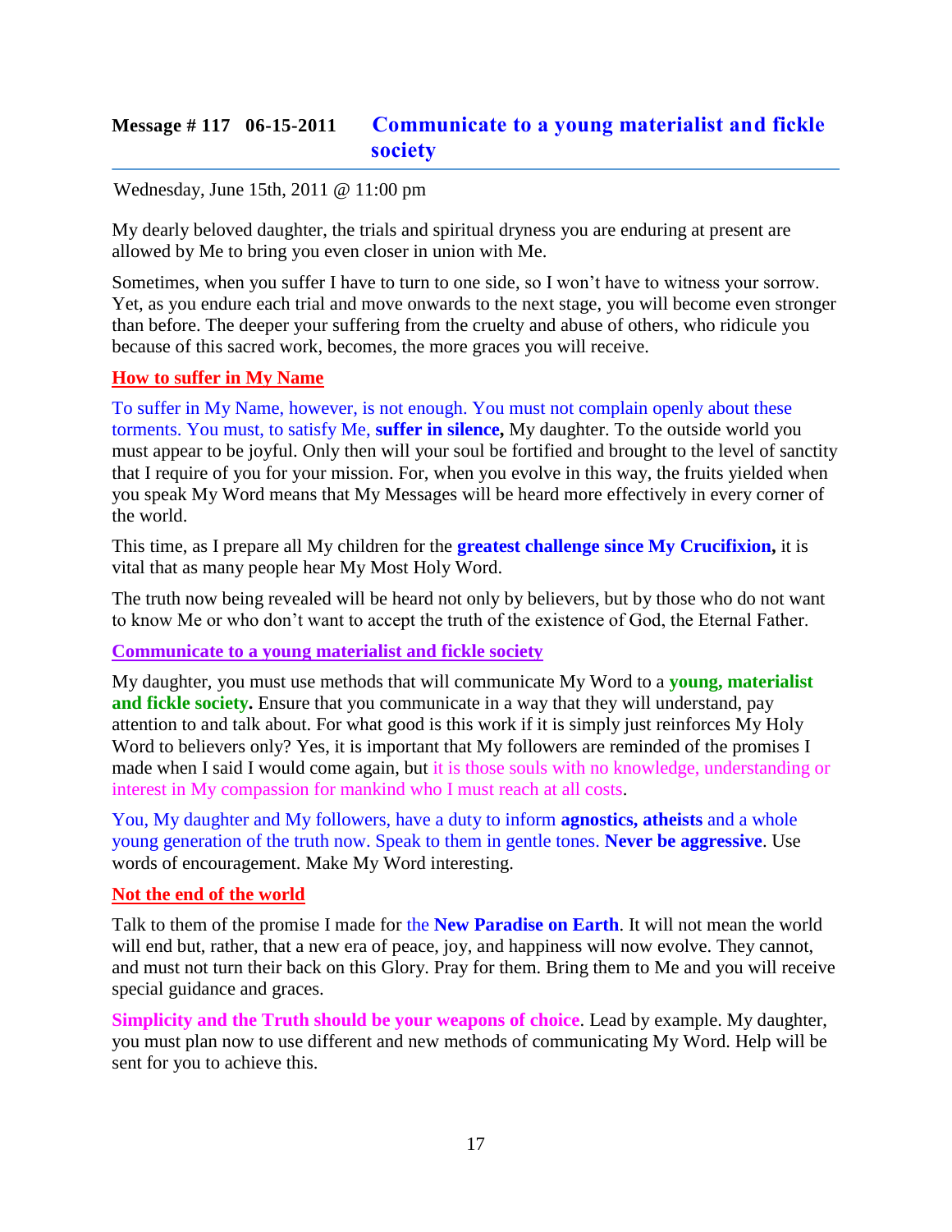## Message # 117   06-15-2011   Communicate to a young materialist and fickle society

Wednesday, June 15th, 2011 @ 11:00 pm

My dearly beloved daughter, the trials and spiritual dryness you are enduring at present are allowed by Me to bring you even closer in union with Me.

Sometimes, when you suffer I have to turn to one side, so I won't have to witness your sorrow. Yet, as you endure each trial and move onwards to the next stage, you will become even stronger than before. The deeper your suffering from the cruelty and abuse of others, who ridicule you because of this sacred work, becomes, the more graces you will receive.

**How to suffer in My Name**

To suffer in My Name, however, is not enough. You must not complain openly about these torments. You must, to satisfy Me, **suffer in silence,** My daughter. To the outside world you must appear to be joyful. Only then will your soul be fortified and brought to the level of sanctity that I require of you for your mission. For, when you evolve in this way, the fruits yielded when you speak My Word means that My Messages will be heard more effectively in every corner of the world.

This time, as I prepare all My children for the **greatest challenge since My Crucifixion,** it is vital that as many people hear My Most Holy Word.

The truth now being revealed will be heard not only by believers, but by those who do not want to know Me or who don't want to accept the truth of the existence of God, the Eternal Father.

**Communicate to a young materialist and fickle society**

My daughter, you must use methods that will communicate My Word to a **young, materialist and fickle society.** Ensure that you communicate in a way that they will understand, pay attention to and talk about. For what good is this work if it is simply just reinforces My Holy Word to believers only? Yes, it is important that My followers are reminded of the promises I made when I said I would come again, but it is those souls with no knowledge, understanding or interest in My compassion for mankind who I must reach at all costs.

You, My daughter and My followers, have a duty to inform **agnostics, atheists** and a whole young generation of the truth now. Speak to them in gentle tones. **Never be aggressive**. Use words of encouragement. Make My Word interesting.

**Not the end of the world**

Talk to them of the promise I made for the **New Paradise on Earth**. It will not mean the world will end but, rather, that a new era of peace, joy, and happiness will now evolve. They cannot, and must not turn their back on this Glory. Pray for them. Bring them to Me and you will receive special guidance and graces.

**Simplicity and the Truth should be your weapons of choice**. Lead by example. My daughter, you must plan now to use different and new methods of communicating My Word. Help will be sent for you to achieve this.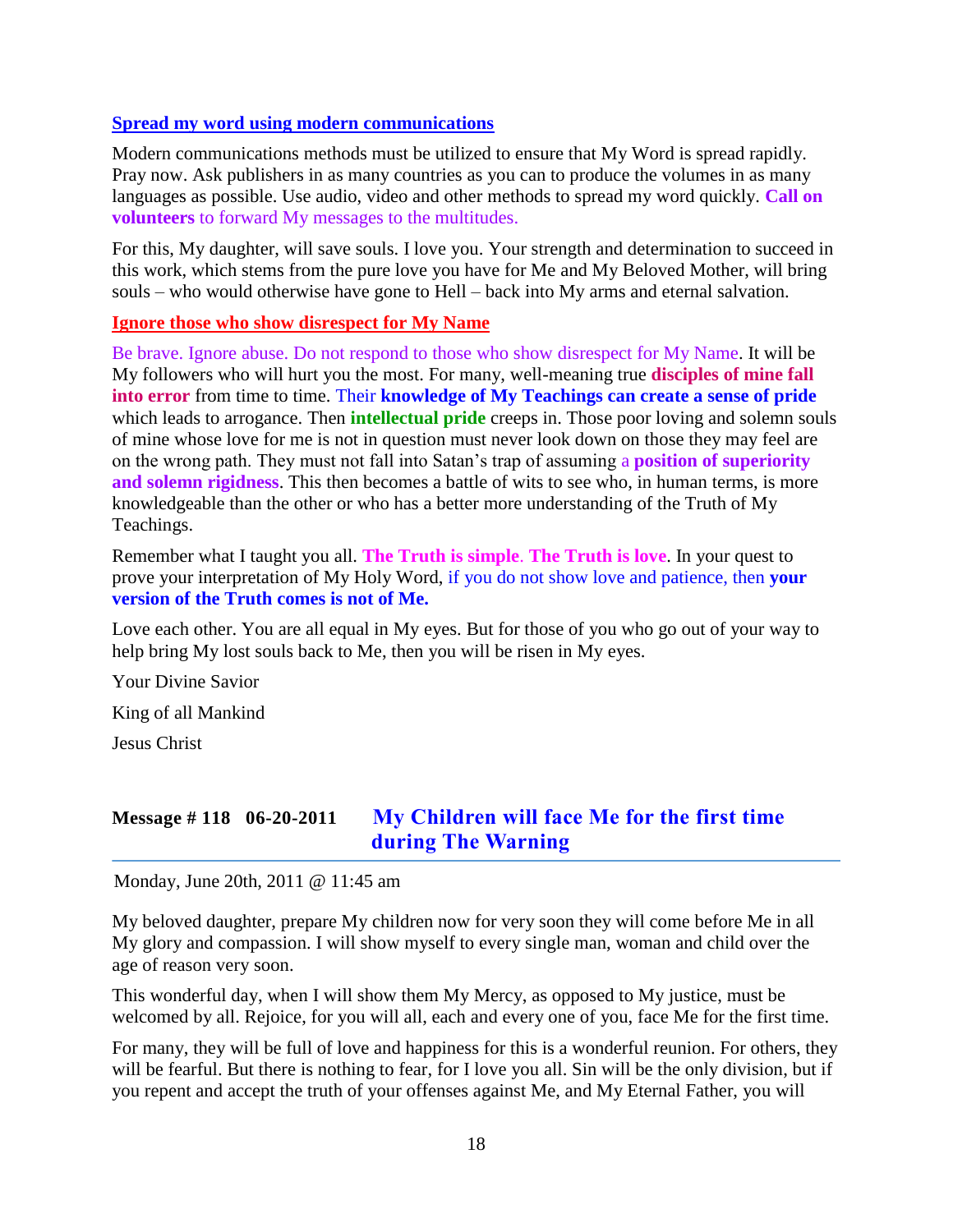### Spread my word using modern communications

Modern communications methods must be utilized to ensure that My Word is spread rapidly. Pray now. Ask publishers in as many countries as you can to produce the volumes in as many languages as possible. Use audio, video and other methods to spread my word quickly. **Call on volunteers** to forward My messages to the multitudes.

For this, My daughter, will save souls. I love you. Your strength and determination to succeed in this work, which stems from the pure love you have for Me and My Beloved Mother, will bring souls – who would otherwise have gone to Hell – back into My arms and eternal salvation.

### Ignore those who show disrespect for My Name

Be brave. Ignore abuse. Do not respond to those who show disrespect for My Name. It will be My followers who will hurt you the most. For many, well-meaning true **disciples of mine fall into error** from time to time. Their **knowledge of My Teachings can create a sense of pride** which leads to arrogance. Then **intellectual pride** creeps in. Those poor loving and solemn souls of mine whose love for me is not in question must never look down on those they may feel are on the wrong path. They must not fall into Satan's trap of assuming a **position of superiority and solemn rigidness**. This then becomes a battle of wits to see who, in human terms, is more knowledgeable than the other or who has a better more understanding of the Truth of My Teachings.

Remember what I taught you all. **The Truth is simple**. **The Truth is love**. In your quest to prove your interpretation of My Holy Word, if you do not show love and patience, then **your version of the Truth comes is not of Me.**

Love each other. You are all equal in My eyes. But for those of you who go out of your way to help bring My lost souls back to Me, then you will be risen in My eyes.

Your Divine Savior

King of all Mankind

Jesus Christ

## Message # 118 06-20-2011 My Children will face Me for the first time during The Warning

Monday, June 20th, 2011 @ 11:45 am

My beloved daughter, prepare My children now for very soon they will come before Me in all My glory and compassion. I will show myself to every single man, woman and child over the age of reason very soon.

This wonderful day, when I will show them My Mercy, as opposed to My justice, must be welcomed by all. Rejoice, for you will all, each and every one of you, face Me for the first time.

For many, they will be full of love and happiness for this is a wonderful reunion. For others, they will be fearful. But there is nothing to fear, for I love you all. Sin will be the only division, but if you repent and accept the truth of your offenses against Me, and My Eternal Father, you will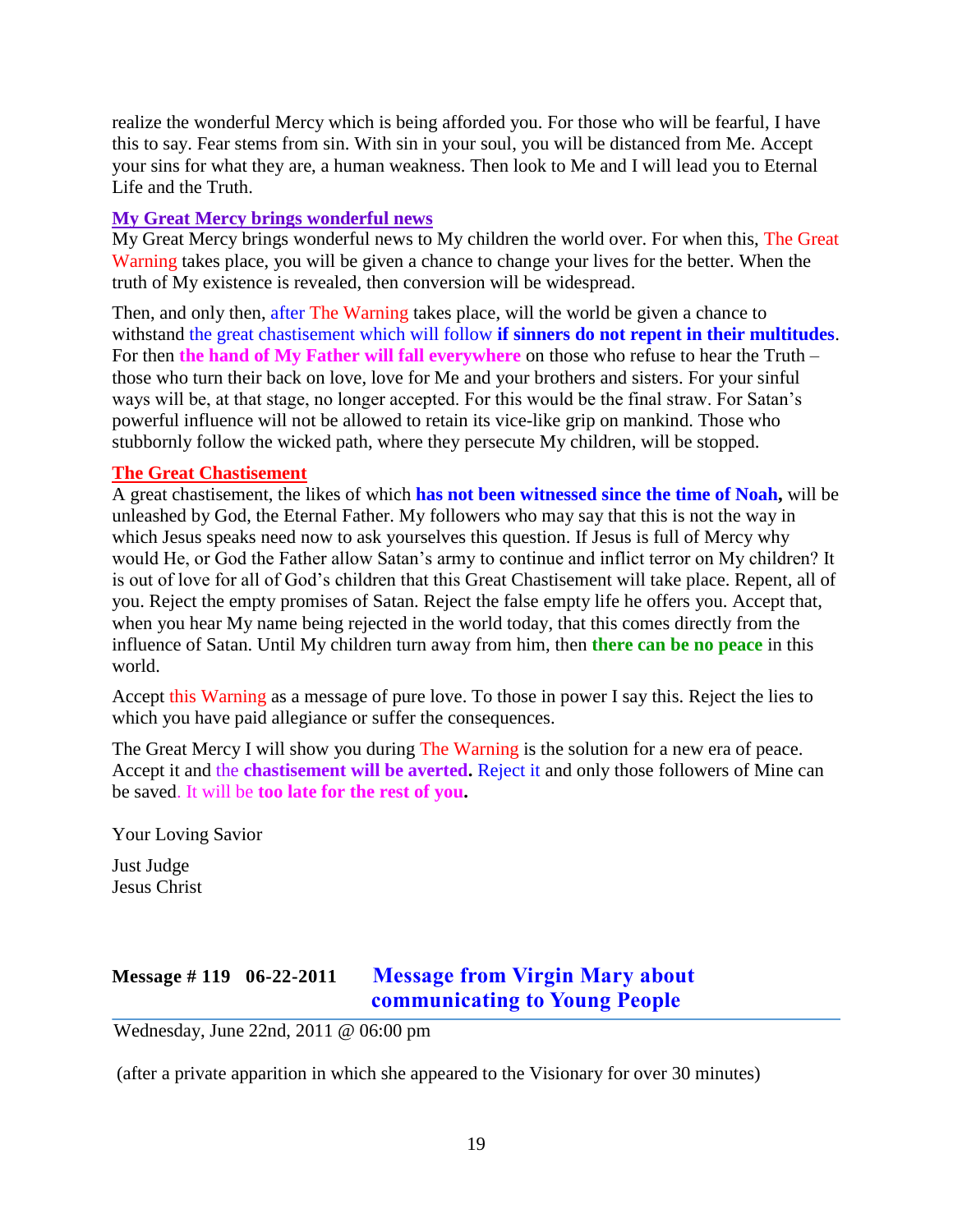realize the wonderful Mercy which is being afforded you. For those who will be fearful, I have this to say. Fear stems from sin. With sin in your soul, you will be distanced from Me. Accept your sins for what they are, a human weakness. Then look to Me and I will lead you to Eternal Life and the Truth.

**My Great Mercy brings wonderful news**

My Great Mercy brings wonderful news to My children the world over. For when this, The Great Warning takes place, you will be given a chance to change your lives for the better. When the truth of My existence is revealed, then conversion will be widespread.

Then, and only then, after The Warning takes place, will the world be given a chance to withstand the great chastisement which will follow **if sinners do not repent in their multitudes**. For then **the hand of My Father will fall everywhere** on those who refuse to hear the Truth – those who turn their back on love, love for Me and your brothers and sisters. For your sinful ways will be, at that stage, no longer accepted. For this would be the final straw. For Satan's powerful influence will not be allowed to retain its vice-like grip on mankind. Those who stubbornly follow the wicked path, where they persecute My children, will be stopped.

**The Great Chastisement**

A great chastisement, the likes of which **has not been witnessed since the time of Noah,** will be unleashed by God, the Eternal Father. My followers who may say that this is not the way in which Jesus speaks need now to ask yourselves this question. If Jesus is full of Mercy why would He, or God the Father allow Satan's army to continue and inflict terror on My children? It is out of love for all of God's children that this Great Chastisement will take place. Repent, all of you. Reject the empty promises of Satan. Reject the false empty life he offers you. Accept that, when you hear My name being rejected in the world today, that this comes directly from the influence of Satan. Until My children turn away from him, then **there can be no peace** in this world.

Accept this Warning as a message of pure love. To those in power I say this. Reject the lies to which you have paid allegiance or suffer the consequences.

The Great Mercy I will show you during The Warning is the solution for a new era of peace. Accept it and the **chastisement will be averted.** Reject it and only those followers of Mine can be saved. It will be **too late for the rest of you.**

Your Loving Savior

Just Judge
Jesus Christ

## Message # 119 06-22-2011 Message from Virgin Mary about communicating to Young People

Wednesday, June 22nd, 2011 @ 06:00 pm

(after a private apparition in which she appeared to the Visionary for over 30 minutes)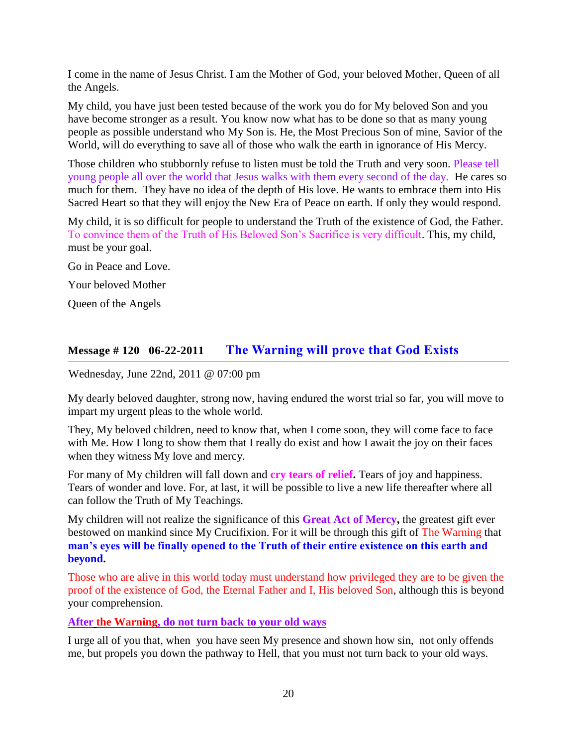I come in the name of Jesus Christ. I am the Mother of God, your beloved Mother, Queen of all the Angels.

My child, you have just been tested because of the work you do for My beloved Son and you have become stronger as a result. You know now what has to be done so that as many young people as possible understand who My Son is. He, the Most Precious Son of mine, Savior of the World, will do everything to save all of those who walk the earth in ignorance of His Mercy.

Those children who stubbornly refuse to listen must be told the Truth and very soon. Please tell young people all over the world that Jesus walks with them every second of the day. He cares so much for them. They have no idea of the depth of His love. He wants to embrace them into His Sacred Heart so that they will enjoy the New Era of Peace on earth. If only they would respond.

My child, it is so difficult for people to understand the Truth of the existence of God, the Father. To convince them of the Truth of His Beloved Son's Sacrifice is very difficult. This, my child, must be your goal.

Go in Peace and Love.

Your beloved Mother

Queen of the Angels

## Message # 120 06-22-2011 The Warning will prove that God Exists

Wednesday, June 22nd, 2011 @ 07:00 pm

My dearly beloved daughter, strong now, having endured the worst trial so far, you will move to impart my urgent pleas to the whole world.

They, My beloved children, need to know that, when I come soon, they will come face to face with Me. How I long to show them that I really do exist and how I await the joy on their faces when they witness My love and mercy.

For many of My children will fall down and **cry tears of relief.** Tears of joy and happiness. Tears of wonder and love. For, at last, it will be possible to live a new life thereafter where all can follow the Truth of My Teachings.

My children will not realize the significance of this **Great Act of Mercy,** the greatest gift ever bestowed on mankind since My Crucifixion. For it will be through this gift of The Warning that **man's eyes will be finally opened to the Truth of their entire existence on this earth and beyond.**

Those who are alive in this world today must understand how privileged they are to be given the proof of the existence of God, the Eternal Father and I, His beloved Son, although this is beyond your comprehension.

**After the Warning, do not turn back to your old ways**

I urge all of you that, when you have seen My presence and shown how sin, not only offends me, but propels you down the pathway to Hell, that you must not turn back to your old ways.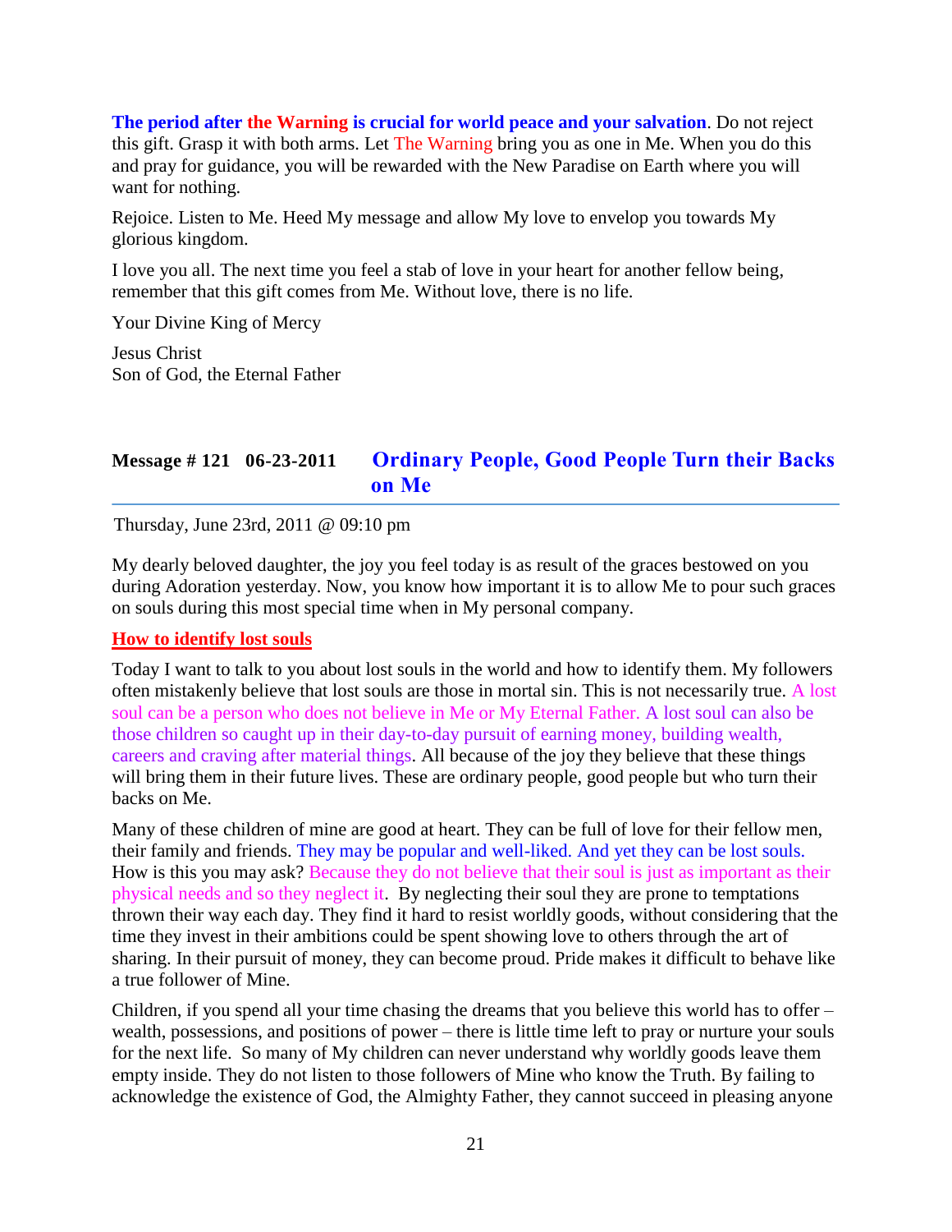**The period after the Warning is crucial for world peace and your salvation**. Do not reject this gift. Grasp it with both arms. Let The Warning bring you as one in Me. When you do this and pray for guidance, you will be rewarded with the New Paradise on Earth where you will want for nothing.

Rejoice. Listen to Me. Heed My message and allow My love to envelop you towards My glorious kingdom.

I love you all. The next time you feel a stab of love in your heart for another fellow being, remember that this gift comes from Me. Without love, there is no life.

Your Divine King of Mercy

Jesus Christ
Son of God, the Eternal Father

## Message # 121 06-23-2011 Ordinary People, Good People Turn their Backs on Me

Thursday, June 23rd, 2011 @ 09:10 pm

My dearly beloved daughter, the joy you feel today is as result of the graces bestowed on you during Adoration yesterday. Now, you know how important it is to allow Me to pour such graces on souls during this most special time when in My personal company.

**How to identify lost souls**

Today I want to talk to you about lost souls in the world and how to identify them. My followers often mistakenly believe that lost souls are those in mortal sin. This is not necessarily true. A lost soul can be a person who does not believe in Me or My Eternal Father. A lost soul can also be those children so caught up in their day-to-day pursuit of earning money, building wealth, careers and craving after material things. All because of the joy they believe that these things will bring them in their future lives. These are ordinary people, good people but who turn their backs on Me.

Many of these children of mine are good at heart. They can be full of love for their fellow men, their family and friends. They may be popular and well-liked. And yet they can be lost souls. How is this you may ask? Because they do not believe that their soul is just as important as their physical needs and so they neglect it. By neglecting their soul they are prone to temptations thrown their way each day. They find it hard to resist worldly goods, without considering that the time they invest in their ambitions could be spent showing love to others through the art of sharing. In their pursuit of money, they can become proud. Pride makes it difficult to behave like a true follower of Mine.

Children, if you spend all your time chasing the dreams that you believe this world has to offer – wealth, possessions, and positions of power – there is little time left to pray or nurture your souls for the next life. So many of My children can never understand why worldly goods leave them empty inside. They do not listen to those followers of Mine who know the Truth. By failing to acknowledge the existence of God, the Almighty Father, they cannot succeed in pleasing anyone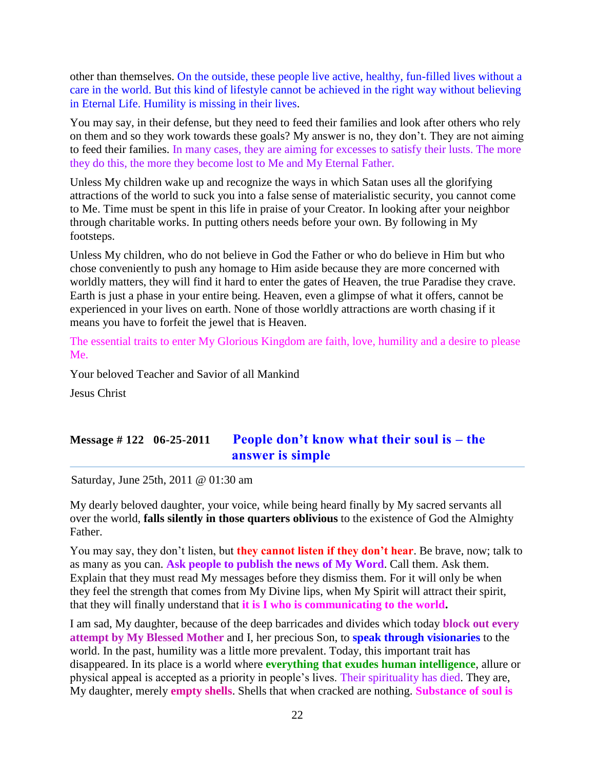other than themselves. On the outside, these people live active, healthy, fun-filled lives without a care in the world. But this kind of lifestyle cannot be achieved in the right way without believing in Eternal Life. Humility is missing in their lives.

You may say, in their defense, but they need to feed their families and look after others who rely on them and so they work towards these goals? My answer is no, they don't. They are not aiming to feed their families. In many cases, they are aiming for excesses to satisfy their lusts. The more they do this, the more they become lost to Me and My Eternal Father.

Unless My children wake up and recognize the ways in which Satan uses all the glorifying attractions of the world to suck you into a false sense of materialistic security, you cannot come to Me. Time must be spent in this life in praise of your Creator. In looking after your neighbor through charitable works. In putting others needs before your own. By following in My footsteps.

Unless My children, who do not believe in God the Father or who do believe in Him but who chose conveniently to push any homage to Him aside because they are more concerned with worldly matters, they will find it hard to enter the gates of Heaven, the true Paradise they crave. Earth is just a phase in your entire being. Heaven, even a glimpse of what it offers, cannot be experienced in your lives on earth. None of those worldly attractions are worth chasing if it means you have to forfeit the jewel that is Heaven.

The essential traits to enter My Glorious Kingdom are faith, love, humility and a desire to please Me.

Your beloved Teacher and Savior of all Mankind

Jesus Christ

## Message # 122 06-25-2011 People don't know what their soul is – the answer is simple

Saturday, June 25th, 2011 @ 01:30 am

My dearly beloved daughter, your voice, while being heard finally by My sacred servants all over the world, **falls silently in those quarters oblivious** to the existence of God the Almighty Father.

You may say, they don't listen, but **they cannot listen if they don't hear**. Be brave, now; talk to as many as you can. **Ask people to publish the news of My Word**. Call them. Ask them. Explain that they must read My messages before they dismiss them. For it will only be when they feel the strength that comes from My Divine lips, when My Spirit will attract their spirit, that they will finally understand that **it is I who is communicating to the world.**

I am sad, My daughter, because of the deep barricades and divides which today **block out every attempt by My Blessed Mother** and I, her precious Son, to **speak through visionaries** to the world. In the past, humility was a little more prevalent. Today, this important trait has disappeared. In its place is a world where **everything that exudes human intelligence**, allure or physical appeal is accepted as a priority in people's lives. Their spirituality has died. They are, My daughter, merely **empty shells**. Shells that when cracked are nothing. **Substance of soul is**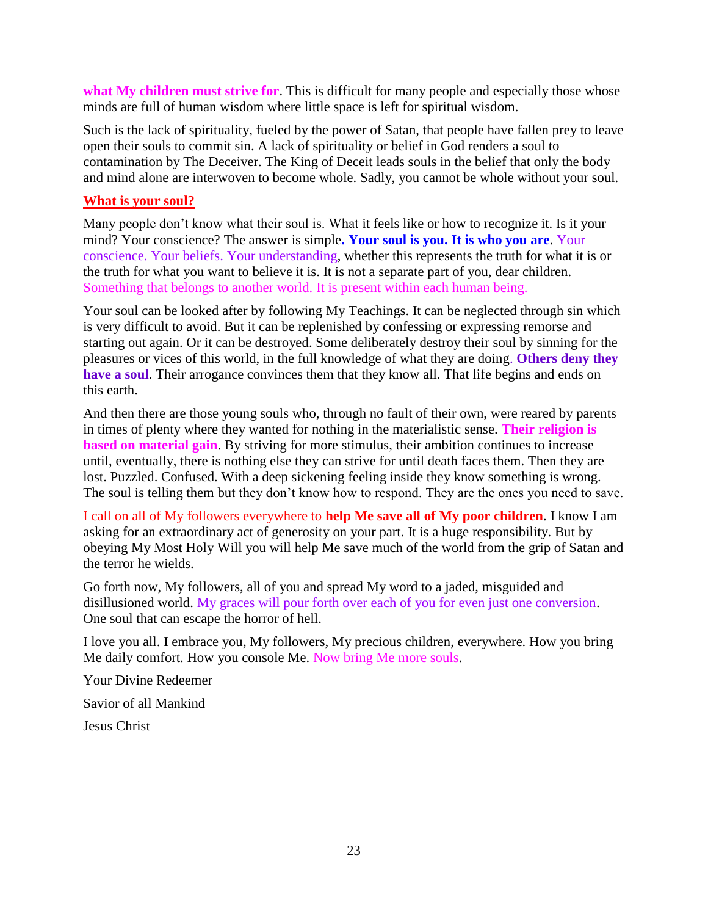**what My children must strive for**. This is difficult for many people and especially those whose minds are full of human wisdom where little space is left for spiritual wisdom.

Such is the lack of spirituality, fueled by the power of Satan, that people have fallen prey to leave open their souls to commit sin. A lack of spirituality or belief in God renders a soul to contamination by The Deceiver. The King of Deceit leads souls in the belief that only the body and mind alone are interwoven to become whole. Sadly, you cannot be whole without your soul.

**What is your soul?**

Many people don't know what their soul is. What it feels like or how to recognize it. Is it your mind? Your conscience? The answer is simple**. Your soul is you. It is who you are**. Your conscience. Your beliefs. Your understanding, whether this represents the truth for what it is or the truth for what you want to believe it is. It is not a separate part of you, dear children. Something that belongs to another world. It is present within each human being.

Your soul can be looked after by following My Teachings. It can be neglected through sin which is very difficult to avoid. But it can be replenished by confessing or expressing remorse and starting out again. Or it can be destroyed. Some deliberately destroy their soul by sinning for the pleasures or vices of this world, in the full knowledge of what they are doing. **Others deny they have a soul**. Their arrogance convinces them that they know all. That life begins and ends on this earth.

And then there are those young souls who, through no fault of their own, were reared by parents in times of plenty where they wanted for nothing in the materialistic sense. **Their religion is based on material gain**. By striving for more stimulus, their ambition continues to increase until, eventually, there is nothing else they can strive for until death faces them. Then they are lost. Puzzled. Confused. With a deep sickening feeling inside they know something is wrong. The soul is telling them but they don't know how to respond. They are the ones you need to save.

I call on all of My followers everywhere to **help Me save all of My poor children**. I know I am asking for an extraordinary act of generosity on your part. It is a huge responsibility. But by obeying My Most Holy Will you will help Me save much of the world from the grip of Satan and the terror he wields.

Go forth now, My followers, all of you and spread My word to a jaded, misguided and disillusioned world. My graces will pour forth over each of you for even just one conversion. One soul that can escape the horror of hell.

I love you all. I embrace you, My followers, My precious children, everywhere. How you bring Me daily comfort. How you console Me. Now bring Me more souls.

Your Divine Redeemer

Savior of all Mankind

Jesus Christ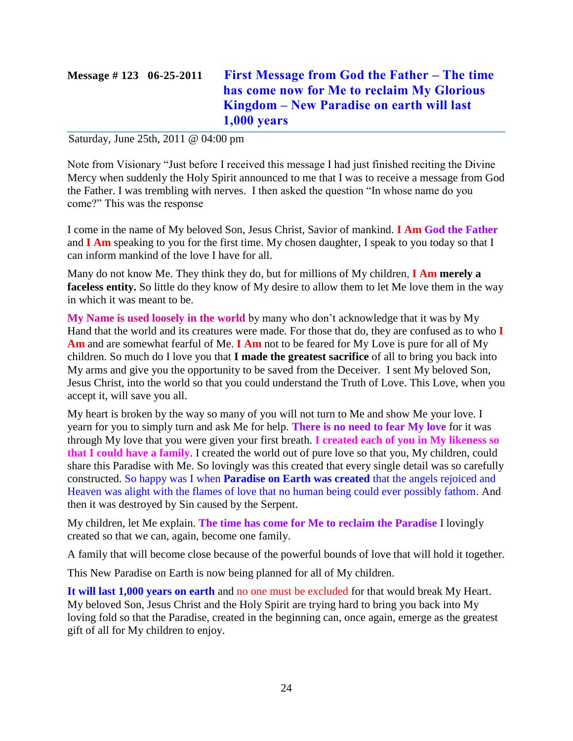## Message # 123 06-25-2011 First Message from God the Father – The time has come now for Me to reclaim My Glorious Kingdom – New Paradise on earth will last 1,000 years

Saturday, June 25th, 2011 @ 04:00 pm

Note from Visionary "Just before I received this message I had just finished reciting the Divine Mercy when suddenly the Holy Spirit announced to me that I was to receive a message from God the Father. I was trembling with nerves. I then asked the question "In whose name do you come?" This was the response

I come in the name of My beloved Son, Jesus Christ, Savior of mankind. **I Am God the Father** and **I Am** speaking to you for the first time. My chosen daughter, I speak to you today so that I can inform mankind of the love I have for all.

Many do not know Me. They think they do, but for millions of My children, **I Am merely a faceless entity.** So little do they know of My desire to allow them to let Me love them in the way in which it was meant to be.

**My Name is used loosely in the world** by many who don't acknowledge that it was by My Hand that the world and its creatures were made. For those that do, they are confused as to who **I Am** and are somewhat fearful of Me. **I Am** not to be feared for My Love is pure for all of My children. So much do I love you that **I made the greatest sacrifice** of all to bring you back into My arms and give you the opportunity to be saved from the Deceiver. I sent My beloved Son, Jesus Christ, into the world so that you could understand the Truth of Love. This Love, when you accept it, will save you all.

My heart is broken by the way so many of you will not turn to Me and show Me your love. I yearn for you to simply turn and ask Me for help. **There is no need to fear My love** for it was through My love that you were given your first breath. **I created each of you in My likeness so that I could have a family**. I created the world out of pure love so that you, My children, could share this Paradise with Me. So lovingly was this created that every single detail was so carefully constructed. So happy was I when **Paradise on Earth was created** that the angels rejoiced and Heaven was alight with the flames of love that no human being could ever possibly fathom. And then it was destroyed by Sin caused by the Serpent.

My children, let Me explain. **The time has come for Me to reclaim the Paradise** I lovingly created so that we can, again, become one family.

A family that will become close because of the powerful bounds of love that will hold it together.

This New Paradise on Earth is now being planned for all of My children.

**It will last 1,000 years on earth** and no one must be excluded for that would break My Heart. My beloved Son, Jesus Christ and the Holy Spirit are trying hard to bring you back into My loving fold so that the Paradise, created in the beginning can, once again, emerge as the greatest gift of all for My children to enjoy.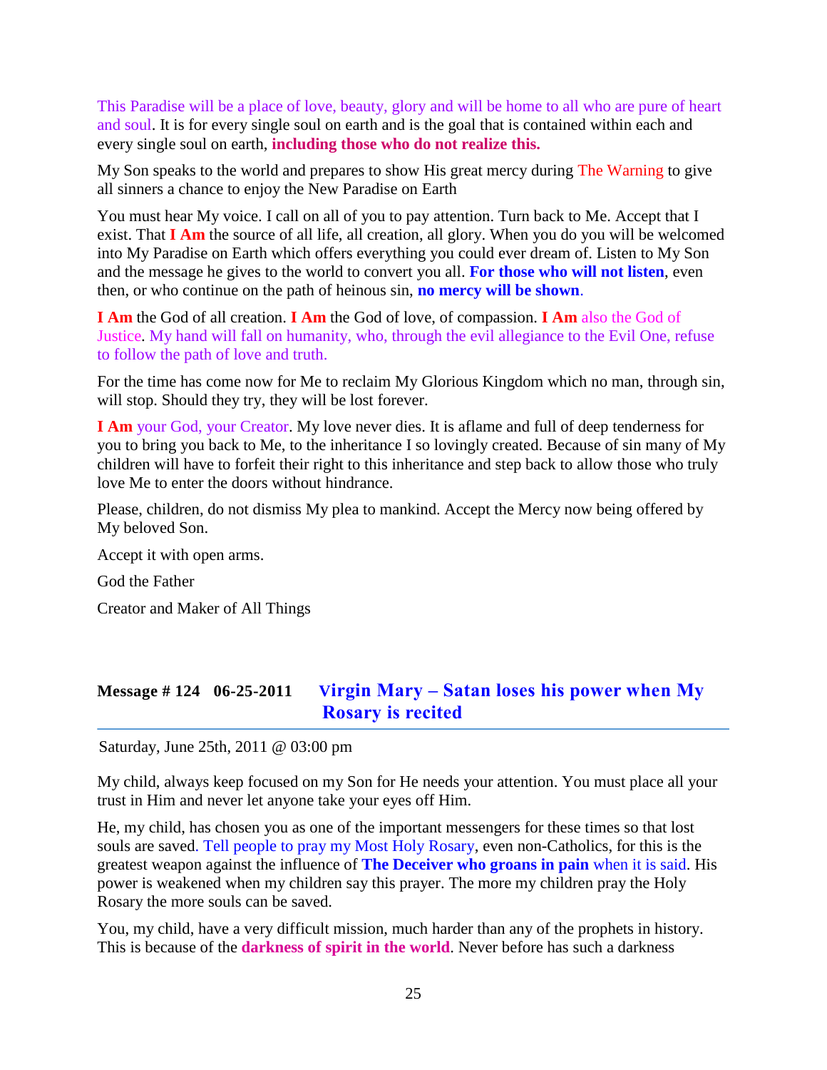This Paradise will be a place of love, beauty, glory and will be home to all who are pure of heart and soul. It is for every single soul on earth and is the goal that is contained within each and every single soul on earth, **including those who do not realize this.**

My Son speaks to the world and prepares to show His great mercy during The Warning to give all sinners a chance to enjoy the New Paradise on Earth

You must hear My voice. I call on all of you to pay attention. Turn back to Me. Accept that I exist. That **I Am** the source of all life, all creation, all glory. When you do you will be welcomed into My Paradise on Earth which offers everything you could ever dream of. Listen to My Son and the message he gives to the world to convert you all. **For those who will not listen**, even then, or who continue on the path of heinous sin, **no mercy will be shown**.

**I Am** the God of all creation. **I Am** the God of love, of compassion. **I Am** also the God of Justice. My hand will fall on humanity, who, through the evil allegiance to the Evil One, refuse to follow the path of love and truth.

For the time has come now for Me to reclaim My Glorious Kingdom which no man, through sin, will stop. Should they try, they will be lost forever.

**I Am** your God, your Creator. My love never dies. It is aflame and full of deep tenderness for you to bring you back to Me, to the inheritance I so lovingly created. Because of sin many of My children will have to forfeit their right to this inheritance and step back to allow those who truly love Me to enter the doors without hindrance.

Please, children, do not dismiss My plea to mankind. Accept the Mercy now being offered by My beloved Son.

Accept it with open arms.

God the Father

Creator and Maker of All Things

## Message # 124 06-25-2011 Virgin Mary – Satan loses his power when My Rosary is recited

Saturday, June 25th, 2011 @ 03:00 pm

My child, always keep focused on my Son for He needs your attention. You must place all your trust in Him and never let anyone take your eyes off Him.

He, my child, has chosen you as one of the important messengers for these times so that lost souls are saved. Tell people to pray my Most Holy Rosary, even non-Catholics, for this is the greatest weapon against the influence of **The Deceiver who groans in pain** when it is said. His power is weakened when my children say this prayer. The more my children pray the Holy Rosary the more souls can be saved.

You, my child, have a very difficult mission, much harder than any of the prophets in history. This is because of the **darkness of spirit in the world**. Never before has such a darkness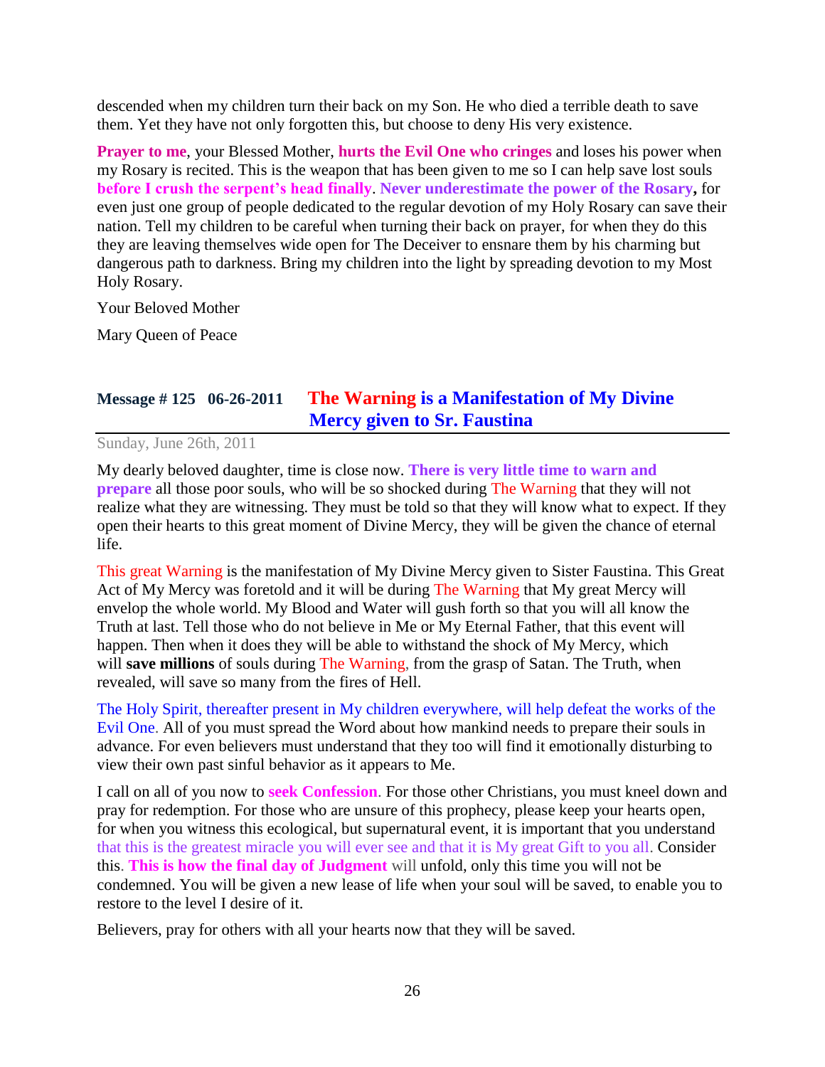descended when my children turn their back on my Son. He who died a terrible death to save them. Yet they have not only forgotten this, but choose to deny His very existence.

**Prayer to me**, your Blessed Mother, **hurts the Evil One who cringes** and loses his power when my Rosary is recited. This is the weapon that has been given to me so I can help save lost souls **before I crush the serpent's head finally**. **Never underestimate the power of the Rosary,** for even just one group of people dedicated to the regular devotion of my Holy Rosary can save their nation. Tell my children to be careful when turning their back on prayer, for when they do this they are leaving themselves wide open for The Deceiver to ensnare them by his charming but dangerous path to darkness. Bring my children into the light by spreading devotion to my Most Holy Rosary.

Your Beloved Mother

Mary Queen of Peace

## Message # 125 06-26-2011 The Warning is a Manifestation of My Divine Mercy given to Sr. Faustina

Sunday, June 26th, 2011

My dearly beloved daughter, time is close now. **There is very little time to warn and prepare** all those poor souls, who will be so shocked during The Warning that they will not realize what they are witnessing. They must be told so that they will know what to expect. If they open their hearts to this great moment of Divine Mercy, they will be given the chance of eternal life.

This great Warning is the manifestation of My Divine Mercy given to Sister Faustina. This Great Act of My Mercy was foretold and it will be during The Warning that My great Mercy will envelop the whole world. My Blood and Water will gush forth so that you will all know the Truth at last. Tell those who do not believe in Me or My Eternal Father, that this event will happen. Then when it does they will be able to withstand the shock of My Mercy, which will **save millions** of souls during The Warning, from the grasp of Satan. The Truth, when revealed, will save so many from the fires of Hell.

The Holy Spirit, thereafter present in My children everywhere, will help defeat the works of the Evil One. All of you must spread the Word about how mankind needs to prepare their souls in advance. For even believers must understand that they too will find it emotionally disturbing to view their own past sinful behavior as it appears to Me.

I call on all of you now to **seek Confession**. For those other Christians, you must kneel down and pray for redemption. For those who are unsure of this prophecy, please keep your hearts open, for when you witness this ecological, but supernatural event, it is important that you understand that this is the greatest miracle you will ever see and that it is My great Gift to you all. Consider this. **This is how the final day of Judgment** will unfold, only this time you will not be condemned. You will be given a new lease of life when your soul will be saved, to enable you to restore to the level I desire of it.

Believers, pray for others with all your hearts now that they will be saved.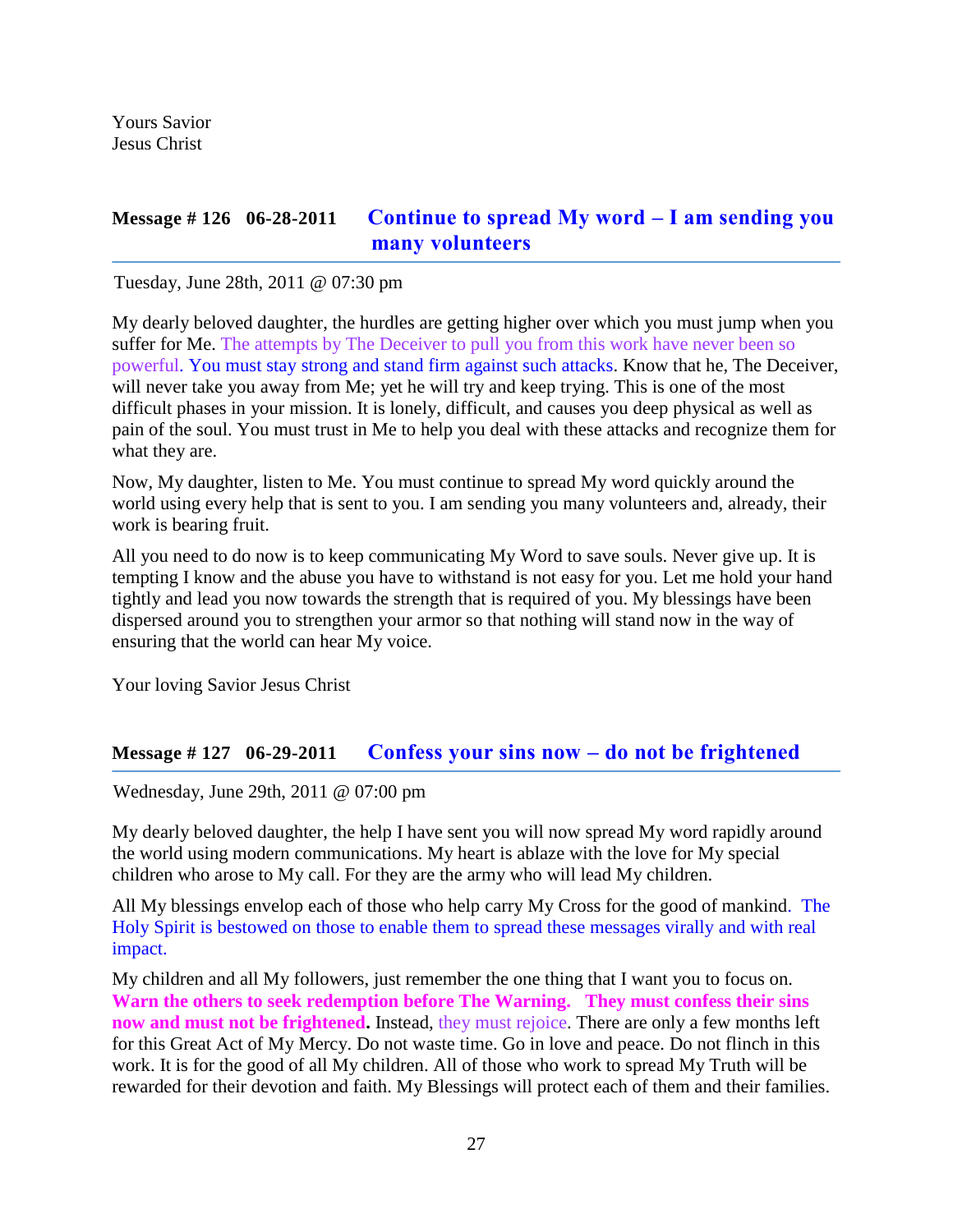Yours Savior
Jesus Christ

## Message # 126 06-28-2011 Continue to spread My word – I am sending you many volunteers

Tuesday, June 28th, 2011 @ 07:30 pm

My dearly beloved daughter, the hurdles are getting higher over which you must jump when you suffer for Me. The attempts by The Deceiver to pull you from this work have never been so powerful. You must stay strong and stand firm against such attacks. Know that he, The Deceiver, will never take you away from Me; yet he will try and keep trying. This is one of the most difficult phases in your mission. It is lonely, difficult, and causes you deep physical as well as pain of the soul. You must trust in Me to help you deal with these attacks and recognize them for what they are.

Now, My daughter, listen to Me. You must continue to spread My word quickly around the world using every help that is sent to you. I am sending you many volunteers and, already, their work is bearing fruit.

All you need to do now is to keep communicating My Word to save souls. Never give up. It is tempting I know and the abuse you have to withstand is not easy for you. Let me hold your hand tightly and lead you now towards the strength that is required of you. My blessings have been dispersed around you to strengthen your armor so that nothing will stand now in the way of ensuring that the world can hear My voice.

Your loving Savior Jesus Christ

## Message # 127 06-29-2011 Confess your sins now – do not be frightened

Wednesday, June 29th, 2011 @ 07:00 pm

My dearly beloved daughter, the help I have sent you will now spread My word rapidly around the world using modern communications. My heart is ablaze with the love for My special children who arose to My call. For they are the army who will lead My children.

All My blessings envelop each of those who help carry My Cross for the good of mankind. The Holy Spirit is bestowed on those to enable them to spread these messages virally and with real impact.

My children and all My followers, just remember the one thing that I want you to focus on. **Warn the others to seek redemption before The Warning. They must confess their sins now and must not be frightened.** Instead, they must rejoice. There are only a few months left for this Great Act of My Mercy. Do not waste time. Go in love and peace. Do not flinch in this work. It is for the good of all My children. All of those who work to spread My Truth will be rewarded for their devotion and faith. My Blessings will protect each of them and their families.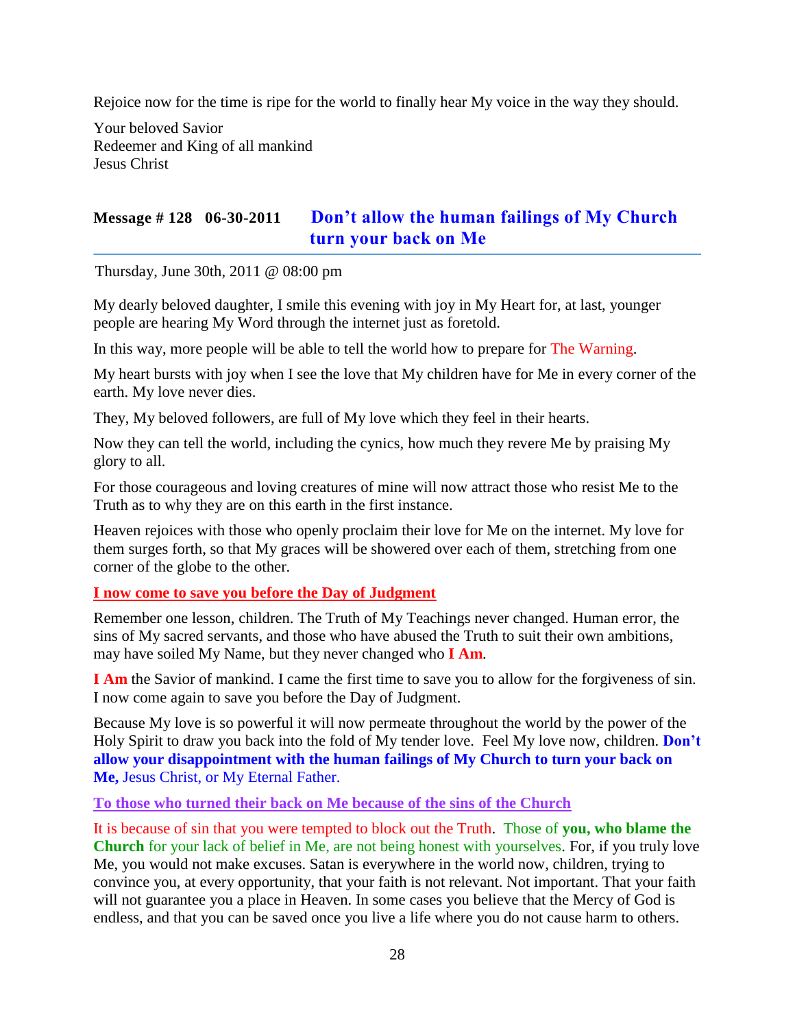Rejoice now for the time is ripe for the world to finally hear My voice in the way they should.

Your beloved Savior
Redeemer and King of all mankind
Jesus Christ

## Message # 128 06-30-2011 Don't allow the human failings of My Church turn your back on Me

Thursday, June 30th, 2011 @ 08:00 pm

My dearly beloved daughter, I smile this evening with joy in My Heart for, at last, younger people are hearing My Word through the internet just as foretold.

In this way, more people will be able to tell the world how to prepare for The Warning.

My heart bursts with joy when I see the love that My children have for Me in every corner of the earth. My love never dies.

They, My beloved followers, are full of My love which they feel in their hearts.

Now they can tell the world, including the cynics, how much they revere Me by praising My glory to all.

For those courageous and loving creatures of mine will now attract those who resist Me to the Truth as to why they are on this earth in the first instance.

Heaven rejoices with those who openly proclaim their love for Me on the internet. My love for them surges forth, so that My graces will be showered over each of them, stretching from one corner of the globe to the other.

**I now come to save you before the Day of Judgment**

Remember one lesson, children. The Truth of My Teachings never changed. Human error, the sins of My sacred servants, and those who have abused the Truth to suit their own ambitions, may have soiled My Name, but they never changed who **I Am**.

**I Am** the Savior of mankind. I came the first time to save you to allow for the forgiveness of sin. I now come again to save you before the Day of Judgment.

Because My love is so powerful it will now permeate throughout the world by the power of the Holy Spirit to draw you back into the fold of My tender love. Feel My love now, children. **Don't allow your disappointment with the human failings of My Church to turn your back on Me,** Jesus Christ, or My Eternal Father.

**To those who turned their back on Me because of the sins of the Church**

It is because of sin that you were tempted to block out the Truth. Those of **you, who blame the Church** for your lack of belief in Me, are not being honest with yourselves. For, if you truly love Me, you would not make excuses. Satan is everywhere in the world now, children, trying to convince you, at every opportunity, that your faith is not relevant. Not important. That your faith will not guarantee you a place in Heaven. In some cases you believe that the Mercy of God is endless, and that you can be saved once you live a life where you do not cause harm to others.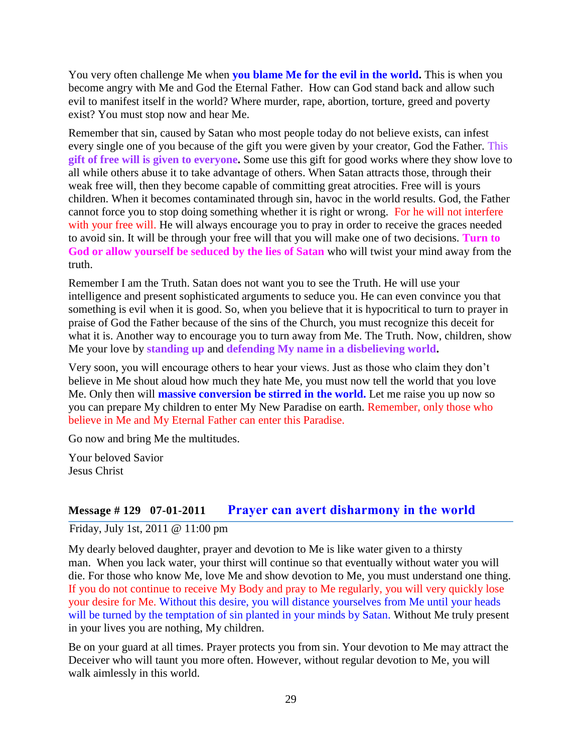You very often challenge Me when **you blame Me for the evil in the world.** This is when you become angry with Me and God the Eternal Father. How can God stand back and allow such evil to manifest itself in the world? Where murder, rape, abortion, torture, greed and poverty exist? You must stop now and hear Me.

Remember that sin, caused by Satan who most people today do not believe exists, can infest every single one of you because of the gift you were given by your creator, God the Father. This **gift of free will is given to everyone.** Some use this gift for good works where they show love to all while others abuse it to take advantage of others. When Satan attracts those, through their weak free will, then they become capable of committing great atrocities. Free will is yours children. When it becomes contaminated through sin, havoc in the world results. God, the Father cannot force you to stop doing something whether it is right or wrong. For he will not interfere with your free will. He will always encourage you to pray in order to receive the graces needed to avoid sin. It will be through your free will that you will make one of two decisions. **Turn to God or allow yourself be seduced by the lies of Satan** who will twist your mind away from the truth.

Remember I am the Truth. Satan does not want you to see the Truth. He will use your intelligence and present sophisticated arguments to seduce you. He can even convince you that something is evil when it is good. So, when you believe that it is hypocritical to turn to prayer in praise of God the Father because of the sins of the Church, you must recognize this deceit for what it is. Another way to encourage you to turn away from Me. The Truth. Now, children, show Me your love by **standing up** and **defending My name in a disbelieving world.**

Very soon, you will encourage others to hear your views. Just as those who claim they don't believe in Me shout aloud how much they hate Me, you must now tell the world that you love Me. Only then will **massive conversion be stirred in the world.** Let me raise you up now so you can prepare My children to enter My New Paradise on earth. Remember, only those who believe in Me and My Eternal Father can enter this Paradise.

Go now and bring Me the multitudes.

Your beloved Savior
Jesus Christ

## Message # 129 07-01-2011 Prayer can avert disharmony in the world

Friday, July 1st, 2011 @ 11:00 pm

My dearly beloved daughter, prayer and devotion to Me is like water given to a thirsty man. When you lack water, your thirst will continue so that eventually without water you will die. For those who know Me, love Me and show devotion to Me, you must understand one thing. If you do not continue to receive My Body and pray to Me regularly, you will very quickly lose your desire for Me. Without this desire, you will distance yourselves from Me until your heads will be turned by the temptation of sin planted in your minds by Satan. Without Me truly present in your lives you are nothing, My children.

Be on your guard at all times. Prayer protects you from sin. Your devotion to Me may attract the Deceiver who will taunt you more often. However, without regular devotion to Me, you will walk aimlessly in this world.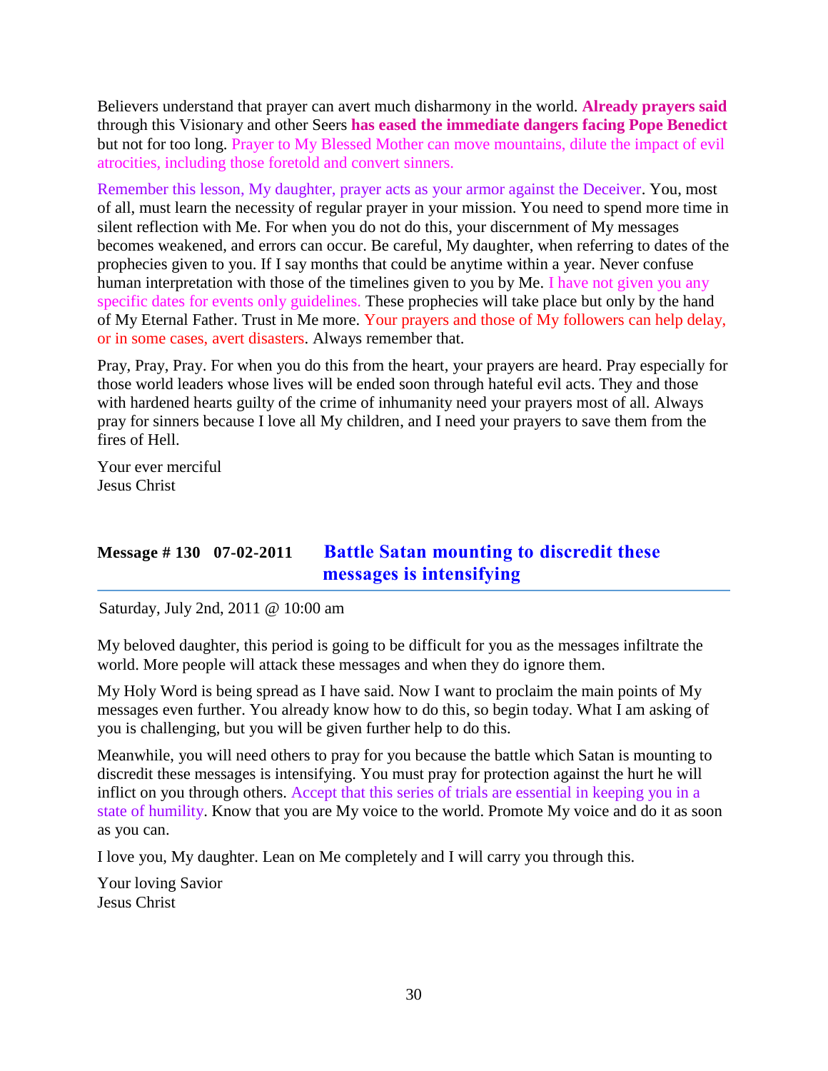Believers understand that prayer can avert much disharmony in the world. **Already prayers said** through this Visionary and other Seers **has eased the immediate dangers facing Pope Benedict** but not for too long. Prayer to My Blessed Mother can move mountains, dilute the impact of evil atrocities, including those foretold and convert sinners.

Remember this lesson, My daughter, prayer acts as your armor against the Deceiver. You, most of all, must learn the necessity of regular prayer in your mission. You need to spend more time in silent reflection with Me. For when you do not do this, your discernment of My messages becomes weakened, and errors can occur. Be careful, My daughter, when referring to dates of the prophecies given to you. If I say months that could be anytime within a year. Never confuse human interpretation with those of the timelines given to you by Me. I have not given you any specific dates for events only guidelines. These prophecies will take place but only by the hand of My Eternal Father. Trust in Me more. Your prayers and those of My followers can help delay, or in some cases, avert disasters. Always remember that.

Pray, Pray, Pray. For when you do this from the heart, your prayers are heard. Pray especially for those world leaders whose lives will be ended soon through hateful evil acts. They and those with hardened hearts guilty of the crime of inhumanity need your prayers most of all. Always pray for sinners because I love all My children, and I need your prayers to save them from the fires of Hell.

Your ever merciful
Jesus Christ

## Message # 130 07-02-2011 Battle Satan mounting to discredit these messages is intensifying

Saturday, July 2nd, 2011 @ 10:00 am

My beloved daughter, this period is going to be difficult for you as the messages infiltrate the world. More people will attack these messages and when they do ignore them.

My Holy Word is being spread as I have said. Now I want to proclaim the main points of My messages even further. You already know how to do this, so begin today. What I am asking of you is challenging, but you will be given further help to do this.

Meanwhile, you will need others to pray for you because the battle which Satan is mounting to discredit these messages is intensifying. You must pray for protection against the hurt he will inflict on you through others. Accept that this series of trials are essential in keeping you in a state of humility. Know that you are My voice to the world. Promote My voice and do it as soon as you can.

I love you, My daughter. Lean on Me completely and I will carry you through this.

Your loving Savior
Jesus Christ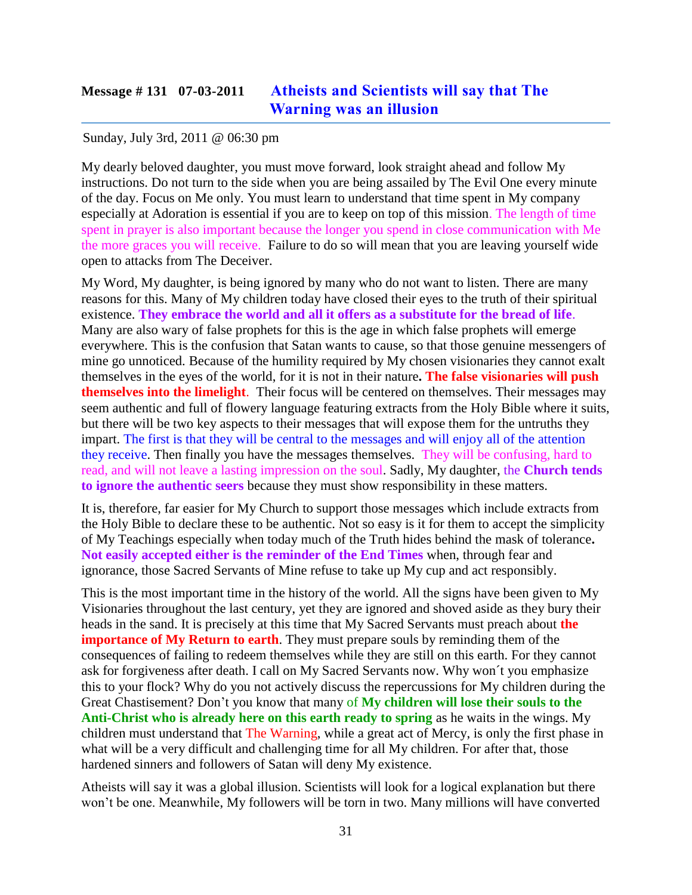## Message # 131 07-03-2011 Atheists and Scientists will say that The Warning was an illusion

Sunday, July 3rd, 2011 @ 06:30 pm

My dearly beloved daughter, you must move forward, look straight ahead and follow My instructions. Do not turn to the side when you are being assailed by The Evil One every minute of the day. Focus on Me only. You must learn to understand that time spent in My company especially at Adoration is essential if you are to keep on top of this mission. The length of time spent in prayer is also important because the longer you spend in close communication with Me the more graces you will receive. Failure to do so will mean that you are leaving yourself wide open to attacks from The Deceiver.

My Word, My daughter, is being ignored by many who do not want to listen. There are many reasons for this. Many of My children today have closed their eyes to the truth of their spiritual existence. **They embrace the world and all it offers as a substitute for the bread of life**. Many are also wary of false prophets for this is the age in which false prophets will emerge everywhere. This is the confusion that Satan wants to cause, so that those genuine messengers of mine go unnoticed. Because of the humility required by My chosen visionaries they cannot exalt themselves in the eyes of the world, for it is not in their nature**. The false visionaries will push themselves into the limelight**. Their focus will be centered on themselves. Their messages may seem authentic and full of flowery language featuring extracts from the Holy Bible where it suits, but there will be two key aspects to their messages that will expose them for the untruths they impart. The first is that they will be central to the messages and will enjoy all of the attention they receive. Then finally you have the messages themselves. They will be confusing, hard to read, and will not leave a lasting impression on the soul. Sadly, My daughter, the **Church tends to ignore the authentic seers** because they must show responsibility in these matters.

It is, therefore, far easier for My Church to support those messages which include extracts from the Holy Bible to declare these to be authentic. Not so easy is it for them to accept the simplicity of My Teachings especially when today much of the Truth hides behind the mask of tolerance**. Not easily accepted either is the reminder of the End Times** when, through fear and ignorance, those Sacred Servants of Mine refuse to take up My cup and act responsibly.

This is the most important time in the history of the world. All the signs have been given to My Visionaries throughout the last century, yet they are ignored and shoved aside as they bury their heads in the sand. It is precisely at this time that My Sacred Servants must preach about **the importance of My Return to earth**. They must prepare souls by reminding them of the consequences of failing to redeem themselves while they are still on this earth. For they cannot ask for forgiveness after death. I call on My Sacred Servants now. Why won´t you emphasize this to your flock? Why do you not actively discuss the repercussions for My children during the Great Chastisement? Don't you know that many of **My children will lose their souls to the Anti-Christ who is already here on this earth ready to spring** as he waits in the wings. My children must understand that The Warning, while a great act of Mercy, is only the first phase in what will be a very difficult and challenging time for all My children. For after that, those hardened sinners and followers of Satan will deny My existence.

Atheists will say it was a global illusion. Scientists will look for a logical explanation but there won't be one. Meanwhile, My followers will be torn in two. Many millions will have converted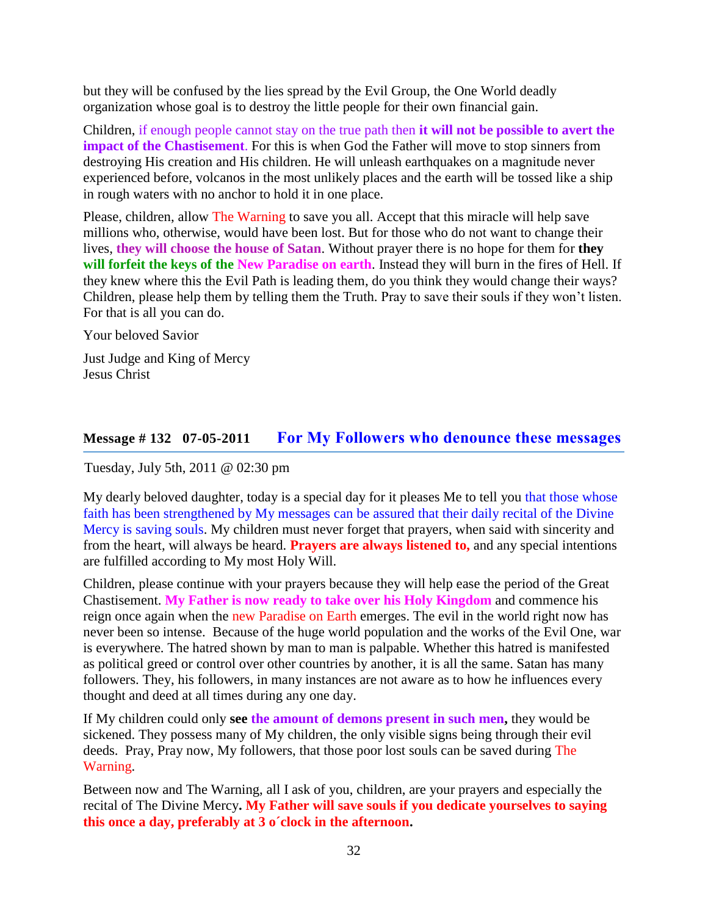but they will be confused by the lies spread by the Evil Group, the One World deadly organization whose goal is to destroy the little people for their own financial gain.

Children, if enough people cannot stay on the true path then **it will not be possible to avert the impact of the Chastisement**. For this is when God the Father will move to stop sinners from destroying His creation and His children. He will unleash earthquakes on a magnitude never experienced before, volcanos in the most unlikely places and the earth will be tossed like a ship in rough waters with no anchor to hold it in one place.

Please, children, allow The Warning to save you all. Accept that this miracle will help save millions who, otherwise, would have been lost. But for those who do not want to change their lives, **they will choose the house of Satan**. Without prayer there is no hope for them for **they will forfeit the keys of the New Paradise on earth**. Instead they will burn in the fires of Hell. If they knew where this the Evil Path is leading them, do you think they would change their ways? Children, please help them by telling them the Truth. Pray to save their souls if they won't listen. For that is all you can do.

Your beloved Savior

Just Judge and King of Mercy
Jesus Christ

## Message # 132 07-05-2011 For My Followers who denounce these messages

Tuesday, July 5th, 2011 @ 02:30 pm

My dearly beloved daughter, today is a special day for it pleases Me to tell you that those whose faith has been strengthened by My messages can be assured that their daily recital of the Divine Mercy is saving souls. My children must never forget that prayers, when said with sincerity and from the heart, will always be heard. **Prayers are always listened to,** and any special intentions are fulfilled according to My most Holy Will.

Children, please continue with your prayers because they will help ease the period of the Great Chastisement. **My Father is now ready to take over his Holy Kingdom** and commence his reign once again when the new Paradise on Earth emerges. The evil in the world right now has never been so intense. Because of the huge world population and the works of the Evil One, war is everywhere. The hatred shown by man to man is palpable. Whether this hatred is manifested as political greed or control over other countries by another, it is all the same. Satan has many followers. They, his followers, in many instances are not aware as to how he influences every thought and deed at all times during any one day.

If My children could only **see the amount of demons present in such men,** they would be sickened. They possess many of My children, the only visible signs being through their evil deeds. Pray, Pray now, My followers, that those poor lost souls can be saved during The Warning.

Between now and The Warning, all I ask of you, children, are your prayers and especially the recital of The Divine Mercy**. My Father will save souls if you dedicate yourselves to saying this once a day, preferably at 3 o´clock in the afternoon.**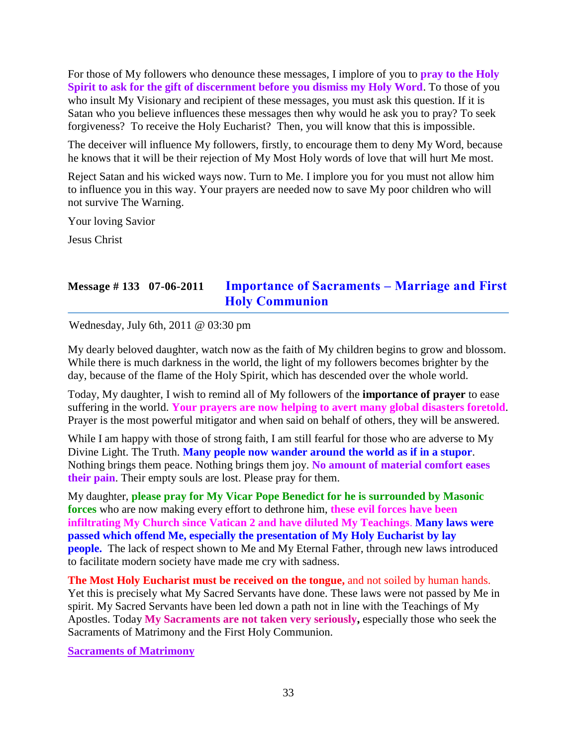For those of My followers who denounce these messages, I implore of you to **pray to the Holy Spirit to ask for the gift of discernment before you dismiss my Holy Word**. To those of you who insult My Visionary and recipient of these messages, you must ask this question. If it is Satan who you believe influences these messages then why would he ask you to pray? To seek forgiveness? To receive the Holy Eucharist? Then, you will know that this is impossible.

The deceiver will influence My followers, firstly, to encourage them to deny My Word, because he knows that it will be their rejection of My Most Holy words of love that will hurt Me most.

Reject Satan and his wicked ways now. Turn to Me. I implore you for you must not allow him to influence you in this way. Your prayers are needed now to save My poor children who will not survive The Warning.

Your loving Savior

Jesus Christ

## Message # 133 07-06-2011 Importance of Sacraments – Marriage and First Holy Communion

Wednesday, July 6th, 2011 @ 03:30 pm

My dearly beloved daughter, watch now as the faith of My children begins to grow and blossom. While there is much darkness in the world, the light of my followers becomes brighter by the day, because of the flame of the Holy Spirit, which has descended over the whole world.

Today, My daughter, I wish to remind all of My followers of the **importance of prayer** to ease suffering in the world. **Your prayers are now helping to avert many global disasters foretold**. Prayer is the most powerful mitigator and when said on behalf of others, they will be answered.

While I am happy with those of strong faith, I am still fearful for those who are adverse to My Divine Light. The Truth. **Many people now wander around the world as if in a stupor**. Nothing brings them peace. Nothing brings them joy. **No amount of material comfort eases their pain**. Their empty souls are lost. Please pray for them.

My daughter, **please pray for My Vicar Pope Benedict for he is surrounded by Masonic forces** who are now making every effort to dethrone him, **these evil forces have been infiltrating My Church since Vatican 2 and have diluted My Teachings**. **Many laws were passed which offend Me, especially the presentation of My Holy Eucharist by lay people.** The lack of respect shown to Me and My Eternal Father, through new laws introduced to facilitate modern society have made me cry with sadness.

**The Most Holy Eucharist must be received on the tongue,** and not soiled by human hands. Yet this is precisely what My Sacred Servants have done. These laws were not passed by Me in spirit. My Sacred Servants have been led down a path not in line with the Teachings of My Apostles. Today **My Sacraments are not taken very seriously,** especially those who seek the Sacraments of Matrimony and the First Holy Communion.

**Sacraments of Matrimony**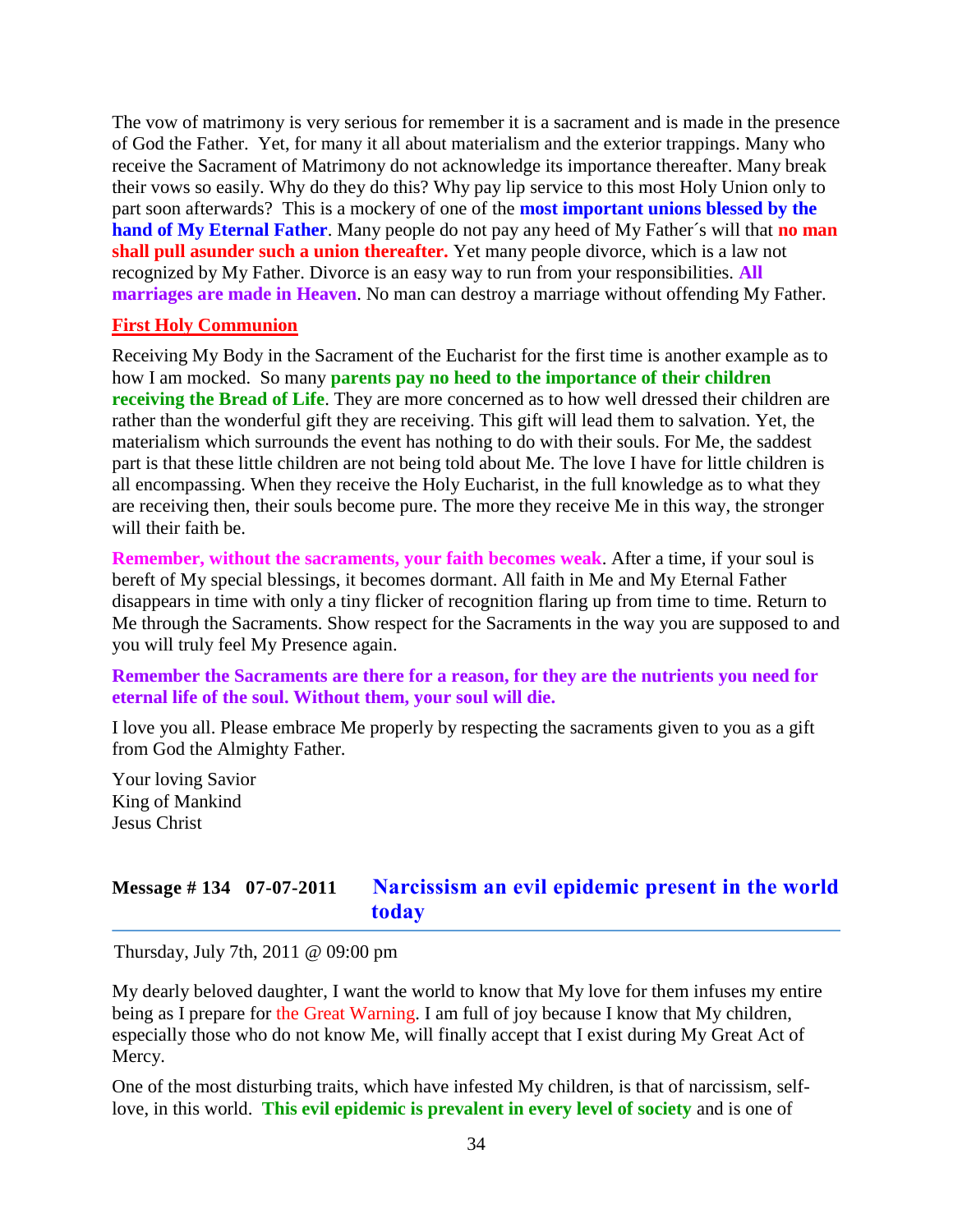The vow of matrimony is very serious for remember it is a sacrament and is made in the presence of God the Father. Yet, for many it all about materialism and the exterior trappings. Many who receive the Sacrament of Matrimony do not acknowledge its importance thereafter. Many break their vows so easily. Why do they do this? Why pay lip service to this most Holy Union only to part soon afterwards? This is a mockery of one of the **most important unions blessed by the hand of My Eternal Father**. Many people do not pay any heed of My Father´s will that **no man shall pull asunder such a union thereafter.** Yet many people divorce, which is a law not recognized by My Father. Divorce is an easy way to run from your responsibilities. **All marriages are made in Heaven**. No man can destroy a marriage without offending My Father.

**First Holy Communion**

Receiving My Body in the Sacrament of the Eucharist for the first time is another example as to how I am mocked. So many **parents pay no heed to the importance of their children receiving the Bread of Life**. They are more concerned as to how well dressed their children are rather than the wonderful gift they are receiving. This gift will lead them to salvation. Yet, the materialism which surrounds the event has nothing to do with their souls. For Me, the saddest part is that these little children are not being told about Me. The love I have for little children is all encompassing. When they receive the Holy Eucharist, in the full knowledge as to what they are receiving then, their souls become pure. The more they receive Me in this way, the stronger will their faith be.

**Remember, without the sacraments, your faith becomes weak**. After a time, if your soul is bereft of My special blessings, it becomes dormant. All faith in Me and My Eternal Father disappears in time with only a tiny flicker of recognition flaring up from time to time. Return to Me through the Sacraments. Show respect for the Sacraments in the way you are supposed to and you will truly feel My Presence again.

**Remember the Sacraments are there for a reason, for they are the nutrients you need for eternal life of the soul. Without them, your soul will die.**

I love you all. Please embrace Me properly by respecting the sacraments given to you as a gift from God the Almighty Father.

Your loving Savior
King of Mankind
Jesus Christ

## Message # 134 07-07-2011 Narcissism an evil epidemic present in the world today

Thursday, July 7th, 2011 @ 09:00 pm

My dearly beloved daughter, I want the world to know that My love for them infuses my entire being as I prepare for the Great Warning. I am full of joy because I know that My children, especially those who do not know Me, will finally accept that I exist during My Great Act of Mercy.

One of the most disturbing traits, which have infested My children, is that of narcissism, self-love, in this world. **This evil epidemic is prevalent in every level of society** and is one of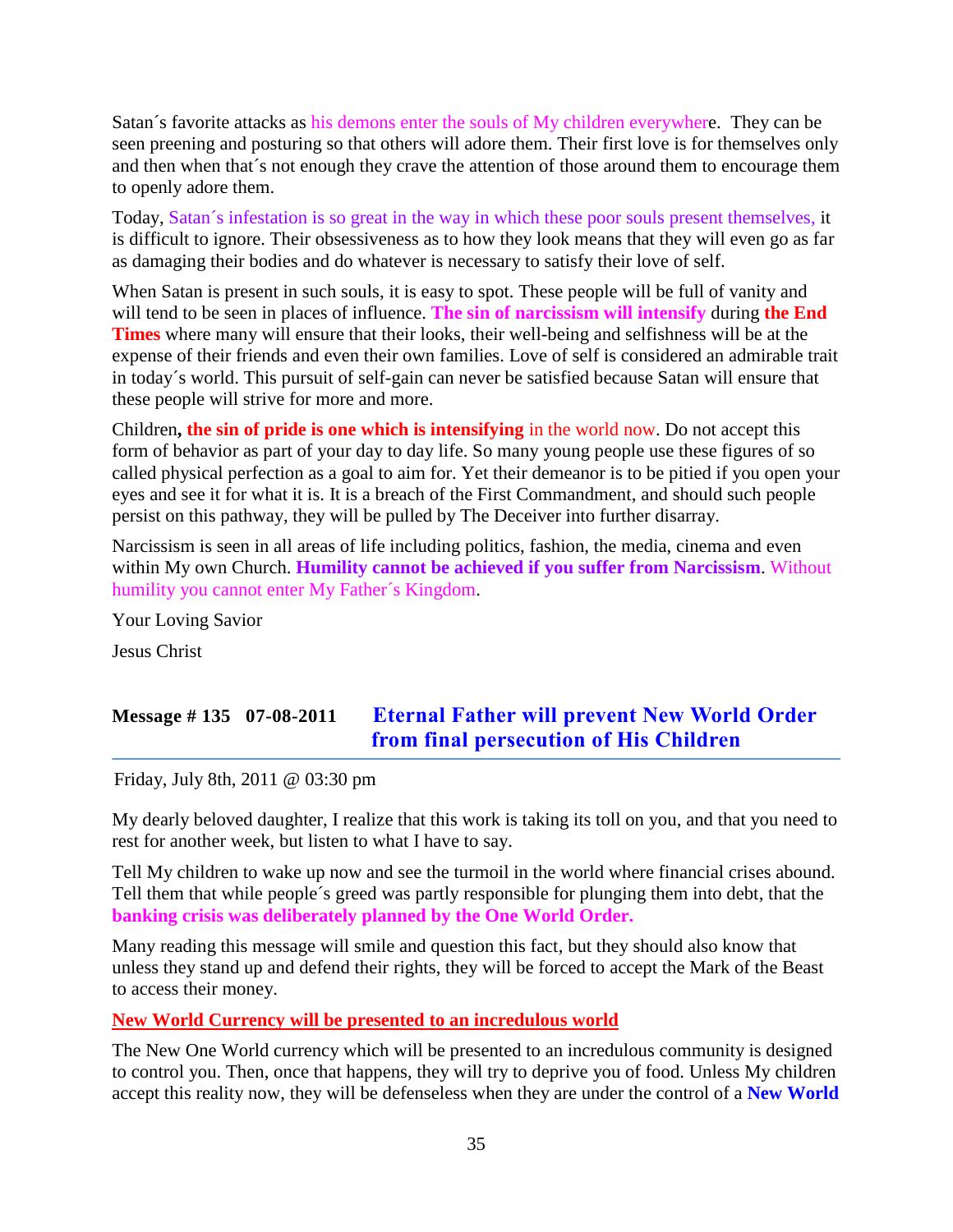Satan´s favorite attacks as his demons enter the souls of My children everywhere. They can be seen preening and posturing so that others will adore them. Their first love is for themselves only and then when that´s not enough they crave the attention of those around them to encourage them to openly adore them.

Today, Satan´s infestation is so great in the way in which these poor souls present themselves, it is difficult to ignore. Their obsessiveness as to how they look means that they will even go as far as damaging their bodies and do whatever is necessary to satisfy their love of self.

When Satan is present in such souls, it is easy to spot. These people will be full of vanity and will tend to be seen in places of influence. **The sin of narcissism will intensify** during **the End Times** where many will ensure that their looks, their well-being and selfishness will be at the expense of their friends and even their own families. Love of self is considered an admirable trait in today´s world. This pursuit of self-gain can never be satisfied because Satan will ensure that these people will strive for more and more.

Children**, the sin of pride is one which is intensifying** in the world now. Do not accept this form of behavior as part of your day to day life. So many young people use these figures of so called physical perfection as a goal to aim for. Yet their demeanor is to be pitied if you open your eyes and see it for what it is. It is a breach of the First Commandment, and should such people persist on this pathway, they will be pulled by The Deceiver into further disarray.

Narcissism is seen in all areas of life including politics, fashion, the media, cinema and even within My own Church. **Humility cannot be achieved if you suffer from Narcissism**. Without humility you cannot enter My Father´s Kingdom.

Your Loving Savior

Jesus Christ

## Message # 135 07-08-2011 Eternal Father will prevent New World Order from final persecution of His Children

Friday, July 8th, 2011 @ 03:30 pm

My dearly beloved daughter, I realize that this work is taking its toll on you, and that you need to rest for another week, but listen to what I have to say.

Tell My children to wake up now and see the turmoil in the world where financial crises abound. Tell them that while people´s greed was partly responsible for plunging them into debt, that the **banking crisis was deliberately planned by the One World Order.**

Many reading this message will smile and question this fact, but they should also know that unless they stand up and defend their rights, they will be forced to accept the Mark of the Beast to access their money.

**New World Currency will be presented to an incredulous world**

The New One World currency which will be presented to an incredulous community is designed to control you. Then, once that happens, they will try to deprive you of food. Unless My children accept this reality now, they will be defenseless when they are under the control of a **New World**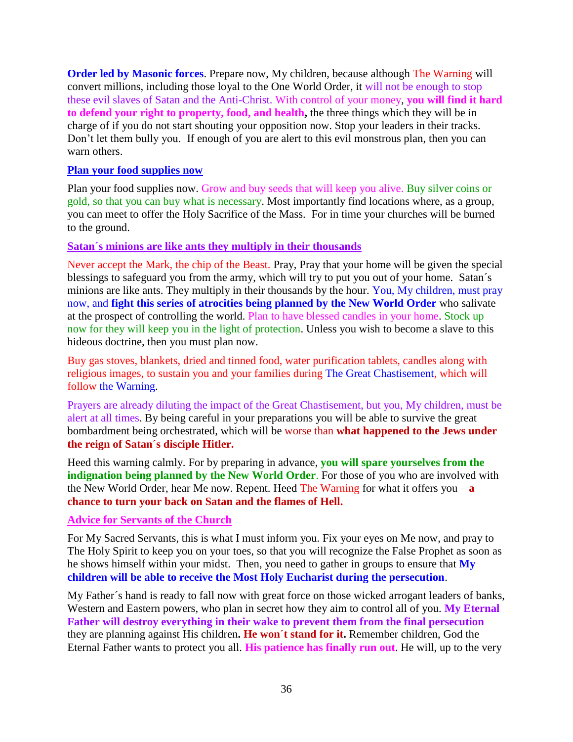**Order led by Masonic forces**. Prepare now, My children, because although The Warning will convert millions, including those loyal to the One World Order, it will not be enough to stop these evil slaves of Satan and the Anti-Christ. With control of your money, **you will find it hard to defend your right to property, food, and health,** the three things which they will be in charge of if you do not start shouting your opposition now. Stop your leaders in their tracks. Don't let them bully you. If enough of you are alert to this evil monstrous plan, then you can warn others.

**Plan your food supplies now**

Plan your food supplies now. Grow and buy seeds that will keep you alive. Buy silver coins or gold, so that you can buy what is necessary. Most importantly find locations where, as a group, you can meet to offer the Holy Sacrifice of the Mass. For in time your churches will be burned to the ground.

**Satan´s minions are like ants they multiply in their thousands**

Never accept the Mark, the chip of the Beast. Pray, Pray that your home will be given the special blessings to safeguard you from the army, which will try to put you out of your home. Satan´s minions are like ants. They multiply in their thousands by the hour. You, My children, must pray now, and **fight this series of atrocities being planned by the New World Order** who salivate at the prospect of controlling the world. Plan to have blessed candles in your home. Stock up now for they will keep you in the light of protection. Unless you wish to become a slave to this hideous doctrine, then you must plan now.

Buy gas stoves, blankets, dried and tinned food, water purification tablets, candles along with religious images, to sustain you and your families during The Great Chastisement, which will follow the Warning.

Prayers are already diluting the impact of the Great Chastisement, but you, My children, must be alert at all times. By being careful in your preparations you will be able to survive the great bombardment being orchestrated, which will be worse than **what happened to the Jews under the reign of Satan´s disciple Hitler.**

Heed this warning calmly. For by preparing in advance, **you will spare yourselves from the indignation being planned by the New World Order**. For those of you who are involved with the New World Order, hear Me now. Repent. Heed The Warning for what it offers you – **a chance to turn your back on Satan and the flames of Hell.**

**Advice for Servants of the Church**

For My Sacred Servants, this is what I must inform you. Fix your eyes on Me now, and pray to The Holy Spirit to keep you on your toes, so that you will recognize the False Prophet as soon as he shows himself within your midst. Then, you need to gather in groups to ensure that **My children will be able to receive the Most Holy Eucharist during the persecution**.

My Father´s hand is ready to fall now with great force on those wicked arrogant leaders of banks, Western and Eastern powers, who plan in secret how they aim to control all of you. **My Eternal Father will destroy everything in their wake to prevent them from the final persecution** they are planning against His children**. He won´t stand for it.** Remember children, God the Eternal Father wants to protect you all. **His patience has finally run out**. He will, up to the very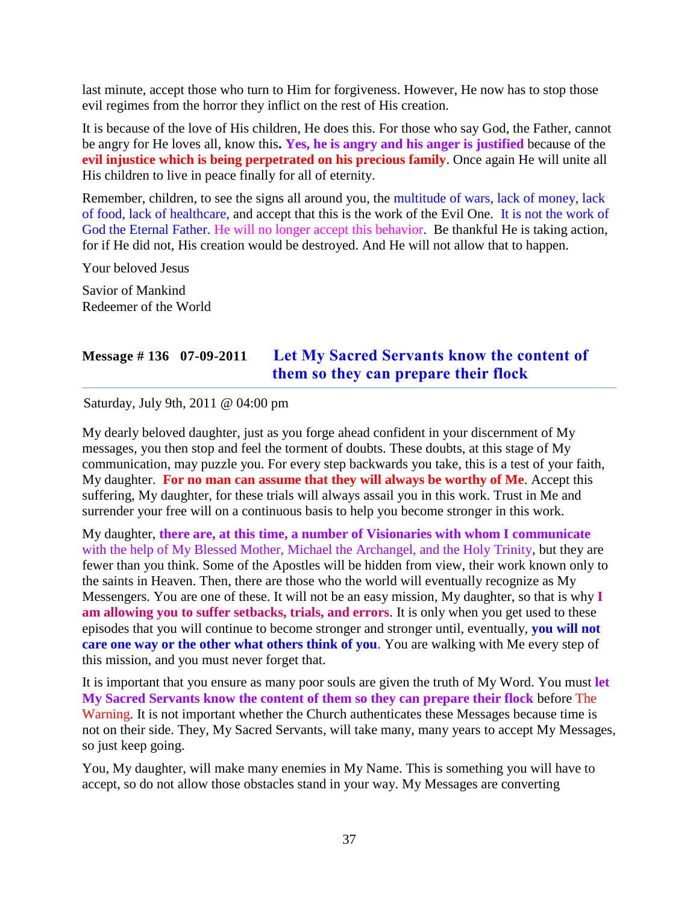last minute, accept those who turn to Him for forgiveness. However, He now has to stop those evil regimes from the horror they inflict on the rest of His creation.

It is because of the love of His children, He does this. For those who say God, the Father, cannot be angry for He loves all, know this**. Yes, he is angry and his anger is justified** because of the **evil injustice which is being perpetrated on his precious family**. Once again He will unite all His children to live in peace finally for all of eternity.

Remember, children, to see the signs all around you, the multitude of wars, lack of money, lack of food, lack of healthcare, and accept that this is the work of the Evil One. It is not the work of God the Eternal Father. He will no longer accept this behavior. Be thankful He is taking action, for if He did not, His creation would be destroyed. And He will not allow that to happen.

Your beloved Jesus

Savior of Mankind
Redeemer of the World

## Message # 136 07-09-2011 Let My Sacred Servants know the content of them so they can prepare their flock

Saturday, July 9th, 2011 @ 04:00 pm

My dearly beloved daughter, just as you forge ahead confident in your discernment of My messages, you then stop and feel the torment of doubts. These doubts, at this stage of My communication, may puzzle you. For every step backwards you take, this is a test of your faith, My daughter. **For no man can assume that they will always be worthy of Me**. Accept this suffering, My daughter, for these trials will always assail you in this work. Trust in Me and surrender your free will on a continuous basis to help you become stronger in this work.

My daughter, **there are, at this time, a number of Visionaries with whom I communicate** with the help of My Blessed Mother, Michael the Archangel, and the Holy Trinity, but they are fewer than you think. Some of the Apostles will be hidden from view, their work known only to the saints in Heaven. Then, there are those who the world will eventually recognize as My Messengers. You are one of these. It will not be an easy mission, My daughter, so that is why **I am allowing you to suffer setbacks, trials, and errors**. It is only when you get used to these episodes that you will continue to become stronger and stronger until, eventually, **you will not care one way or the other what others think of you**. You are walking with Me every step of this mission, and you must never forget that.

It is important that you ensure as many poor souls are given the truth of My Word. You must **let My Sacred Servants know the content of them so they can prepare their flock** before The Warning. It is not important whether the Church authenticates these Messages because time is not on their side. They, My Sacred Servants, will take many, many years to accept My Messages, so just keep going.

You, My daughter, will make many enemies in My Name. This is something you will have to accept, so do not allow those obstacles stand in your way. My Messages are converting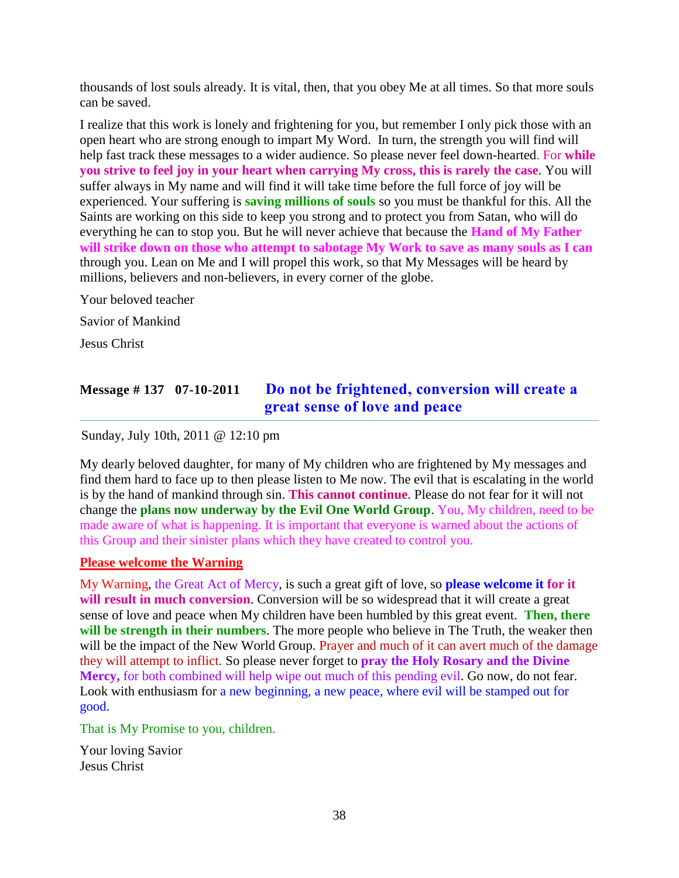thousands of lost souls already. It is vital, then, that you obey Me at all times. So that more souls can be saved.

I realize that this work is lonely and frightening for you, but remember I only pick those with an open heart who are strong enough to impart My Word. In turn, the strength you will find will help fast track these messages to a wider audience. So please never feel down-hearted. For **while you strive to feel joy in your heart when carrying My cross, this is rarely the case**. You will suffer always in My name and will find it will take time before the full force of joy will be experienced. Your suffering is **saving millions of souls** so you must be thankful for this. All the Saints are working on this side to keep you strong and to protect you from Satan, who will do everything he can to stop you. But he will never achieve that because the **Hand of My Father will strike down on those who attempt to sabotage My Work to save as many souls as I can** through you. Lean on Me and I will propel this work, so that My Messages will be heard by millions, believers and non-believers, in every corner of the globe.

Your beloved teacher

Savior of Mankind

Jesus Christ

## Message # 137 07-10-2011 Do not be frightened, conversion will create a great sense of love and peace

Sunday, July 10th, 2011 @ 12:10 pm

My dearly beloved daughter, for many of My children who are frightened by My messages and find them hard to face up to then please listen to Me now. The evil that is escalating in the world is by the hand of mankind through sin. **This cannot continue**. Please do not fear for it will not change the **plans now underway by the Evil One World Group**. You, My children, need to be made aware of what is happening. It is important that everyone is warned about the actions of this Group and their sinister plans which they have created to control you.

**Please welcome the Warning**

My Warning, the Great Act of Mercy, is such a great gift of love, so **please welcome it for it will result in much conversion**. Conversion will be so widespread that it will create a great sense of love and peace when My children have been humbled by this great event. **Then, there will be strength in their numbers**. The more people who believe in The Truth, the weaker then will be the impact of the New World Group. Prayer and much of it can avert much of the damage they will attempt to inflict. So please never forget to **pray the Holy Rosary and the Divine Mercy,** for both combined will help wipe out much of this pending evil. Go now, do not fear. Look with enthusiasm for a new beginning, a new peace, where evil will be stamped out for good.

That is My Promise to you, children.

Your loving Savior
Jesus Christ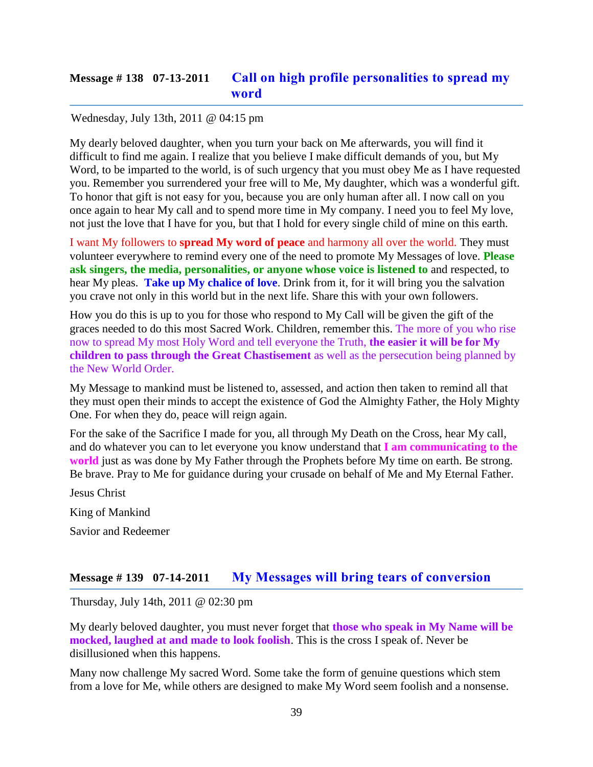## Message # 138 07-13-2011 Call on high profile personalities to spread my word

Wednesday, July 13th, 2011 @ 04:15 pm

My dearly beloved daughter, when you turn your back on Me afterwards, you will find it difficult to find me again. I realize that you believe I make difficult demands of you, but My Word, to be imparted to the world, is of such urgency that you must obey Me as I have requested you. Remember you surrendered your free will to Me, My daughter, which was a wonderful gift. To honor that gift is not easy for you, because you are only human after all. I now call on you once again to hear My call and to spend more time in My company. I need you to feel My love, not just the love that I have for you, but that I hold for every single child of mine on this earth.

I want My followers to **spread My word of peace** and harmony all over the world. They must volunteer everywhere to remind every one of the need to promote My Messages of love. **Please ask singers, the media, personalities, or anyone whose voice is listened to** and respected, to hear My pleas. **Take up My chalice of love**. Drink from it, for it will bring you the salvation you crave not only in this world but in the next life. Share this with your own followers.

How you do this is up to you for those who respond to My Call will be given the gift of the graces needed to do this most Sacred Work. Children, remember this. The more of you who rise now to spread My most Holy Word and tell everyone the Truth, **the easier it will be for My children to pass through the Great Chastisement** as well as the persecution being planned by the New World Order.

My Message to mankind must be listened to, assessed, and action then taken to remind all that they must open their minds to accept the existence of God the Almighty Father, the Holy Mighty One. For when they do, peace will reign again.

For the sake of the Sacrifice I made for you, all through My Death on the Cross, hear My call, and do whatever you can to let everyone you know understand that **I am communicating to the world** just as was done by My Father through the Prophets before My time on earth. Be strong. Be brave. Pray to Me for guidance during your crusade on behalf of Me and My Eternal Father.

Jesus Christ

King of Mankind

Savior and Redeemer

## Message # 139 07-14-2011 My Messages will bring tears of conversion

Thursday, July 14th, 2011 @ 02:30 pm

My dearly beloved daughter, you must never forget that **those who speak in My Name will be mocked, laughed at and made to look foolish**. This is the cross I speak of. Never be disillusioned when this happens.

Many now challenge My sacred Word. Some take the form of genuine questions which stem from a love for Me, while others are designed to make My Word seem foolish and a nonsense.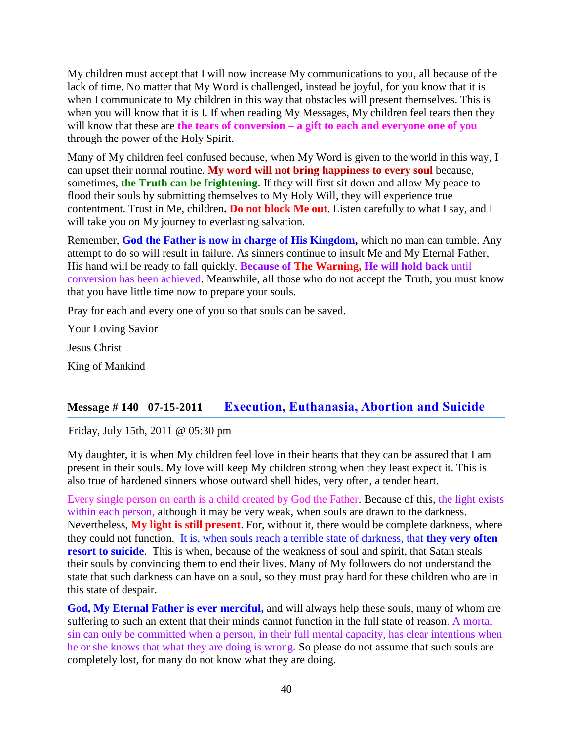My children must accept that I will now increase My communications to you, all because of the lack of time. No matter that My Word is challenged, instead be joyful, for you know that it is when I communicate to My children in this way that obstacles will present themselves. This is when you will know that it is I. If when reading My Messages, My children feel tears then they will know that these are **the tears of conversion – a gift to each and everyone one of you** through the power of the Holy Spirit.

Many of My children feel confused because, when My Word is given to the world in this way, I can upset their normal routine. **My word will not bring happiness to every soul** because, sometimes, **the Truth can be frightening**. If they will first sit down and allow My peace to flood their souls by submitting themselves to My Holy Will, they will experience true contentment. Trust in Me, children**.** **Do not block Me out**. Listen carefully to what I say, and I will take you on My journey to everlasting salvation.

Remember, **God the Father is now in charge of His Kingdom,** which no man can tumble. Any attempt to do so will result in failure. As sinners continue to insult Me and My Eternal Father, His hand will be ready to fall quickly. **Because of The Warning, He will hold back** until conversion has been achieved. Meanwhile, all those who do not accept the Truth, you must know that you have little time now to prepare your souls.

Pray for each and every one of you so that souls can be saved.

Your Loving Savior

Jesus Christ

King of Mankind

## Message # 140 07-15-2011 Execution, Euthanasia, Abortion and Suicide

Friday, July 15th, 2011 @ 05:30 pm

My daughter, it is when My children feel love in their hearts that they can be assured that I am present in their souls. My love will keep My children strong when they least expect it. This is also true of hardened sinners whose outward shell hides, very often, a tender heart.

Every single person on earth is a child created by God the Father. Because of this, the light exists within each person, although it may be very weak, when souls are drawn to the darkness. Nevertheless, **My light is still present**. For, without it, there would be complete darkness, where they could not function. It is, when souls reach a terrible state of darkness, that **they very often resort to suicide**. This is when, because of the weakness of soul and spirit, that Satan steals their souls by convincing them to end their lives. Many of My followers do not understand the state that such darkness can have on a soul, so they must pray hard for these children who are in this state of despair.

**God, My Eternal Father is ever merciful,** and will always help these souls, many of whom are suffering to such an extent that their minds cannot function in the full state of reason. A mortal sin can only be committed when a person, in their full mental capacity, has clear intentions when he or she knows that what they are doing is wrong. So please do not assume that such souls are completely lost, for many do not know what they are doing.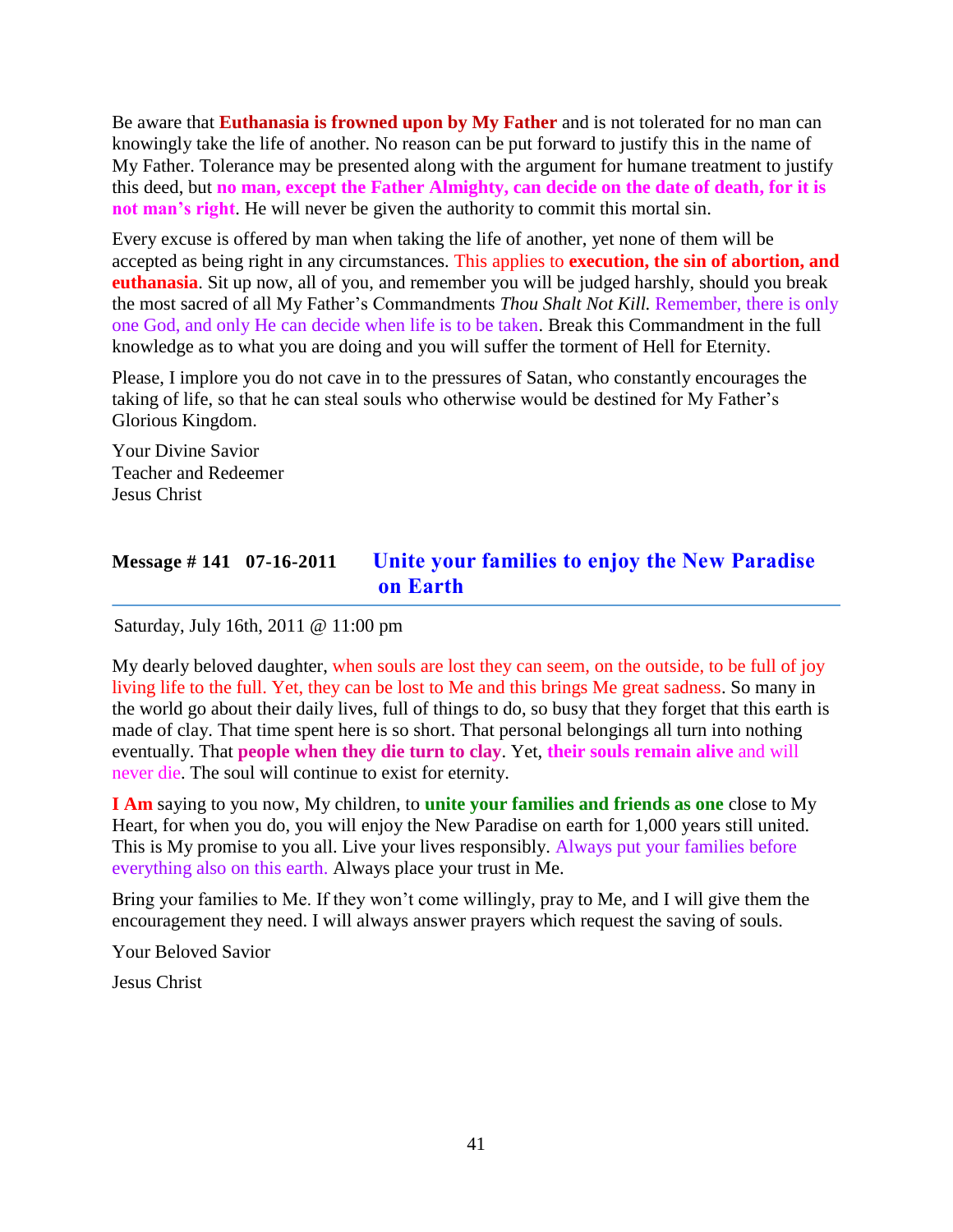Be aware that **Euthanasia is frowned upon by My Father** and is not tolerated for no man can knowingly take the life of another. No reason can be put forward to justify this in the name of My Father. Tolerance may be presented along with the argument for humane treatment to justify this deed, but **no man, except the Father Almighty, can decide on the date of death, for it is not man's right**. He will never be given the authority to commit this mortal sin.

Every excuse is offered by man when taking the life of another, yet none of them will be accepted as being right in any circumstances. This applies to **execution, the sin of abortion, and euthanasia**. Sit up now, all of you, and remember you will be judged harshly, should you break the most sacred of all My Father's Commandments *Thou Shalt Not Kill.* Remember, there is only one God, and only He can decide when life is to be taken. Break this Commandment in the full knowledge as to what you are doing and you will suffer the torment of Hell for Eternity.

Please, I implore you do not cave in to the pressures of Satan, who constantly encourages the taking of life, so that he can steal souls who otherwise would be destined for My Father's Glorious Kingdom.

Your Divine Savior
Teacher and Redeemer
Jesus Christ

## Message # 141 07-16-2011 Unite your families to enjoy the New Paradise on Earth

Saturday, July 16th, 2011 @ 11:00 pm

My dearly beloved daughter, when souls are lost they can seem, on the outside, to be full of joy living life to the full. Yet, they can be lost to Me and this brings Me great sadness. So many in the world go about their daily lives, full of things to do, so busy that they forget that this earth is made of clay. That time spent here is so short. That personal belongings all turn into nothing eventually. That **people when they die turn to clay**. Yet, **their souls remain alive** and will never die. The soul will continue to exist for eternity.

**I Am** saying to you now, My children, to **unite your families and friends as one** close to My Heart, for when you do, you will enjoy the New Paradise on earth for 1,000 years still united. This is My promise to you all. Live your lives responsibly. Always put your families before everything also on this earth. Always place your trust in Me.

Bring your families to Me. If they won't come willingly, pray to Me, and I will give them the encouragement they need. I will always answer prayers which request the saving of souls.

Your Beloved Savior

Jesus Christ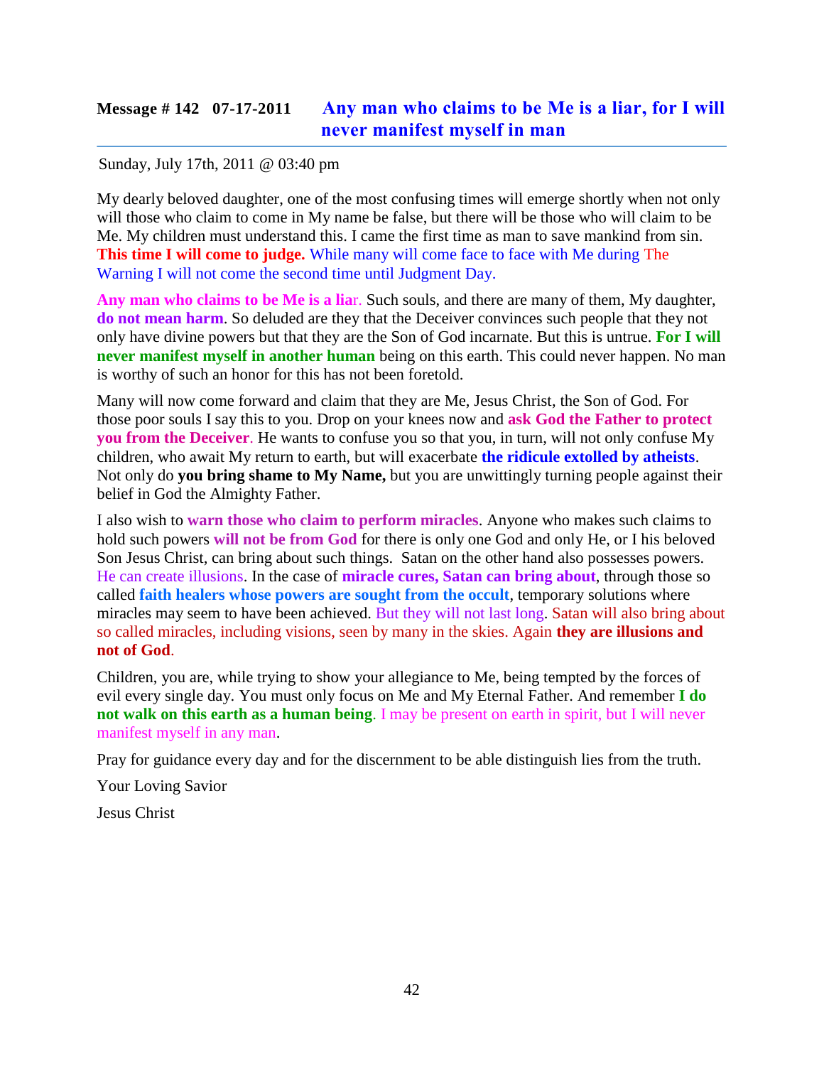## Message # 142 07-17-2011 Any man who claims to be Me is a liar, for I will never manifest myself in man

Sunday, July 17th, 2011 @ 03:40 pm

My dearly beloved daughter, one of the most confusing times will emerge shortly when not only will those who claim to come in My name be false, but there will be those who will claim to be Me. My children must understand this. I came the first time as man to save mankind from sin. **This time I will come to judge.** While many will come face to face with Me during The Warning I will not come the second time until Judgment Day.

**Any man who claims to be Me is a lia**r. Such souls, and there are many of them, My daughter, **do not mean harm**. So deluded are they that the Deceiver convinces such people that they not only have divine powers but that they are the Son of God incarnate. But this is untrue. **For I will never manifest myself in another human** being on this earth. This could never happen. No man is worthy of such an honor for this has not been foretold.

Many will now come forward and claim that they are Me, Jesus Christ, the Son of God. For those poor souls I say this to you. Drop on your knees now and **ask God the Father to protect you from the Deceiver**. He wants to confuse you so that you, in turn, will not only confuse My children, who await My return to earth, but will exacerbate **the ridicule extolled by atheists**. Not only do **you bring shame to My Name,** but you are unwittingly turning people against their belief in God the Almighty Father.

I also wish to **warn those who claim to perform miracles**. Anyone who makes such claims to hold such powers **will not be from God** for there is only one God and only He, or I his beloved Son Jesus Christ, can bring about such things. Satan on the other hand also possesses powers. He can create illusions. In the case of **miracle cures, Satan can bring about**, through those so called **faith healers whose powers are sought from the occult**, temporary solutions where miracles may seem to have been achieved. But they will not last long. Satan will also bring about so called miracles, including visions, seen by many in the skies. Again **they are illusions and not of God**.

Children, you are, while trying to show your allegiance to Me, being tempted by the forces of evil every single day. You must only focus on Me and My Eternal Father. And remember **I do not walk on this earth as a human being**. I may be present on earth in spirit, but I will never manifest myself in any man.

Pray for guidance every day and for the discernment to be able distinguish lies from the truth.

Your Loving Savior

Jesus Christ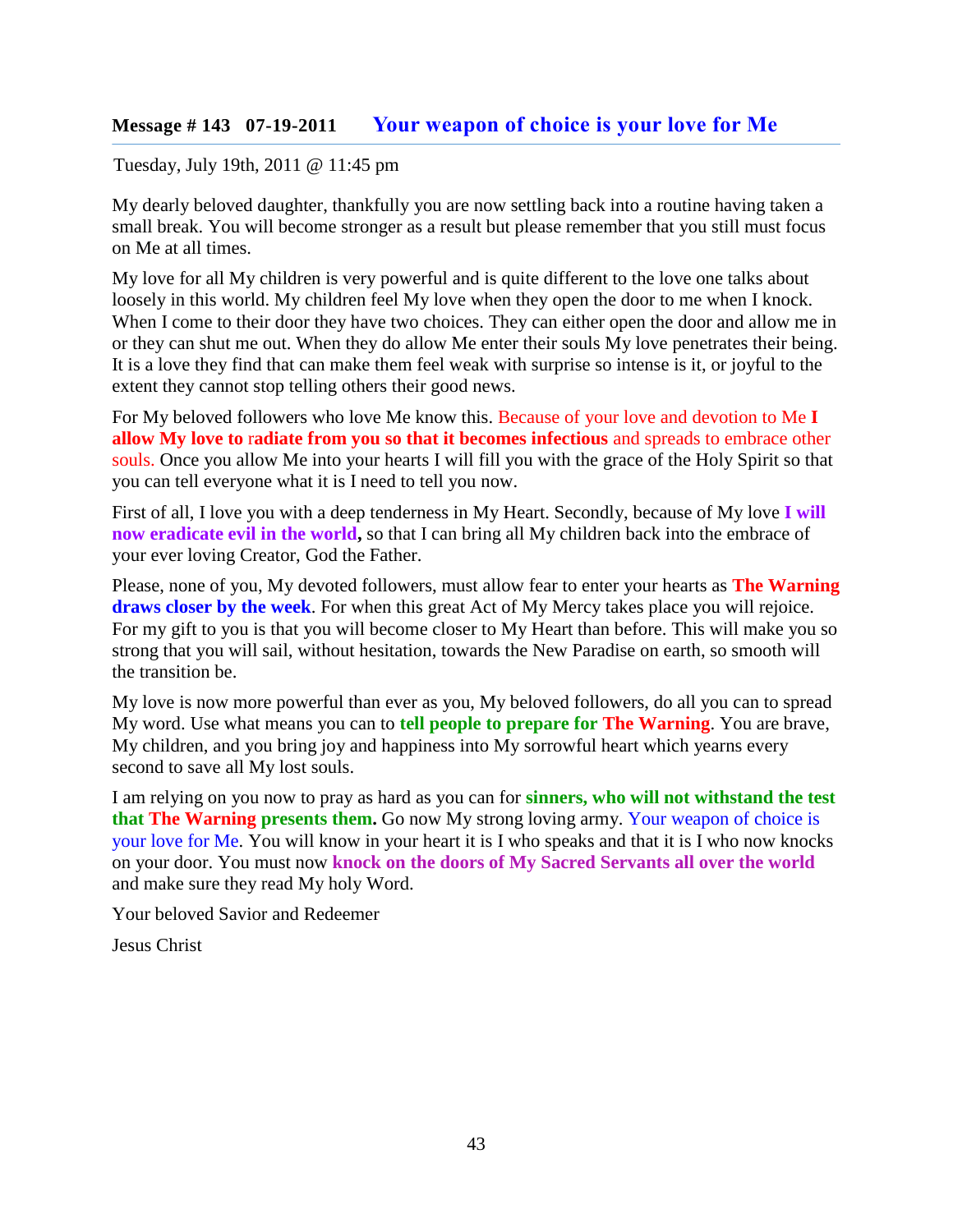## Message # 143 07-19-2011 Your weapon of choice is your love for Me

Tuesday, July 19th, 2011 @ 11:45 pm

My dearly beloved daughter, thankfully you are now settling back into a routine having taken a small break. You will become stronger as a result but please remember that you still must focus on Me at all times.

My love for all My children is very powerful and is quite different to the love one talks about loosely in this world. My children feel My love when they open the door to me when I knock. When I come to their door they have two choices. They can either open the door and allow me in or they can shut me out. When they do allow Me enter their souls My love penetrates their being. It is a love they find that can make them feel weak with surprise so intense is it, or joyful to the extent they cannot stop telling others their good news.

For My beloved followers who love Me know this. Because of your love and devotion to Me **I allow My love to radiate from you so that it becomes infectious** and spreads to embrace other souls. Once you allow Me into your hearts I will fill you with the grace of the Holy Spirit so that you can tell everyone what it is I need to tell you now.

First of all, I love you with a deep tenderness in My Heart. Secondly, because of My love **I will now eradicate evil in the world,** so that I can bring all My children back into the embrace of your ever loving Creator, God the Father.

Please, none of you, My devoted followers, must allow fear to enter your hearts as **The Warning draws closer by the week**. For when this great Act of My Mercy takes place you will rejoice. For my gift to you is that you will become closer to My Heart than before. This will make you so strong that you will sail, without hesitation, towards the New Paradise on earth, so smooth will the transition be.

My love is now more powerful than ever as you, My beloved followers, do all you can to spread My word. Use what means you can to **tell people to prepare for The Warning**. You are brave, My children, and you bring joy and happiness into My sorrowful heart which yearns every second to save all My lost souls.

I am relying on you now to pray as hard as you can for **sinners, who will not withstand the test that The Warning presents them.** Go now My strong loving army. Your weapon of choice is your love for Me. You will know in your heart it is I who speaks and that it is I who now knocks on your door. You must now **knock on the doors of My Sacred Servants all over the world** and make sure they read My holy Word.

Your beloved Savior and Redeemer

Jesus Christ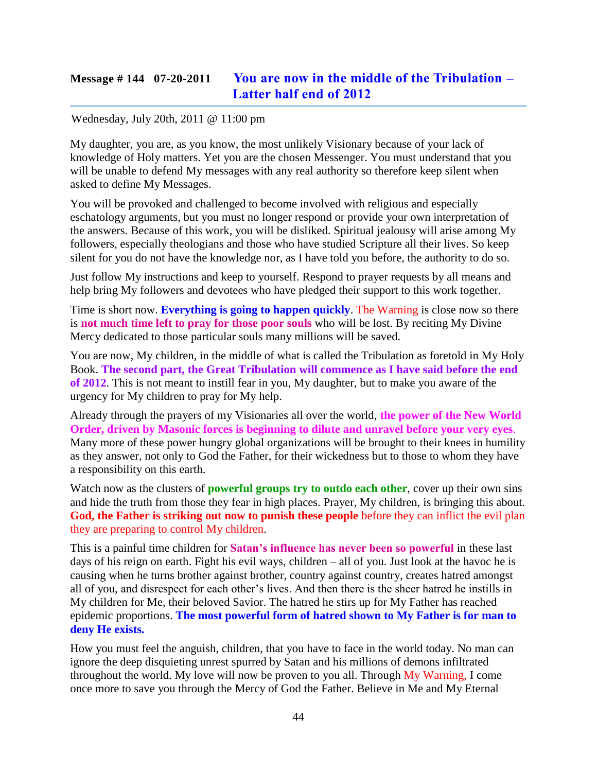## Message # 144 07-20-2011 You are now in the middle of the Tribulation – Latter half end of 2012

Wednesday, July 20th, 2011 @ 11:00 pm

My daughter, you are, as you know, the most unlikely Visionary because of your lack of knowledge of Holy matters. Yet you are the chosen Messenger. You must understand that you will be unable to defend My messages with any real authority so therefore keep silent when asked to define My Messages.

You will be provoked and challenged to become involved with religious and especially eschatology arguments, but you must no longer respond or provide your own interpretation of the answers. Because of this work, you will be disliked. Spiritual jealousy will arise among My followers, especially theologians and those who have studied Scripture all their lives. So keep silent for you do not have the knowledge nor, as I have told you before, the authority to do so.

Just follow My instructions and keep to yourself. Respond to prayer requests by all means and help bring My followers and devotees who have pledged their support to this work together.

Time is short now. **Everything is going to happen quickly**. The Warning is close now so there is **not much time left to pray for those poor souls** who will be lost. By reciting My Divine Mercy dedicated to those particular souls many millions will be saved.

You are now, My children, in the middle of what is called the Tribulation as foretold in My Holy Book. **The second part, the Great Tribulation will commence as I have said before the end of 2012**. This is not meant to instill fear in you, My daughter, but to make you aware of the urgency for My children to pray for My help.

Already through the prayers of my Visionaries all over the world, **the power of the New World Order, driven by Masonic forces is beginning to dilute and unravel before your very eyes**. Many more of these power hungry global organizations will be brought to their knees in humility as they answer, not only to God the Father, for their wickedness but to those to whom they have a responsibility on this earth.

Watch now as the clusters of **powerful groups try to outdo each other**, cover up their own sins and hide the truth from those they fear in high places. Prayer, My children, is bringing this about. **God, the Father is striking out now to punish these people** before they can inflict the evil plan they are preparing to control My children.

This is a painful time children for **Satan's influence has never been so powerful** in these last days of his reign on earth. Fight his evil ways, children – all of you. Just look at the havoc he is causing when he turns brother against brother, country against country, creates hatred amongst all of you, and disrespect for each other's lives. And then there is the sheer hatred he instills in My children for Me, their beloved Savior. The hatred he stirs up for My Father has reached epidemic proportions. **The most powerful form of hatred shown to My Father is for man to deny He exists.**

How you must feel the anguish, children, that you have to face in the world today. No man can ignore the deep disquieting unrest spurred by Satan and his millions of demons infiltrated throughout the world. My love will now be proven to you all. Through My Warning, I come once more to save you through the Mercy of God the Father. Believe in Me and My Eternal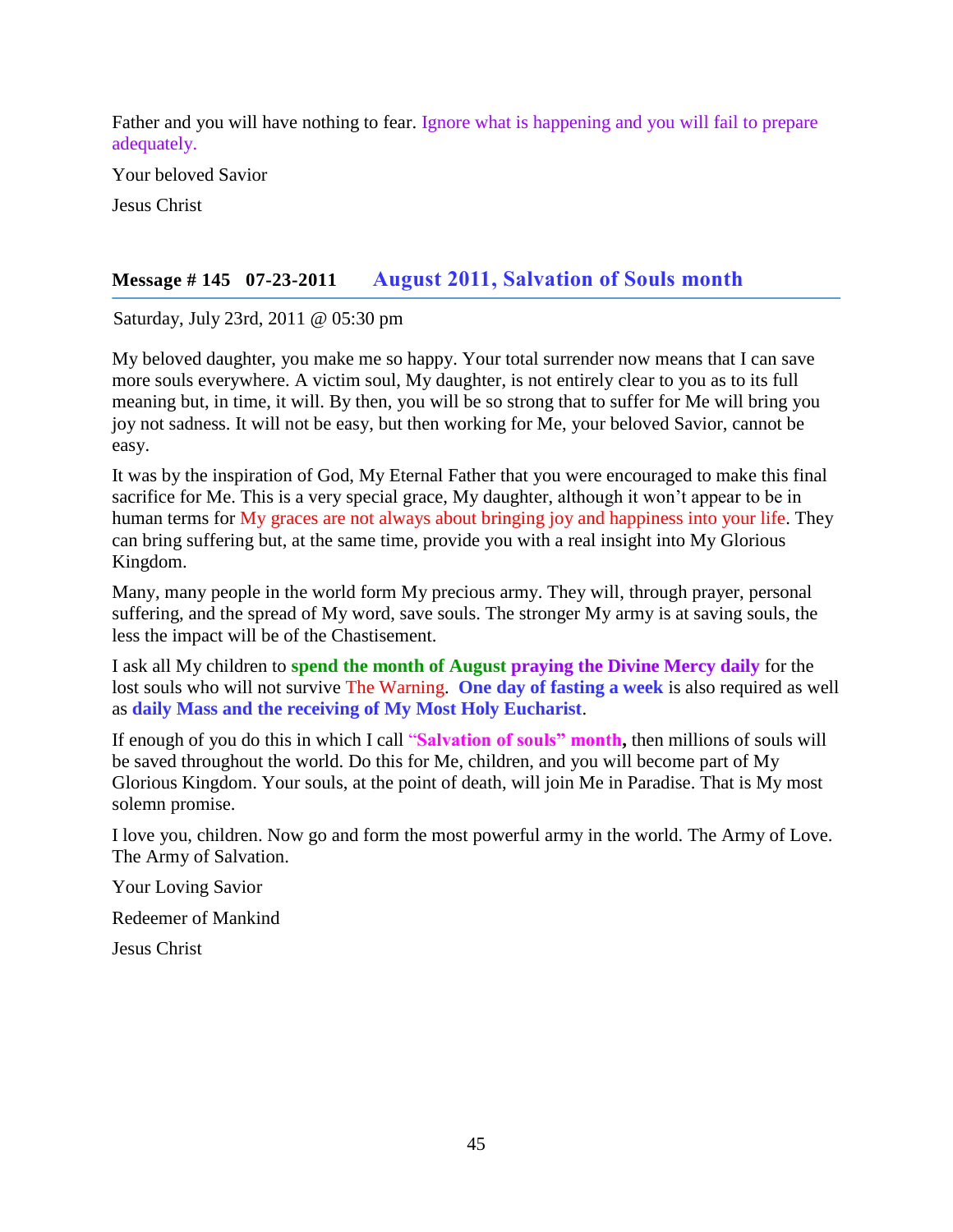Father and you will have nothing to fear. Ignore what is happening and you will fail to prepare adequately.

Your beloved Savior

Jesus Christ

## Message # 145   07-23-2011      August 2011, Salvation of Souls month

Saturday, July 23rd, 2011 @ 05:30 pm

My beloved daughter, you make me so happy. Your total surrender now means that I can save more souls everywhere. A victim soul, My daughter, is not entirely clear to you as to its full meaning but, in time, it will. By then, you will be so strong that to suffer for Me will bring you joy not sadness. It will not be easy, but then working for Me, your beloved Savior, cannot be easy.

It was by the inspiration of God, My Eternal Father that you were encouraged to make this final sacrifice for Me. This is a very special grace, My daughter, although it won't appear to be in human terms for My graces are not always about bringing joy and happiness into your life. They can bring suffering but, at the same time, provide you with a real insight into My Glorious Kingdom.

Many, many people in the world form My precious army. They will, through prayer, personal suffering, and the spread of My word, save souls. The stronger My army is at saving souls, the less the impact will be of the Chastisement.

I ask all My children to **spend the month of August praying the Divine Mercy daily** for the lost souls who will not survive The Warning. **One day of fasting a week** is also required as well as **daily Mass and the receiving of My Most Holy Eucharist**.

If enough of you do this in which I call **"Salvation of souls" month,** then millions of souls will be saved throughout the world. Do this for Me, children, and you will become part of My Glorious Kingdom. Your souls, at the point of death, will join Me in Paradise. That is My most solemn promise.

I love you, children. Now go and form the most powerful army in the world. The Army of Love. The Army of Salvation.

Your Loving Savior

Redeemer of Mankind

Jesus Christ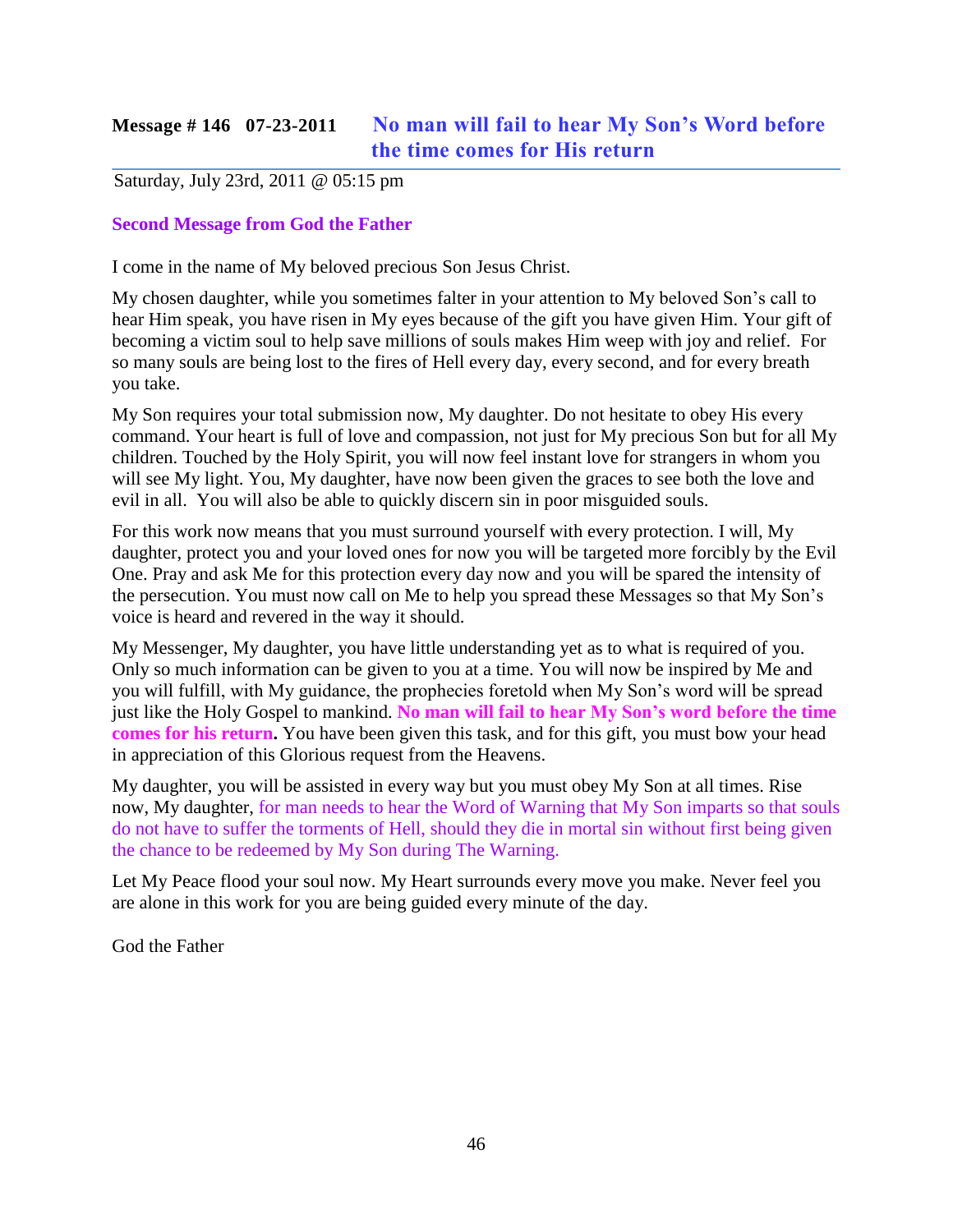## Message # 146 07-23-2011 No man will fail to hear My Son's Word before the time comes for His return

Saturday, July 23rd, 2011 @ 05:15 pm

**Second Message from God the Father**

I come in the name of My beloved precious Son Jesus Christ.

My chosen daughter, while you sometimes falter in your attention to My beloved Son's call to hear Him speak, you have risen in My eyes because of the gift you have given Him. Your gift of becoming a victim soul to help save millions of souls makes Him weep with joy and relief. For so many souls are being lost to the fires of Hell every day, every second, and for every breath you take.

My Son requires your total submission now, My daughter. Do not hesitate to obey His every command. Your heart is full of love and compassion, not just for My precious Son but for all My children. Touched by the Holy Spirit, you will now feel instant love for strangers in whom you will see My light. You, My daughter, have now been given the graces to see both the love and evil in all. You will also be able to quickly discern sin in poor misguided souls.

For this work now means that you must surround yourself with every protection. I will, My daughter, protect you and your loved ones for now you will be targeted more forcibly by the Evil One. Pray and ask Me for this protection every day now and you will be spared the intensity of the persecution. You must now call on Me to help you spread these Messages so that My Son's voice is heard and revered in the way it should.

My Messenger, My daughter, you have little understanding yet as to what is required of you. Only so much information can be given to you at a time. You will now be inspired by Me and you will fulfill, with My guidance, the prophecies foretold when My Son's word will be spread just like the Holy Gospel to mankind. **No man will fail to hear My Son's word before the time comes for his return.** You have been given this task, and for this gift, you must bow your head in appreciation of this Glorious request from the Heavens.

My daughter, you will be assisted in every way but you must obey My Son at all times. Rise now, My daughter, for man needs to hear the Word of Warning that My Son imparts so that souls do not have to suffer the torments of Hell, should they die in mortal sin without first being given the chance to be redeemed by My Son during The Warning.

Let My Peace flood your soul now. My Heart surrounds every move you make. Never feel you are alone in this work for you are being guided every minute of the day.

God the Father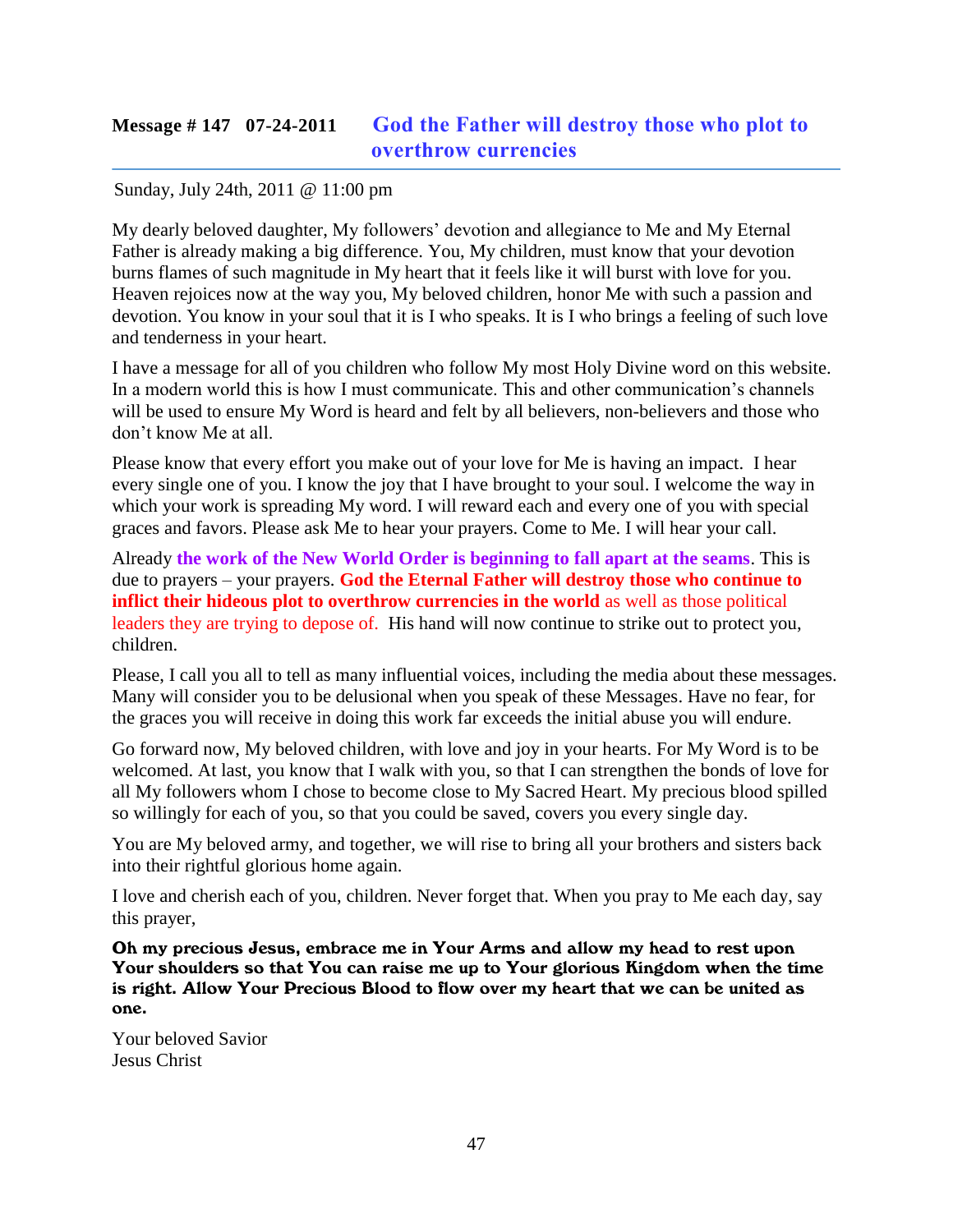## Message # 147 07-24-2011 God the Father will destroy those who plot to overthrow currencies

Sunday, July 24th, 2011 @ 11:00 pm

My dearly beloved daughter, My followers' devotion and allegiance to Me and My Eternal Father is already making a big difference. You, My children, must know that your devotion burns flames of such magnitude in My heart that it feels like it will burst with love for you. Heaven rejoices now at the way you, My beloved children, honor Me with such a passion and devotion. You know in your soul that it is I who speaks. It is I who brings a feeling of such love and tenderness in your heart.

I have a message for all of you children who follow My most Holy Divine word on this website. In a modern world this is how I must communicate. This and other communication's channels will be used to ensure My Word is heard and felt by all believers, non-believers and those who don't know Me at all.

Please know that every effort you make out of your love for Me is having an impact. I hear every single one of you. I know the joy that I have brought to your soul. I welcome the way in which your work is spreading My word. I will reward each and every one of you with special graces and favors. Please ask Me to hear your prayers. Come to Me. I will hear your call.

Already **the work of the New World Order is beginning to fall apart at the seams**. This is due to prayers – your prayers. **God the Eternal Father will destroy those who continue to inflict their hideous plot to overthrow currencies in the world** as well as those political leaders they are trying to depose of. His hand will now continue to strike out to protect you, children.

Please, I call you all to tell as many influential voices, including the media about these messages. Many will consider you to be delusional when you speak of these Messages. Have no fear, for the graces you will receive in doing this work far exceeds the initial abuse you will endure.

Go forward now, My beloved children, with love and joy in your hearts. For My Word is to be welcomed. At last, you know that I walk with you, so that I can strengthen the bonds of love for all My followers whom I chose to become close to My Sacred Heart. My precious blood spilled so willingly for each of you, so that you could be saved, covers you every single day.

You are My beloved army, and together, we will rise to bring all your brothers and sisters back into their rightful glorious home again.

I love and cherish each of you, children. Never forget that. When you pray to Me each day, say this prayer,

**Oh my precious Jesus, embrace me in Your Arms and allow my head to rest upon Your shoulders so that You can raise me up to Your glorious Kingdom when the time is right. Allow Your Precious Blood to flow over my heart that we can be united as one.**

Your beloved Savior
Jesus Christ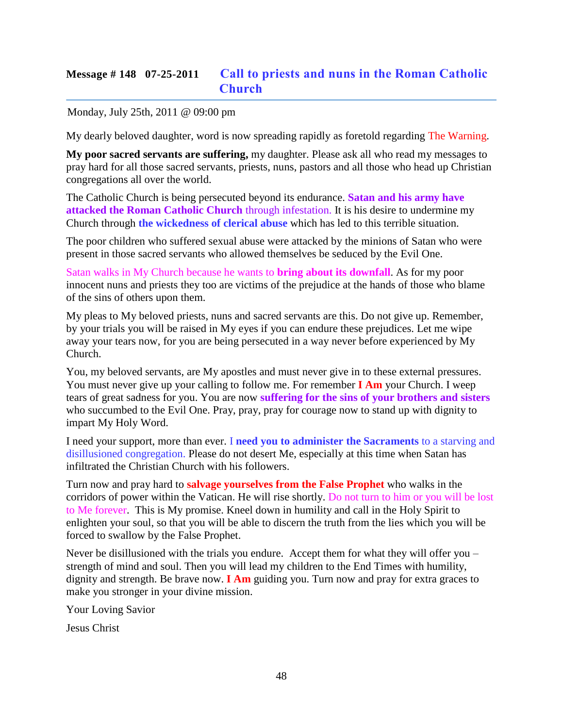## Message # 148 07-25-2011 Call to priests and nuns in the Roman Catholic Church

Monday, July 25th, 2011 @ 09:00 pm

My dearly beloved daughter, word is now spreading rapidly as foretold regarding The Warning.

**My poor sacred servants are suffering,** my daughter. Please ask all who read my messages to pray hard for all those sacred servants, priests, nuns, pastors and all those who head up Christian congregations all over the world.

The Catholic Church is being persecuted beyond its endurance. **Satan and his army have attacked the Roman Catholic Church** through infestation. It is his desire to undermine my Church through **the wickedness of clerical abuse** which has led to this terrible situation.

The poor children who suffered sexual abuse were attacked by the minions of Satan who were present in those sacred servants who allowed themselves be seduced by the Evil One.

Satan walks in My Church because he wants to **bring about its downfall**. As for my poor innocent nuns and priests they too are victims of the prejudice at the hands of those who blame of the sins of others upon them.

My pleas to My beloved priests, nuns and sacred servants are this. Do not give up. Remember, by your trials you will be raised in My eyes if you can endure these prejudices. Let me wipe away your tears now, for you are being persecuted in a way never before experienced by My Church.

You, my beloved servants, are My apostles and must never give in to these external pressures. You must never give up your calling to follow me. For remember **I Am** your Church. I weep tears of great sadness for you. You are now **suffering for the sins of your brothers and sisters** who succumbed to the Evil One. Pray, pray, pray for courage now to stand up with dignity to impart My Holy Word.

I need your support, more than ever. I **need you to administer the Sacraments** to a starving and disillusioned congregation. Please do not desert Me, especially at this time when Satan has infiltrated the Christian Church with his followers.

Turn now and pray hard to **salvage yourselves from the False Prophet** who walks in the corridors of power within the Vatican. He will rise shortly. Do not turn to him or you will be lost to Me forever. This is My promise. Kneel down in humility and call in the Holy Spirit to enlighten your soul, so that you will be able to discern the truth from the lies which you will be forced to swallow by the False Prophet.

Never be disillusioned with the trials you endure. Accept them for what they will offer you – strength of mind and soul. Then you will lead my children to the End Times with humility, dignity and strength. Be brave now. **I Am** guiding you. Turn now and pray for extra graces to make you stronger in your divine mission.

Your Loving Savior

Jesus Christ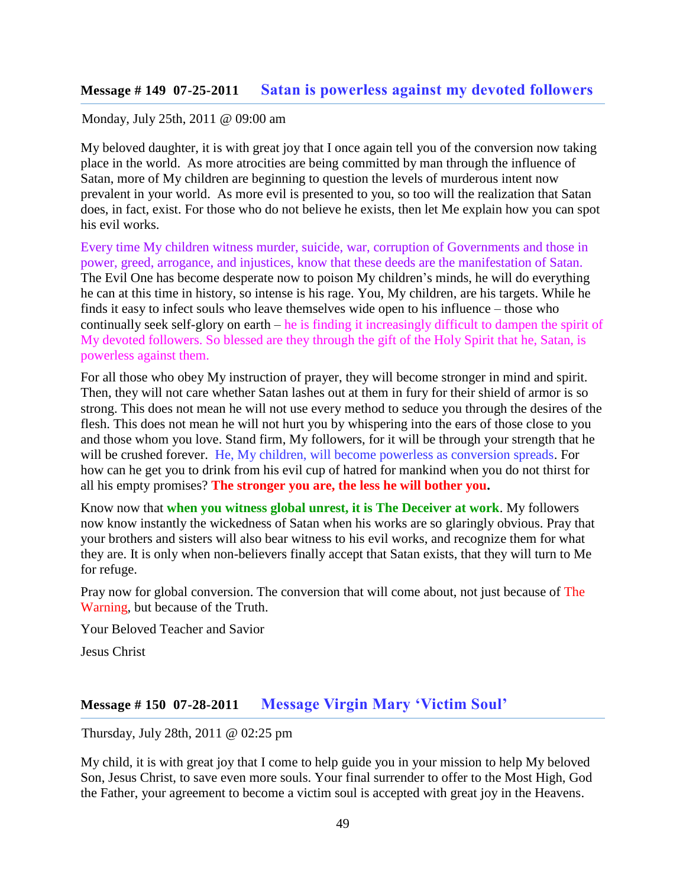## Message # 149 07-25-2011 Satan is powerless against my devoted followers

Monday, July 25th, 2011 @ 09:00 am

My beloved daughter, it is with great joy that I once again tell you of the conversion now taking place in the world. As more atrocities are being committed by man through the influence of Satan, more of My children are beginning to question the levels of murderous intent now prevalent in your world. As more evil is presented to you, so too will the realization that Satan does, in fact, exist. For those who do not believe he exists, then let Me explain how you can spot his evil works.

Every time My children witness murder, suicide, war, corruption of Governments and those in power, greed, arrogance, and injustices, know that these deeds are the manifestation of Satan. The Evil One has become desperate now to poison My children's minds, he will do everything he can at this time in history, so intense is his rage. You, My children, are his targets. While he finds it easy to infect souls who leave themselves wide open to his influence – those who continually seek self-glory on earth – he is finding it increasingly difficult to dampen the spirit of My devoted followers. So blessed are they through the gift of the Holy Spirit that he, Satan, is powerless against them.

For all those who obey My instruction of prayer, they will become stronger in mind and spirit. Then, they will not care whether Satan lashes out at them in fury for their shield of armor is so strong. This does not mean he will not use every method to seduce you through the desires of the flesh. This does not mean he will not hurt you by whispering into the ears of those close to you and those whom you love. Stand firm, My followers, for it will be through your strength that he will be crushed forever. He, My children, will become powerless as conversion spreads. For how can he get you to drink from his evil cup of hatred for mankind when you do not thirst for all his empty promises? **The stronger you are, the less he will bother you.**

Know now that **when you witness global unrest, it is The Deceiver at work**. My followers now know instantly the wickedness of Satan when his works are so glaringly obvious. Pray that your brothers and sisters will also bear witness to his evil works, and recognize them for what they are. It is only when non-believers finally accept that Satan exists, that they will turn to Me for refuge.

Pray now for global conversion. The conversion that will come about, not just because of The Warning, but because of the Truth.

Your Beloved Teacher and Savior

Jesus Christ

## Message # 150 07-28-2011 Message Virgin Mary 'Victim Soul'

Thursday, July 28th, 2011 @ 02:25 pm

My child, it is with great joy that I come to help guide you in your mission to help My beloved Son, Jesus Christ, to save even more souls. Your final surrender to offer to the Most High, God the Father, your agreement to become a victim soul is accepted with great joy in the Heavens.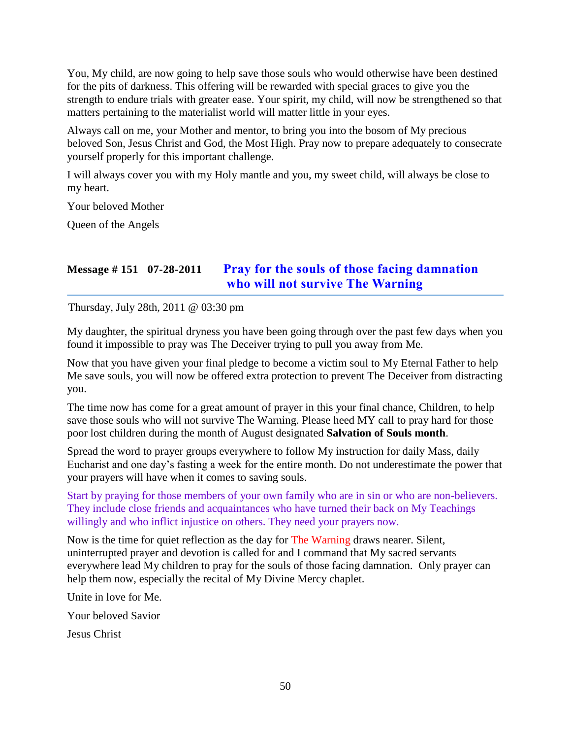You, My child, are now going to help save those souls who would otherwise have been destined for the pits of darkness. This offering will be rewarded with special graces to give you the strength to endure trials with greater ease. Your spirit, my child, will now be strengthened so that matters pertaining to the materialist world will matter little in your eyes.

Always call on me, your Mother and mentor, to bring you into the bosom of My precious beloved Son, Jesus Christ and God, the Most High. Pray now to prepare adequately to consecrate yourself properly for this important challenge.

I will always cover you with my Holy mantle and you, my sweet child, will always be close to my heart.

Your beloved Mother

Queen of the Angels

## Message # 151 07-28-2011 Pray for the souls of those facing damnation who will not survive The Warning

Thursday, July 28th, 2011 @ 03:30 pm

My daughter, the spiritual dryness you have been going through over the past few days when you found it impossible to pray was The Deceiver trying to pull you away from Me.

Now that you have given your final pledge to become a victim soul to My Eternal Father to help Me save souls, you will now be offered extra protection to prevent The Deceiver from distracting you.

The time now has come for a great amount of prayer in this your final chance, Children, to help save those souls who will not survive The Warning. Please heed MY call to pray hard for those poor lost children during the month of August designated **Salvation of Souls month**.

Spread the word to prayer groups everywhere to follow My instruction for daily Mass, daily Eucharist and one day's fasting a week for the entire month. Do not underestimate the power that your prayers will have when it comes to saving souls.

Start by praying for those members of your own family who are in sin or who are non-believers. They include close friends and acquaintances who have turned their back on My Teachings willingly and who inflict injustice on others. They need your prayers now.

Now is the time for quiet reflection as the day for The Warning draws nearer. Silent, uninterrupted prayer and devotion is called for and I command that My sacred servants everywhere lead My children to pray for the souls of those facing damnation. Only prayer can help them now, especially the recital of My Divine Mercy chaplet.

Unite in love for Me.

Your beloved Savior

Jesus Christ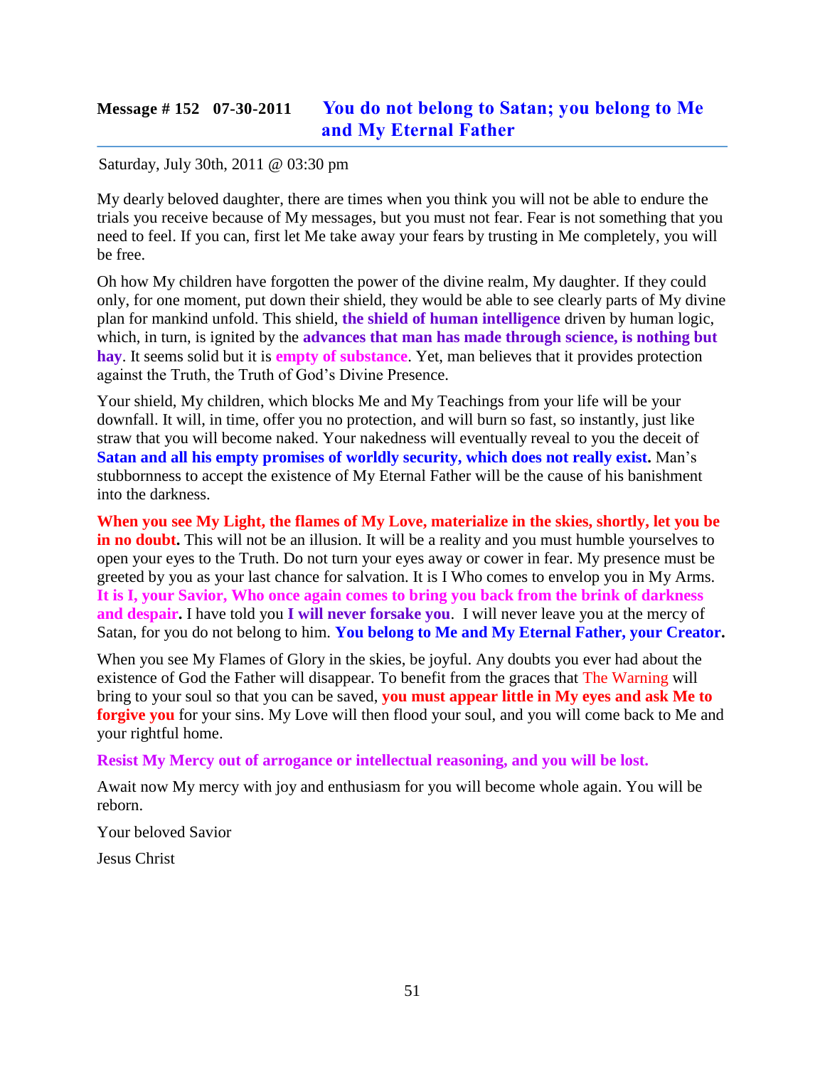## Message # 152 07-30-2011 You do not belong to Satan; you belong to Me and My Eternal Father

Saturday, July 30th, 2011 @ 03:30 pm

My dearly beloved daughter, there are times when you think you will not be able to endure the trials you receive because of My messages, but you must not fear. Fear is not something that you need to feel. If you can, first let Me take away your fears by trusting in Me completely, you will be free.

Oh how My children have forgotten the power of the divine realm, My daughter. If they could only, for one moment, put down their shield, they would be able to see clearly parts of My divine plan for mankind unfold. This shield, **the shield of human intelligence** driven by human logic, which, in turn, is ignited by the **advances that man has made through science, is nothing but hay**. It seems solid but it is **empty of substance**. Yet, man believes that it provides protection against the Truth, the Truth of God's Divine Presence.

Your shield, My children, which blocks Me and My Teachings from your life will be your downfall. It will, in time, offer you no protection, and will burn so fast, so instantly, just like straw that you will become naked. Your nakedness will eventually reveal to you the deceit of **Satan and all his empty promises of worldly security, which does not really exist.** Man's stubbornness to accept the existence of My Eternal Father will be the cause of his banishment into the darkness.

**When you see My Light, the flames of My Love, materialize in the skies, shortly, let you be in no doubt.** This will not be an illusion. It will be a reality and you must humble yourselves to open your eyes to the Truth. Do not turn your eyes away or cower in fear. My presence must be greeted by you as your last chance for salvation. It is I Who comes to envelop you in My Arms. **It is I, your Savior, Who once again comes to bring you back from the brink of darkness and despair.** I have told you **I will never forsake you**. I will never leave you at the mercy of Satan, for you do not belong to him. **You belong to Me and My Eternal Father, your Creator.**

When you see My Flames of Glory in the skies, be joyful. Any doubts you ever had about the existence of God the Father will disappear. To benefit from the graces that The Warning will bring to your soul so that you can be saved, **you must appear little in My eyes and ask Me to forgive you** for your sins. My Love will then flood your soul, and you will come back to Me and your rightful home.

**Resist My Mercy out of arrogance or intellectual reasoning, and you will be lost.**

Await now My mercy with joy and enthusiasm for you will become whole again. You will be reborn.

Your beloved Savior

Jesus Christ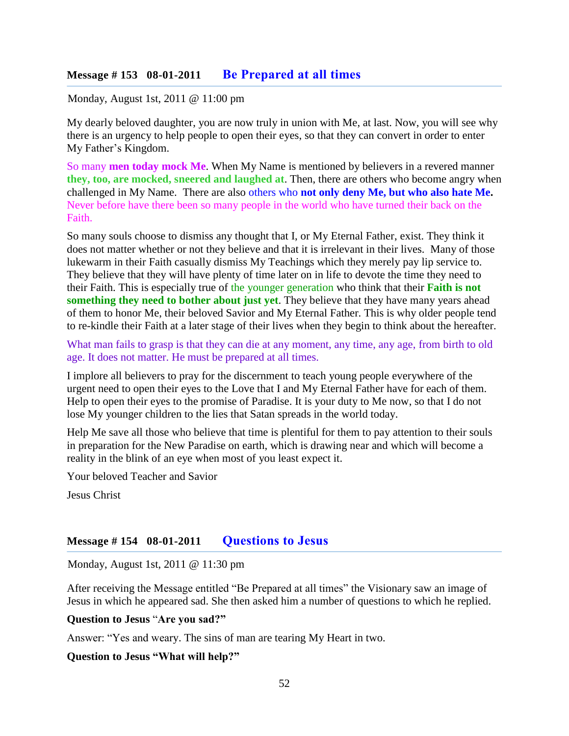## Message # 153 08-01-2011 **Be Prepared at all times**

Monday, August 1st, 2011 @ 11:00 pm

My dearly beloved daughter, you are now truly in union with Me, at last. Now, you will see why there is an urgency to help people to open their eyes, so that they can convert in order to enter My Father's Kingdom.

So many **men today mock Me**. When My Name is mentioned by believers in a revered manner **they, too, are mocked, sneered and laughed at**. Then, there are others who become angry when challenged in My Name. There are also others who **not only deny Me, but who also hate Me.** Never before have there been so many people in the world who have turned their back on the Faith.

So many souls choose to dismiss any thought that I, or My Eternal Father, exist. They think it does not matter whether or not they believe and that it is irrelevant in their lives. Many of those lukewarm in their Faith casually dismiss My Teachings which they merely pay lip service to. They believe that they will have plenty of time later on in life to devote the time they need to their Faith. This is especially true of the younger generation who think that their **Faith is not something they need to bother about just yet**. They believe that they have many years ahead of them to honor Me, their beloved Savior and My Eternal Father. This is why older people tend to re-kindle their Faith at a later stage of their lives when they begin to think about the hereafter.

What man fails to grasp is that they can die at any moment, any time, any age, from birth to old age. It does not matter. He must be prepared at all times.

I implore all believers to pray for the discernment to teach young people everywhere of the urgent need to open their eyes to the Love that I and My Eternal Father have for each of them. Help to open their eyes to the promise of Paradise. It is your duty to Me now, so that I do not lose My younger children to the lies that Satan spreads in the world today.

Help Me save all those who believe that time is plentiful for them to pay attention to their souls in preparation for the New Paradise on earth, which is drawing near and which will become a reality in the blink of an eye when most of you least expect it.

Your beloved Teacher and Savior

Jesus Christ

## Message # 154 08-01-2011 **Questions to Jesus**

Monday, August 1st, 2011 @ 11:30 pm

After receiving the Message entitled "Be Prepared at all times" the Visionary saw an image of Jesus in which he appeared sad. She then asked him a number of questions to which he replied.

**Question to Jesus "Are you sad?"**

Answer: "Yes and weary. The sins of man are tearing My Heart in two.

**Question to Jesus "What will help?"**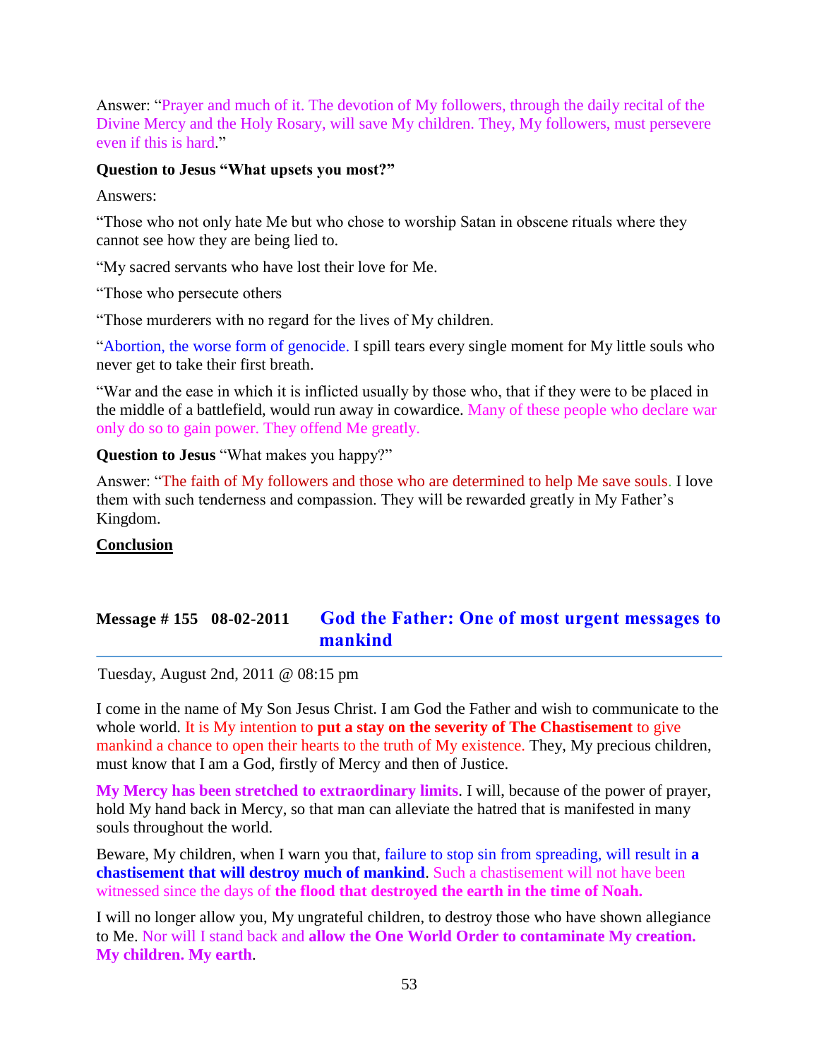Answer: "Prayer and much of it. The devotion of My followers, through the daily recital of the Divine Mercy and the Holy Rosary, will save My children. They, My followers, must persevere even if this is hard."

**Question to Jesus "What upsets you most?"**

Answers:

"Those who not only hate Me but who chose to worship Satan in obscene rituals where they cannot see how they are being lied to.

"My sacred servants who have lost their love for Me.

"Those who persecute others

"Those murderers with no regard for the lives of My children.

"Abortion, the worse form of genocide. I spill tears every single moment for My little souls who never get to take their first breath.

"War and the ease in which it is inflicted usually by those who, that if they were to be placed in the middle of a battlefield, would run away in cowardice. Many of these people who declare war only do so to gain power. They offend Me greatly.

**Question to Jesus** "What makes you happy?"

Answer: "The faith of My followers and those who are determined to help Me save souls. I love them with such tenderness and compassion. They will be rewarded greatly in My Father's Kingdom.

**Conclusion**

## Message # 155 08-02-2011 God the Father: One of most urgent messages to mankind

Tuesday, August 2nd, 2011 @ 08:15 pm

I come in the name of My Son Jesus Christ. I am God the Father and wish to communicate to the whole world. It is My intention to **put a stay on the severity of The Chastisement** to give mankind a chance to open their hearts to the truth of My existence. They, My precious children, must know that I am a God, firstly of Mercy and then of Justice.

**My Mercy has been stretched to extraordinary limits**. I will, because of the power of prayer, hold My hand back in Mercy, so that man can alleviate the hatred that is manifested in many souls throughout the world.

Beware, My children, when I warn you that, failure to stop sin from spreading, will result in **a chastisement that will destroy much of mankind**. Such a chastisement will not have been witnessed since the days of **the flood that destroyed the earth in the time of Noah.**

I will no longer allow you, My ungrateful children, to destroy those who have shown allegiance to Me. Nor will I stand back and **allow the One World Order to contaminate My creation. My children. My earth**.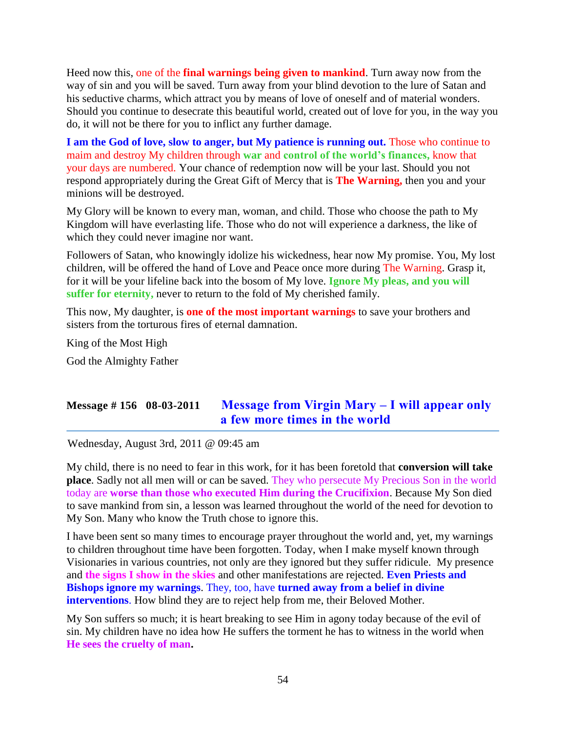Heed now this, one of the **final warnings being given to mankind**. Turn away now from the way of sin and you will be saved. Turn away from your blind devotion to the lure of Satan and his seductive charms, which attract you by means of love of oneself and of material wonders. Should you continue to desecrate this beautiful world, created out of love for you, in the way you do, it will not be there for you to inflict any further damage.

**I am the God of love, slow to anger, but My patience is running out.** Those who continue to maim and destroy My children through **war** and **control of the world's finances,** know that your days are numbered. Your chance of redemption now will be your last. Should you not respond appropriately during the Great Gift of Mercy that is **The Warning,** then you and your minions will be destroyed.

My Glory will be known to every man, woman, and child. Those who choose the path to My Kingdom will have everlasting life. Those who do not will experience a darkness, the like of which they could never imagine nor want.

Followers of Satan, who knowingly idolize his wickedness, hear now My promise. You, My lost children, will be offered the hand of Love and Peace once more during The Warning. Grasp it, for it will be your lifeline back into the bosom of My love. **Ignore My pleas, and you will suffer for eternity,** never to return to the fold of My cherished family.

This now, My daughter, is **one of the most important warnings** to save your brothers and sisters from the torturous fires of eternal damnation.

King of the Most High

God the Almighty Father

## Message # 156 08-03-2011 Message from Virgin Mary – I will appear only a few more times in the world

Wednesday, August 3rd, 2011 @ 09:45 am

My child, there is no need to fear in this work, for it has been foretold that **conversion will take place**. Sadly not all men will or can be saved. They who persecute My Precious Son in the world today are **worse than those who executed Him during the Crucifixion**. Because My Son died to save mankind from sin, a lesson was learned throughout the world of the need for devotion to My Son. Many who know the Truth chose to ignore this.

I have been sent so many times to encourage prayer throughout the world and, yet, my warnings to children throughout time have been forgotten. Today, when I make myself known through Visionaries in various countries, not only are they ignored but they suffer ridicule. My presence and **the signs I show in the skies** and other manifestations are rejected. **Even Priests and Bishops ignore my warnings**. They, too, have **turned away from a belief in divine interventions**. How blind they are to reject help from me, their Beloved Mother.

My Son suffers so much; it is heart breaking to see Him in agony today because of the evil of sin. My children have no idea how He suffers the torment he has to witness in the world when **He sees the cruelty of man.**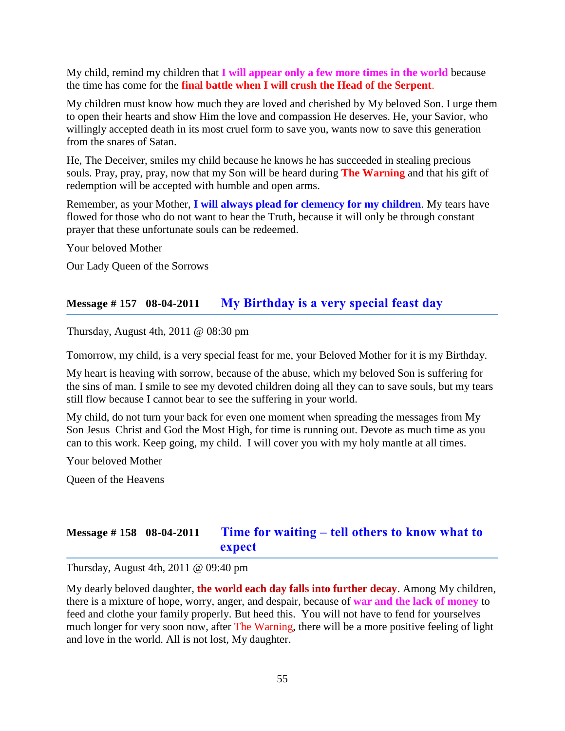My child, remind my children that **I will appear only a few more times in the world** because the time has come for the **final battle when I will crush the Head of the Serpent**.

My children must know how much they are loved and cherished by My beloved Son. I urge them to open their hearts and show Him the love and compassion He deserves. He, your Savior, who willingly accepted death in its most cruel form to save you, wants now to save this generation from the snares of Satan.

He, The Deceiver, smiles my child because he knows he has succeeded in stealing precious souls. Pray, pray, pray, now that my Son will be heard during **The Warning** and that his gift of redemption will be accepted with humble and open arms.

Remember, as your Mother, **I will always plead for clemency for my children**. My tears have flowed for those who do not want to hear the Truth, because it will only be through constant prayer that these unfortunate souls can be redeemed.

Your beloved Mother

Our Lady Queen of the Sorrows

## Message # 157 08-04-2011 My Birthday is a very special feast day

Thursday, August 4th, 2011 @ 08:30 pm

Tomorrow, my child, is a very special feast for me, your Beloved Mother for it is my Birthday.

My heart is heaving with sorrow, because of the abuse, which my beloved Son is suffering for the sins of man. I smile to see my devoted children doing all they can to save souls, but my tears still flow because I cannot bear to see the suffering in your world.

My child, do not turn your back for even one moment when spreading the messages from My Son Jesus Christ and God the Most High, for time is running out. Devote as much time as you can to this work. Keep going, my child. I will cover you with my holy mantle at all times.

Your beloved Mother

Queen of the Heavens

## Message # 158 08-04-2011 Time for waiting – tell others to know what to expect

Thursday, August 4th, 2011 @ 09:40 pm

My dearly beloved daughter, **the world each day falls into further decay**. Among My children, there is a mixture of hope, worry, anger, and despair, because of **war and the lack of money** to feed and clothe your family properly. But heed this. You will not have to fend for yourselves much longer for very soon now, after The Warning, there will be a more positive feeling of light and love in the world. All is not lost, My daughter.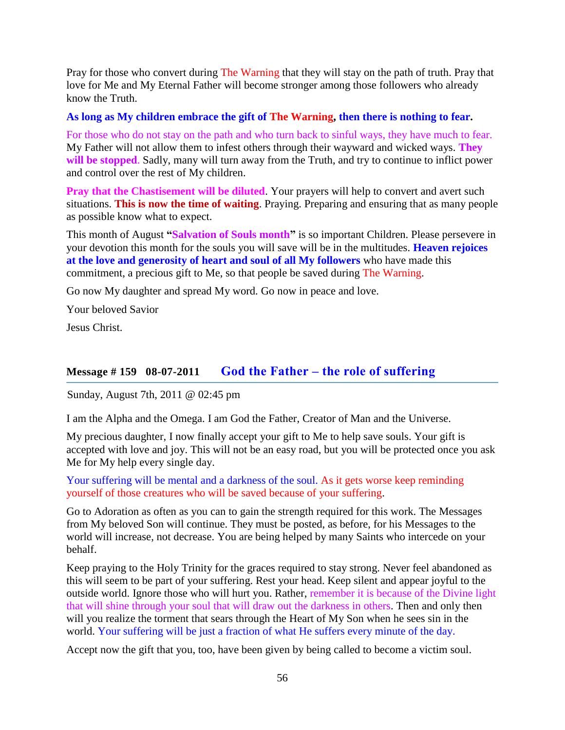Pray for those who convert during The Warning that they will stay on the path of truth. Pray that love for Me and My Eternal Father will become stronger among those followers who already know the Truth.

**As long as My children embrace the gift of The Warning, then there is nothing to fear.**

For those who do not stay on the path and who turn back to sinful ways, they have much to fear. My Father will not allow them to infest others through their wayward and wicked ways. **They will be stopped**. Sadly, many will turn away from the Truth, and try to continue to inflict power and control over the rest of My children.

**Pray that the Chastisement will be diluted**. Your prayers will help to convert and avert such situations. **This is now the time of waiting**. Praying. Preparing and ensuring that as many people as possible know what to expect.

This month of August **"Salvation of Souls month"** is so important Children. Please persevere in your devotion this month for the souls you will save will be in the multitudes. **Heaven rejoices at the love and generosity of heart and soul of all My followers** who have made this commitment, a precious gift to Me, so that people be saved during The Warning.

Go now My daughter and spread My word. Go now in peace and love.

Your beloved Savior

Jesus Christ.

## Message # 159 08-07-2011 God the Father – the role of suffering

Sunday, August 7th, 2011 @ 02:45 pm

I am the Alpha and the Omega. I am God the Father, Creator of Man and the Universe.

My precious daughter, I now finally accept your gift to Me to help save souls. Your gift is accepted with love and joy. This will not be an easy road, but you will be protected once you ask Me for My help every single day.

Your suffering will be mental and a darkness of the soul. As it gets worse keep reminding yourself of those creatures who will be saved because of your suffering.

Go to Adoration as often as you can to gain the strength required for this work. The Messages from My beloved Son will continue. They must be posted, as before, for his Messages to the world will increase, not decrease. You are being helped by many Saints who intercede on your behalf.

Keep praying to the Holy Trinity for the graces required to stay strong. Never feel abandoned as this will seem to be part of your suffering. Rest your head. Keep silent and appear joyful to the outside world. Ignore those who will hurt you. Rather, remember it is because of the Divine light that will shine through your soul that will draw out the darkness in others. Then and only then will you realize the torment that sears through the Heart of My Son when he sees sin in the world. Your suffering will be just a fraction of what He suffers every minute of the day.

Accept now the gift that you, too, have been given by being called to become a victim soul.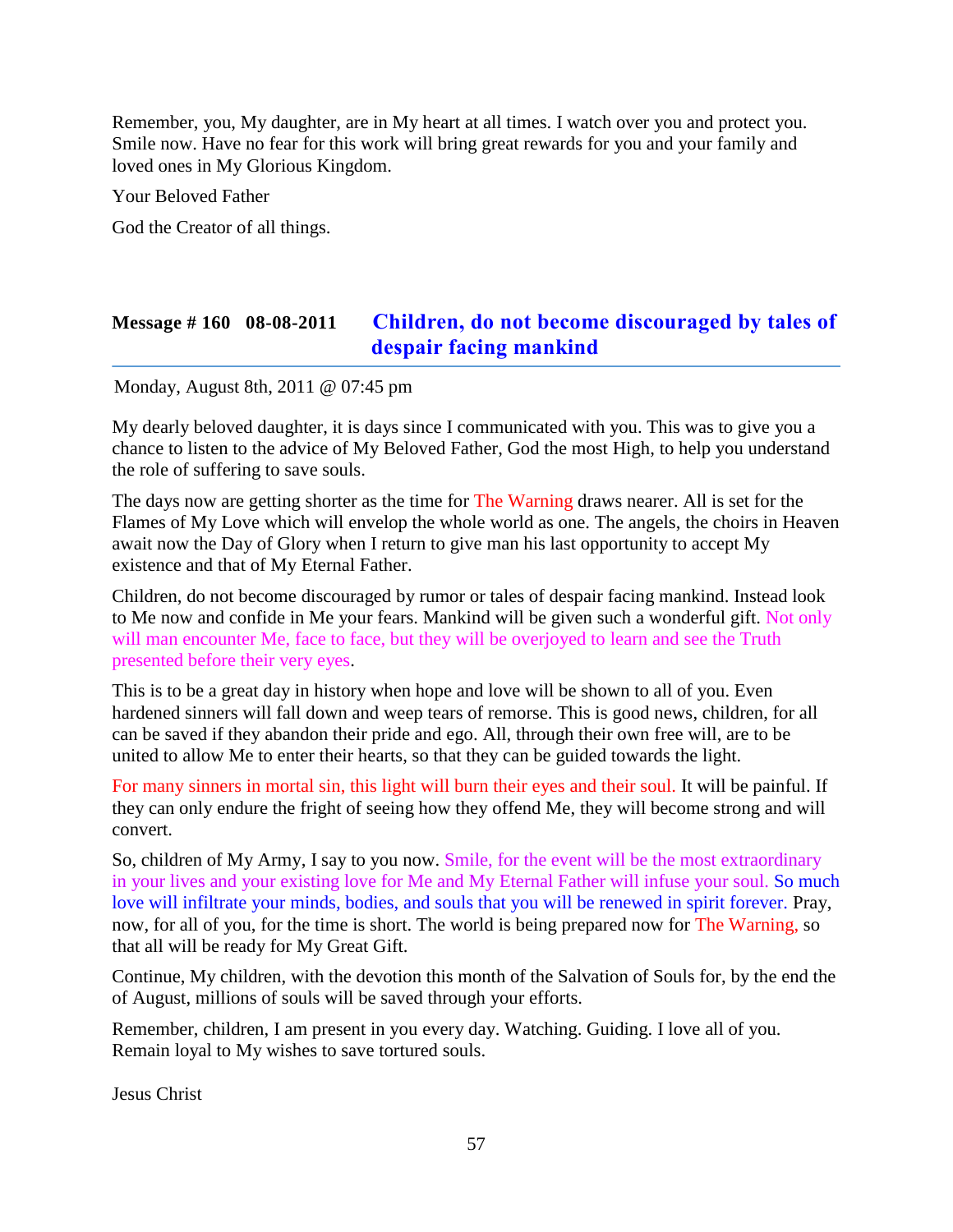Remember, you, My daughter, are in My heart at all times. I watch over you and protect you. Smile now. Have no fear for this work will bring great rewards for you and your family and loved ones in My Glorious Kingdom.

Your Beloved Father

God the Creator of all things.

## Message # 160 08-08-2011 Children, do not become discouraged by tales of despair facing mankind

Monday, August 8th, 2011 @ 07:45 pm

My dearly beloved daughter, it is days since I communicated with you. This was to give you a chance to listen to the advice of My Beloved Father, God the most High, to help you understand the role of suffering to save souls.

The days now are getting shorter as the time for The Warning draws nearer. All is set for the Flames of My Love which will envelop the whole world as one. The angels, the choirs in Heaven await now the Day of Glory when I return to give man his last opportunity to accept My existence and that of My Eternal Father.

Children, do not become discouraged by rumor or tales of despair facing mankind. Instead look to Me now and confide in Me your fears. Mankind will be given such a wonderful gift. Not only will man encounter Me, face to face, but they will be overjoyed to learn and see the Truth presented before their very eyes.

This is to be a great day in history when hope and love will be shown to all of you. Even hardened sinners will fall down and weep tears of remorse. This is good news, children, for all can be saved if they abandon their pride and ego. All, through their own free will, are to be united to allow Me to enter their hearts, so that they can be guided towards the light.

For many sinners in mortal sin, this light will burn their eyes and their soul. It will be painful. If they can only endure the fright of seeing how they offend Me, they will become strong and will convert.

So, children of My Army, I say to you now. Smile, for the event will be the most extraordinary in your lives and your existing love for Me and My Eternal Father will infuse your soul. So much love will infiltrate your minds, bodies, and souls that you will be renewed in spirit forever. Pray, now, for all of you, for the time is short. The world is being prepared now for The Warning, so that all will be ready for My Great Gift.

Continue, My children, with the devotion this month of the Salvation of Souls for, by the end the of August, millions of souls will be saved through your efforts.

Remember, children, I am present in you every day. Watching. Guiding. I love all of you. Remain loyal to My wishes to save tortured souls.

Jesus Christ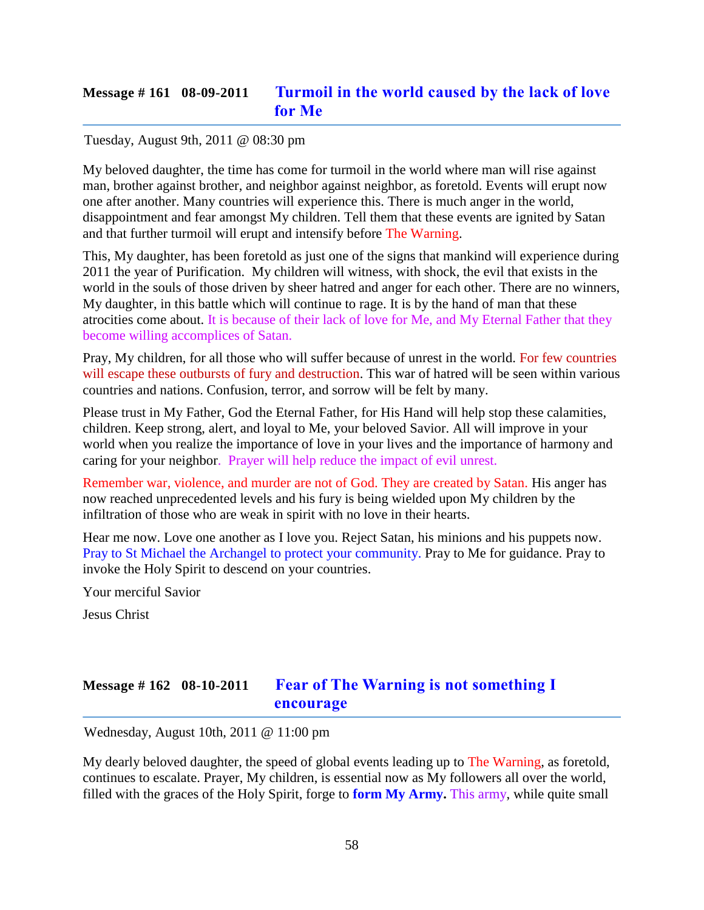## Message # 161 08-09-2011 Turmoil in the world caused by the lack of love for Me

Tuesday, August 9th, 2011 @ 08:30 pm

My beloved daughter, the time has come for turmoil in the world where man will rise against man, brother against brother, and neighbor against neighbor, as foretold. Events will erupt now one after another. Many countries will experience this. There is much anger in the world, disappointment and fear amongst My children. Tell them that these events are ignited by Satan and that further turmoil will erupt and intensify before The Warning.

This, My daughter, has been foretold as just one of the signs that mankind will experience during 2011 the year of Purification. My children will witness, with shock, the evil that exists in the world in the souls of those driven by sheer hatred and anger for each other. There are no winners, My daughter, in this battle which will continue to rage. It is by the hand of man that these atrocities come about. It is because of their lack of love for Me, and My Eternal Father that they become willing accomplices of Satan.

Pray, My children, for all those who will suffer because of unrest in the world. For few countries will escape these outbursts of fury and destruction. This war of hatred will be seen within various countries and nations. Confusion, terror, and sorrow will be felt by many.

Please trust in My Father, God the Eternal Father, for His Hand will help stop these calamities, children. Keep strong, alert, and loyal to Me, your beloved Savior. All will improve in your world when you realize the importance of love in your lives and the importance of harmony and caring for your neighbor. Prayer will help reduce the impact of evil unrest.

Remember war, violence, and murder are not of God. They are created by Satan. His anger has now reached unprecedented levels and his fury is being wielded upon My children by the infiltration of those who are weak in spirit with no love in their hearts.

Hear me now. Love one another as I love you. Reject Satan, his minions and his puppets now. Pray to St Michael the Archangel to protect your community. Pray to Me for guidance. Pray to invoke the Holy Spirit to descend on your countries.

Your merciful Savior

Jesus Christ

## Message # 162 08-10-2011 Fear of The Warning is not something I encourage

Wednesday, August 10th, 2011 @ 11:00 pm

My dearly beloved daughter, the speed of global events leading up to The Warning, as foretold, continues to escalate. Prayer, My children, is essential now as My followers all over the world, filled with the graces of the Holy Spirit, forge to **form My Army.** This army, while quite small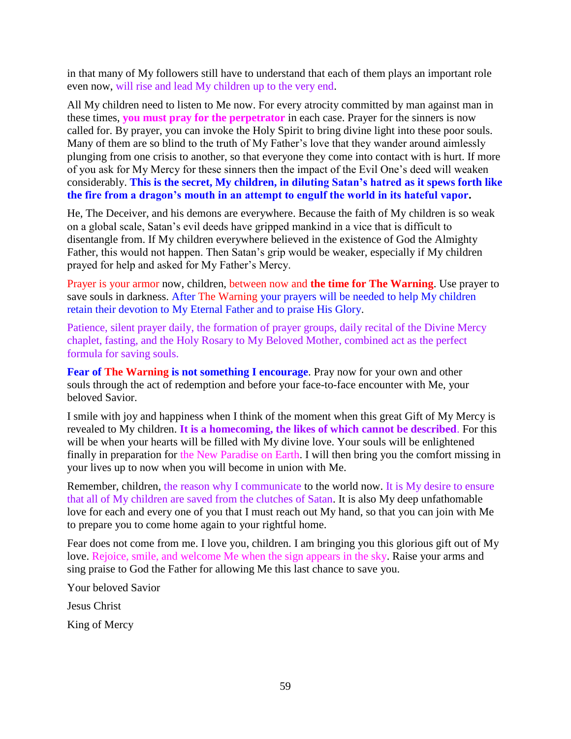in that many of My followers still have to understand that each of them plays an important role even now, will rise and lead My children up to the very end.

All My children need to listen to Me now. For every atrocity committed by man against man in these times, **you must pray for the perpetrator** in each case. Prayer for the sinners is now called for. By prayer, you can invoke the Holy Spirit to bring divine light into these poor souls. Many of them are so blind to the truth of My Father's love that they wander around aimlessly plunging from one crisis to another, so that everyone they come into contact with is hurt. If more of you ask for My Mercy for these sinners then the impact of the Evil One's deed will weaken considerably. **This is the secret, My children, in diluting Satan's hatred as it spews forth like the fire from a dragon's mouth in an attempt to engulf the world in its hateful vapor.**

He, The Deceiver, and his demons are everywhere. Because the faith of My children is so weak on a global scale, Satan's evil deeds have gripped mankind in a vice that is difficult to disentangle from. If My children everywhere believed in the existence of God the Almighty Father, this would not happen. Then Satan's grip would be weaker, especially if My children prayed for help and asked for My Father's Mercy.

Prayer is your armor now, children, between now and **the time for The Warning**. Use prayer to save souls in darkness. After The Warning your prayers will be needed to help My children retain their devotion to My Eternal Father and to praise His Glory.

Patience, silent prayer daily, the formation of prayer groups, daily recital of the Divine Mercy chaplet, fasting, and the Holy Rosary to My Beloved Mother, combined act as the perfect formula for saving souls.

**Fear of The Warning is not something I encourage**. Pray now for your own and other souls through the act of redemption and before your face-to-face encounter with Me, your beloved Savior.

I smile with joy and happiness when I think of the moment when this great Gift of My Mercy is revealed to My children. **It is a homecoming, the likes of which cannot be described**. For this will be when your hearts will be filled with My divine love. Your souls will be enlightened finally in preparation for the New Paradise on Earth. I will then bring you the comfort missing in your lives up to now when you will become in union with Me.

Remember, children, the reason why I communicate to the world now. It is My desire to ensure that all of My children are saved from the clutches of Satan. It is also My deep unfathomable love for each and every one of you that I must reach out My hand, so that you can join with Me to prepare you to come home again to your rightful home.

Fear does not come from me. I love you, children. I am bringing you this glorious gift out of My love. Rejoice, smile, and welcome Me when the sign appears in the sky. Raise your arms and sing praise to God the Father for allowing Me this last chance to save you.

Your beloved Savior

Jesus Christ

King of Mercy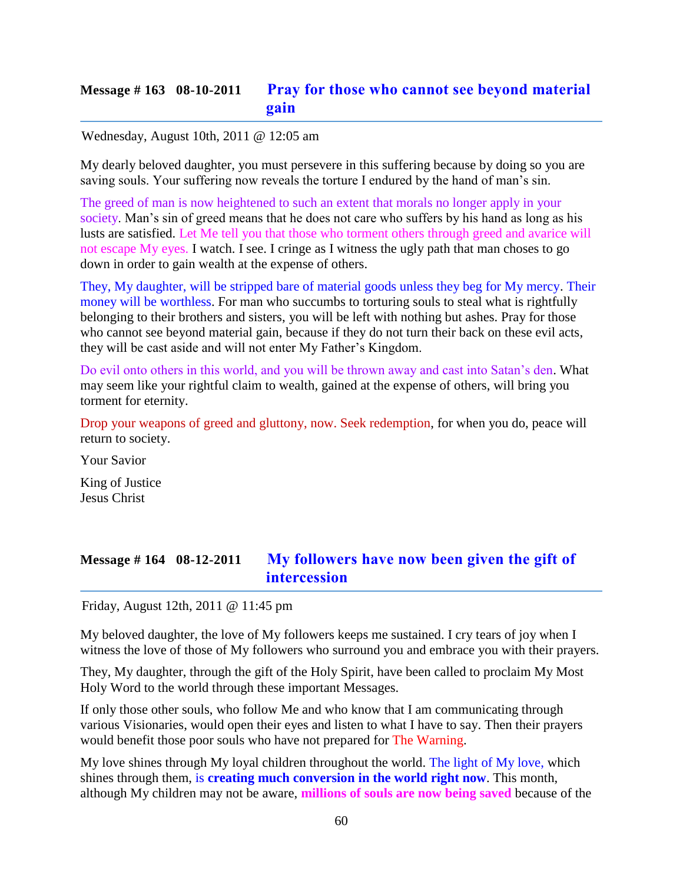## Message # 163   08-10-2011   Pray for those who cannot see beyond material gain

Wednesday, August 10th, 2011 @ 12:05 am

My dearly beloved daughter, you must persevere in this suffering because by doing so you are saving souls. Your suffering now reveals the torture I endured by the hand of man's sin.

The greed of man is now heightened to such an extent that morals no longer apply in your society. Man's sin of greed means that he does not care who suffers by his hand as long as his lusts are satisfied. Let Me tell you that those who torment others through greed and avarice will not escape My eyes. I watch. I see. I cringe as I witness the ugly path that man choses to go down in order to gain wealth at the expense of others.

They, My daughter, will be stripped bare of material goods unless they beg for My mercy. Their money will be worthless. For man who succumbs to torturing souls to steal what is rightfully belonging to their brothers and sisters, you will be left with nothing but ashes. Pray for those who cannot see beyond material gain, because if they do not turn their back on these evil acts, they will be cast aside and will not enter My Father's Kingdom.

Do evil onto others in this world, and you will be thrown away and cast into Satan's den. What may seem like your rightful claim to wealth, gained at the expense of others, will bring you torment for eternity.

Drop your weapons of greed and gluttony, now. Seek redemption, for when you do, peace will return to society.

Your Savior

King of Justice
Jesus Christ

## Message # 164   08-12-2011   My followers have now been given the gift of intercession

Friday, August 12th, 2011 @ 11:45 pm

My beloved daughter, the love of My followers keeps me sustained. I cry tears of joy when I witness the love of those of My followers who surround you and embrace you with their prayers.

They, My daughter, through the gift of the Holy Spirit, have been called to proclaim My Most Holy Word to the world through these important Messages.

If only those other souls, who follow Me and who know that I am communicating through various Visionaries, would open their eyes and listen to what I have to say. Then their prayers would benefit those poor souls who have not prepared for The Warning.

My love shines through My loyal children throughout the world. The light of My love, which shines through them, is **creating much conversion in the world right now**. This month, although My children may not be aware, **millions of souls are now being saved** because of the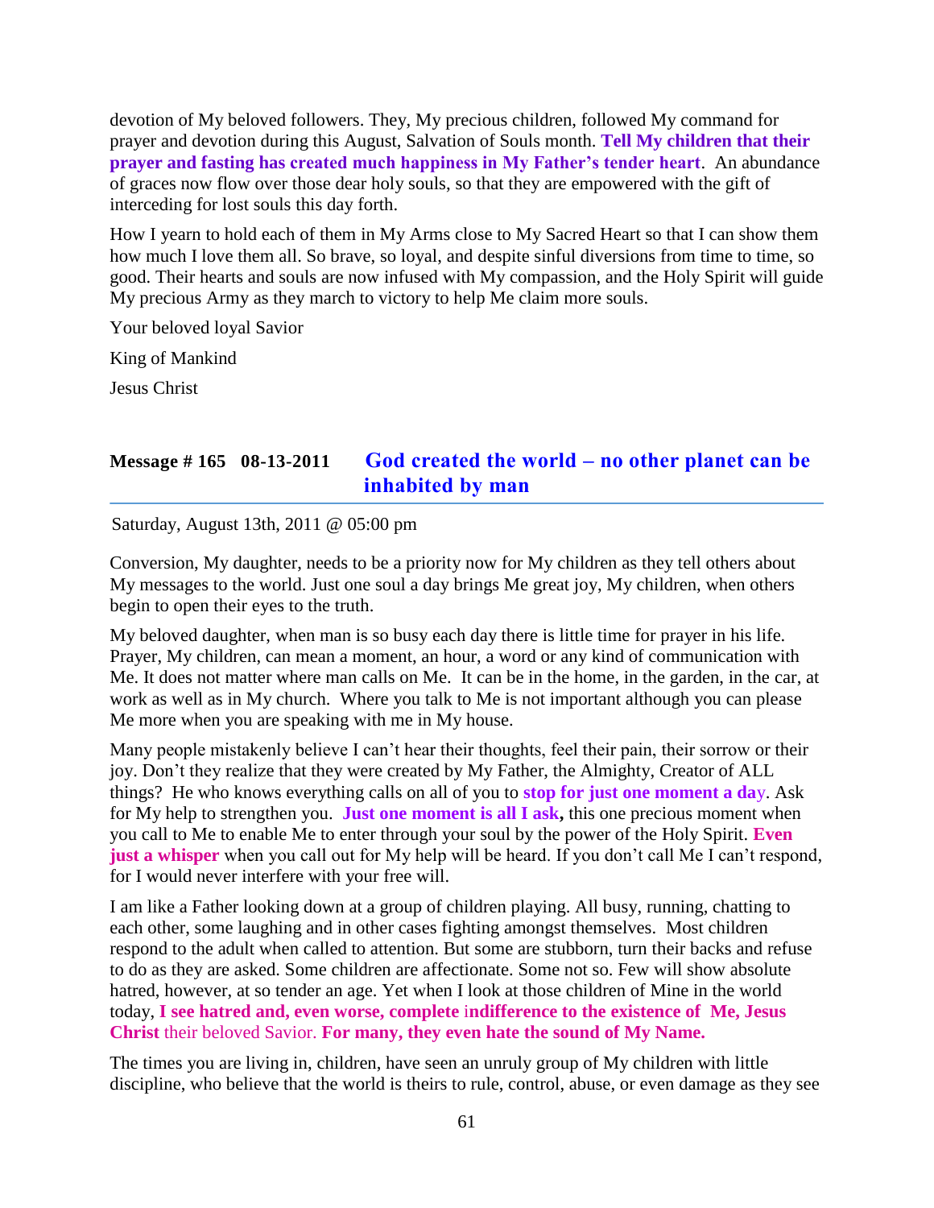devotion of My beloved followers. They, My precious children, followed My command for prayer and devotion during this August, Salvation of Souls month. **Tell My children that their prayer and fasting has created much happiness in My Father's tender heart**. An abundance of graces now flow over those dear holy souls, so that they are empowered with the gift of interceding for lost souls this day forth.

How I yearn to hold each of them in My Arms close to My Sacred Heart so that I can show them how much I love them all. So brave, so loyal, and despite sinful diversions from time to time, so good. Their hearts and souls are now infused with My compassion, and the Holy Spirit will guide My precious Army as they march to victory to help Me claim more souls.

Your beloved loyal Savior

King of Mankind

Jesus Christ

## Message # 165 08-13-2011 God created the world – no other planet can be inhabited by man

Saturday, August 13th, 2011 @ 05:00 pm

Conversion, My daughter, needs to be a priority now for My children as they tell others about My messages to the world. Just one soul a day brings Me great joy, My children, when others begin to open their eyes to the truth.

My beloved daughter, when man is so busy each day there is little time for prayer in his life. Prayer, My children, can mean a moment, an hour, a word or any kind of communication with Me. It does not matter where man calls on Me. It can be in the home, in the garden, in the car, at work as well as in My church. Where you talk to Me is not important although you can please Me more when you are speaking with me in My house.

Many people mistakenly believe I can't hear their thoughts, feel their pain, their sorrow or their joy. Don't they realize that they were created by My Father, the Almighty, Creator of ALL things? He who knows everything calls on all of you to **stop for just one moment a day**. Ask for My help to strengthen you. **Just one moment is all I ask,** this one precious moment when you call to Me to enable Me to enter through your soul by the power of the Holy Spirit. **Even just a whisper** when you call out for My help will be heard. If you don't call Me I can't respond, for I would never interfere with your free will.

I am like a Father looking down at a group of children playing. All busy, running, chatting to each other, some laughing and in other cases fighting amongst themselves. Most children respond to the adult when called to attention. But some are stubborn, turn their backs and refuse to do as they are asked. Some children are affectionate. Some not so. Few will show absolute hatred, however, at so tender an age. Yet when I look at those children of Mine in the world today, **I see hatred and, even worse, complete indifference to the existence of Me, Jesus Christ** their beloved Savior. **For many, they even hate the sound of My Name.**

The times you are living in, children, have seen an unruly group of My children with little discipline, who believe that the world is theirs to rule, control, abuse, or even damage as they see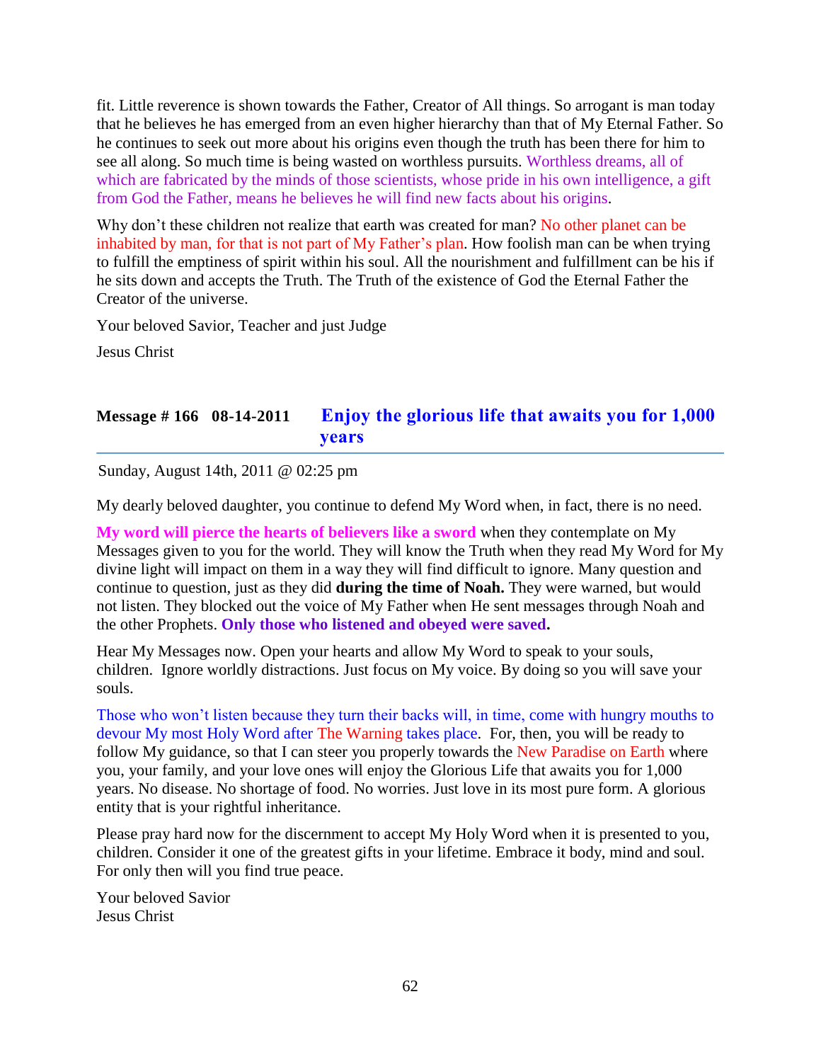fit. Little reverence is shown towards the Father, Creator of All things. So arrogant is man today that he believes he has emerged from an even higher hierarchy than that of My Eternal Father. So he continues to seek out more about his origins even though the truth has been there for him to see all along. So much time is being wasted on worthless pursuits. Worthless dreams, all of which are fabricated by the minds of those scientists, whose pride in his own intelligence, a gift from God the Father, means he believes he will find new facts about his origins.

Why don't these children not realize that earth was created for man? No other planet can be inhabited by man, for that is not part of My Father's plan. How foolish man can be when trying to fulfill the emptiness of spirit within his soul. All the nourishment and fulfillment can be his if he sits down and accepts the Truth. The Truth of the existence of God the Eternal Father the Creator of the universe.

Your beloved Savior, Teacher and just Judge

Jesus Christ

## Message # 166 08-14-2011 Enjoy the glorious life that awaits you for 1,000 years

Sunday, August 14th, 2011 @ 02:25 pm

My dearly beloved daughter, you continue to defend My Word when, in fact, there is no need.

**My word will pierce the hearts of believers like a sword** when they contemplate on My Messages given to you for the world. They will know the Truth when they read My Word for My divine light will impact on them in a way they will find difficult to ignore. Many question and continue to question, just as they did **during the time of Noah.** They were warned, but would not listen. They blocked out the voice of My Father when He sent messages through Noah and the other Prophets. **Only those who listened and obeyed were saved.**

Hear My Messages now. Open your hearts and allow My Word to speak to your souls, children. Ignore worldly distractions. Just focus on My voice. By doing so you will save your souls.

Those who won't listen because they turn their backs will, in time, come with hungry mouths to devour My most Holy Word after The Warning takes place. For, then, you will be ready to follow My guidance, so that I can steer you properly towards the New Paradise on Earth where you, your family, and your love ones will enjoy the Glorious Life that awaits you for 1,000 years. No disease. No shortage of food. No worries. Just love in its most pure form. A glorious entity that is your rightful inheritance.

Please pray hard now for the discernment to accept My Holy Word when it is presented to you, children. Consider it one of the greatest gifts in your lifetime. Embrace it body, mind and soul. For only then will you find true peace.

Your beloved Savior
Jesus Christ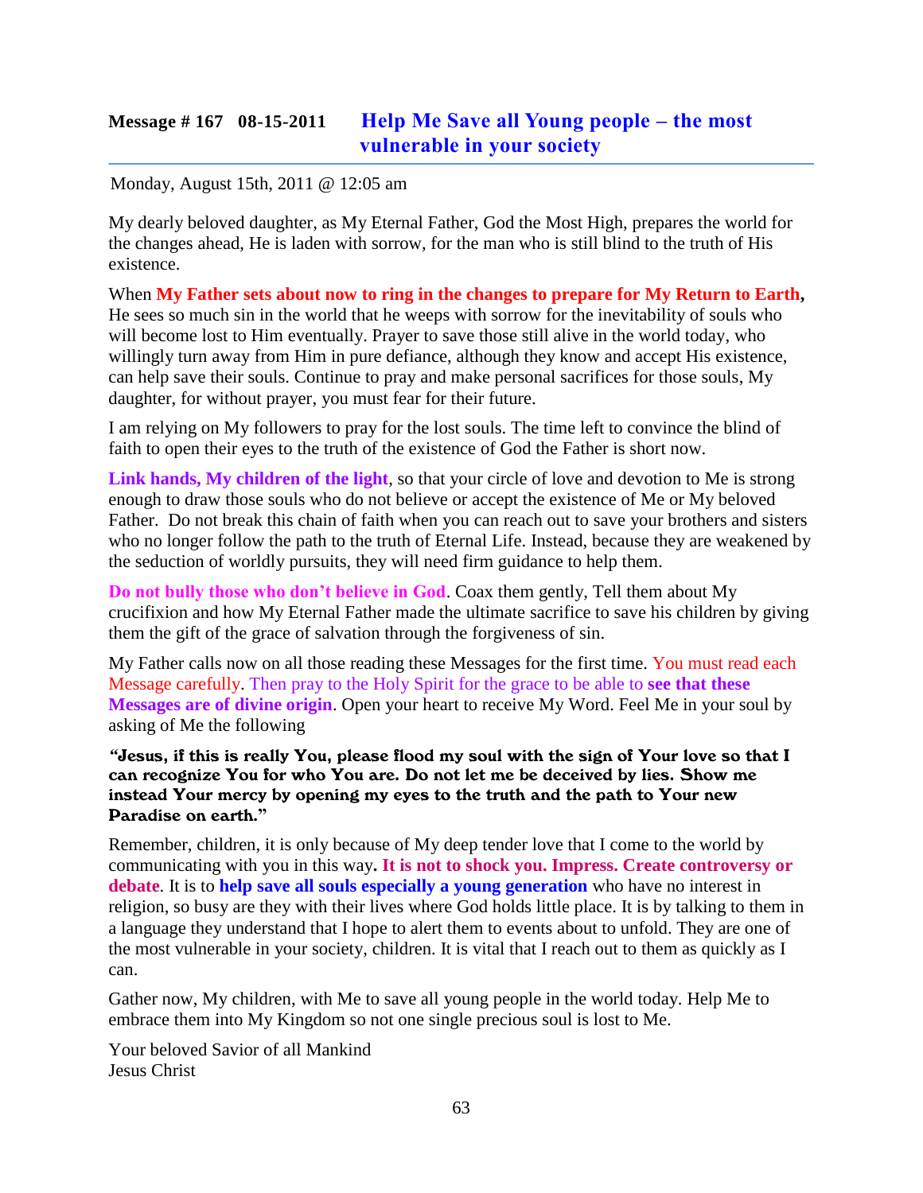## Message # 167 08-15-2011 Help Me Save all Young people – the most vulnerable in your society

Monday, August 15th, 2011 @ 12:05 am

My dearly beloved daughter, as My Eternal Father, God the Most High, prepares the world for the changes ahead, He is laden with sorrow, for the man who is still blind to the truth of His existence.

When **My Father sets about now to ring in the changes to prepare for My Return to Earth**, He sees so much sin in the world that he weeps with sorrow for the inevitability of souls who will become lost to Him eventually. Prayer to save those still alive in the world today, who willingly turn away from Him in pure defiance, although they know and accept His existence, can help save their souls. Continue to pray and make personal sacrifices for those souls, My daughter, for without prayer, you must fear for their future.

I am relying on My followers to pray for the lost souls. The time left to convince the blind of faith to open their eyes to the truth of the existence of God the Father is short now.

**Link hands, My children of the light**, so that your circle of love and devotion to Me is strong enough to draw those souls who do not believe or accept the existence of Me or My beloved Father. Do not break this chain of faith when you can reach out to save your brothers and sisters who no longer follow the path to the truth of Eternal Life. Instead, because they are weakened by the seduction of worldly pursuits, they will need firm guidance to help them.

**Do not bully those who don't believe in God**. Coax them gently, Tell them about My crucifixion and how My Eternal Father made the ultimate sacrifice to save his children by giving them the gift of the grace of salvation through the forgiveness of sin.

My Father calls now on all those reading these Messages for the first time. You must read each Message carefully. Then pray to the Holy Spirit for the grace to be able to **see that these Messages are of divine origin**. Open your heart to receive My Word. Feel Me in your soul by asking of Me the following

**"Jesus, if this is really You, please flood my soul with the sign of Your love so that I can recognize You for who You are. Do not let me be deceived by lies. Show me instead Your mercy by opening my eyes to the truth and the path to Your new Paradise on earth."**

Remember, children, it is only because of My deep tender love that I come to the world by communicating with you in this way**. It is not to shock you. Impress. Create controversy or debate**. It is to **help save all souls especially a young generation** who have no interest in religion, so busy are they with their lives where God holds little place. It is by talking to them in a language they understand that I hope to alert them to events about to unfold. They are one of the most vulnerable in your society, children. It is vital that I reach out to them as quickly as I can.

Gather now, My children, with Me to save all young people in the world today. Help Me to embrace them into My Kingdom so not one single precious soul is lost to Me.

Your beloved Savior of all Mankind
Jesus Christ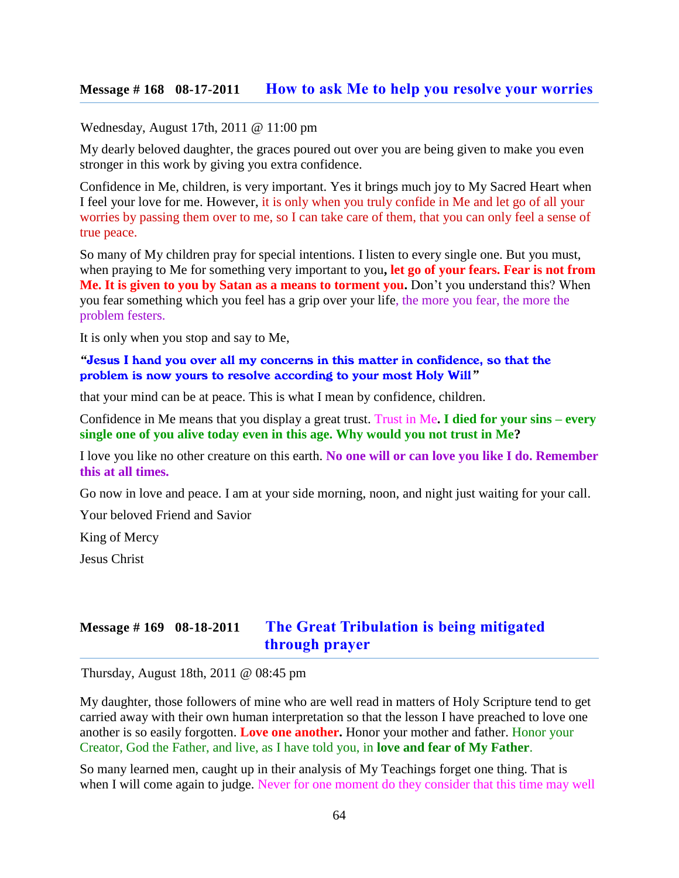## Message # 168 08-17-2011 How to ask Me to help you resolve your worries

Wednesday, August 17th, 2011 @ 11:00 pm

My dearly beloved daughter, the graces poured out over you are being given to make you even stronger in this work by giving you extra confidence.

Confidence in Me, children, is very important. Yes it brings much joy to My Sacred Heart when I feel your love for me. However, it is only when you truly confide in Me and let go of all your worries by passing them over to me, so I can take care of them, that you can only feel a sense of true peace.

So many of My children pray for special intentions. I listen to every single one. But you must, when praying to Me for something very important to you**, let go of your fears. Fear is not from Me. It is given to you by Satan as a means to torment you.** Don't you understand this? When you fear something which you feel has a grip over your life, the more you fear, the more the problem festers.

It is only when you stop and say to Me,

**"Jesus I hand you over all my concerns in this matter in confidence, so that the problem is now yours to resolve according to your most Holy Will"**

that your mind can be at peace. This is what I mean by confidence, children.

Confidence in Me means that you display a great trust. Trust in Me**. I died for your sins – every single one of you alive today even in this age. Why would you not trust in Me?**

I love you like no other creature on this earth. **No one will or can love you like I do. Remember this at all times.**

Go now in love and peace. I am at your side morning, noon, and night just waiting for your call.

Your beloved Friend and Savior

King of Mercy

Jesus Christ

## Message # 169 08-18-2011 The Great Tribulation is being mitigated through prayer

Thursday, August 18th, 2011 @ 08:45 pm

My daughter, those followers of mine who are well read in matters of Holy Scripture tend to get carried away with their own human interpretation so that the lesson I have preached to love one another is so easily forgotten. **Love one another.** Honor your mother and father. Honor your Creator, God the Father, and live, as I have told you, in **love and fear of My Father**.

So many learned men, caught up in their analysis of My Teachings forget one thing. That is when I will come again to judge. Never for one moment do they consider that this time may well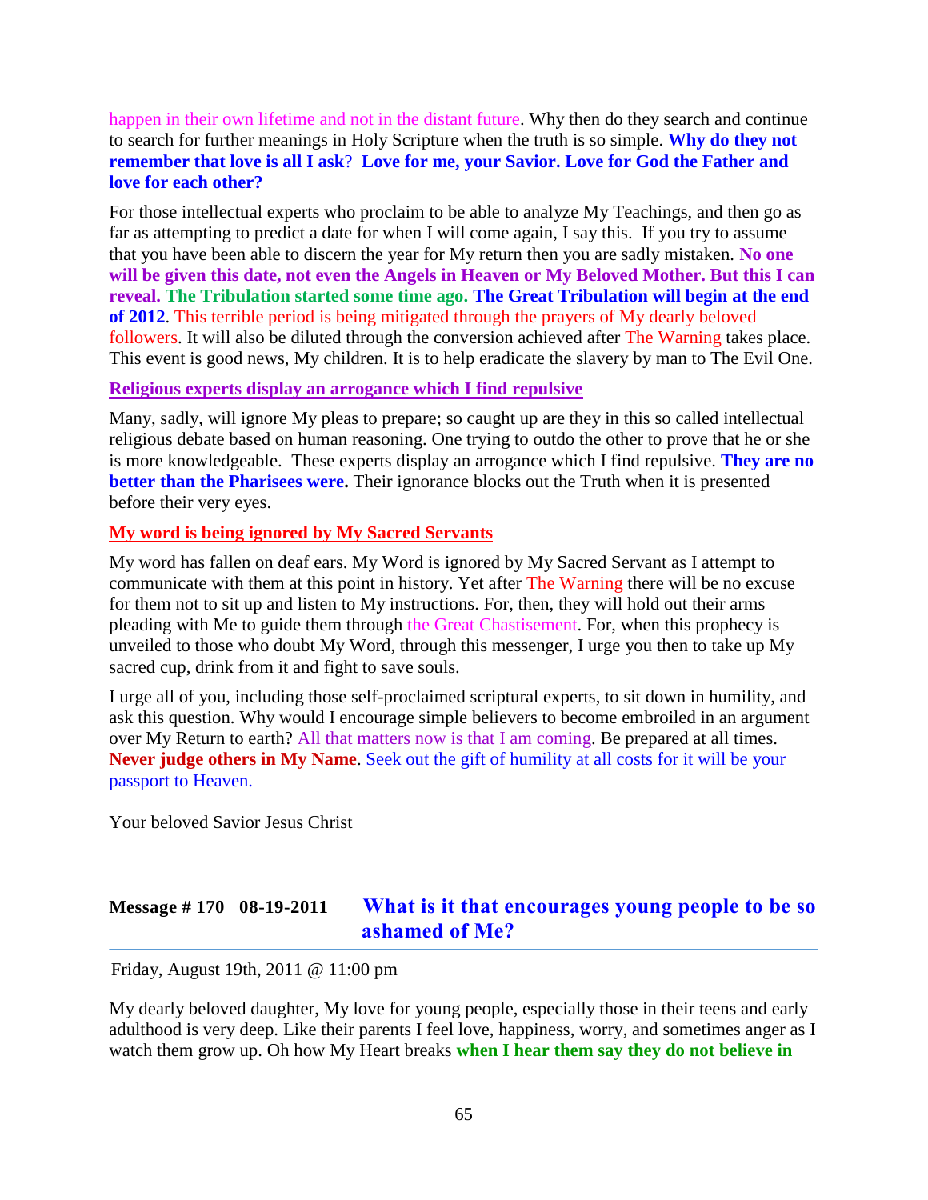happen in their own lifetime and not in the distant future. Why then do they search and continue to search for further meanings in Holy Scripture when the truth is so simple. **Why do they not remember that love is all I ask? Love for me, your Savior. Love for God the Father and love for each other?**

For those intellectual experts who proclaim to be able to analyze My Teachings, and then go as far as attempting to predict a date for when I will come again, I say this. If you try to assume that you have been able to discern the year for My return then you are sadly mistaken. **No one will be given this date, not even the Angels in Heaven or My Beloved Mother. But this I can reveal. The Tribulation started some time ago. The Great Tribulation will begin at the end of 2012**. This terrible period is being mitigated through the prayers of My dearly beloved followers. It will also be diluted through the conversion achieved after The Warning takes place. This event is good news, My children. It is to help eradicate the slavery by man to The Evil One.

**Religious experts display an arrogance which I find repulsive**

Many, sadly, will ignore My pleas to prepare; so caught up are they in this so called intellectual religious debate based on human reasoning. One trying to outdo the other to prove that he or she is more knowledgeable. These experts display an arrogance which I find repulsive. **They are no better than the Pharisees were.** Their ignorance blocks out the Truth when it is presented before their very eyes.

**My word is being ignored by My Sacred Servants**

My word has fallen on deaf ears. My Word is ignored by My Sacred Servant as I attempt to communicate with them at this point in history. Yet after The Warning there will be no excuse for them not to sit up and listen to My instructions. For, then, they will hold out their arms pleading with Me to guide them through the Great Chastisement. For, when this prophecy is unveiled to those who doubt My Word, through this messenger, I urge you then to take up My sacred cup, drink from it and fight to save souls.

I urge all of you, including those self-proclaimed scriptural experts, to sit down in humility, and ask this question. Why would I encourage simple believers to become embroiled in an argument over My Return to earth? All that matters now is that I am coming. Be prepared at all times. **Never judge others in My Name**. Seek out the gift of humility at all costs for it will be your passport to Heaven.

Your beloved Savior Jesus Christ

## Message # 170 08-19-2011 What is it that encourages young people to be so ashamed of Me?

Friday, August 19th, 2011 @ 11:00 pm

My dearly beloved daughter, My love for young people, especially those in their teens and early adulthood is very deep. Like their parents I feel love, happiness, worry, and sometimes anger as I watch them grow up. Oh how My Heart breaks **when I hear them say they do not believe in**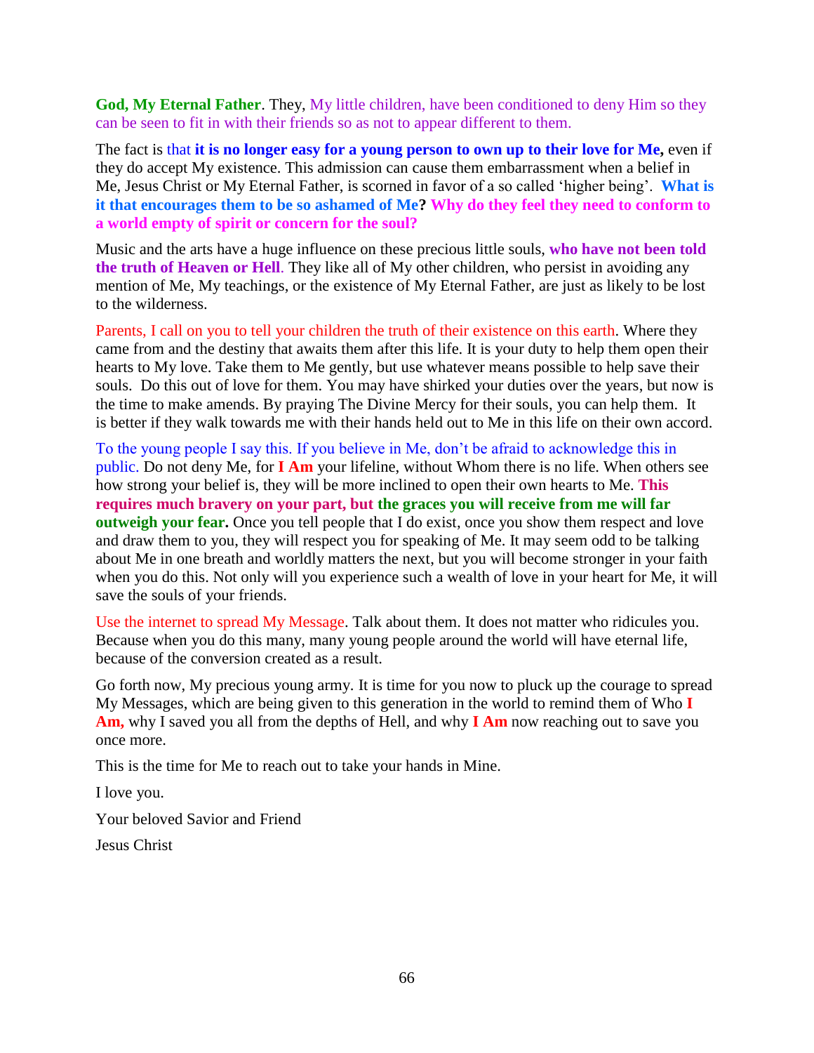**God, My Eternal Father**. They, My little children, have been conditioned to deny Him so they can be seen to fit in with their friends so as not to appear different to them.

The fact is that **it is no longer easy for a young person to own up to their love for Me,** even if they do accept My existence. This admission can cause them embarrassment when a belief in Me, Jesus Christ or My Eternal Father, is scorned in favor of a so called 'higher being'. **What is it that encourages them to be so ashamed of Me? Why do they feel they need to conform to a world empty of spirit or concern for the soul?**

Music and the arts have a huge influence on these precious little souls, **who have not been told the truth of Heaven or Hell**. They like all of My other children, who persist in avoiding any mention of Me, My teachings, or the existence of My Eternal Father, are just as likely to be lost to the wilderness.

Parents, I call on you to tell your children the truth of their existence on this earth. Where they came from and the destiny that awaits them after this life. It is your duty to help them open their hearts to My love. Take them to Me gently, but use whatever means possible to help save their souls. Do this out of love for them. You may have shirked your duties over the years, but now is the time to make amends. By praying The Divine Mercy for their souls, you can help them. It is better if they walk towards me with their hands held out to Me in this life on their own accord.

To the young people I say this. If you believe in Me, don't be afraid to acknowledge this in public. Do not deny Me, for **I Am** your lifeline, without Whom there is no life. When others see how strong your belief is, they will be more inclined to open their own hearts to Me. **This requires much bravery on your part, but the graces you will receive from me will far outweigh your fear.** Once you tell people that I do exist, once you show them respect and love and draw them to you, they will respect you for speaking of Me. It may seem odd to be talking about Me in one breath and worldly matters the next, but you will become stronger in your faith when you do this. Not only will you experience such a wealth of love in your heart for Me, it will save the souls of your friends.

Use the internet to spread My Message. Talk about them. It does not matter who ridicules you. Because when you do this many, many young people around the world will have eternal life, because of the conversion created as a result.

Go forth now, My precious young army. It is time for you now to pluck up the courage to spread My Messages, which are being given to this generation in the world to remind them of Who **I Am,** why I saved you all from the depths of Hell, and why **I Am** now reaching out to save you once more.

This is the time for Me to reach out to take your hands in Mine.

I love you.

Your beloved Savior and Friend

Jesus Christ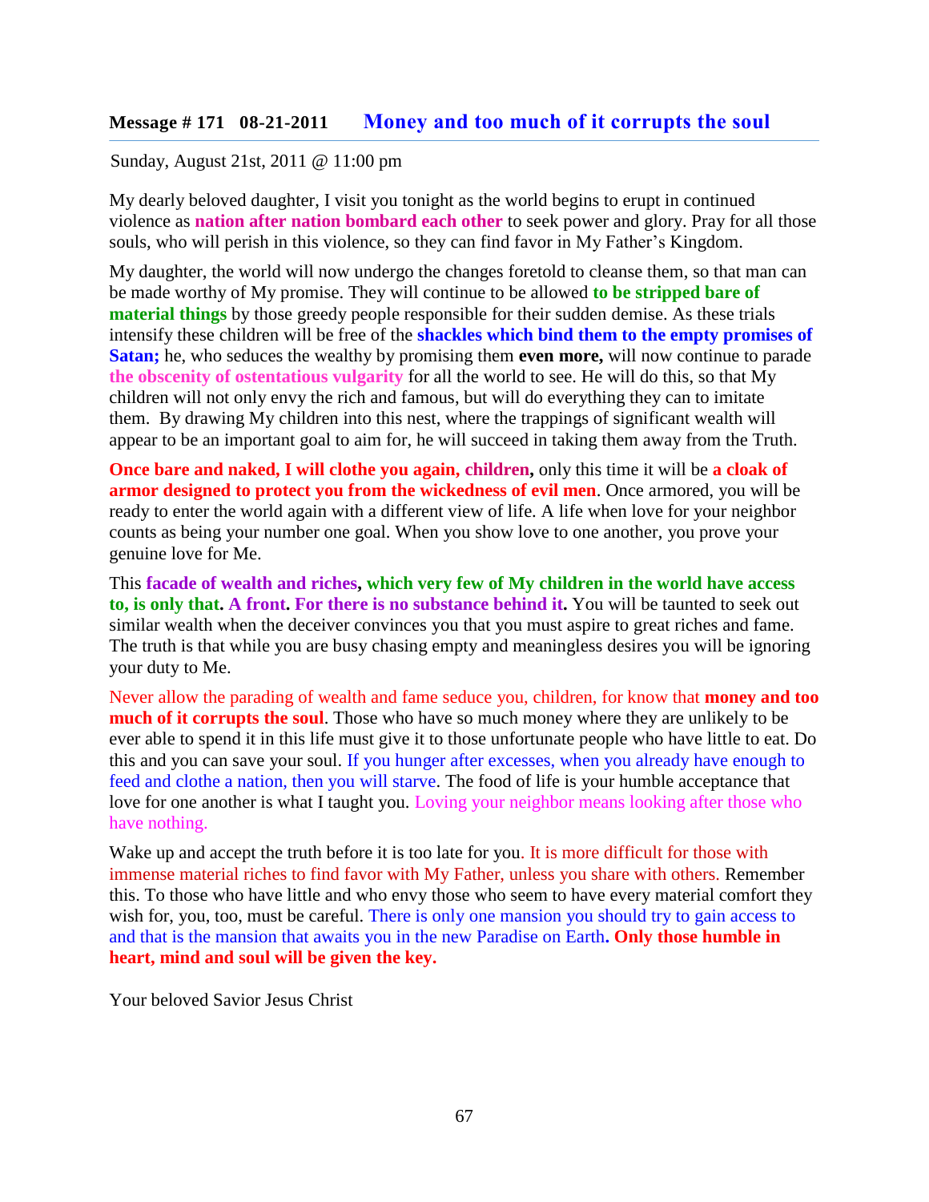## Message # 171 08-21-2011 Money and too much of it corrupts the soul

Sunday, August 21st, 2011 @ 11:00 pm

My dearly beloved daughter, I visit you tonight as the world begins to erupt in continued violence as **nation after nation bombard each other** to seek power and glory. Pray for all those souls, who will perish in this violence, so they can find favor in My Father's Kingdom.

My daughter, the world will now undergo the changes foretold to cleanse them, so that man can be made worthy of My promise. They will continue to be allowed **to be stripped bare of material things** by those greedy people responsible for their sudden demise. As these trials intensify these children will be free of the **shackles which bind them to the empty promises of Satan;** he, who seduces the wealthy by promising them **even more,** will now continue to parade **the obscenity of ostentatious vulgarity** for all the world to see. He will do this, so that My children will not only envy the rich and famous, but will do everything they can to imitate them. By drawing My children into this nest, where the trappings of significant wealth will appear to be an important goal to aim for, he will succeed in taking them away from the Truth.

**Once bare and naked, I will clothe you again, children,** only this time it will be **a cloak of armor designed to protect you from the wickedness of evil men**. Once armored, you will be ready to enter the world again with a different view of life. A life when love for your neighbor counts as being your number one goal. When you show love to one another, you prove your genuine love for Me.

This **facade of wealth and riches, which very few of My children in the world have access to, is only that. A front. For there is no substance behind it.** You will be taunted to seek out similar wealth when the deceiver convinces you that you must aspire to great riches and fame. The truth is that while you are busy chasing empty and meaningless desires you will be ignoring your duty to Me.

Never allow the parading of wealth and fame seduce you, children, for know that **money and too much of it corrupts the soul**. Those who have so much money where they are unlikely to be ever able to spend it in this life must give it to those unfortunate people who have little to eat. Do this and you can save your soul. If you hunger after excesses, when you already have enough to feed and clothe a nation, then you will starve. The food of life is your humble acceptance that love for one another is what I taught you. Loving your neighbor means looking after those who have nothing.

Wake up and accept the truth before it is too late for you. It is more difficult for those with immense material riches to find favor with My Father, unless you share with others. Remember this. To those who have little and who envy those who seem to have every material comfort they wish for, you, too, must be careful. There is only one mansion you should try to gain access to and that is the mansion that awaits you in the new Paradise on Earth**. Only those humble in heart, mind and soul will be given the key.**

Your beloved Savior Jesus Christ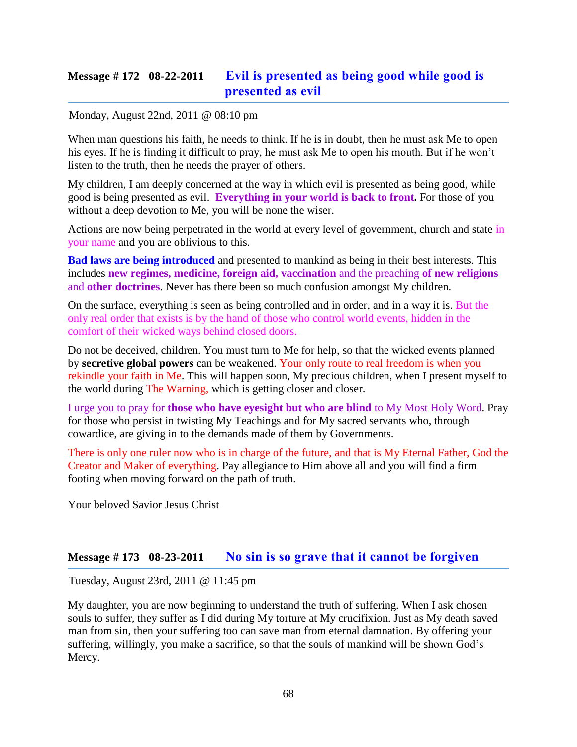## Message # 172 08-22-2011 Evil is presented as being good while good is presented as evil

Monday, August 22nd, 2011 @ 08:10 pm

When man questions his faith, he needs to think. If he is in doubt, then he must ask Me to open his eyes. If he is finding it difficult to pray, he must ask Me to open his mouth. But if he won't listen to the truth, then he needs the prayer of others.

My children, I am deeply concerned at the way in which evil is presented as being good, while good is being presented as evil. **Everything in your world is back to front.** For those of you without a deep devotion to Me, you will be none the wiser.

Actions are now being perpetrated in the world at every level of government, church and state in your name and you are oblivious to this.

**Bad laws are being introduced** and presented to mankind as being in their best interests. This includes **new regimes, medicine, foreign aid, vaccination** and the preaching **of new religions** and **other doctrines**. Never has there been so much confusion amongst My children.

On the surface, everything is seen as being controlled and in order, and in a way it is. But the only real order that exists is by the hand of those who control world events, hidden in the comfort of their wicked ways behind closed doors.

Do not be deceived, children. You must turn to Me for help, so that the wicked events planned by **secretive global powers** can be weakened. Your only route to real freedom is when you rekindle your faith in Me. This will happen soon, My precious children, when I present myself to the world during The Warning, which is getting closer and closer.

I urge you to pray for **those who have eyesight but who are blind** to My Most Holy Word. Pray for those who persist in twisting My Teachings and for My sacred servants who, through cowardice, are giving in to the demands made of them by Governments.

There is only one ruler now who is in charge of the future, and that is My Eternal Father, God the Creator and Maker of everything. Pay allegiance to Him above all and you will find a firm footing when moving forward on the path of truth.

Your beloved Savior Jesus Christ

## Message # 173 08-23-2011 No sin is so grave that it cannot be forgiven

Tuesday, August 23rd, 2011 @ 11:45 pm

My daughter, you are now beginning to understand the truth of suffering. When I ask chosen souls to suffer, they suffer as I did during My torture at My crucifixion. Just as My death saved man from sin, then your suffering too can save man from eternal damnation. By offering your suffering, willingly, you make a sacrifice, so that the souls of mankind will be shown God's Mercy.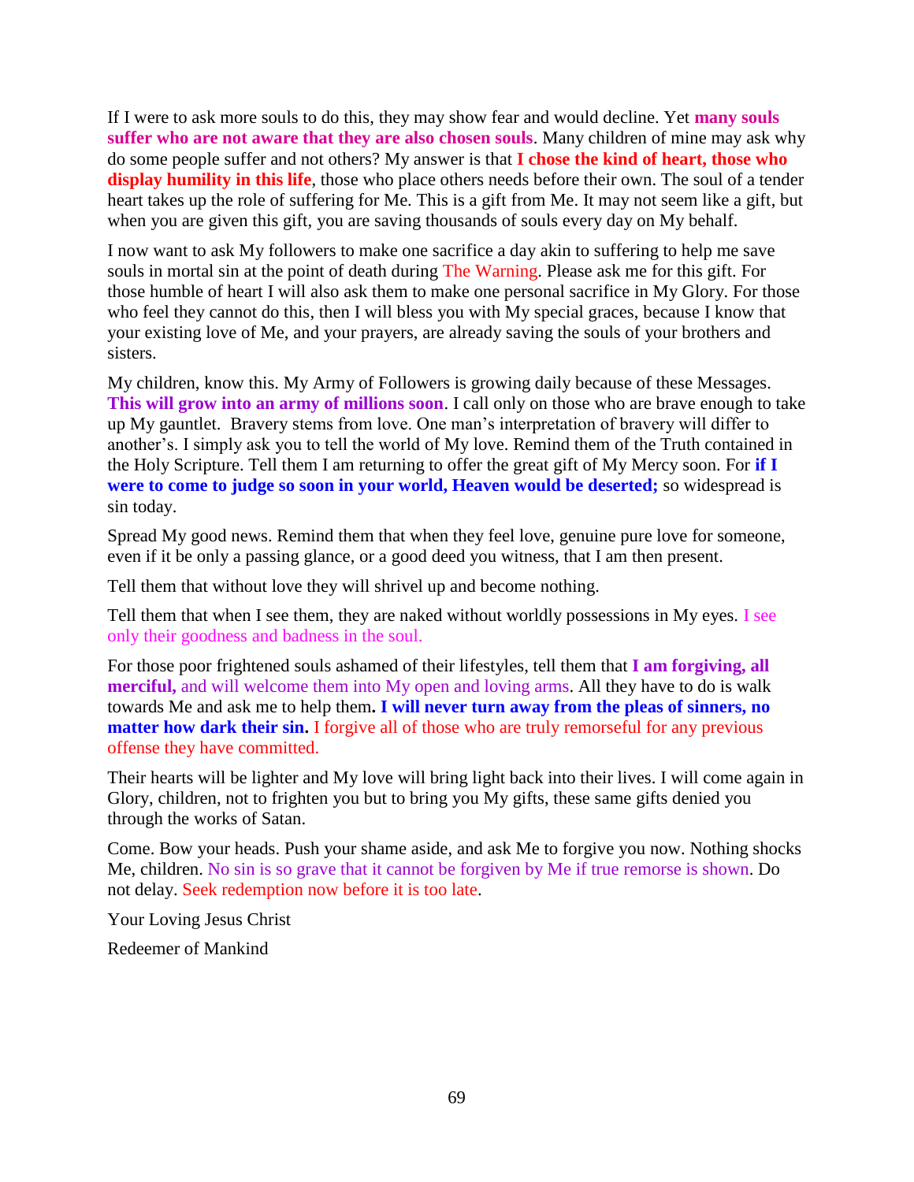If I were to ask more souls to do this, they may show fear and would decline. Yet **many souls suffer who are not aware that they are also chosen souls**. Many children of mine may ask why do some people suffer and not others? My answer is that **I chose the kind of heart, those who display humility in this life**, those who place others needs before their own. The soul of a tender heart takes up the role of suffering for Me. This is a gift from Me. It may not seem like a gift, but when you are given this gift, you are saving thousands of souls every day on My behalf.

I now want to ask My followers to make one sacrifice a day akin to suffering to help me save souls in mortal sin at the point of death during The Warning. Please ask me for this gift. For those humble of heart I will also ask them to make one personal sacrifice in My Glory. For those who feel they cannot do this, then I will bless you with My special graces, because I know that your existing love of Me, and your prayers, are already saving the souls of your brothers and sisters.

My children, know this. My Army of Followers is growing daily because of these Messages. **This will grow into an army of millions soon**. I call only on those who are brave enough to take up My gauntlet. Bravery stems from love. One man's interpretation of bravery will differ to another's. I simply ask you to tell the world of My love. Remind them of the Truth contained in the Holy Scripture. Tell them I am returning to offer the great gift of My Mercy soon. For **if I were to come to judge so soon in your world, Heaven would be deserted;** so widespread is sin today.

Spread My good news. Remind them that when they feel love, genuine pure love for someone, even if it be only a passing glance, or a good deed you witness, that I am then present.

Tell them that without love they will shrivel up and become nothing.

Tell them that when I see them, they are naked without worldly possessions in My eyes. I see only their goodness and badness in the soul.

For those poor frightened souls ashamed of their lifestyles, tell them that **I am forgiving, all merciful,** and will welcome them into My open and loving arms. All they have to do is walk towards Me and ask me to help them**. I will never turn away from the pleas of sinners, no matter how dark their sin.** I forgive all of those who are truly remorseful for any previous offense they have committed.

Their hearts will be lighter and My love will bring light back into their lives. I will come again in Glory, children, not to frighten you but to bring you My gifts, these same gifts denied you through the works of Satan.

Come. Bow your heads. Push your shame aside, and ask Me to forgive you now. Nothing shocks Me, children. No sin is so grave that it cannot be forgiven by Me if true remorse is shown. Do not delay. Seek redemption now before it is too late.

Your Loving Jesus Christ

Redeemer of Mankind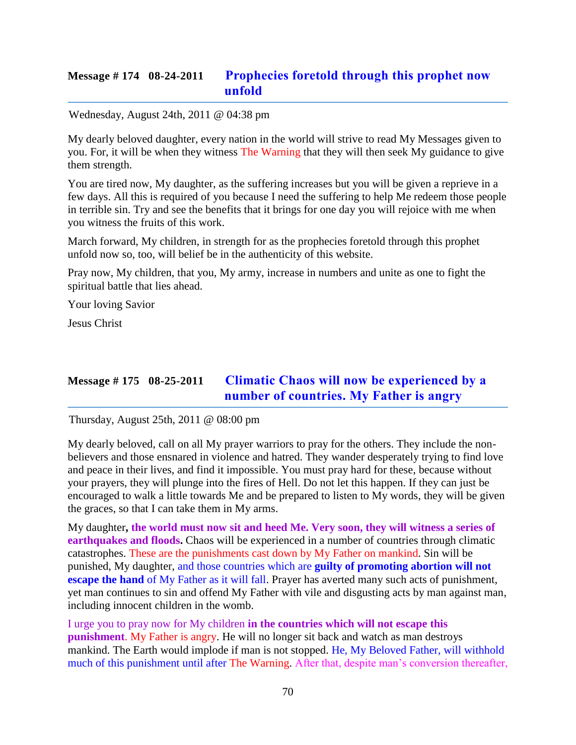## Message # 174 08-24-2011 Prophecies foretold through this prophet now unfold

Wednesday, August 24th, 2011 @ 04:38 pm

My dearly beloved daughter, every nation in the world will strive to read My Messages given to you. For, it will be when they witness The Warning that they will then seek My guidance to give them strength.

You are tired now, My daughter, as the suffering increases but you will be given a reprieve in a few days. All this is required of you because I need the suffering to help Me redeem those people in terrible sin. Try and see the benefits that it brings for one day you will rejoice with me when you witness the fruits of this work.

March forward, My children, in strength for as the prophecies foretold through this prophet unfold now so, too, will belief be in the authenticity of this website.

Pray now, My children, that you, My army, increase in numbers and unite as one to fight the spiritual battle that lies ahead.

Your loving Savior

Jesus Christ

## Message # 175 08-25-2011 Climatic Chaos will now be experienced by a number of countries. My Father is angry

Thursday, August 25th, 2011 @ 08:00 pm

My dearly beloved, call on all My prayer warriors to pray for the others. They include the non-believers and those ensnared in violence and hatred. They wander desperately trying to find love and peace in their lives, and find it impossible. You must pray hard for these, because without your prayers, they will plunge into the fires of Hell. Do not let this happen. If they can just be encouraged to walk a little towards Me and be prepared to listen to My words, they will be given the graces, so that I can take them in My arms.

My daughter**, the world must now sit and heed Me. Very soon, they will witness a series of earthquakes and floods.** Chaos will be experienced in a number of countries through climatic catastrophes. These are the punishments cast down by My Father on mankind. Sin will be punished, My daughter, and those countries which are **guilty of promoting abortion will not escape the hand** of My Father as it will fall. Prayer has averted many such acts of punishment, yet man continues to sin and offend My Father with vile and disgusting acts by man against man, including innocent children in the womb.

I urge you to pray now for My children **in the countries which will not escape this punishment**. My Father is angry. He will no longer sit back and watch as man destroys mankind. The Earth would implode if man is not stopped. He, My Beloved Father, will withhold much of this punishment until after The Warning. After that, despite man's conversion thereafter,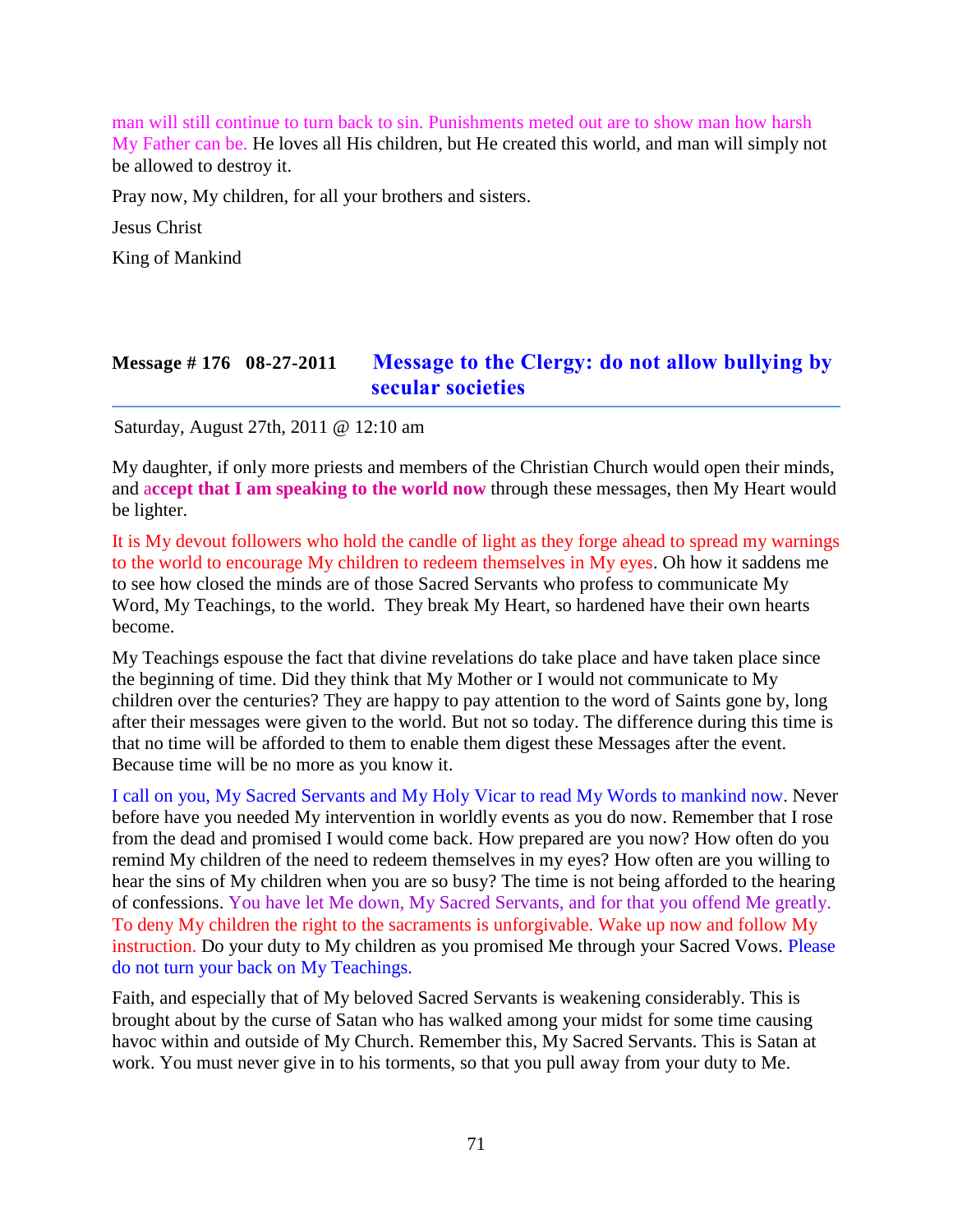man will still continue to turn back to sin. Punishments meted out are to show man how harsh My Father can be. He loves all His children, but He created this world, and man will simply not be allowed to destroy it.

Pray now, My children, for all your brothers and sisters.

Jesus Christ

King of Mankind

## Message # 176 08-27-2011 Message to the Clergy: do not allow bullying by secular societies

Saturday, August 27th, 2011 @ 12:10 am

My daughter, if only more priests and members of the Christian Church would open their minds, and **accept that I am speaking to the world now** through these messages, then My Heart would be lighter.

It is My devout followers who hold the candle of light as they forge ahead to spread my warnings to the world to encourage My children to redeem themselves in My eyes. Oh how it saddens me to see how closed the minds are of those Sacred Servants who profess to communicate My Word, My Teachings, to the world. They break My Heart, so hardened have their own hearts become.

My Teachings espouse the fact that divine revelations do take place and have taken place since the beginning of time. Did they think that My Mother or I would not communicate to My children over the centuries? They are happy to pay attention to the word of Saints gone by, long after their messages were given to the world. But not so today. The difference during this time is that no time will be afforded to them to enable them digest these Messages after the event. Because time will be no more as you know it.

I call on you, My Sacred Servants and My Holy Vicar to read My Words to mankind now. Never before have you needed My intervention in worldly events as you do now. Remember that I rose from the dead and promised I would come back. How prepared are you now? How often do you remind My children of the need to redeem themselves in my eyes? How often are you willing to hear the sins of My children when you are so busy? The time is not being afforded to the hearing of confessions. You have let Me down, My Sacred Servants, and for that you offend Me greatly. To deny My children the right to the sacraments is unforgivable. Wake up now and follow My instruction. Do your duty to My children as you promised Me through your Sacred Vows. Please do not turn your back on My Teachings.

Faith, and especially that of My beloved Sacred Servants is weakening considerably. This is brought about by the curse of Satan who has walked among your midst for some time causing havoc within and outside of My Church. Remember this, My Sacred Servants. This is Satan at work. You must never give in to his torments, so that you pull away from your duty to Me.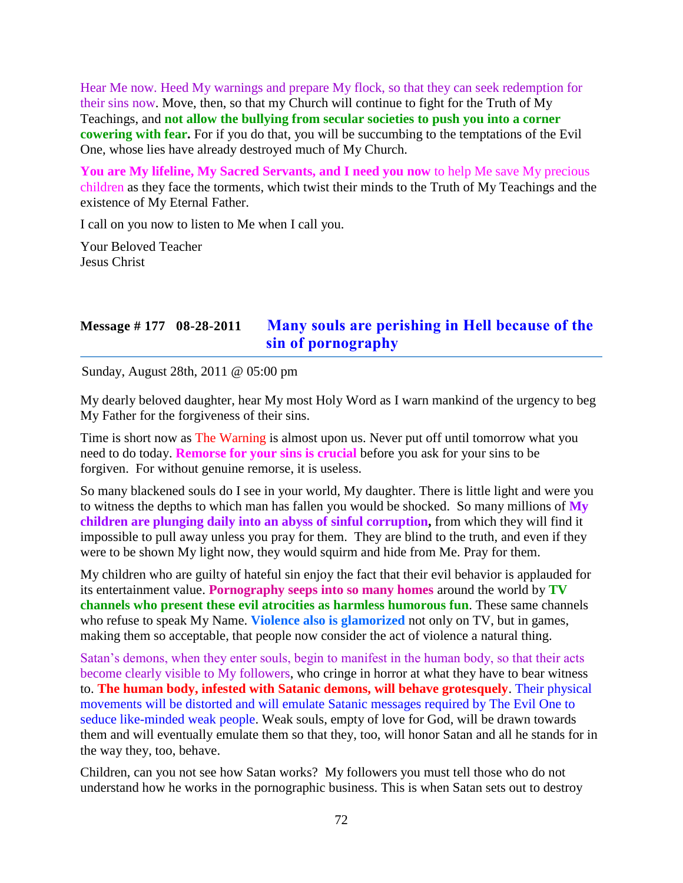Hear Me now. Heed My warnings and prepare My flock, so that they can seek redemption for their sins now. Move, then, so that my Church will continue to fight for the Truth of My Teachings, and **not allow the bullying from secular societies to push you into a corner cowering with fear.** For if you do that, you will be succumbing to the temptations of the Evil One, whose lies have already destroyed much of My Church.

**You are My lifeline, My Sacred Servants, and I need you now** to help Me save My precious children as they face the torments, which twist their minds to the Truth of My Teachings and the existence of My Eternal Father.

I call on you now to listen to Me when I call you.

Your Beloved Teacher
Jesus Christ

## Message # 177 08-28-2011 Many souls are perishing in Hell because of the sin of pornography

Sunday, August 28th, 2011 @ 05:00 pm

My dearly beloved daughter, hear My most Holy Word as I warn mankind of the urgency to beg My Father for the forgiveness of their sins.

Time is short now as The Warning is almost upon us. Never put off until tomorrow what you need to do today. **Remorse for your sins is crucial** before you ask for your sins to be forgiven. For without genuine remorse, it is useless.

So many blackened souls do I see in your world, My daughter. There is little light and were you to witness the depths to which man has fallen you would be shocked. So many millions of **My children are plunging daily into an abyss of sinful corruption,** from which they will find it impossible to pull away unless you pray for them. They are blind to the truth, and even if they were to be shown My light now, they would squirm and hide from Me. Pray for them.

My children who are guilty of hateful sin enjoy the fact that their evil behavior is applauded for its entertainment value. **Pornography seeps into so many homes** around the world by **TV channels who present these evil atrocities as harmless humorous fun**. These same channels who refuse to speak My Name. **Violence also is glamorized** not only on TV, but in games, making them so acceptable, that people now consider the act of violence a natural thing.

Satan's demons, when they enter souls, begin to manifest in the human body, so that their acts become clearly visible to My followers, who cringe in horror at what they have to bear witness to. **The human body, infested with Satanic demons, will behave grotesquely**. Their physical movements will be distorted and will emulate Satanic messages required by The Evil One to seduce like-minded weak people. Weak souls, empty of love for God, will be drawn towards them and will eventually emulate them so that they, too, will honor Satan and all he stands for in the way they, too, behave.

Children, can you not see how Satan works? My followers you must tell those who do not understand how he works in the pornographic business. This is when Satan sets out to destroy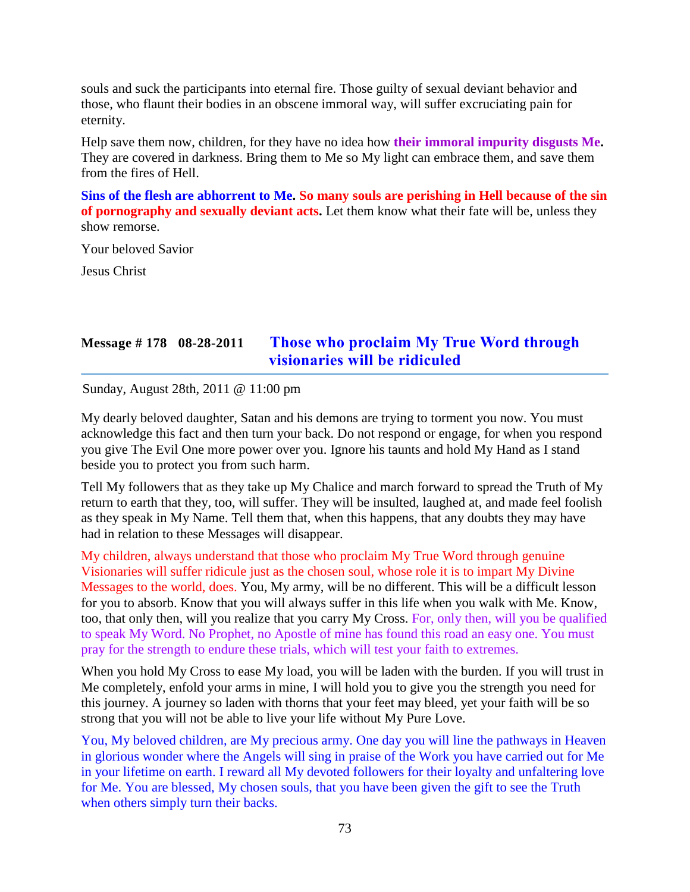souls and suck the participants into eternal fire. Those guilty of sexual deviant behavior and those, who flaunt their bodies in an obscene immoral way, will suffer excruciating pain for eternity.

Help save them now, children, for they have no idea how **their immoral impurity disgusts Me.** They are covered in darkness. Bring them to Me so My light can embrace them, and save them from the fires of Hell.

**Sins of the flesh are abhorrent to Me. So many souls are perishing in Hell because of the sin of pornography and sexually deviant acts.** Let them know what their fate will be, unless they show remorse.

Your beloved Savior

Jesus Christ

## Message # 178 08-28-2011 Those who proclaim My True Word through visionaries will be ridiculed

Sunday, August 28th, 2011 @ 11:00 pm

My dearly beloved daughter, Satan and his demons are trying to torment you now. You must acknowledge this fact and then turn your back. Do not respond or engage, for when you respond you give The Evil One more power over you. Ignore his taunts and hold My Hand as I stand beside you to protect you from such harm.

Tell My followers that as they take up My Chalice and march forward to spread the Truth of My return to earth that they, too, will suffer. They will be insulted, laughed at, and made feel foolish as they speak in My Name. Tell them that, when this happens, that any doubts they may have had in relation to these Messages will disappear.

My children, always understand that those who proclaim My True Word through genuine Visionaries will suffer ridicule just as the chosen soul, whose role it is to impart My Divine Messages to the world, does. You, My army, will be no different. This will be a difficult lesson for you to absorb. Know that you will always suffer in this life when you walk with Me. Know, too, that only then, will you realize that you carry My Cross. For, only then, will you be qualified to speak My Word. No Prophet, no Apostle of mine has found this road an easy one. You must pray for the strength to endure these trials, which will test your faith to extremes.

When you hold My Cross to ease My load, you will be laden with the burden. If you will trust in Me completely, enfold your arms in mine, I will hold you to give you the strength you need for this journey. A journey so laden with thorns that your feet may bleed, yet your faith will be so strong that you will not be able to live your life without My Pure Love.

You, My beloved children, are My precious army. One day you will line the pathways in Heaven in glorious wonder where the Angels will sing in praise of the Work you have carried out for Me in your lifetime on earth. I reward all My devoted followers for their loyalty and unfaltering love for Me. You are blessed, My chosen souls, that you have been given the gift to see the Truth when others simply turn their backs.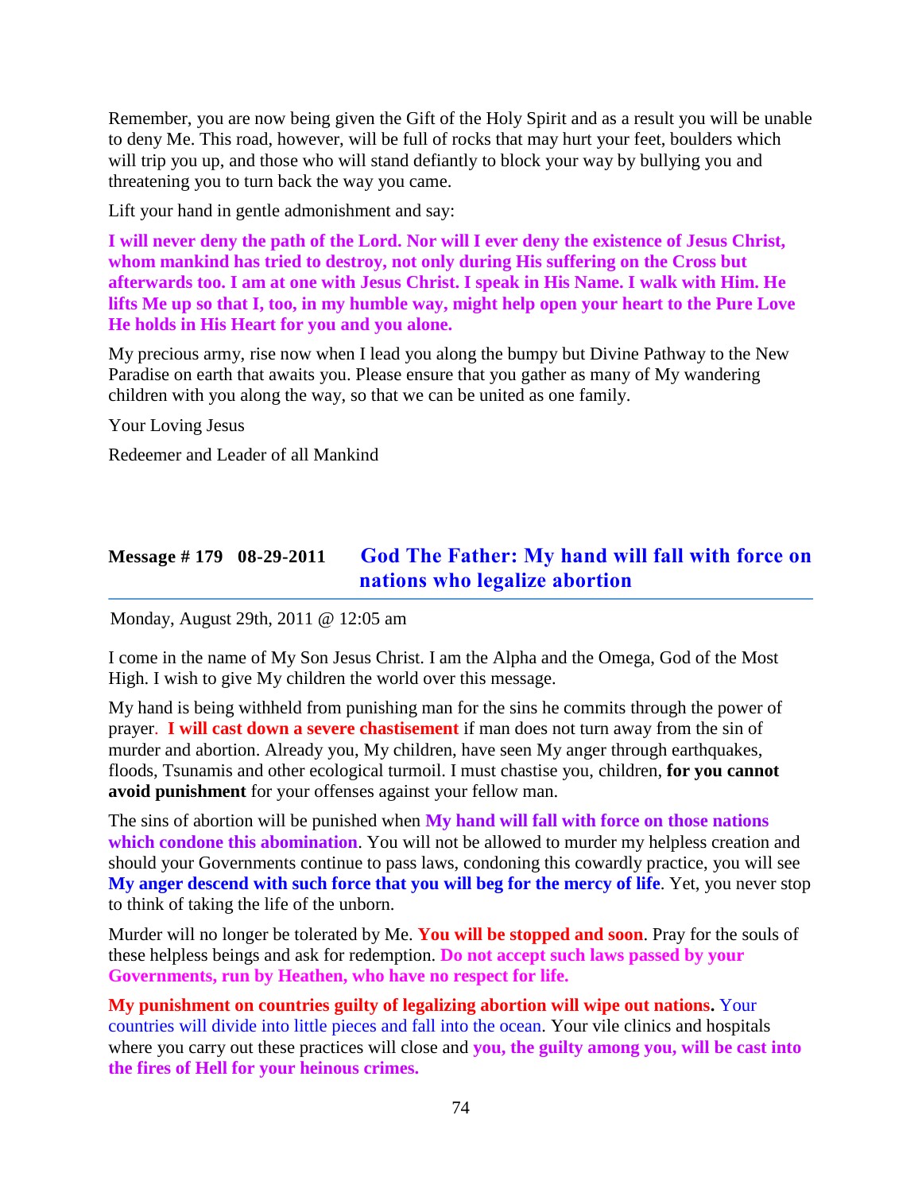Remember, you are now being given the Gift of the Holy Spirit and as a result you will be unable to deny Me. This road, however, will be full of rocks that may hurt your feet, boulders which will trip you up, and those who will stand defiantly to block your way by bullying you and threatening you to turn back the way you came.

Lift your hand in gentle admonishment and say:

**I will never deny the path of the Lord. Nor will I ever deny the existence of Jesus Christ, whom mankind has tried to destroy, not only during His suffering on the Cross but afterwards too. I am at one with Jesus Christ. I speak in His Name. I walk with Him. He lifts Me up so that I, too, in my humble way, might help open your heart to the Pure Love He holds in His Heart for you and you alone.**

My precious army, rise now when I lead you along the bumpy but Divine Pathway to the New Paradise on earth that awaits you. Please ensure that you gather as many of My wandering children with you along the way, so that we can be united as one family.

Your Loving Jesus

Redeemer and Leader of all Mankind

## Message # 179 08-29-2011 God The Father: My hand will fall with force on nations who legalize abortion

Monday, August 29th, 2011 @ 12:05 am

I come in the name of My Son Jesus Christ. I am the Alpha and the Omega, God of the Most High. I wish to give My children the world over this message.

My hand is being withheld from punishing man for the sins he commits through the power of prayer. **I will cast down a severe chastisement** if man does not turn away from the sin of murder and abortion. Already you, My children, have seen My anger through earthquakes, floods, Tsunamis and other ecological turmoil. I must chastise you, children, **for you cannot avoid punishment** for your offenses against your fellow man.

The sins of abortion will be punished when **My hand will fall with force on those nations which condone this abomination**. You will not be allowed to murder my helpless creation and should your Governments continue to pass laws, condoning this cowardly practice, you will see **My anger descend with such force that you will beg for the mercy of life**. Yet, you never stop to think of taking the life of the unborn.

Murder will no longer be tolerated by Me. **You will be stopped and soon**. Pray for the souls of these helpless beings and ask for redemption. **Do not accept such laws passed by your Governments, run by Heathen, who have no respect for life.**

**My punishment on countries guilty of legalizing abortion will wipe out nations.** Your countries will divide into little pieces and fall into the ocean. Your vile clinics and hospitals where you carry out these practices will close and **you, the guilty among you, will be cast into the fires of Hell for your heinous crimes.**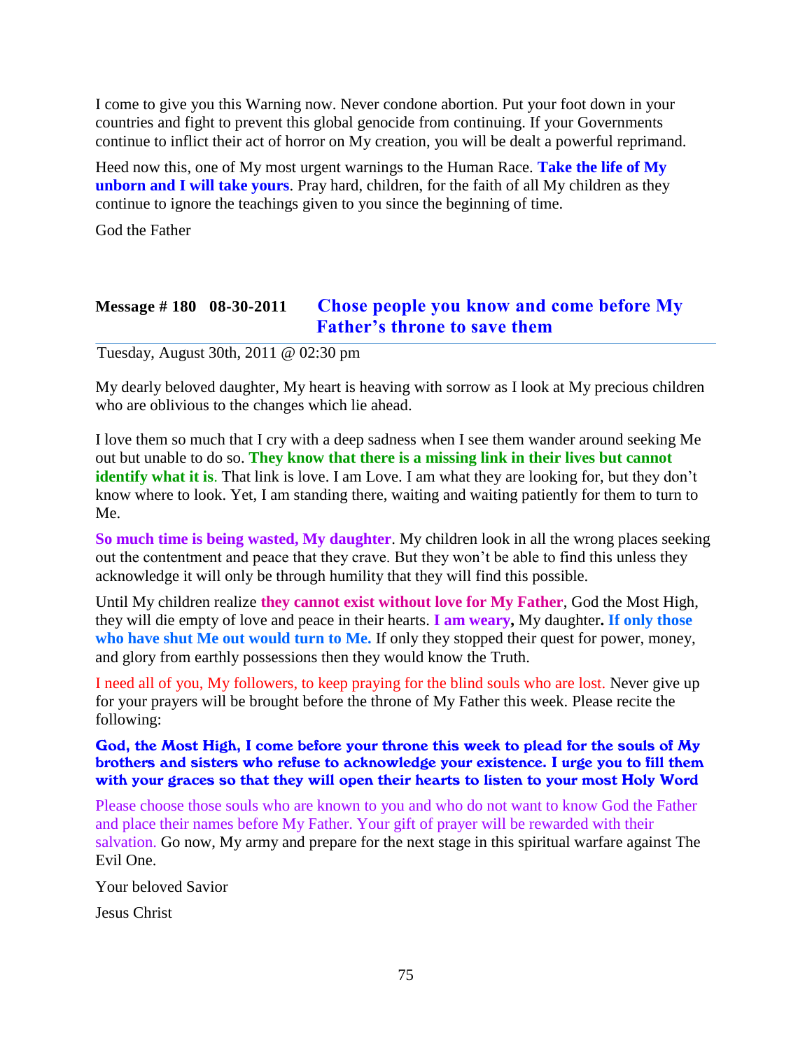I come to give you this Warning now. Never condone abortion. Put your foot down in your countries and fight to prevent this global genocide from continuing. If your Governments continue to inflict their act of horror on My creation, you will be dealt a powerful reprimand.

Heed now this, one of My most urgent warnings to the Human Race. **Take the life of My unborn and I will take yours**. Pray hard, children, for the faith of all My children as they continue to ignore the teachings given to you since the beginning of time.

God the Father

## Message # 180 08-30-2011 Chose people you know and come before My Father's throne to save them

Tuesday, August 30th, 2011 @ 02:30 pm

My dearly beloved daughter, My heart is heaving with sorrow as I look at My precious children who are oblivious to the changes which lie ahead.

I love them so much that I cry with a deep sadness when I see them wander around seeking Me out but unable to do so. **They know that there is a missing link in their lives but cannot identify what it is**. That link is love. I am Love. I am what they are looking for, but they don't know where to look. Yet, I am standing there, waiting and waiting patiently for them to turn to Me.

**So much time is being wasted, My daughter**. My children look in all the wrong places seeking out the contentment and peace that they crave. But they won't be able to find this unless they acknowledge it will only be through humility that they will find this possible.

Until My children realize **they cannot exist without love for My Father**, God the Most High, they will die empty of love and peace in their hearts. **I am weary,** My daughter**. If only those who have shut Me out would turn to Me.** If only they stopped their quest for power, money, and glory from earthly possessions then they would know the Truth.

I need all of you, My followers, to keep praying for the blind souls who are lost. Never give up for your prayers will be brought before the throne of My Father this week. Please recite the following:

**God, the Most High, I come before your throne this week to plead for the souls of My brothers and sisters who refuse to acknowledge your existence. I urge you to fill them with your graces so that they will open their hearts to listen to your most Holy Word**

Please choose those souls who are known to you and who do not want to know God the Father and place their names before My Father. Your gift of prayer will be rewarded with their salvation. Go now, My army and prepare for the next stage in this spiritual warfare against The Evil One.

Your beloved Savior

Jesus Christ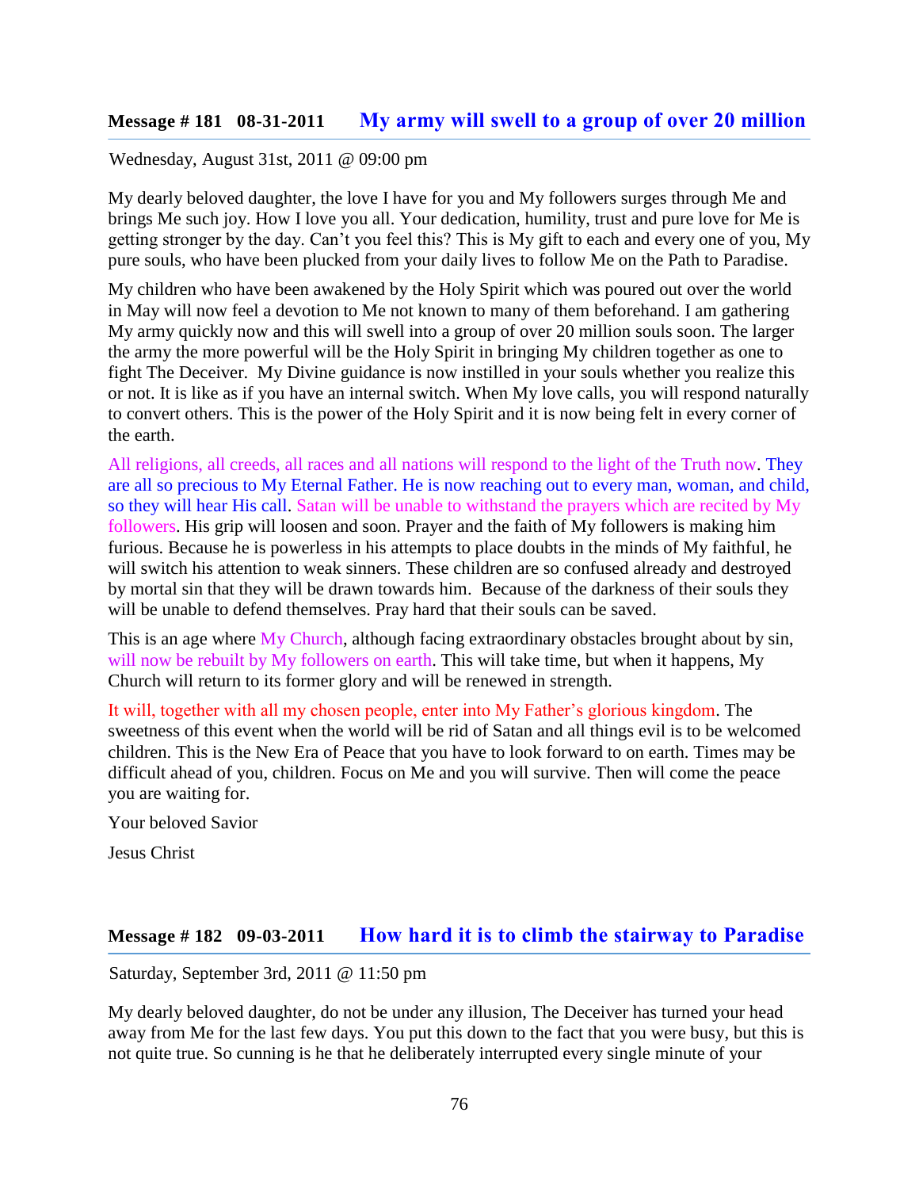## Message # 181   08-31-2011   My army will swell to a group of over 20 million

Wednesday, August 31st, 2011 @ 09:00 pm

My dearly beloved daughter, the love I have for you and My followers surges through Me and brings Me such joy. How I love you all. Your dedication, humility, trust and pure love for Me is getting stronger by the day. Can't you feel this? This is My gift to each and every one of you, My pure souls, who have been plucked from your daily lives to follow Me on the Path to Paradise.

My children who have been awakened by the Holy Spirit which was poured out over the world in May will now feel a devotion to Me not known to many of them beforehand. I am gathering My army quickly now and this will swell into a group of over 20 million souls soon. The larger the army the more powerful will be the Holy Spirit in bringing My children together as one to fight The Deceiver. My Divine guidance is now instilled in your souls whether you realize this or not. It is like as if you have an internal switch. When My love calls, you will respond naturally to convert others. This is the power of the Holy Spirit and it is now being felt in every corner of the earth.

All religions, all creeds, all races and all nations will respond to the light of the Truth now. They are all so precious to My Eternal Father. He is now reaching out to every man, woman, and child, so they will hear His call. Satan will be unable to withstand the prayers which are recited by My followers. His grip will loosen and soon. Prayer and the faith of My followers is making him furious. Because he is powerless in his attempts to place doubts in the minds of My faithful, he will switch his attention to weak sinners. These children are so confused already and destroyed by mortal sin that they will be drawn towards him. Because of the darkness of their souls they will be unable to defend themselves. Pray hard that their souls can be saved.

This is an age where My Church, although facing extraordinary obstacles brought about by sin, will now be rebuilt by My followers on earth. This will take time, but when it happens, My Church will return to its former glory and will be renewed in strength.

It will, together with all my chosen people, enter into My Father's glorious kingdom. The sweetness of this event when the world will be rid of Satan and all things evil is to be welcomed children. This is the New Era of Peace that you have to look forward to on earth. Times may be difficult ahead of you, children. Focus on Me and you will survive. Then will come the peace you are waiting for.

Your beloved Savior

Jesus Christ

## Message # 182   09-03-2011   How hard it is to climb the stairway to Paradise

Saturday, September 3rd, 2011 @ 11:50 pm

My dearly beloved daughter, do not be under any illusion, The Deceiver has turned your head away from Me for the last few days. You put this down to the fact that you were busy, but this is not quite true. So cunning is he that he deliberately interrupted every single minute of your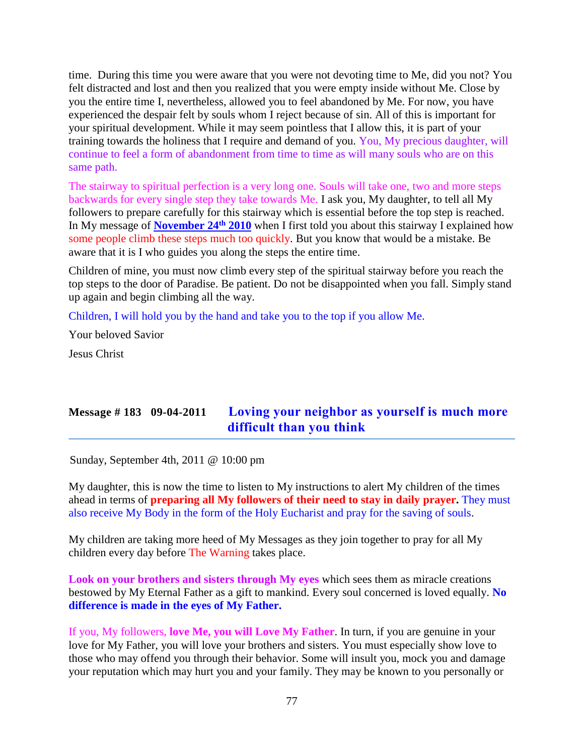time. During this time you were aware that you were not devoting time to Me, did you not? You felt distracted and lost and then you realized that you were empty inside without Me. Close by you the entire time I, nevertheless, allowed you to feel abandoned by Me. For now, you have experienced the despair felt by souls whom I reject because of sin. All of this is important for your spiritual development. While it may seem pointless that I allow this, it is part of your training towards the holiness that I require and demand of you. You, My precious daughter, will continue to feel a form of abandonment from time to time as will many souls who are on this same path.

The stairway to spiritual perfection is a very long one. Souls will take one, two and more steps backwards for every single step they take towards Me. I ask you, My daughter, to tell all My followers to prepare carefully for this stairway which is essential before the top step is reached. In My message of **November 24th 2010** when I first told you about this stairway I explained how some people climb these steps much too quickly. But you know that would be a mistake. Be aware that it is I who guides you along the steps the entire time.

Children of mine, you must now climb every step of the spiritual stairway before you reach the top steps to the door of Paradise. Be patient. Do not be disappointed when you fall. Simply stand up again and begin climbing all the way.

Children, I will hold you by the hand and take you to the top if you allow Me.

Your beloved Savior

Jesus Christ

## Message # 183 09-04-2011 Loving your neighbor as yourself is much more difficult than you think

Sunday, September 4th, 2011 @ 10:00 pm

My daughter, this is now the time to listen to My instructions to alert My children of the times ahead in terms of **preparing all My followers of their need to stay in daily prayer.** They must also receive My Body in the form of the Holy Eucharist and pray for the saving of souls.

My children are taking more heed of My Messages as they join together to pray for all My children every day before The Warning takes place.

**Look on your brothers and sisters through My eyes** which sees them as miracle creations bestowed by My Eternal Father as a gift to mankind. Every soul concerned is loved equally. **No difference is made in the eyes of My Father.**

If you, My followers, **love Me, you will Love My Father**. In turn, if you are genuine in your love for My Father, you will love your brothers and sisters. You must especially show love to those who may offend you through their behavior. Some will insult you, mock you and damage your reputation which may hurt you and your family. They may be known to you personally or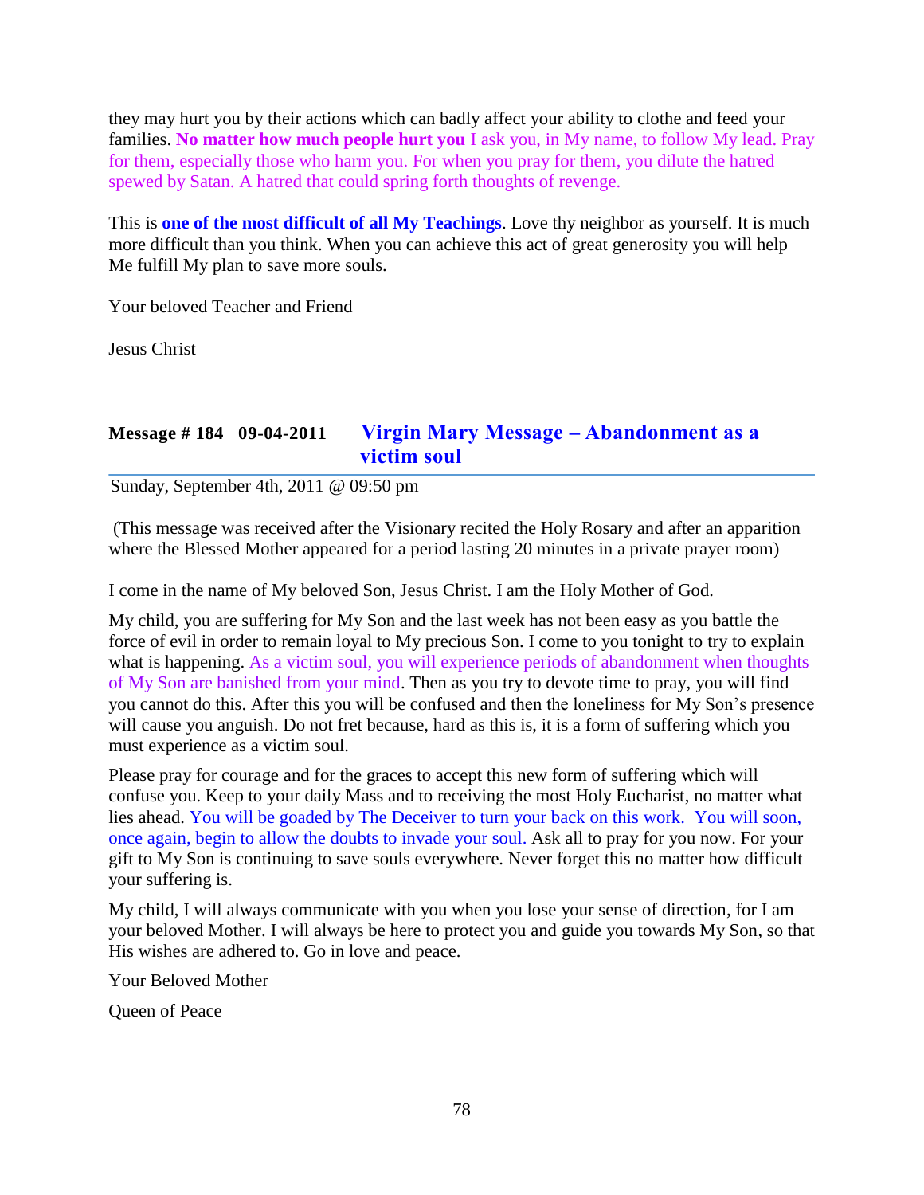they may hurt you by their actions which can badly affect your ability to clothe and feed your families. **No matter how much people hurt you** I ask you, in My name, to follow My lead. Pray for them, especially those who harm you. For when you pray for them, you dilute the hatred spewed by Satan. A hatred that could spring forth thoughts of revenge.

This is **one of the most difficult of all My Teachings**. Love thy neighbor as yourself. It is much more difficult than you think. When you can achieve this act of great generosity you will help Me fulfill My plan to save more souls.

Your beloved Teacher and Friend

Jesus Christ

## Message # 184 09-04-2011 Virgin Mary Message – Abandonment as a victim soul

Sunday, September 4th, 2011 @ 09:50 pm

(This message was received after the Visionary recited the Holy Rosary and after an apparition where the Blessed Mother appeared for a period lasting 20 minutes in a private prayer room)

I come in the name of My beloved Son, Jesus Christ. I am the Holy Mother of God.

My child, you are suffering for My Son and the last week has not been easy as you battle the force of evil in order to remain loyal to My precious Son. I come to you tonight to try to explain what is happening. As a victim soul, you will experience periods of abandonment when thoughts of My Son are banished from your mind. Then as you try to devote time to pray, you will find you cannot do this. After this you will be confused and then the loneliness for My Son's presence will cause you anguish. Do not fret because, hard as this is, it is a form of suffering which you must experience as a victim soul.

Please pray for courage and for the graces to accept this new form of suffering which will confuse you. Keep to your daily Mass and to receiving the most Holy Eucharist, no matter what lies ahead. You will be goaded by The Deceiver to turn your back on this work. You will soon, once again, begin to allow the doubts to invade your soul. Ask all to pray for you now. For your gift to My Son is continuing to save souls everywhere. Never forget this no matter how difficult your suffering is.

My child, I will always communicate with you when you lose your sense of direction, for I am your beloved Mother. I will always be here to protect you and guide you towards My Son, so that His wishes are adhered to. Go in love and peace.

Your Beloved Mother

Queen of Peace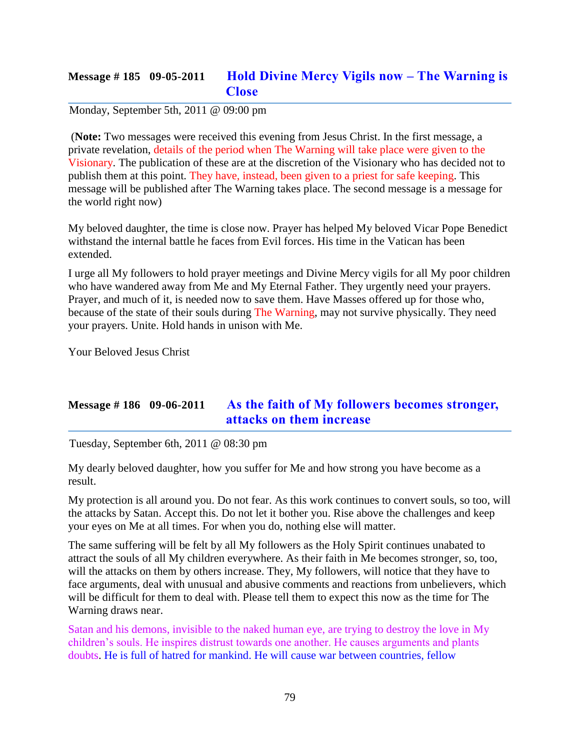## Message # 185 09-05-2011 Hold Divine Mercy Vigils now – The Warning is Close

Monday, September 5th, 2011 @ 09:00 pm

(**Note:** Two messages were received this evening from Jesus Christ. In the first message, a private revelation, details of the period when The Warning will take place were given to the Visionary. The publication of these are at the discretion of the Visionary who has decided not to publish them at this point. They have, instead, been given to a priest for safe keeping. This message will be published after The Warning takes place. The second message is a message for the world right now)

My beloved daughter, the time is close now. Prayer has helped My beloved Vicar Pope Benedict withstand the internal battle he faces from Evil forces. His time in the Vatican has been extended.

I urge all My followers to hold prayer meetings and Divine Mercy vigils for all My poor children who have wandered away from Me and My Eternal Father. They urgently need your prayers. Prayer, and much of it, is needed now to save them. Have Masses offered up for those who, because of the state of their souls during The Warning, may not survive physically. They need your prayers. Unite. Hold hands in unison with Me.

Your Beloved Jesus Christ

## Message # 186 09-06-2011 As the faith of My followers becomes stronger, attacks on them increase

Tuesday, September 6th, 2011 @ 08:30 pm

My dearly beloved daughter, how you suffer for Me and how strong you have become as a result.

My protection is all around you. Do not fear. As this work continues to convert souls, so too, will the attacks by Satan. Accept this. Do not let it bother you. Rise above the challenges and keep your eyes on Me at all times. For when you do, nothing else will matter.

The same suffering will be felt by all My followers as the Holy Spirit continues unabated to attract the souls of all My children everywhere. As their faith in Me becomes stronger, so, too, will the attacks on them by others increase. They, My followers, will notice that they have to face arguments, deal with unusual and abusive comments and reactions from unbelievers, which will be difficult for them to deal with. Please tell them to expect this now as the time for The Warning draws near.

Satan and his demons, invisible to the naked human eye, are trying to destroy the love in My children's souls. He inspires distrust towards one another. He causes arguments and plants doubts. He is full of hatred for mankind. He will cause war between countries, fellow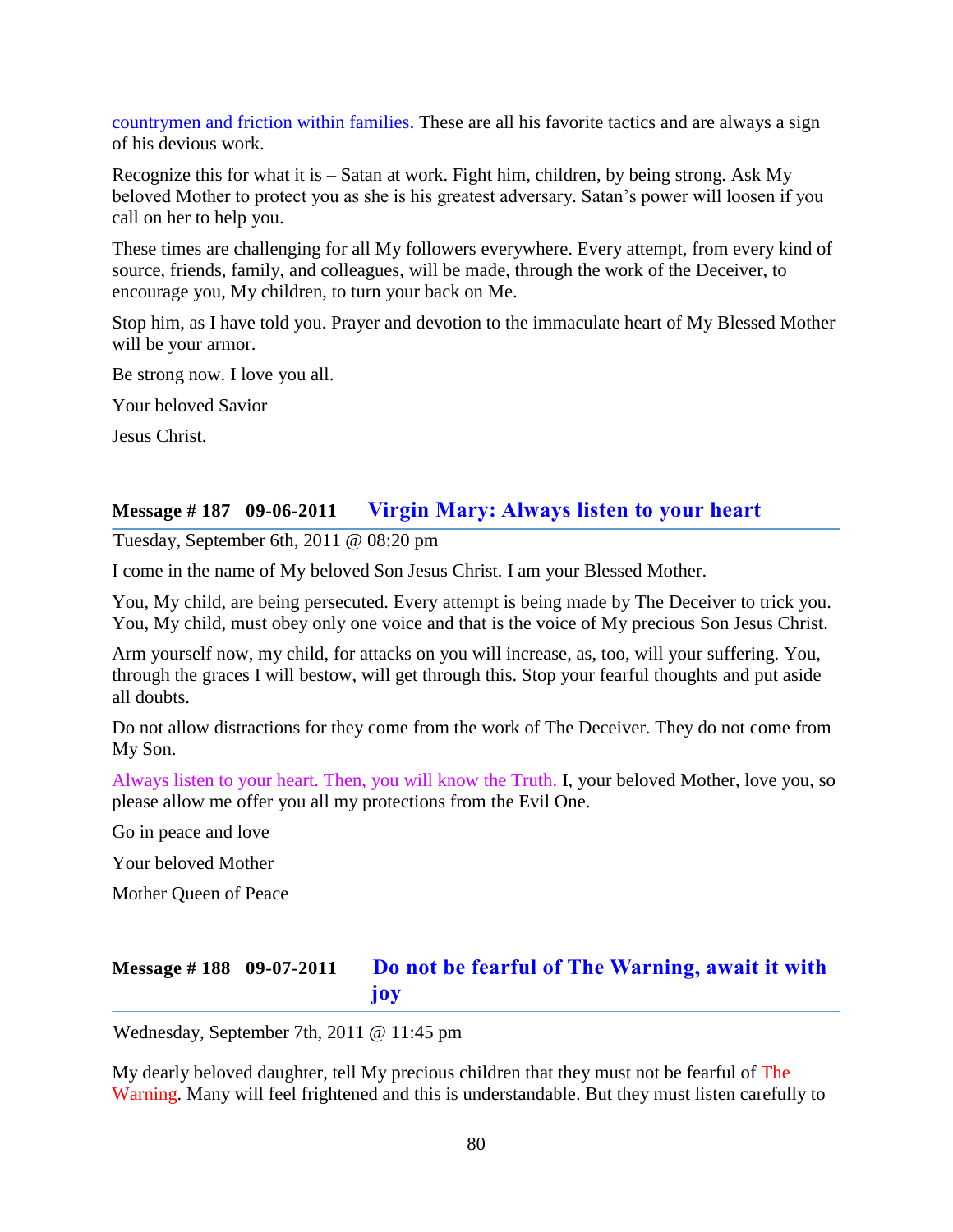countrymen and friction within families. These are all his favorite tactics and are always a sign of his devious work.

Recognize this for what it is – Satan at work. Fight him, children, by being strong. Ask My beloved Mother to protect you as she is his greatest adversary. Satan's power will loosen if you call on her to help you.

These times are challenging for all My followers everywhere. Every attempt, from every kind of source, friends, family, and colleagues, will be made, through the work of the Deceiver, to encourage you, My children, to turn your back on Me.

Stop him, as I have told you. Prayer and devotion to the immaculate heart of My Blessed Mother will be your armor.

Be strong now. I love you all.

Your beloved Savior

Jesus Christ.

## Message # 187 09-06-2011 Virgin Mary: Always listen to your heart

Tuesday, September 6th, 2011 @ 08:20 pm

I come in the name of My beloved Son Jesus Christ. I am your Blessed Mother.

You, My child, are being persecuted. Every attempt is being made by The Deceiver to trick you. You, My child, must obey only one voice and that is the voice of My precious Son Jesus Christ.

Arm yourself now, my child, for attacks on you will increase, as, too, will your suffering. You, through the graces I will bestow, will get through this. Stop your fearful thoughts and put aside all doubts.

Do not allow distractions for they come from the work of The Deceiver. They do not come from My Son.

Always listen to your heart. Then, you will know the Truth. I, your beloved Mother, love you, so please allow me offer you all my protections from the Evil One.

Go in peace and love

Your beloved Mother

Mother Queen of Peace

## Message # 188 09-07-2011 Do not be fearful of The Warning, await it with joy

Wednesday, September 7th, 2011 @ 11:45 pm

My dearly beloved daughter, tell My precious children that they must not be fearful of The Warning. Many will feel frightened and this is understandable. But they must listen carefully to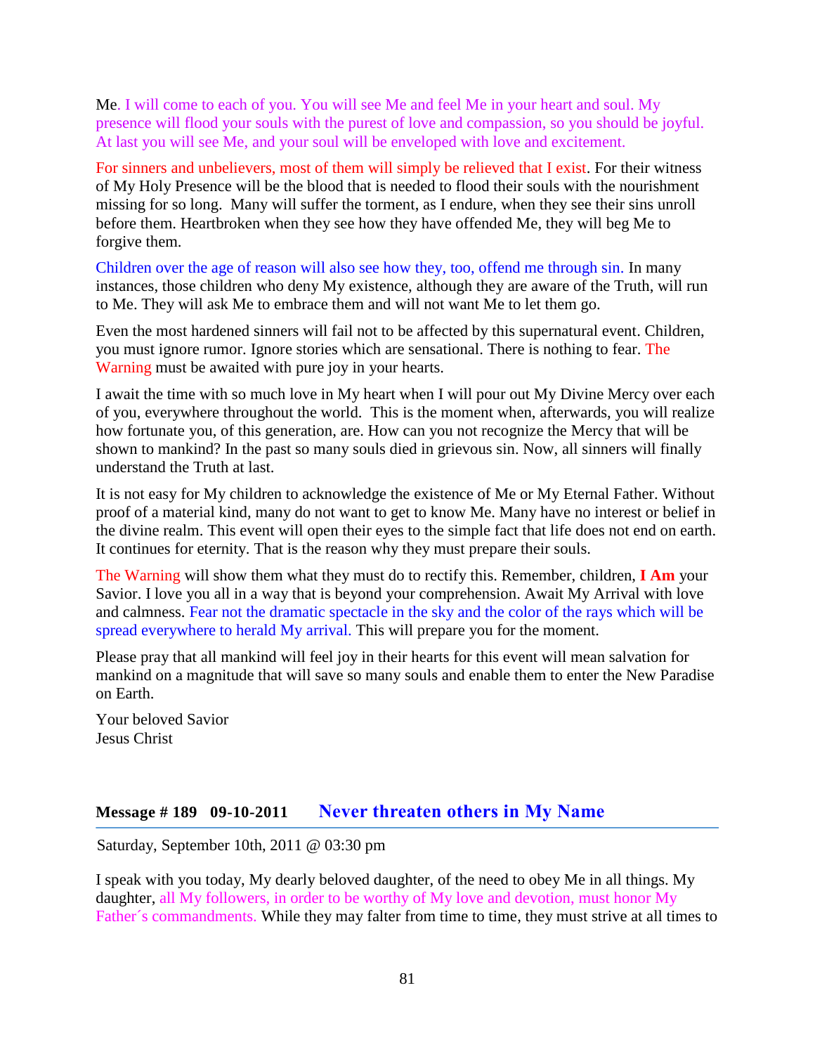Me. I will come to each of you. You will see Me and feel Me in your heart and soul. My presence will flood your souls with the purest of love and compassion, so you should be joyful. At last you will see Me, and your soul will be enveloped with love and excitement.

For sinners and unbelievers, most of them will simply be relieved that I exist. For their witness of My Holy Presence will be the blood that is needed to flood their souls with the nourishment missing for so long. Many will suffer the torment, as I endure, when they see their sins unroll before them. Heartbroken when they see how they have offended Me, they will beg Me to forgive them.

Children over the age of reason will also see how they, too, offend me through sin. In many instances, those children who deny My existence, although they are aware of the Truth, will run to Me. They will ask Me to embrace them and will not want Me to let them go.

Even the most hardened sinners will fail not to be affected by this supernatural event. Children, you must ignore rumor. Ignore stories which are sensational. There is nothing to fear. The Warning must be awaited with pure joy in your hearts.

I await the time with so much love in My heart when I will pour out My Divine Mercy over each of you, everywhere throughout the world. This is the moment when, afterwards, you will realize how fortunate you, of this generation, are. How can you not recognize the Mercy that will be shown to mankind? In the past so many souls died in grievous sin. Now, all sinners will finally understand the Truth at last.

It is not easy for My children to acknowledge the existence of Me or My Eternal Father. Without proof of a material kind, many do not want to get to know Me. Many have no interest or belief in the divine realm. This event will open their eyes to the simple fact that life does not end on earth. It continues for eternity. That is the reason why they must prepare their souls.

The Warning will show them what they must do to rectify this. Remember, children, **I Am** your Savior. I love you all in a way that is beyond your comprehension. Await My Arrival with love and calmness. Fear not the dramatic spectacle in the sky and the color of the rays which will be spread everywhere to herald My arrival. This will prepare you for the moment.

Please pray that all mankind will feel joy in their hearts for this event will mean salvation for mankind on a magnitude that will save so many souls and enable them to enter the New Paradise on Earth.

Your beloved Savior
Jesus Christ

## Message # 189 09-10-2011 Never threaten others in My Name

Saturday, September 10th, 2011 @ 03:30 pm

I speak with you today, My dearly beloved daughter, of the need to obey Me in all things. My daughter, all My followers, in order to be worthy of My love and devotion, must honor My Father´s commandments. While they may falter from time to time, they must strive at all times to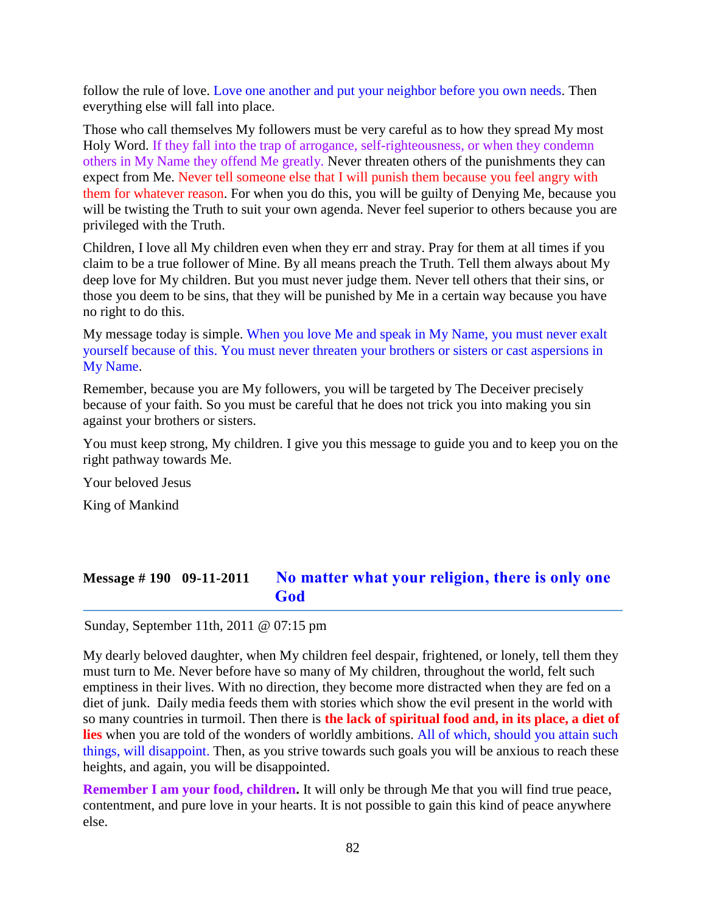follow the rule of love. Love one another and put your neighbor before you own needs. Then everything else will fall into place.

Those who call themselves My followers must be very careful as to how they spread My most Holy Word. If they fall into the trap of arrogance, self-righteousness, or when they condemn others in My Name they offend Me greatly. Never threaten others of the punishments they can expect from Me. Never tell someone else that I will punish them because you feel angry with them for whatever reason. For when you do this, you will be guilty of Denying Me, because you will be twisting the Truth to suit your own agenda. Never feel superior to others because you are privileged with the Truth.

Children, I love all My children even when they err and stray. Pray for them at all times if you claim to be a true follower of Mine. By all means preach the Truth. Tell them always about My deep love for My children. But you must never judge them. Never tell others that their sins, or those you deem to be sins, that they will be punished by Me in a certain way because you have no right to do this.

My message today is simple. When you love Me and speak in My Name, you must never exalt yourself because of this. You must never threaten your brothers or sisters or cast aspersions in My Name.

Remember, because you are My followers, you will be targeted by The Deceiver precisely because of your faith. So you must be careful that he does not trick you into making you sin against your brothers or sisters.

You must keep strong, My children. I give you this message to guide you and to keep you on the right pathway towards Me.

Your beloved Jesus

King of Mankind

## Message # 190 09-11-2011 No matter what your religion, there is only one God

Sunday, September 11th, 2011 @ 07:15 pm

My dearly beloved daughter, when My children feel despair, frightened, or lonely, tell them they must turn to Me. Never before have so many of My children, throughout the world, felt such emptiness in their lives. With no direction, they become more distracted when they are fed on a diet of junk. Daily media feeds them with stories which show the evil present in the world with so many countries in turmoil. Then there is **the lack of spiritual food and, in its place, a diet of lies** when you are told of the wonders of worldly ambitions. All of which, should you attain such things, will disappoint. Then, as you strive towards such goals you will be anxious to reach these heights, and again, you will be disappointed.

**Remember I am your food, children.** It will only be through Me that you will find true peace, contentment, and pure love in your hearts. It is not possible to gain this kind of peace anywhere else.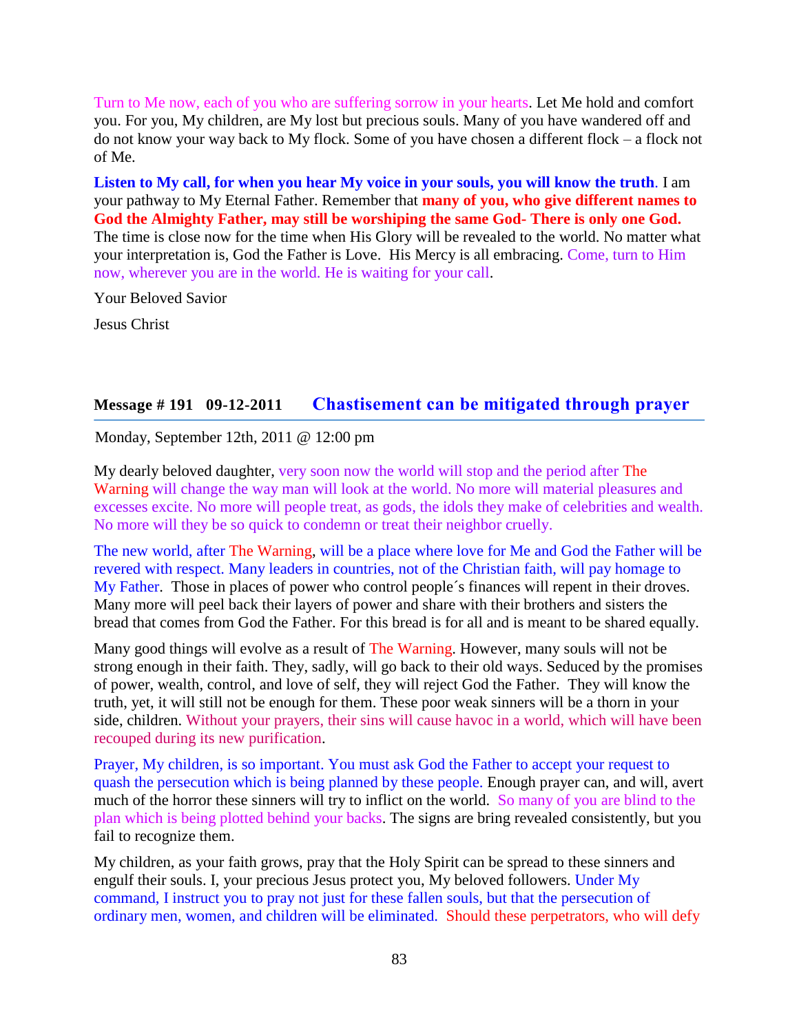Turn to Me now, each of you who are suffering sorrow in your hearts. Let Me hold and comfort you. For you, My children, are My lost but precious souls. Many of you have wandered off and do not know your way back to My flock. Some of you have chosen a different flock – a flock not of Me.

**Listen to My call, for when you hear My voice in your souls, you will know the truth**. I am your pathway to My Eternal Father. Remember that **many of you, who give different names to God the Almighty Father, may still be worshiping the same God- There is only one God.** The time is close now for the time when His Glory will be revealed to the world. No matter what your interpretation is, God the Father is Love. His Mercy is all embracing. Come, turn to Him now, wherever you are in the world. He is waiting for your call.

Your Beloved Savior

Jesus Christ

## Message # 191 09-12-2011 Chastisement can be mitigated through prayer

Monday, September 12th, 2011 @ 12:00 pm

My dearly beloved daughter, very soon now the world will stop and the period after The Warning will change the way man will look at the world. No more will material pleasures and excesses excite. No more will people treat, as gods, the idols they make of celebrities and wealth. No more will they be so quick to condemn or treat their neighbor cruelly.

The new world, after The Warning, will be a place where love for Me and God the Father will be revered with respect. Many leaders in countries, not of the Christian faith, will pay homage to My Father. Those in places of power who control people´s finances will repent in their droves. Many more will peel back their layers of power and share with their brothers and sisters the bread that comes from God the Father. For this bread is for all and is meant to be shared equally.

Many good things will evolve as a result of The Warning. However, many souls will not be strong enough in their faith. They, sadly, will go back to their old ways. Seduced by the promises of power, wealth, control, and love of self, they will reject God the Father. They will know the truth, yet, it will still not be enough for them. These poor weak sinners will be a thorn in your side, children. Without your prayers, their sins will cause havoc in a world, which will have been recouped during its new purification.

Prayer, My children, is so important. You must ask God the Father to accept your request to quash the persecution which is being planned by these people. Enough prayer can, and will, avert much of the horror these sinners will try to inflict on the world. So many of you are blind to the plan which is being plotted behind your backs. The signs are bring revealed consistently, but you fail to recognize them.

My children, as your faith grows, pray that the Holy Spirit can be spread to these sinners and engulf their souls. I, your precious Jesus protect you, My beloved followers. Under My command, I instruct you to pray not just for these fallen souls, but that the persecution of ordinary men, women, and children will be eliminated. Should these perpetrators, who will defy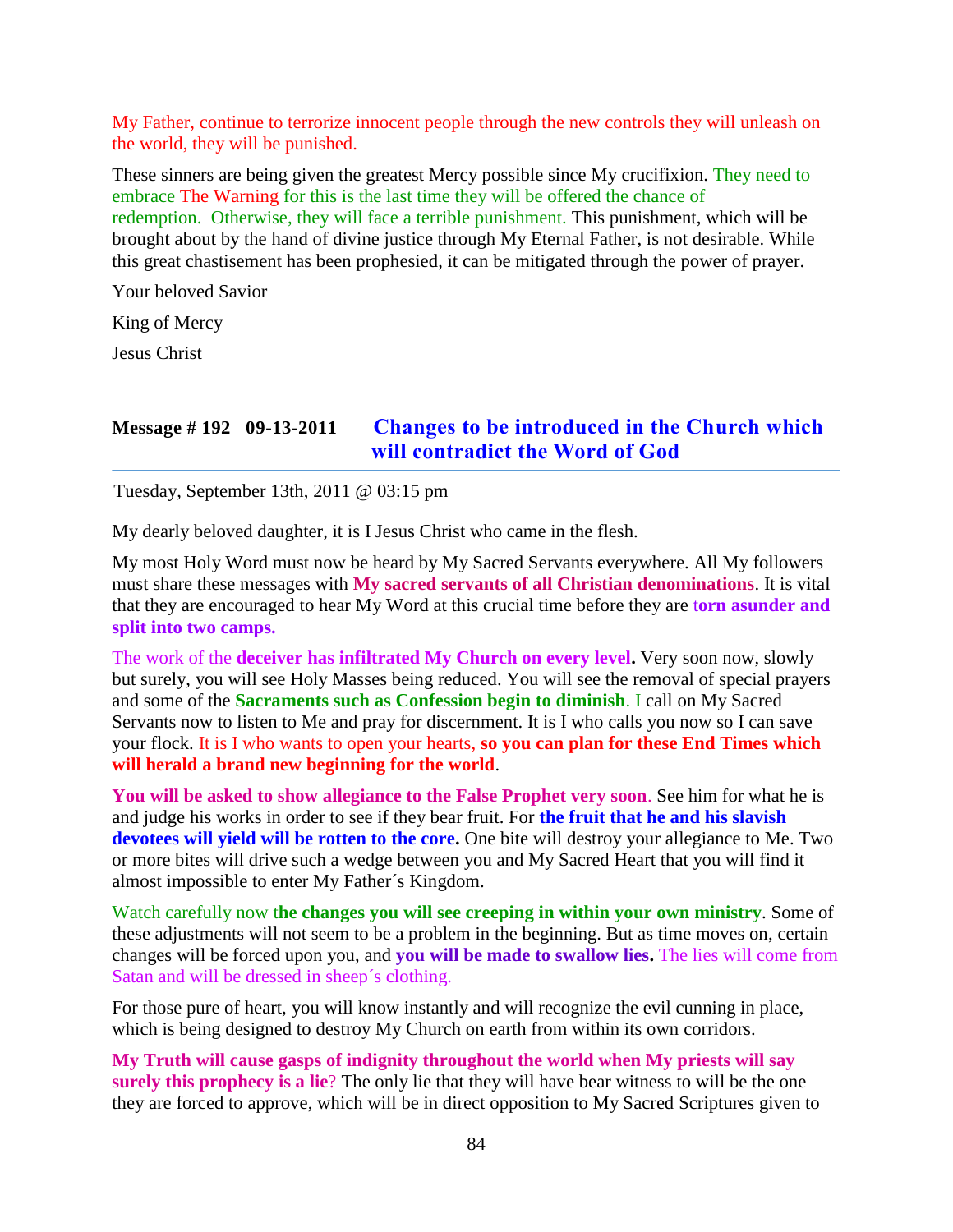My Father, continue to terrorize innocent people through the new controls they will unleash on the world, they will be punished.

These sinners are being given the greatest Mercy possible since My crucifixion. They need to embrace The Warning for this is the last time they will be offered the chance of redemption. Otherwise, they will face a terrible punishment. This punishment, which will be brought about by the hand of divine justice through My Eternal Father, is not desirable. While this great chastisement has been prophesied, it can be mitigated through the power of prayer.

Your beloved Savior

King of Mercy

Jesus Christ

## Message # 192 09-13-2011 Changes to be introduced in the Church which will contradict the Word of God

Tuesday, September 13th, 2011 @ 03:15 pm

My dearly beloved daughter, it is I Jesus Christ who came in the flesh.

My most Holy Word must now be heard by My Sacred Servants everywhere. All My followers must share these messages with **My sacred servants of all Christian denominations**. It is vital that they are encouraged to hear My Word at this crucial time before they are t**orn asunder and split into two camps.**

The work of the **deceiver has infiltrated My Church on every level.** Very soon now, slowly but surely, you will see Holy Masses being reduced. You will see the removal of special prayers and some of the **Sacraments such as Confession begin to diminish**. I call on My Sacred Servants now to listen to Me and pray for discernment. It is I who calls you now so I can save your flock. It is I who wants to open your hearts, **so you can plan for these End Times which will herald a brand new beginning for the world**.

**You will be asked to show allegiance to the False Prophet very soon**. See him for what he is and judge his works in order to see if they bear fruit. For **the fruit that he and his slavish devotees will yield will be rotten to the core.** One bite will destroy your allegiance to Me. Two or more bites will drive such a wedge between you and My Sacred Heart that you will find it almost impossible to enter My Father´s Kingdom.

Watch carefully now t**he changes you will see creeping in within your own ministry**. Some of these adjustments will not seem to be a problem in the beginning. But as time moves on, certain changes will be forced upon you, and **you will be made to swallow lies.** The lies will come from Satan and will be dressed in sheep´s clothing.

For those pure of heart, you will know instantly and will recognize the evil cunning in place, which is being designed to destroy My Church on earth from within its own corridors.

**My Truth will cause gasps of indignity throughout the world when My priests will say surely this prophecy is a lie**? The only lie that they will have bear witness to will be the one they are forced to approve, which will be in direct opposition to My Sacred Scriptures given to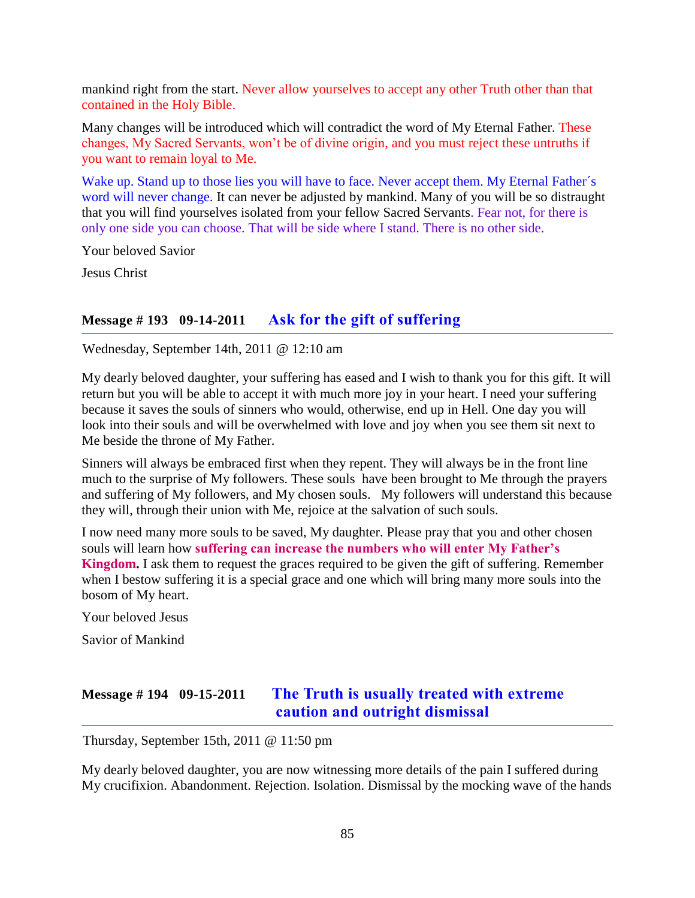mankind right from the start. Never allow yourselves to accept any other Truth other than that contained in the Holy Bible.

Many changes will be introduced which will contradict the word of My Eternal Father. These changes, My Sacred Servants, won't be of divine origin, and you must reject these untruths if you want to remain loyal to Me.

Wake up. Stand up to those lies you will have to face. Never accept them. My Eternal Father´s word will never change. It can never be adjusted by mankind. Many of you will be so distraught that you will find yourselves isolated from your fellow Sacred Servants. Fear not, for there is only one side you can choose. That will be side where I stand. There is no other side.

Your beloved Savior

Jesus Christ

## Message # 193   09-14-2011      Ask for the gift of suffering

Wednesday, September 14th, 2011 @ 12:10 am

My dearly beloved daughter, your suffering has eased and I wish to thank you for this gift. It will return but you will be able to accept it with much more joy in your heart. I need your suffering because it saves the souls of sinners who would, otherwise, end up in Hell. One day you will look into their souls and will be overwhelmed with love and joy when you see them sit next to Me beside the throne of My Father.

Sinners will always be embraced first when they repent. They will always be in the front line much to the surprise of My followers. These souls have been brought to Me through the prayers and suffering of My followers, and My chosen souls. My followers will understand this because they will, through their union with Me, rejoice at the salvation of such souls.

I now need many more souls to be saved, My daughter. Please pray that you and other chosen souls will learn how **suffering can increase the numbers who will enter My Father's Kingdom.** I ask them to request the graces required to be given the gift of suffering. Remember when I bestow suffering it is a special grace and one which will bring many more souls into the bosom of My heart.

Your beloved Jesus

Savior of Mankind

## Message # 194   09-15-2011      The Truth is usually treated with extreme caution and outright dismissal

Thursday, September 15th, 2011 @ 11:50 pm

My dearly beloved daughter, you are now witnessing more details of the pain I suffered during My crucifixion. Abandonment. Rejection. Isolation. Dismissal by the mocking wave of the hands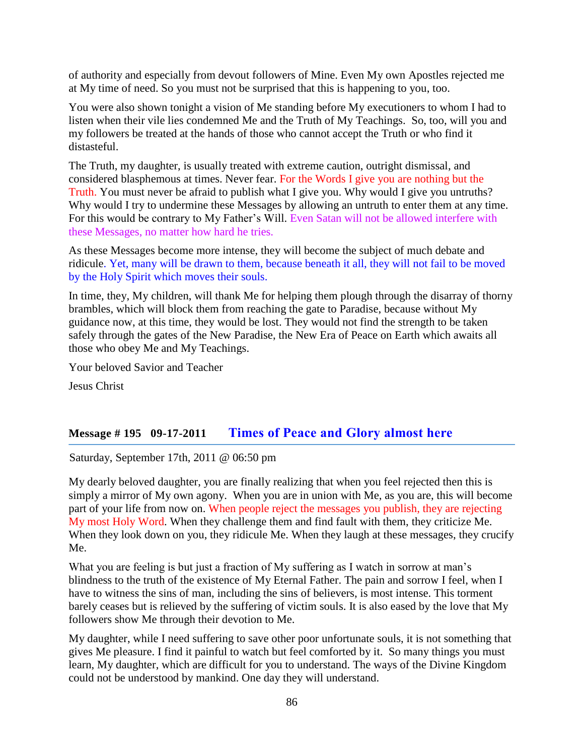of authority and especially from devout followers of Mine. Even My own Apostles rejected me at My time of need. So you must not be surprised that this is happening to you, too.

You were also shown tonight a vision of Me standing before My executioners to whom I had to listen when their vile lies condemned Me and the Truth of My Teachings. So, too, will you and my followers be treated at the hands of those who cannot accept the Truth or who find it distasteful.

The Truth, my daughter, is usually treated with extreme caution, outright dismissal, and considered blasphemous at times. Never fear. For the Words I give you are nothing but the Truth. You must never be afraid to publish what I give you. Why would I give you untruths? Why would I try to undermine these Messages by allowing an untruth to enter them at any time. For this would be contrary to My Father's Will. Even Satan will not be allowed interfere with these Messages, no matter how hard he tries.

As these Messages become more intense, they will become the subject of much debate and ridicule. Yet, many will be drawn to them, because beneath it all, they will not fail to be moved by the Holy Spirit which moves their souls.

In time, they, My children, will thank Me for helping them plough through the disarray of thorny brambles, which will block them from reaching the gate to Paradise, because without My guidance now, at this time, they would be lost. They would not find the strength to be taken safely through the gates of the New Paradise, the New Era of Peace on Earth which awaits all those who obey Me and My Teachings.

Your beloved Savior and Teacher

Jesus Christ

## Message # 195 09-17-2011 Times of Peace and Glory almost here

Saturday, September 17th, 2011 @ 06:50 pm

My dearly beloved daughter, you are finally realizing that when you feel rejected then this is simply a mirror of My own agony. When you are in union with Me, as you are, this will become part of your life from now on. When people reject the messages you publish, they are rejecting My most Holy Word. When they challenge them and find fault with them, they criticize Me. When they look down on you, they ridicule Me. When they laugh at these messages, they crucify Me.

What you are feeling is but just a fraction of My suffering as I watch in sorrow at man's blindness to the truth of the existence of My Eternal Father. The pain and sorrow I feel, when I have to witness the sins of man, including the sins of believers, is most intense. This torment barely ceases but is relieved by the suffering of victim souls. It is also eased by the love that My followers show Me through their devotion to Me.

My daughter, while I need suffering to save other poor unfortunate souls, it is not something that gives Me pleasure. I find it painful to watch but feel comforted by it. So many things you must learn, My daughter, which are difficult for you to understand. The ways of the Divine Kingdom could not be understood by mankind. One day they will understand.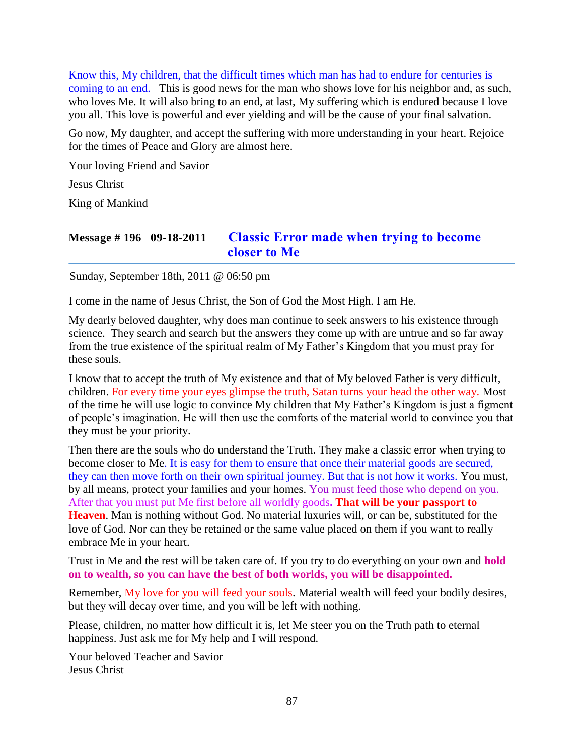Know this, My children, that the difficult times which man has had to endure for centuries is coming to an end. This is good news for the man who shows love for his neighbor and, as such, who loves Me. It will also bring to an end, at last, My suffering which is endured because I love you all. This love is powerful and ever yielding and will be the cause of your final salvation.

Go now, My daughter, and accept the suffering with more understanding in your heart. Rejoice for the times of Peace and Glory are almost here.

Your loving Friend and Savior

Jesus Christ

King of Mankind

## Message # 196 09-18-2011 Classic Error made when trying to become closer to Me

Sunday, September 18th, 2011 @ 06:50 pm

I come in the name of Jesus Christ, the Son of God the Most High. I am He.

My dearly beloved daughter, why does man continue to seek answers to his existence through science. They search and search but the answers they come up with are untrue and so far away from the true existence of the spiritual realm of My Father's Kingdom that you must pray for these souls.

I know that to accept the truth of My existence and that of My beloved Father is very difficult, children. For every time your eyes glimpse the truth, Satan turns your head the other way. Most of the time he will use logic to convince My children that My Father's Kingdom is just a figment of people's imagination. He will then use the comforts of the material world to convince you that they must be your priority.

Then there are the souls who do understand the Truth. They make a classic error when trying to become closer to Me. It is easy for them to ensure that once their material goods are secured, they can then move forth on their own spiritual journey. But that is not how it works. You must, by all means, protect your families and your homes. You must feed those who depend on you. After that you must put Me first before all worldly goods**. That will be your passport to Heaven**. Man is nothing without God. No material luxuries will, or can be, substituted for the love of God. Nor can they be retained or the same value placed on them if you want to really embrace Me in your heart.

Trust in Me and the rest will be taken care of. If you try to do everything on your own and **hold on to wealth, so you can have the best of both worlds, you will be disappointed.**

Remember, My love for you will feed your souls. Material wealth will feed your bodily desires, but they will decay over time, and you will be left with nothing.

Please, children, no matter how difficult it is, let Me steer you on the Truth path to eternal happiness. Just ask me for My help and I will respond.

Your beloved Teacher and Savior
Jesus Christ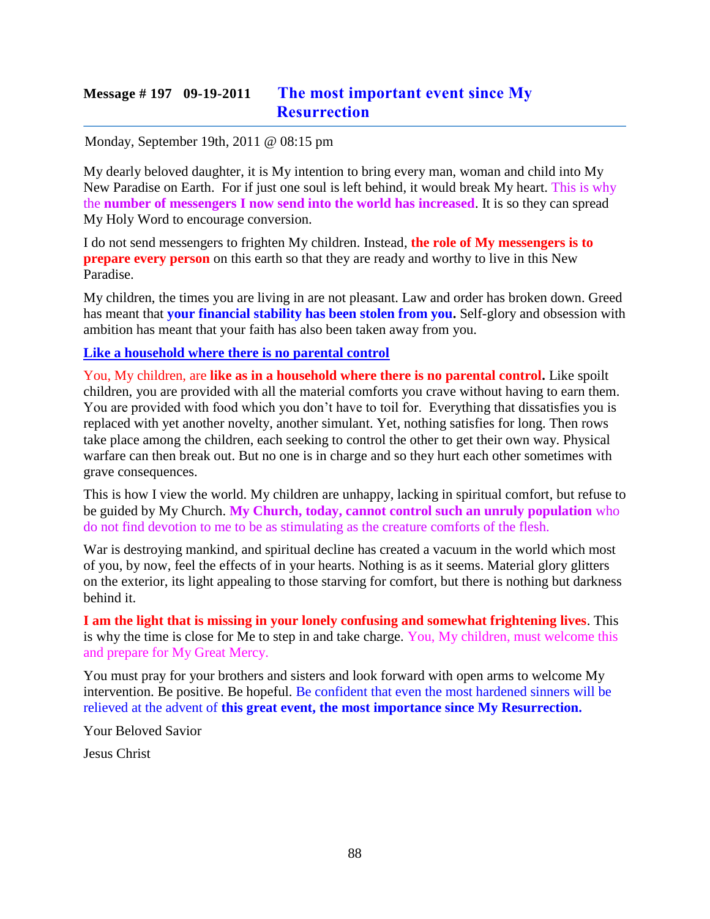## Message # 197 09-19-2011 The most important event since My Resurrection

Monday, September 19th, 2011 @ 08:15 pm

My dearly beloved daughter, it is My intention to bring every man, woman and child into My New Paradise on Earth. For if just one soul is left behind, it would break My heart. This is why the **number of messengers I now send into the world has increased**. It is so they can spread My Holy Word to encourage conversion.

I do not send messengers to frighten My children. Instead, **the role of My messengers is to prepare every person** on this earth so that they are ready and worthy to live in this New Paradise.

My children, the times you are living in are not pleasant. Law and order has broken down. Greed has meant that **your financial stability has been stolen from you.** Self-glory and obsession with ambition has meant that your faith has also been taken away from you.

**Like a household where there is no parental control**

You, My children, are **like as in a household where there is no parental control.** Like spoilt children, you are provided with all the material comforts you crave without having to earn them. You are provided with food which you don't have to toil for. Everything that dissatisfies you is replaced with yet another novelty, another simulant. Yet, nothing satisfies for long. Then rows take place among the children, each seeking to control the other to get their own way. Physical warfare can then break out. But no one is in charge and so they hurt each other sometimes with grave consequences.

This is how I view the world. My children are unhappy, lacking in spiritual comfort, but refuse to be guided by My Church. **My Church, today, cannot control such an unruly population** who do not find devotion to me to be as stimulating as the creature comforts of the flesh.

War is destroying mankind, and spiritual decline has created a vacuum in the world which most of you, by now, feel the effects of in your hearts. Nothing is as it seems. Material glory glitters on the exterior, its light appealing to those starving for comfort, but there is nothing but darkness behind it.

**I am the light that is missing in your lonely confusing and somewhat frightening lives**. This is why the time is close for Me to step in and take charge. You, My children, must welcome this and prepare for My Great Mercy.

You must pray for your brothers and sisters and look forward with open arms to welcome My intervention. Be positive. Be hopeful. Be confident that even the most hardened sinners will be relieved at the advent of **this great event, the most importance since My Resurrection.**

Your Beloved Savior

Jesus Christ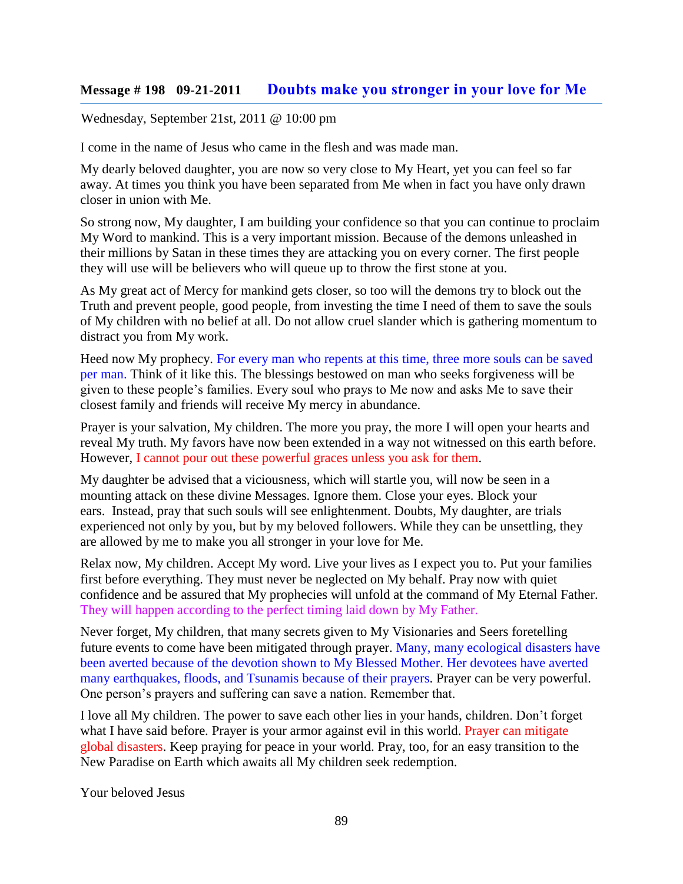## Message # 198 09-21-2011 Doubts make you stronger in your love for Me

Wednesday, September 21st, 2011 @ 10:00 pm

I come in the name of Jesus who came in the flesh and was made man.

My dearly beloved daughter, you are now so very close to My Heart, yet you can feel so far away. At times you think you have been separated from Me when in fact you have only drawn closer in union with Me.

So strong now, My daughter, I am building your confidence so that you can continue to proclaim My Word to mankind. This is a very important mission. Because of the demons unleashed in their millions by Satan in these times they are attacking you on every corner. The first people they will use will be believers who will queue up to throw the first stone at you.

As My great act of Mercy for mankind gets closer, so too will the demons try to block out the Truth and prevent people, good people, from investing the time I need of them to save the souls of My children with no belief at all. Do not allow cruel slander which is gathering momentum to distract you from My work.

Heed now My prophecy. For every man who repents at this time, three more souls can be saved per man. Think of it like this. The blessings bestowed on man who seeks forgiveness will be given to these people's families. Every soul who prays to Me now and asks Me to save their closest family and friends will receive My mercy in abundance.

Prayer is your salvation, My children. The more you pray, the more I will open your hearts and reveal My truth. My favors have now been extended in a way not witnessed on this earth before. However, I cannot pour out these powerful graces unless you ask for them.

My daughter be advised that a viciousness, which will startle you, will now be seen in a mounting attack on these divine Messages. Ignore them. Close your eyes. Block your ears. Instead, pray that such souls will see enlightenment. Doubts, My daughter, are trials experienced not only by you, but by my beloved followers. While they can be unsettling, they are allowed by me to make you all stronger in your love for Me.

Relax now, My children. Accept My word. Live your lives as I expect you to. Put your families first before everything. They must never be neglected on My behalf. Pray now with quiet confidence and be assured that My prophecies will unfold at the command of My Eternal Father. They will happen according to the perfect timing laid down by My Father.

Never forget, My children, that many secrets given to My Visionaries and Seers foretelling future events to come have been mitigated through prayer. Many, many ecological disasters have been averted because of the devotion shown to My Blessed Mother. Her devotees have averted many earthquakes, floods, and Tsunamis because of their prayers. Prayer can be very powerful. One person's prayers and suffering can save a nation. Remember that.

I love all My children. The power to save each other lies in your hands, children. Don't forget what I have said before. Prayer is your armor against evil in this world. Prayer can mitigate global disasters. Keep praying for peace in your world. Pray, too, for an easy transition to the New Paradise on Earth which awaits all My children seek redemption.

Your beloved Jesus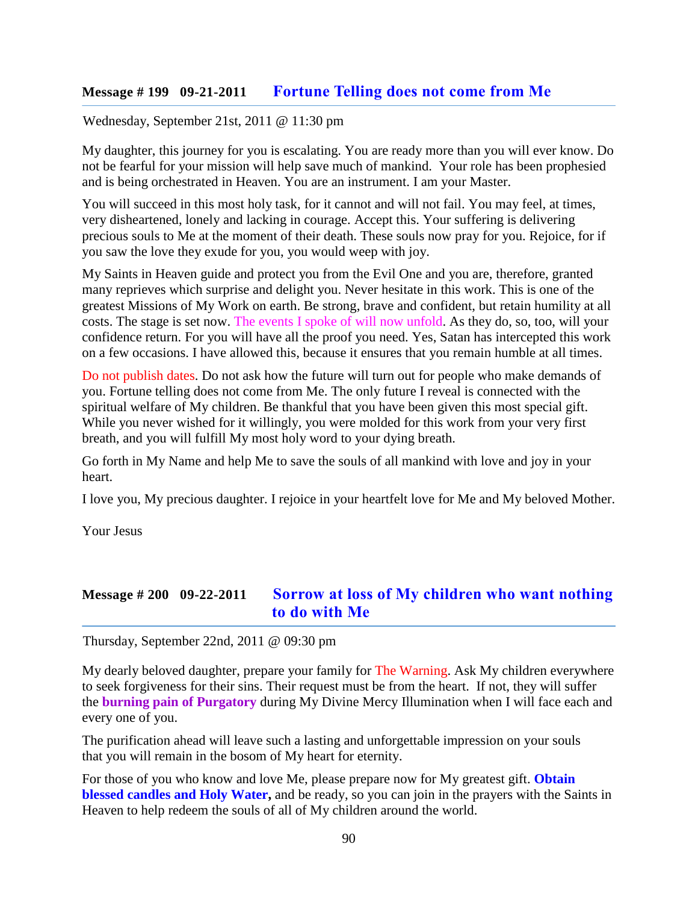## Message # 199 09-21-2011 Fortune Telling does not come from Me

Wednesday, September 21st, 2011 @ 11:30 pm

My daughter, this journey for you is escalating. You are ready more than you will ever know. Do not be fearful for your mission will help save much of mankind. Your role has been prophesied and is being orchestrated in Heaven. You are an instrument. I am your Master.

You will succeed in this most holy task, for it cannot and will not fail. You may feel, at times, very disheartened, lonely and lacking in courage. Accept this. Your suffering is delivering precious souls to Me at the moment of their death. These souls now pray for you. Rejoice, for if you saw the love they exude for you, you would weep with joy.

My Saints in Heaven guide and protect you from the Evil One and you are, therefore, granted many reprieves which surprise and delight you. Never hesitate in this work. This is one of the greatest Missions of My Work on earth. Be strong, brave and confident, but retain humility at all costs. The stage is set now. The events I spoke of will now unfold. As they do, so, too, will your confidence return. For you will have all the proof you need. Yes, Satan has intercepted this work on a few occasions. I have allowed this, because it ensures that you remain humble at all times.

Do not publish dates. Do not ask how the future will turn out for people who make demands of you. Fortune telling does not come from Me. The only future I reveal is connected with the spiritual welfare of My children. Be thankful that you have been given this most special gift. While you never wished for it willingly, you were molded for this work from your very first breath, and you will fulfill My most holy word to your dying breath.

Go forth in My Name and help Me to save the souls of all mankind with love and joy in your heart.

I love you, My precious daughter. I rejoice in your heartfelt love for Me and My beloved Mother.

Your Jesus

## Message # 200 09-22-2011 Sorrow at loss of My children who want nothing to do with Me

Thursday, September 22nd, 2011 @ 09:30 pm

My dearly beloved daughter, prepare your family for The Warning. Ask My children everywhere to seek forgiveness for their sins. Their request must be from the heart. If not, they will suffer the **burning pain of Purgatory** during My Divine Mercy Illumination when I will face each and every one of you.

The purification ahead will leave such a lasting and unforgettable impression on your souls that you will remain in the bosom of My heart for eternity.

For those of you who know and love Me, please prepare now for My greatest gift. **Obtain blessed candles and Holy Water,** and be ready, so you can join in the prayers with the Saints in Heaven to help redeem the souls of all of My children around the world.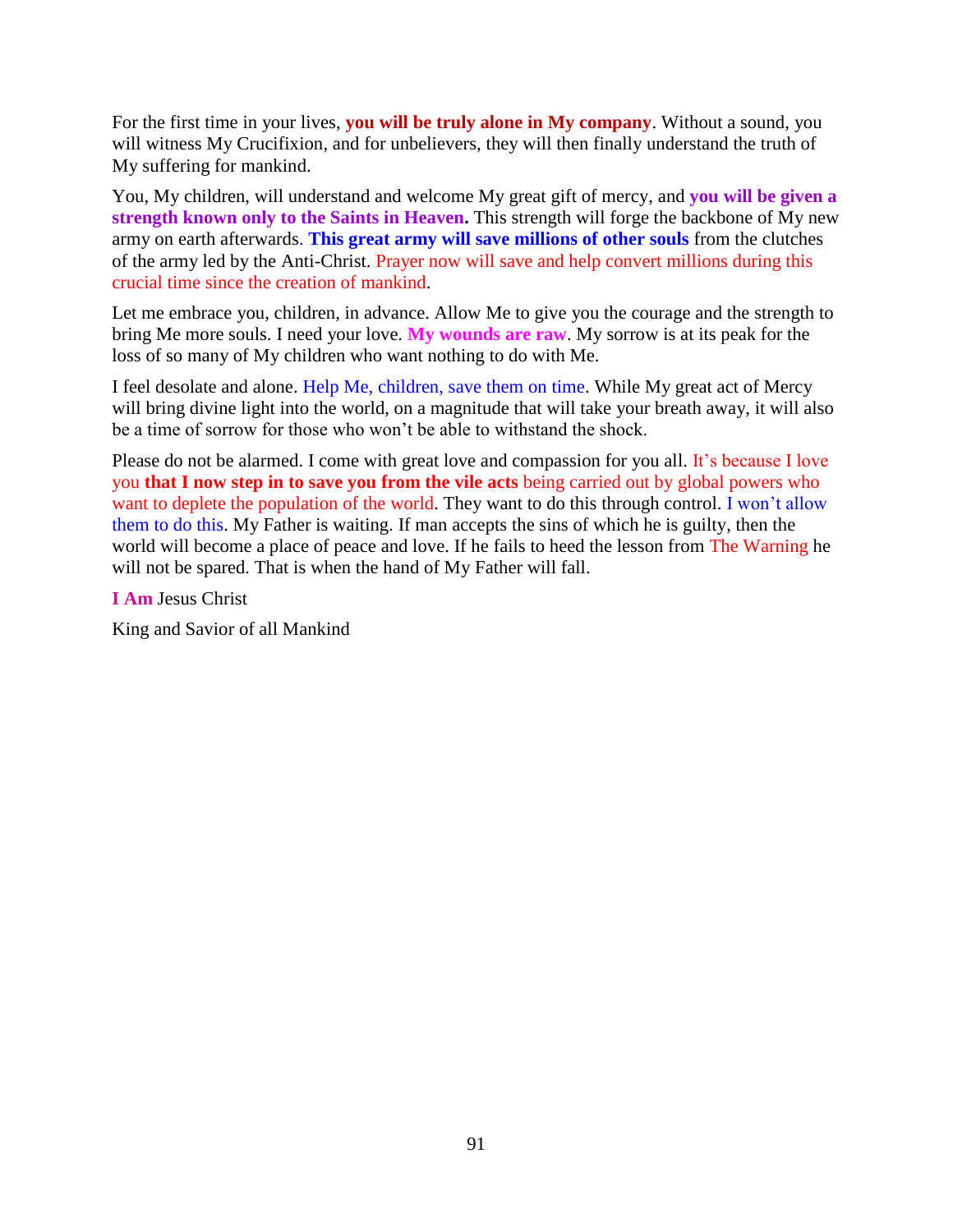For the first time in your lives, **you will be truly alone in My company**. Without a sound, you will witness My Crucifixion, and for unbelievers, they will then finally understand the truth of My suffering for mankind.

You, My children, will understand and welcome My great gift of mercy, and **you will be given a strength known only to the Saints in Heaven.** This strength will forge the backbone of My new army on earth afterwards. **This great army will save millions of other souls** from the clutches of the army led by the Anti-Christ. Prayer now will save and help convert millions during this crucial time since the creation of mankind.

Let me embrace you, children, in advance. Allow Me to give you the courage and the strength to bring Me more souls. I need your love. **My wounds are raw**. My sorrow is at its peak for the loss of so many of My children who want nothing to do with Me.

I feel desolate and alone. Help Me, children, save them on time. While My great act of Mercy will bring divine light into the world, on a magnitude that will take your breath away, it will also be a time of sorrow for those who won't be able to withstand the shock.

Please do not be alarmed. I come with great love and compassion for you all. It's because I love you **that I now step in to save you from the vile acts** being carried out by global powers who want to deplete the population of the world. They want to do this through control. I won't allow them to do this. My Father is waiting. If man accepts the sins of which he is guilty, then the world will become a place of peace and love. If he fails to heed the lesson from The Warning he will not be spared. That is when the hand of My Father will fall.

**I Am** Jesus Christ

King and Savior of all Mankind